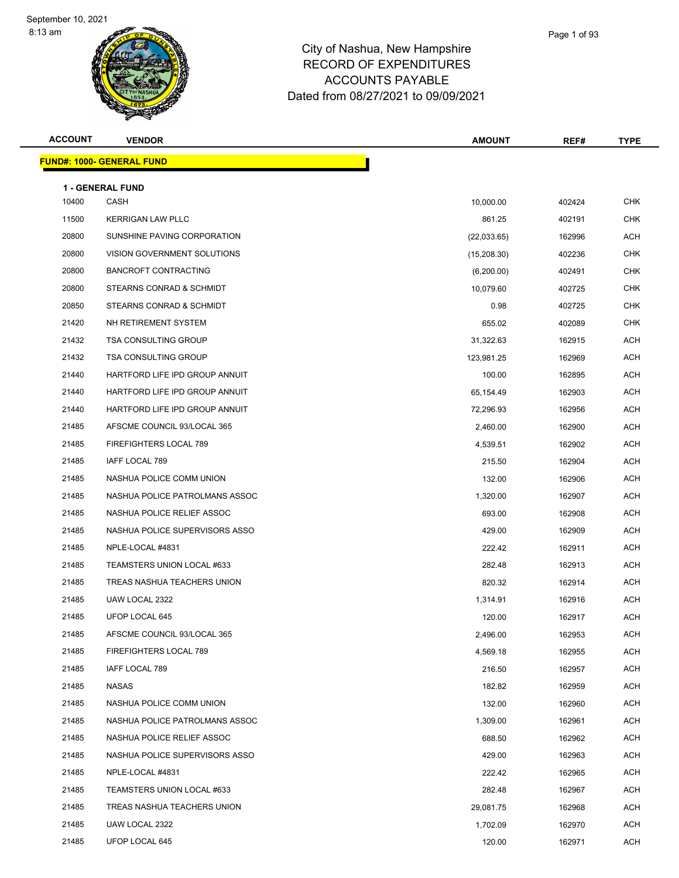# City of Nashua, New Hampshire
## RECORD OF EXPENDITURES
## ACCOUNTS PAYABLE
## Dated from 08/27/2021 to 09/09/2021

September 10, 2021
8:13 am

**FUND#: 1000- GENERAL FUND**

**1 - GENERAL FUND**

| ACCOUNT | VENDOR | AMOUNT | REF# | TYPE |
|---|---|---|---|---|
| 10400 | CASH | 10,000.00 | 402424 | CHK |
| 11500 | KERRIGAN LAW PLLC | 861.25 | 402191 | CHK |
| 20800 | SUNSHINE PAVING CORPORATION | (22,033.65) | 162996 | ACH |
| 20800 | VISION GOVERNMENT SOLUTIONS | (15,208.30) | 402236 | CHK |
| 20800 | BANCROFT CONTRACTING | (6,200.00) | 402491 | CHK |
| 20800 | STEARNS CONRAD & SCHMIDT | 10,079.60 | 402725 | CHK |
| 20850 | STEARNS CONRAD & SCHMIDT | 0.98 | 402725 | CHK |
| 21420 | NH RETIREMENT SYSTEM | 655.02 | 402089 | CHK |
| 21432 | TSA CONSULTING GROUP | 31,322.63 | 162915 | ACH |
| 21432 | TSA CONSULTING GROUP | 123,981.25 | 162969 | ACH |
| 21440 | HARTFORD LIFE IPD GROUP ANNUIT | 100.00 | 162895 | ACH |
| 21440 | HARTFORD LIFE IPD GROUP ANNUIT | 65,154.49 | 162903 | ACH |
| 21440 | HARTFORD LIFE IPD GROUP ANNUIT | 72,296.93 | 162956 | ACH |
| 21485 | AFSCME COUNCIL 93/LOCAL 365 | 2,460.00 | 162900 | ACH |
| 21485 | FIREFIGHTERS LOCAL 789 | 4,539.51 | 162902 | ACH |
| 21485 | IAFF LOCAL 789 | 215.50 | 162904 | ACH |
| 21485 | NASHUA POLICE COMM UNION | 132.00 | 162906 | ACH |
| 21485 | NASHUA POLICE PATROLMANS ASSOC | 1,320.00 | 162907 | ACH |
| 21485 | NASHUA POLICE RELIEF ASSOC | 693.00 | 162908 | ACH |
| 21485 | NASHUA POLICE SUPERVISORS ASSO | 429.00 | 162909 | ACH |
| 21485 | NPLE-LOCAL #4831 | 222.42 | 162911 | ACH |
| 21485 | TEAMSTERS UNION LOCAL #633 | 282.48 | 162913 | ACH |
| 21485 | TREAS NASHUA TEACHERS UNION | 820.32 | 162914 | ACH |
| 21485 | UAW LOCAL 2322 | 1,314.91 | 162916 | ACH |
| 21485 | UFOP LOCAL 645 | 120.00 | 162917 | ACH |
| 21485 | AFSCME COUNCIL 93/LOCAL 365 | 2,496.00 | 162953 | ACH |
| 21485 | FIREFIGHTERS LOCAL 789 | 4,569.18 | 162955 | ACH |
| 21485 | IAFF LOCAL 789 | 216.50 | 162957 | ACH |
| 21485 | NASAS | 182.82 | 162959 | ACH |
| 21485 | NASHUA POLICE COMM UNION | 132.00 | 162960 | ACH |
| 21485 | NASHUA POLICE PATROLMANS ASSOC | 1,309.00 | 162961 | ACH |
| 21485 | NASHUA POLICE RELIEF ASSOC | 688.50 | 162962 | ACH |
| 21485 | NASHUA POLICE SUPERVISORS ASSO | 429.00 | 162963 | ACH |
| 21485 | NPLE-LOCAL #4831 | 222.42 | 162965 | ACH |
| 21485 | TEAMSTERS UNION LOCAL #633 | 282.48 | 162967 | ACH |
| 21485 | TREAS NASHUA TEACHERS UNION | 29,081.75 | 162968 | ACH |
| 21485 | UAW LOCAL 2322 | 1,702.09 | 162970 | ACH |
| 21485 | UFOP LOCAL 645 | 120.00 | 162971 | ACH |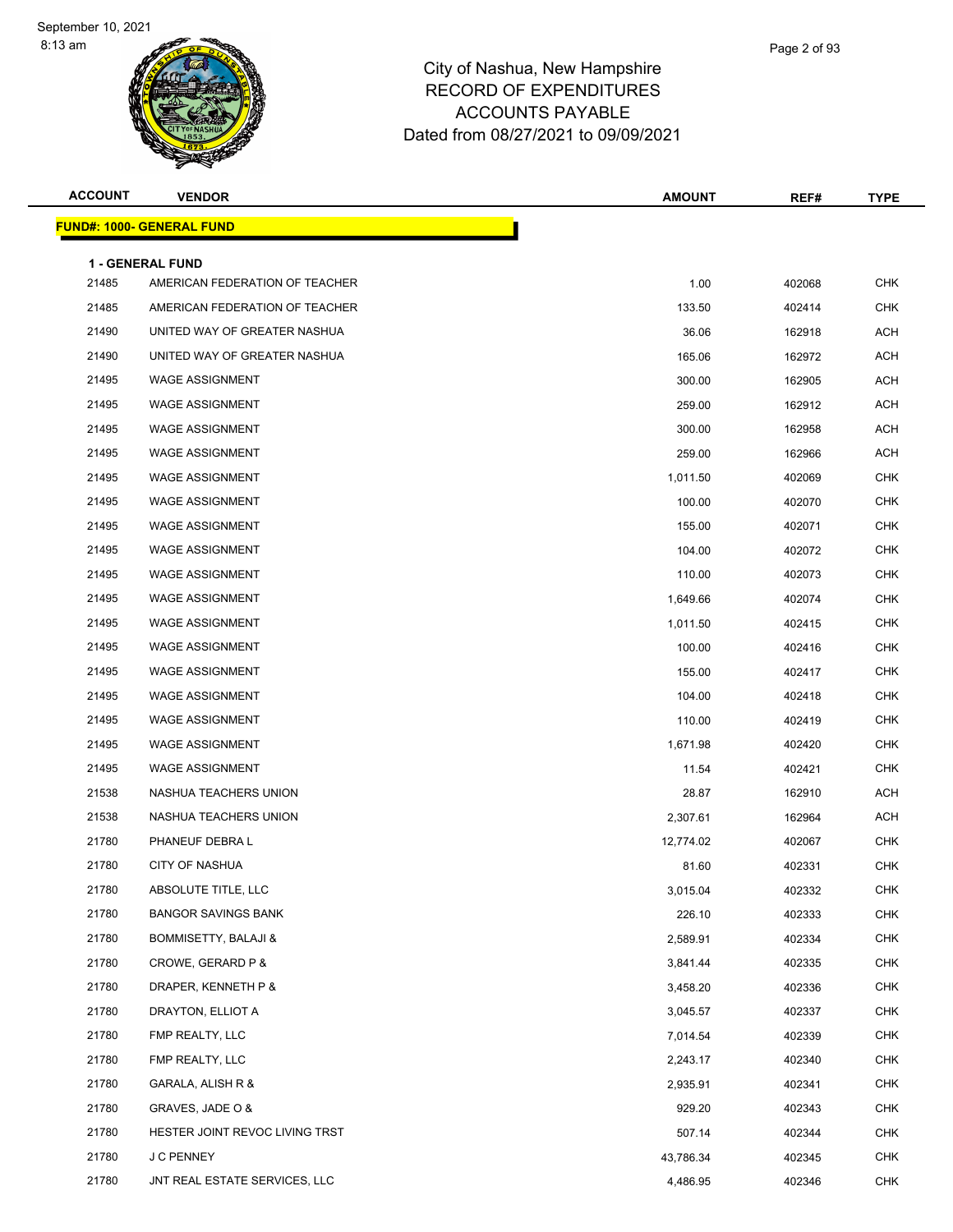# City of Nashua, New Hampshire
## RECORD OF EXPENDITURES
## ACCOUNTS PAYABLE
## Dated from 08/27/2021 to 09/09/2021

| ACCOUNT | VENDOR | AMOUNT | REF# | TYPE |
|---|---|---|---|---|
| **FUND#: 1000- GENERAL FUND** | | | | |
| **1 - GENERAL FUND** | | | | |
| 21485 | AMERICAN FEDERATION OF TEACHER | 1.00 | 402068 | CHK |
| 21485 | AMERICAN FEDERATION OF TEACHER | 133.50 | 402414 | CHK |
| 21490 | UNITED WAY OF GREATER NASHUA | 36.06 | 162918 | ACH |
| 21490 | UNITED WAY OF GREATER NASHUA | 165.06 | 162972 | ACH |
| 21495 | WAGE ASSIGNMENT | 300.00 | 162905 | ACH |
| 21495 | WAGE ASSIGNMENT | 259.00 | 162912 | ACH |
| 21495 | WAGE ASSIGNMENT | 300.00 | 162958 | ACH |
| 21495 | WAGE ASSIGNMENT | 259.00 | 162966 | ACH |
| 21495 | WAGE ASSIGNMENT | 1,011.50 | 402069 | CHK |
| 21495 | WAGE ASSIGNMENT | 100.00 | 402070 | CHK |
| 21495 | WAGE ASSIGNMENT | 155.00 | 402071 | CHK |
| 21495 | WAGE ASSIGNMENT | 104.00 | 402072 | CHK |
| 21495 | WAGE ASSIGNMENT | 110.00 | 402073 | CHK |
| 21495 | WAGE ASSIGNMENT | 1,649.66 | 402074 | CHK |
| 21495 | WAGE ASSIGNMENT | 1,011.50 | 402415 | CHK |
| 21495 | WAGE ASSIGNMENT | 100.00 | 402416 | CHK |
| 21495 | WAGE ASSIGNMENT | 155.00 | 402417 | CHK |
| 21495 | WAGE ASSIGNMENT | 104.00 | 402418 | CHK |
| 21495 | WAGE ASSIGNMENT | 110.00 | 402419 | CHK |
| 21495 | WAGE ASSIGNMENT | 1,671.98 | 402420 | CHK |
| 21495 | WAGE ASSIGNMENT | 11.54 | 402421 | CHK |
| 21538 | NASHUA TEACHERS UNION | 28.87 | 162910 | ACH |
| 21538 | NASHUA TEACHERS UNION | 2,307.61 | 162964 | ACH |
| 21780 | PHANEUF DEBRA L | 12,774.02 | 402067 | CHK |
| 21780 | CITY OF NASHUA | 81.60 | 402331 | CHK |
| 21780 | ABSOLUTE TITLE, LLC | 3,015.04 | 402332 | CHK |
| 21780 | BANGOR SAVINGS BANK | 226.10 | 402333 | CHK |
| 21780 | BOMMISETTY, BALAJI & | 2,589.91 | 402334 | CHK |
| 21780 | CROWE, GERARD P & | 3,841.44 | 402335 | CHK |
| 21780 | DRAPER, KENNETH P & | 3,458.20 | 402336 | CHK |
| 21780 | DRAYTON, ELLIOT A | 3,045.57 | 402337 | CHK |
| 21780 | FMP REALTY, LLC | 7,014.54 | 402339 | CHK |
| 21780 | FMP REALTY, LLC | 2,243.17 | 402340 | CHK |
| 21780 | GARALA, ALISH R & | 2,935.91 | 402341 | CHK |
| 21780 | GRAVES, JADE O & | 929.20 | 402343 | CHK |
| 21780 | HESTER JOINT REVOC LIVING TRST | 507.14 | 402344 | CHK |
| 21780 | J C PENNEY | 43,786.34 | 402345 | CHK |
| 21780 | JNT REAL ESTATE SERVICES, LLC | 4,486.95 | 402346 | CHK |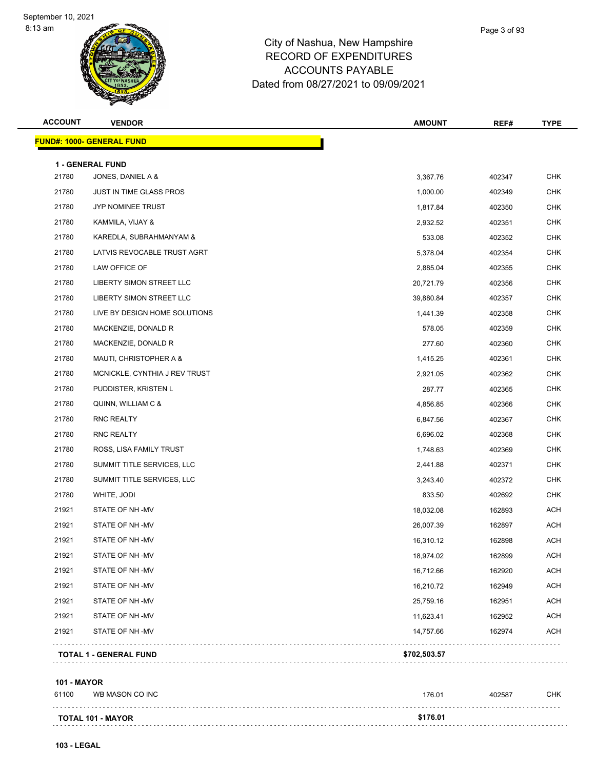# City of Nashua, New Hampshire
## RECORD OF EXPENDITURES
## ACCOUNTS PAYABLE
## Dated from 08/27/2021 to 09/09/2021

September 10, 2021
8:13 am

| ACCOUNT | VENDOR | AMOUNT | REF# | TYPE |
|---|---|---|---|---|
| **FUND#: 1000- GENERAL FUND** | | | | |
| **1 - GENERAL FUND** | | | | |
| 21780 | JONES, DANIEL A & | 3,367.76 | 402347 | CHK |
| 21780 | JUST IN TIME GLASS PROS | 1,000.00 | 402349 | CHK |
| 21780 | JYP NOMINEE TRUST | 1,817.84 | 402350 | CHK |
| 21780 | KAMMILA, VIJAY & | 2,932.52 | 402351 | CHK |
| 21780 | KAREDLA, SUBRAHMANYAM & | 533.08 | 402352 | CHK |
| 21780 | LATVIS REVOCABLE TRUST AGRT | 5,378.04 | 402354 | CHK |
| 21780 | LAW OFFICE OF | 2,885.04 | 402355 | CHK |
| 21780 | LIBERTY SIMON STREET LLC | 20,721.79 | 402356 | CHK |
| 21780 | LIBERTY SIMON STREET LLC | 39,880.84 | 402357 | CHK |
| 21780 | LIVE BY DESIGN HOME SOLUTIONS | 1,441.39 | 402358 | CHK |
| 21780 | MACKENZIE, DONALD R | 578.05 | 402359 | CHK |
| 21780 | MACKENZIE, DONALD R | 277.60 | 402360 | CHK |
| 21780 | MAUTI, CHRISTOPHER A & | 1,415.25 | 402361 | CHK |
| 21780 | MCNICKLE, CYNTHIA J REV TRUST | 2,921.05 | 402362 | CHK |
| 21780 | PUDDISTER, KRISTEN L | 287.77 | 402365 | CHK |
| 21780 | QUINN, WILLIAM C & | 4,856.85 | 402366 | CHK |
| 21780 | RNC REALTY | 6,847.56 | 402367 | CHK |
| 21780 | RNC REALTY | 6,696.02 | 402368 | CHK |
| 21780 | ROSS, LISA FAMILY TRUST | 1,748.63 | 402369 | CHK |
| 21780 | SUMMIT TITLE SERVICES, LLC | 2,441.88 | 402371 | CHK |
| 21780 | SUMMIT TITLE SERVICES, LLC | 3,243.40 | 402372 | CHK |
| 21780 | WHITE, JODI | 833.50 | 402692 | CHK |
| 21921 | STATE OF NH -MV | 18,032.08 | 162893 | ACH |
| 21921 | STATE OF NH -MV | 26,007.39 | 162897 | ACH |
| 21921 | STATE OF NH -MV | 16,310.12 | 162898 | ACH |
| 21921 | STATE OF NH -MV | 18,974.02 | 162899 | ACH |
| 21921 | STATE OF NH -MV | 16,712.66 | 162920 | ACH |
| 21921 | STATE OF NH -MV | 16,210.72 | 162949 | ACH |
| 21921 | STATE OF NH -MV | 25,759.16 | 162951 | ACH |
| 21921 | STATE OF NH -MV | 11,623.41 | 162952 | ACH |
| 21921 | STATE OF NH -MV | 14,757.66 | 162974 | ACH |
| **TOTAL 1 - GENERAL FUND** | | **$702,503.57** | | |
| **101 - MAYOR** | | | | |
| 61100 | WB MASON CO INC | 176.01 | 402587 | CHK |
| **TOTAL 101 - MAYOR** | | **$176.01** | | |

**103 - LEGAL**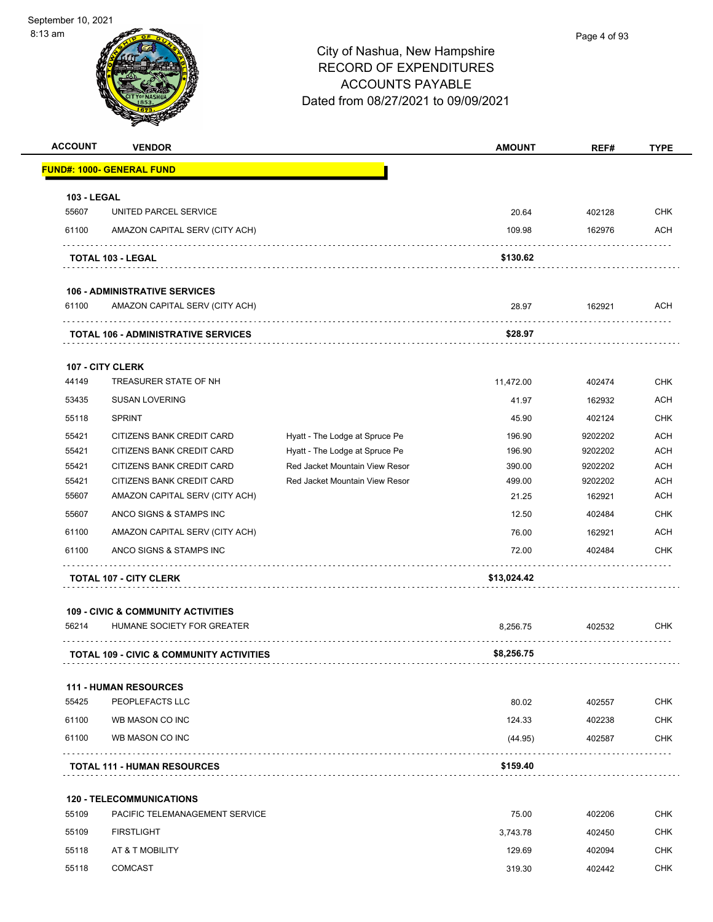City of Nashua, New Hampshire
RECORD OF EXPENDITURES
ACCOUNTS PAYABLE
Dated from 08/27/2021 to 09/09/2021

| ACCOUNT | VENDOR | | AMOUNT | REF# | TYPE |
|---|---|---|---|---|---|
| **FUND#: 1000- GENERAL FUND** | | | | | |
| **103 - LEGAL** | | | | | |
| 55607 | UNITED PARCEL SERVICE | | 20.64 | 402128 | CHK |
| 61100 | AMAZON CAPITAL SERV (CITY ACH) | | 109.98 | 162976 | ACH |
| | **TOTAL 103 - LEGAL** | | **$130.62** | | |
| **106 - ADMINISTRATIVE SERVICES** | | | | | |
| 61100 | AMAZON CAPITAL SERV (CITY ACH) | | 28.97 | 162921 | ACH |
| | **TOTAL 106 - ADMINISTRATIVE SERVICES** | | **$28.97** | | |
| **107 - CITY CLERK** | | | | | |
| 44149 | TREASURER STATE OF NH | | 11,472.00 | 402474 | CHK |
| 53435 | SUSAN LOVERING | | 41.97 | 162932 | ACH |
| 55118 | SPRINT | | 45.90 | 402124 | CHK |
| 55421 | CITIZENS BANK CREDIT CARD | Hyatt - The Lodge at Spruce Pe | 196.90 | 9202202 | ACH |
| 55421 | CITIZENS BANK CREDIT CARD | Hyatt - The Lodge at Spruce Pe | 196.90 | 9202202 | ACH |
| 55421 | CITIZENS BANK CREDIT CARD | Red Jacket Mountain View Resor | 390.00 | 9202202 | ACH |
| 55421 | CITIZENS BANK CREDIT CARD | Red Jacket Mountain View Resor | 499.00 | 9202202 | ACH |
| 55607 | AMAZON CAPITAL SERV (CITY ACH) | | 21.25 | 162921 | ACH |
| 55607 | ANCO SIGNS & STAMPS INC | | 12.50 | 402484 | CHK |
| 61100 | AMAZON CAPITAL SERV (CITY ACH) | | 76.00 | 162921 | ACH |
| 61100 | ANCO SIGNS & STAMPS INC | | 72.00 | 402484 | CHK |
| | **TOTAL 107 - CITY CLERK** | | **$13,024.42** | | |
| **109 - CIVIC & COMMUNITY ACTIVITIES** | | | | | |
| 56214 | HUMANE SOCIETY FOR GREATER | | 8,256.75 | 402532 | CHK |
| | **TOTAL 109 - CIVIC & COMMUNITY ACTIVITIES** | | **$8,256.75** | | |
| **111 - HUMAN RESOURCES** | | | | | |
| 55425 | PEOPLEFACTS LLC | | 80.02 | 402557 | CHK |
| 61100 | WB MASON CO INC | | 124.33 | 402238 | CHK |
| 61100 | WB MASON CO INC | | (44.95) | 402587 | CHK |
| | **TOTAL 111 - HUMAN RESOURCES** | | **$159.40** | | |
| **120 - TELECOMMUNICATIONS** | | | | | |
| 55109 | PACIFIC TELEMANAGEMENT SERVICE | | 75.00 | 402206 | CHK |
| 55109 | FIRSTLIGHT | | 3,743.78 | 402450 | CHK |
| 55118 | AT & T MOBILITY | | 129.69 | 402094 | CHK |
| 55118 | COMCAST | | 319.30 | 402442 | CHK |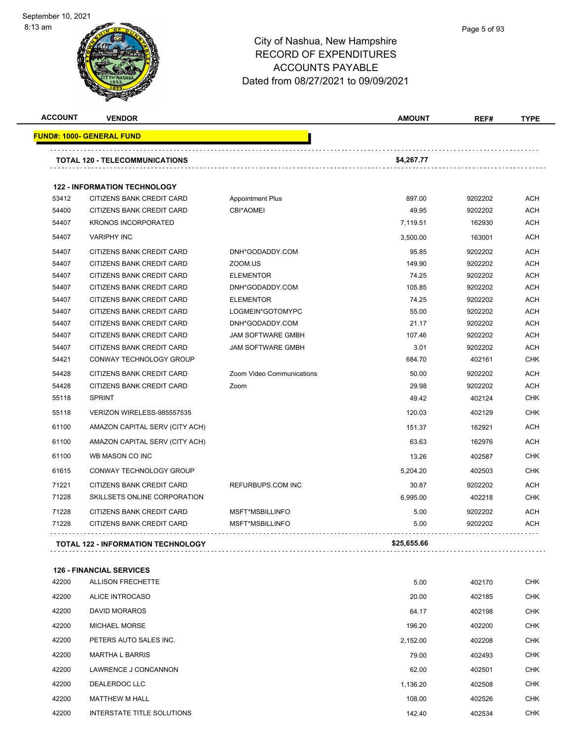# City of Nashua, New Hampshire
## RECORD OF EXPENDITURES
## ACCOUNTS PAYABLE
## Dated from 08/27/2021 to 09/09/2021

| ACCOUNT | VENDOR | | AMOUNT | REF# | TYPE |
|---|---|---|---|---|---|
| **FUND#: 1000- GENERAL FUND** | | | | | |
| **TOTAL 120 - TELECOMMUNICATIONS** | | | **$4,267.77** | | |
| **122 - INFORMATION TECHNOLOGY** | | | | | |
| 53412 | CITIZENS BANK CREDIT CARD | Appointment Plus | 897.00 | 9202202 | ACH |
| 54400 | CITIZENS BANK CREDIT CARD | CBI*AOMEI | 49.95 | 9202202 | ACH |
| 54407 | KRONOS INCORPORATED | | 7,119.51 | 162930 | ACH |
| 54407 | VARIPHY INC | | 3,500.00 | 163001 | ACH |
| 54407 | CITIZENS BANK CREDIT CARD | DNH*GODADDY.COM | 95.85 | 9202202 | ACH |
| 54407 | CITIZENS BANK CREDIT CARD | ZOOM.US | 149.90 | 9202202 | ACH |
| 54407 | CITIZENS BANK CREDIT CARD | ELEMENTOR | 74.25 | 9202202 | ACH |
| 54407 | CITIZENS BANK CREDIT CARD | DNH*GODADDY.COM | 105.85 | 9202202 | ACH |
| 54407 | CITIZENS BANK CREDIT CARD | ELEMENTOR | 74.25 | 9202202 | ACH |
| 54407 | CITIZENS BANK CREDIT CARD | LOGMEIN*GOTOMYPC | 55.00 | 9202202 | ACH |
| 54407 | CITIZENS BANK CREDIT CARD | DNH*GODADDY.COM | 21.17 | 9202202 | ACH |
| 54407 | CITIZENS BANK CREDIT CARD | JAM SOFTWARE GMBH | 107.46 | 9202202 | ACH |
| 54407 | CITIZENS BANK CREDIT CARD | JAM SOFTWARE GMBH | 3.01 | 9202202 | ACH |
| 54421 | CONWAY TECHNOLOGY GROUP | | 684.70 | 402161 | CHK |
| 54428 | CITIZENS BANK CREDIT CARD | Zoom Video Communications | 50.00 | 9202202 | ACH |
| 54428 | CITIZENS BANK CREDIT CARD | Zoom | 29.98 | 9202202 | ACH |
| 55118 | SPRINT | | 49.42 | 402124 | CHK |
| 55118 | VERIZON WIRELESS-985557535 | | 120.03 | 402129 | CHK |
| 61100 | AMAZON CAPITAL SERV (CITY ACH) | | 151.37 | 162921 | ACH |
| 61100 | AMAZON CAPITAL SERV (CITY ACH) | | 63.63 | 162976 | ACH |
| 61100 | WB MASON CO INC | | 13.26 | 402587 | CHK |
| 61615 | CONWAY TECHNOLOGY GROUP | | 5,204.20 | 402503 | CHK |
| 71221 | CITIZENS BANK CREDIT CARD | REFURBUPS.COM INC | 30.87 | 9202202 | ACH |
| 71228 | SKILLSETS ONLINE CORPORATION | | 6,995.00 | 402218 | CHK |
| 71228 | CITIZENS BANK CREDIT CARD | MSFT*MSBILLINFO | 5.00 | 9202202 | ACH |
| 71228 | CITIZENS BANK CREDIT CARD | MSFT*MSBILLINFO | 5.00 | 9202202 | ACH |
| **TOTAL 122 - INFORMATION TECHNOLOGY** | | | **$25,655.66** | | |
| **126 - FINANCIAL SERVICES** | | | | | |
| 42200 | ALLISON FRECHETTE | | 5.00 | 402170 | CHK |
| 42200 | ALICE INTROCASO | | 20.00 | 402185 | CHK |
| 42200 | DAVID MORAROS | | 64.17 | 402198 | CHK |
| 42200 | MICHAEL MORSE | | 196.20 | 402200 | CHK |
| 42200 | PETERS AUTO SALES INC. | | 2,152.00 | 402208 | CHK |
| 42200 | MARTHA L BARRIS | | 79.00 | 402493 | CHK |
| 42200 | LAWRENCE J CONCANNON | | 62.00 | 402501 | CHK |
| 42200 | DEALERDOC LLC | | 1,136.20 | 402508 | CHK |
| 42200 | MATTHEW M HALL | | 108.00 | 402526 | CHK |
| 42200 | INTERSTATE TITLE SOLUTIONS | | 142.40 | 402534 | CHK |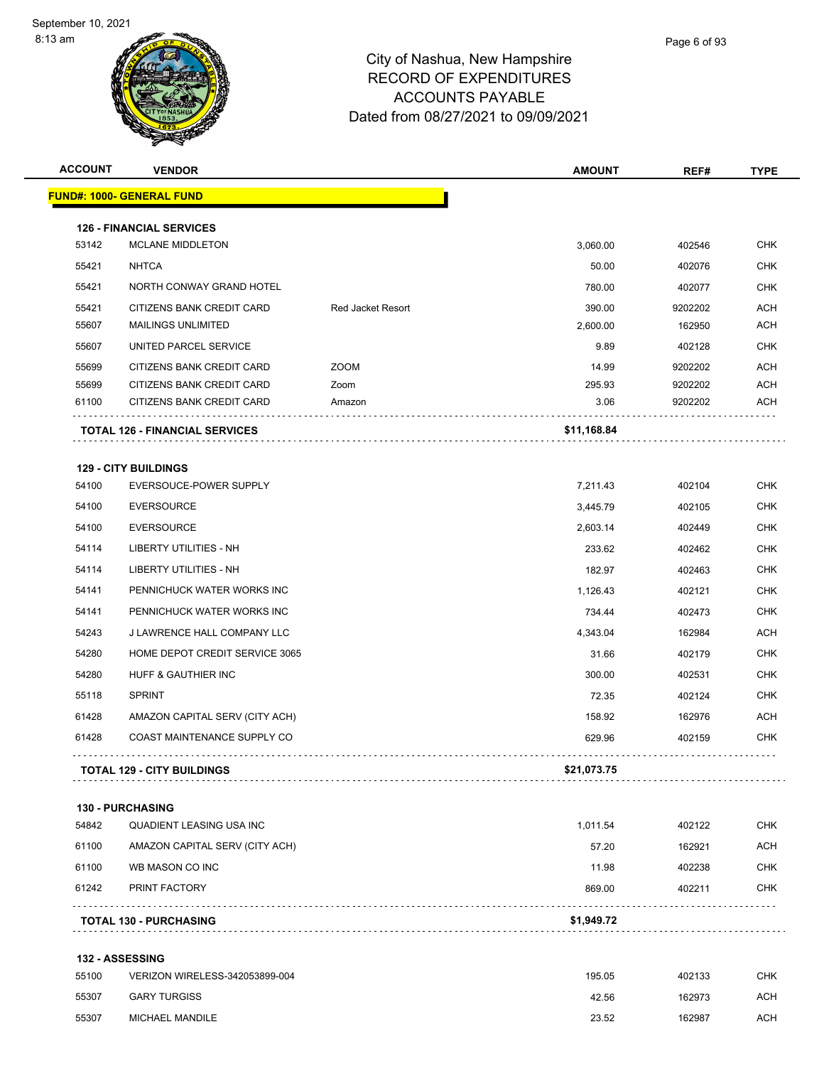# City of Nashua, New Hampshire
## RECORD OF EXPENDITURES
## ACCOUNTS PAYABLE
## Dated from 08/27/2021 to 09/09/2021

| ACCOUNT | VENDOR | | AMOUNT | REF# | TYPE |
|---|---|---|---|---|---|
| **FUND#: 1000- GENERAL FUND** | | | | | |
| **126 - FINANCIAL SERVICES** | | | | | |
| 53142 | MCLANE MIDDLETON | | 3,060.00 | 402546 | CHK |
| 55421 | NHTCA | | 50.00 | 402076 | CHK |
| 55421 | NORTH CONWAY GRAND HOTEL | | 780.00 | 402077 | CHK |
| 55421 | CITIZENS BANK CREDIT CARD | Red Jacket Resort | 390.00 | 9202202 | ACH |
| 55607 | MAILINGS UNLIMITED | | 2,600.00 | 162950 | ACH |
| 55607 | UNITED PARCEL SERVICE | | 9.89 | 402128 | CHK |
| 55699 | CITIZENS BANK CREDIT CARD | ZOOM | 14.99 | 9202202 | ACH |
| 55699 | CITIZENS BANK CREDIT CARD | Zoom | 295.93 | 9202202 | ACH |
| 61100 | CITIZENS BANK CREDIT CARD | Amazon | 3.06 | 9202202 | ACH |
| **TOTAL 126 - FINANCIAL SERVICES** | | | **$11,168.84** | | |
| **129 - CITY BUILDINGS** | | | | | |
| 54100 | EVERSOUCE-POWER SUPPLY | | 7,211.43 | 402104 | CHK |
| 54100 | EVERSOURCE | | 3,445.79 | 402105 | CHK |
| 54100 | EVERSOURCE | | 2,603.14 | 402449 | CHK |
| 54114 | LIBERTY UTILITIES - NH | | 233.62 | 402462 | CHK |
| 54114 | LIBERTY UTILITIES - NH | | 182.97 | 402463 | CHK |
| 54141 | PENNICHUCK WATER WORKS INC | | 1,126.43 | 402121 | CHK |
| 54141 | PENNICHUCK WATER WORKS INC | | 734.44 | 402473 | CHK |
| 54243 | J LAWRENCE HALL COMPANY LLC | | 4,343.04 | 162984 | ACH |
| 54280 | HOME DEPOT CREDIT SERVICE 3065 | | 31.66 | 402179 | CHK |
| 54280 | HUFF & GAUTHIER INC | | 300.00 | 402531 | CHK |
| 55118 | SPRINT | | 72.35 | 402124 | CHK |
| 61428 | AMAZON CAPITAL SERV (CITY ACH) | | 158.92 | 162976 | ACH |
| 61428 | COAST MAINTENANCE SUPPLY CO | | 629.96 | 402159 | CHK |
| **TOTAL 129 - CITY BUILDINGS** | | | **$21,073.75** | | |
| **130 - PURCHASING** | | | | | |
| 54842 | QUADIENT LEASING USA INC | | 1,011.54 | 402122 | CHK |
| 61100 | AMAZON CAPITAL SERV (CITY ACH) | | 57.20 | 162921 | ACH |
| 61100 | WB MASON CO INC | | 11.98 | 402238 | CHK |
| 61242 | PRINT FACTORY | | 869.00 | 402211 | CHK |
| **TOTAL 130 - PURCHASING** | | | **$1,949.72** | | |
| **132 - ASSESSING** | | | | | |
| 55100 | VERIZON WIRELESS-342053899-004 | | 195.05 | 402133 | CHK |
| 55307 | GARY TURGISS | | 42.56 | 162973 | ACH |
| 55307 | MICHAEL MANDILE | | 23.52 | 162987 | ACH |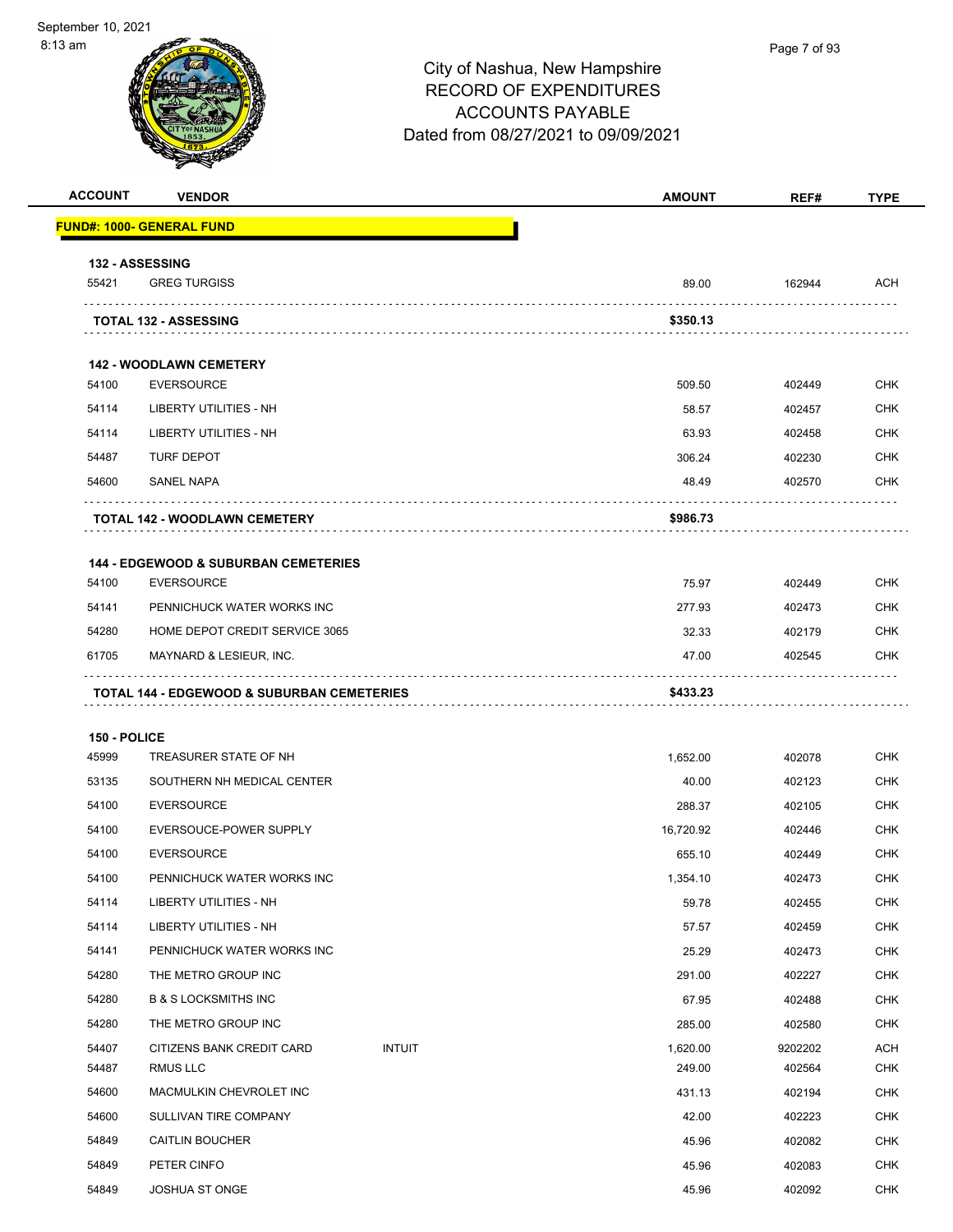# City of Nashua, New Hampshire
## RECORD OF EXPENDITURES
## ACCOUNTS PAYABLE
## Dated from 08/27/2021 to 09/09/2021

September 10, 2021
8:13 am

| ACCOUNT | VENDOR | | AMOUNT | REF# | TYPE |
|---|---|---|---|---|---|
| **FUND#: 1000- GENERAL FUND** | | | | | |
| **132 - ASSESSING** | | | | | |
| 55421 | GREG TURGISS | | 89.00 | 162944 | ACH |
| | **TOTAL 132 - ASSESSING** | | **$350.13** | | |
| **142 - WOODLAWN CEMETERY** | | | | | |
| 54100 | EVERSOURCE | | 509.50 | 402449 | CHK |
| 54114 | LIBERTY UTILITIES - NH | | 58.57 | 402457 | CHK |
| 54114 | LIBERTY UTILITIES - NH | | 63.93 | 402458 | CHK |
| 54487 | TURF DEPOT | | 306.24 | 402230 | CHK |
| 54600 | SANEL NAPA | | 48.49 | 402570 | CHK |
| | **TOTAL 142 - WOODLAWN CEMETERY** | | **$986.73** | | |
| **144 - EDGEWOOD & SUBURBAN CEMETERIES** | | | | | |
| 54100 | EVERSOURCE | | 75.97 | 402449 | CHK |
| 54141 | PENNICHUCK WATER WORKS INC | | 277.93 | 402473 | CHK |
| 54280 | HOME DEPOT CREDIT SERVICE 3065 | | 32.33 | 402179 | CHK |
| 61705 | MAYNARD & LESIEUR, INC. | | 47.00 | 402545 | CHK |
| | **TOTAL 144 - EDGEWOOD & SUBURBAN CEMETERIES** | | **$433.23** | | |
| **150 - POLICE** | | | | | |
| 45999 | TREASURER STATE OF NH | | 1,652.00 | 402078 | CHK |
| 53135 | SOUTHERN NH MEDICAL CENTER | | 40.00 | 402123 | CHK |
| 54100 | EVERSOURCE | | 288.37 | 402105 | CHK |
| 54100 | EVERSOUCE-POWER SUPPLY | | 16,720.92 | 402446 | CHK |
| 54100 | EVERSOURCE | | 655.10 | 402449 | CHK |
| 54100 | PENNICHUCK WATER WORKS INC | | 1,354.10 | 402473 | CHK |
| 54114 | LIBERTY UTILITIES - NH | | 59.78 | 402455 | CHK |
| 54114 | LIBERTY UTILITIES - NH | | 57.57 | 402459 | CHK |
| 54141 | PENNICHUCK WATER WORKS INC | | 25.29 | 402473 | CHK |
| 54280 | THE METRO GROUP INC | | 291.00 | 402227 | CHK |
| 54280 | B & S LOCKSMITHS INC | | 67.95 | 402488 | CHK |
| 54280 | THE METRO GROUP INC | | 285.00 | 402580 | CHK |
| 54407 | CITIZENS BANK CREDIT CARD | INTUIT | 1,620.00 | 9202202 | ACH |
| 54487 | RMUS LLC | | 249.00 | 402564 | CHK |
| 54600 | MACMULKIN CHEVROLET INC | | 431.13 | 402194 | CHK |
| 54600 | SULLIVAN TIRE COMPANY | | 42.00 | 402223 | CHK |
| 54849 | CAITLIN BOUCHER | | 45.96 | 402082 | CHK |
| 54849 | PETER CINFO | | 45.96 | 402083 | CHK |
| 54849 | JOSHUA ST ONGE | | 45.96 | 402092 | CHK |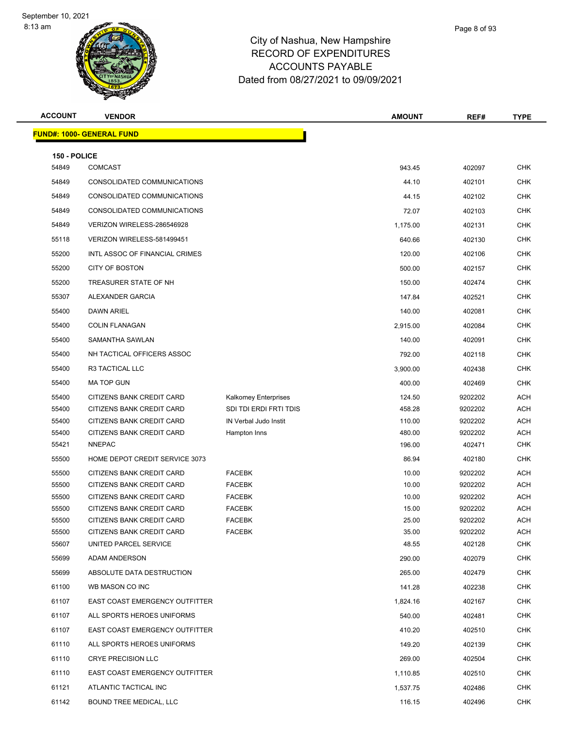September 10, 2021
8:13 am

# City of Nashua, New Hampshire
## RECORD OF EXPENDITURES
## ACCOUNTS PAYABLE
## Dated from 08/27/2021 to 09/09/2021

| ACCOUNT | VENDOR | | AMOUNT | REF# | TYPE |
|---|---|---|---|---|---|
| **FUND#: 1000- GENERAL FUND** | | | | | |
| **150 - POLICE** | | | | | |
| 54849 | COMCAST | | 943.45 | 402097 | CHK |
| 54849 | CONSOLIDATED COMMUNICATIONS | | 44.10 | 402101 | CHK |
| 54849 | CONSOLIDATED COMMUNICATIONS | | 44.15 | 402102 | CHK |
| 54849 | CONSOLIDATED COMMUNICATIONS | | 72.07 | 402103 | CHK |
| 54849 | VERIZON WIRELESS-286546928 | | 1,175.00 | 402131 | CHK |
| 55118 | VERIZON WIRELESS-581499451 | | 640.66 | 402130 | CHK |
| 55200 | INTL ASSOC OF FINANCIAL CRIMES | | 120.00 | 402106 | CHK |
| 55200 | CITY OF BOSTON | | 500.00 | 402157 | CHK |
| 55200 | TREASURER STATE OF NH | | 150.00 | 402474 | CHK |
| 55307 | ALEXANDER GARCIA | | 147.84 | 402521 | CHK |
| 55400 | DAWN ARIEL | | 140.00 | 402081 | CHK |
| 55400 | COLIN FLANAGAN | | 2,915.00 | 402084 | CHK |
| 55400 | SAMANTHA SAWLAN | | 140.00 | 402091 | CHK |
| 55400 | NH TACTICAL OFFICERS ASSOC | | 792.00 | 402118 | CHK |
| 55400 | R3 TACTICAL LLC | | 3,900.00 | 402438 | CHK |
| 55400 | MA TOP GUN | | 400.00 | 402469 | CHK |
| 55400 | CITIZENS BANK CREDIT CARD | Kalkomey Enterprises | 124.50 | 9202202 | ACH |
| 55400 | CITIZENS BANK CREDIT CARD | SDI TDI ERDI FRTI TDIS | 458.28 | 9202202 | ACH |
| 55400 | CITIZENS BANK CREDIT CARD | IN Verbal Judo Instit | 110.00 | 9202202 | ACH |
| 55400 | CITIZENS BANK CREDIT CARD | Hampton Inns | 480.00 | 9202202 | ACH |
| 55421 | NNEPAC | | 196.00 | 402471 | CHK |
| 55500 | HOME DEPOT CREDIT SERVICE 3073 | | 86.94 | 402180 | CHK |
| 55500 | CITIZENS BANK CREDIT CARD | FACEBK | 10.00 | 9202202 | ACH |
| 55500 | CITIZENS BANK CREDIT CARD | FACEBK | 10.00 | 9202202 | ACH |
| 55500 | CITIZENS BANK CREDIT CARD | FACEBK | 10.00 | 9202202 | ACH |
| 55500 | CITIZENS BANK CREDIT CARD | FACEBK | 15.00 | 9202202 | ACH |
| 55500 | CITIZENS BANK CREDIT CARD | FACEBK | 25.00 | 9202202 | ACH |
| 55500 | CITIZENS BANK CREDIT CARD | FACEBK | 35.00 | 9202202 | ACH |
| 55607 | UNITED PARCEL SERVICE | | 48.55 | 402128 | CHK |
| 55699 | ADAM ANDERSON | | 290.00 | 402079 | CHK |
| 55699 | ABSOLUTE DATA DESTRUCTION | | 265.00 | 402479 | CHK |
| 61100 | WB MASON CO INC | | 141.28 | 402238 | CHK |
| 61107 | EAST COAST EMERGENCY OUTFITTER | | 1,824.16 | 402167 | CHK |
| 61107 | ALL SPORTS HEROES UNIFORMS | | 540.00 | 402481 | CHK |
| 61107 | EAST COAST EMERGENCY OUTFITTER | | 410.20 | 402510 | CHK |
| 61110 | ALL SPORTS HEROES UNIFORMS | | 149.20 | 402139 | CHK |
| 61110 | CRYE PRECISION LLC | | 269.00 | 402504 | CHK |
| 61110 | EAST COAST EMERGENCY OUTFITTER | | 1,110.85 | 402510 | CHK |
| 61121 | ATLANTIC TACTICAL INC | | 1,537.75 | 402486 | CHK |
| 61142 | BOUND TREE MEDICAL, LLC | | 116.15 | 402496 | CHK |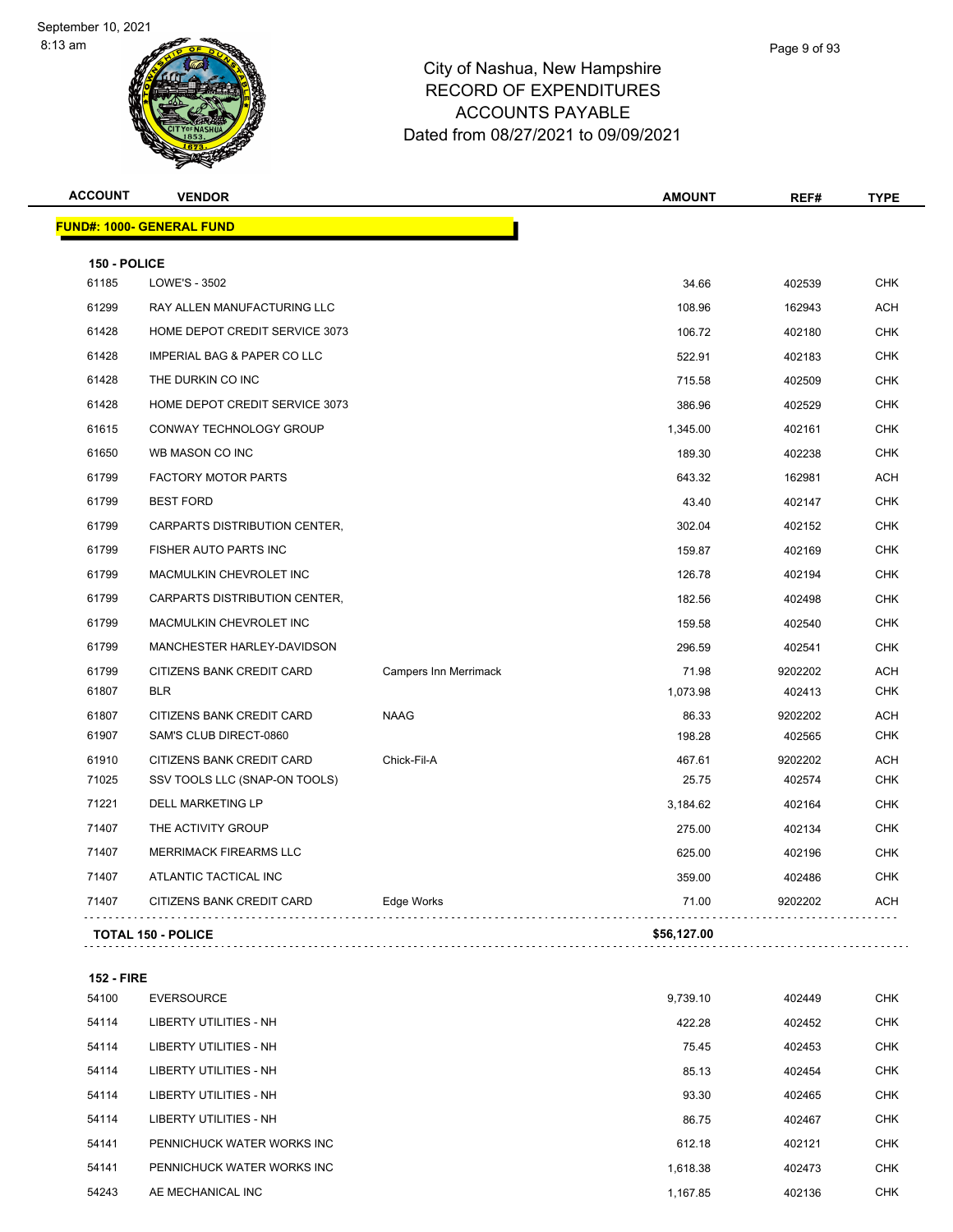# City of Nashua, New Hampshire
## RECORD OF EXPENDITURES
## ACCOUNTS PAYABLE
## Dated from 08/27/2021 to 09/09/2021

| ACCOUNT | VENDOR | | AMOUNT | REF# | TYPE |
|---|---|---|---|---|---|
| **FUND#: 1000- GENERAL FUND** | | | | | |
| **150 - POLICE** | | | | | |
| 61185 | LOWE'S - 3502 | | 34.66 | 402539 | CHK |
| 61299 | RAY ALLEN MANUFACTURING LLC | | 108.96 | 162943 | ACH |
| 61428 | HOME DEPOT CREDIT SERVICE 3073 | | 106.72 | 402180 | CHK |
| 61428 | IMPERIAL BAG & PAPER CO LLC | | 522.91 | 402183 | CHK |
| 61428 | THE DURKIN CO INC | | 715.58 | 402509 | CHK |
| 61428 | HOME DEPOT CREDIT SERVICE 3073 | | 386.96 | 402529 | CHK |
| 61615 | CONWAY TECHNOLOGY GROUP | | 1,345.00 | 402161 | CHK |
| 61650 | WB MASON CO INC | | 189.30 | 402238 | CHK |
| 61799 | FACTORY MOTOR PARTS | | 643.32 | 162981 | ACH |
| 61799 | BEST FORD | | 43.40 | 402147 | CHK |
| 61799 | CARPARTS DISTRIBUTION CENTER, | | 302.04 | 402152 | CHK |
| 61799 | FISHER AUTO PARTS INC | | 159.87 | 402169 | CHK |
| 61799 | MACMULKIN CHEVROLET INC | | 126.78 | 402194 | CHK |
| 61799 | CARPARTS DISTRIBUTION CENTER, | | 182.56 | 402498 | CHK |
| 61799 | MACMULKIN CHEVROLET INC | | 159.58 | 402540 | CHK |
| 61799 | MANCHESTER HARLEY-DAVIDSON | | 296.59 | 402541 | CHK |
| 61799 | CITIZENS BANK CREDIT CARD | Campers Inn Merrimack | 71.98 | 9202202 | ACH |
| 61807 | BLR | | 1,073.98 | 402413 | CHK |
| 61807 | CITIZENS BANK CREDIT CARD | NAAG | 86.33 | 9202202 | ACH |
| 61907 | SAM'S CLUB DIRECT-0860 | | 198.28 | 402565 | CHK |
| 61910 | CITIZENS BANK CREDIT CARD | Chick-Fil-A | 467.61 | 9202202 | ACH |
| 71025 | SSV TOOLS LLC (SNAP-ON TOOLS) | | 25.75 | 402574 | CHK |
| 71221 | DELL MARKETING LP | | 3,184.62 | 402164 | CHK |
| 71407 | THE ACTIVITY GROUP | | 275.00 | 402134 | CHK |
| 71407 | MERRIMACK FIREARMS LLC | | 625.00 | 402196 | CHK |
| 71407 | ATLANTIC TACTICAL INC | | 359.00 | 402486 | CHK |
| 71407 | CITIZENS BANK CREDIT CARD | Edge Works | 71.00 | 9202202 | ACH |
| **TOTAL 150 - POLICE** | | | **$56,127.00** | | |
| **152 - FIRE** | | | | | |
| 54100 | EVERSOURCE | | 9,739.10 | 402449 | CHK |
| 54114 | LIBERTY UTILITIES - NH | | 422.28 | 402452 | CHK |
| 54114 | LIBERTY UTILITIES - NH | | 75.45 | 402453 | CHK |
| 54114 | LIBERTY UTILITIES - NH | | 85.13 | 402454 | CHK |
| 54114 | LIBERTY UTILITIES - NH | | 93.30 | 402465 | CHK |
| 54114 | LIBERTY UTILITIES - NH | | 86.75 | 402467 | CHK |
| 54141 | PENNICHUCK WATER WORKS INC | | 612.18 | 402121 | CHK |
| 54141 | PENNICHUCK WATER WORKS INC | | 1,618.38 | 402473 | CHK |
| 54243 | AE MECHANICAL INC | | 1,167.85 | 402136 | CHK |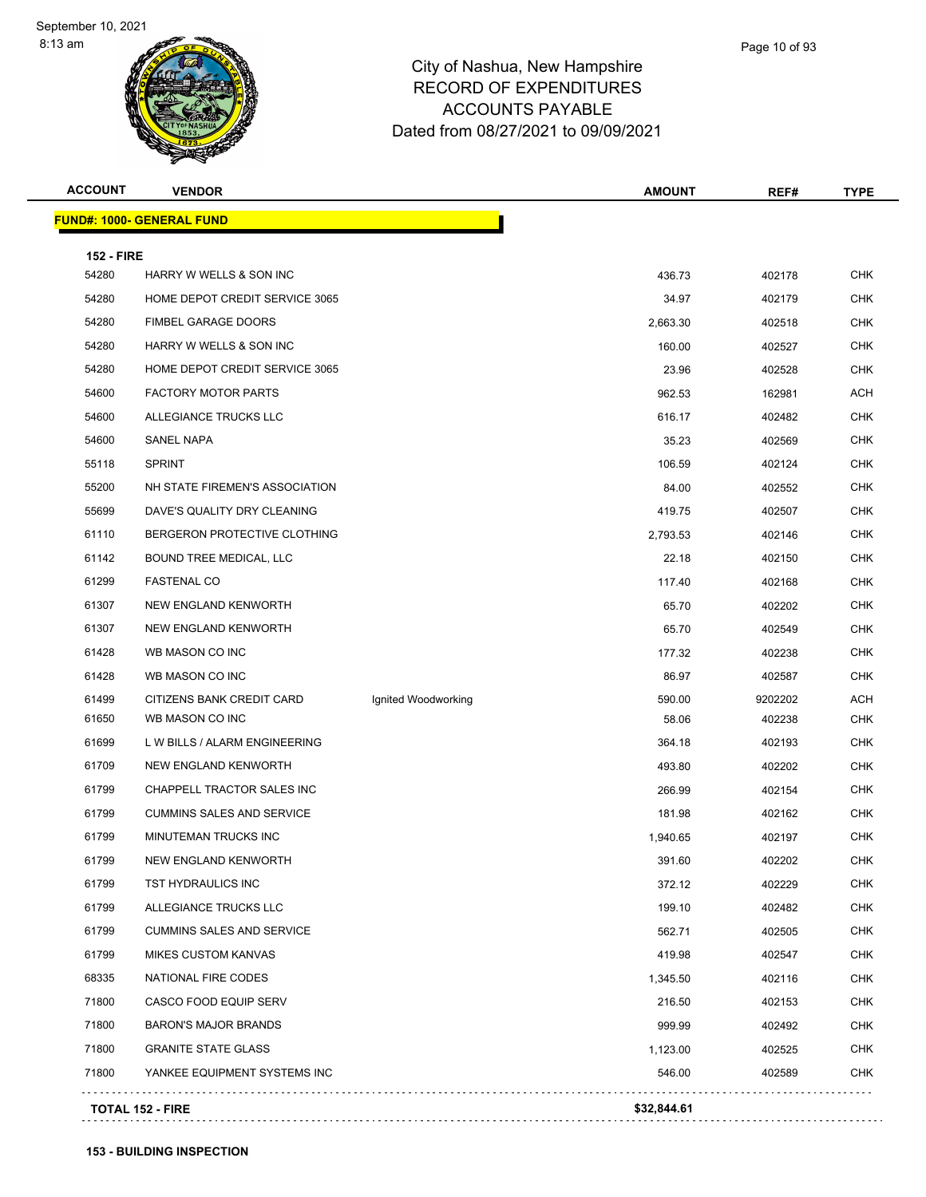September 10, 2021
8:13 am

# City of Nashua, New Hampshire
## RECORD OF EXPENDITURES
## ACCOUNTS PAYABLE
## Dated from 08/27/2021 to 09/09/2021

| ACCOUNT | VENDOR | | AMOUNT | REF# | TYPE |
|---|---|---|---|---|---|
| **FUND#: 1000- GENERAL FUND** | | | | | |
| **152 - FIRE** | | | | | |
| 54280 | HARRY W WELLS & SON INC | | 436.73 | 402178 | CHK |
| 54280 | HOME DEPOT CREDIT SERVICE 3065 | | 34.97 | 402179 | CHK |
| 54280 | FIMBEL GARAGE DOORS | | 2,663.30 | 402518 | CHK |
| 54280 | HARRY W WELLS & SON INC | | 160.00 | 402527 | CHK |
| 54280 | HOME DEPOT CREDIT SERVICE 3065 | | 23.96 | 402528 | CHK |
| 54600 | FACTORY MOTOR PARTS | | 962.53 | 162981 | ACH |
| 54600 | ALLEGIANCE TRUCKS LLC | | 616.17 | 402482 | CHK |
| 54600 | SANEL NAPA | | 35.23 | 402569 | CHK |
| 55118 | SPRINT | | 106.59 | 402124 | CHK |
| 55200 | NH STATE FIREMEN'S ASSOCIATION | | 84.00 | 402552 | CHK |
| 55699 | DAVE'S QUALITY DRY CLEANING | | 419.75 | 402507 | CHK |
| 61110 | BERGERON PROTECTIVE CLOTHING | | 2,793.53 | 402146 | CHK |
| 61142 | BOUND TREE MEDICAL, LLC | | 22.18 | 402150 | CHK |
| 61299 | FASTENAL CO | | 117.40 | 402168 | CHK |
| 61307 | NEW ENGLAND KENWORTH | | 65.70 | 402202 | CHK |
| 61307 | NEW ENGLAND KENWORTH | | 65.70 | 402549 | CHK |
| 61428 | WB MASON CO INC | | 177.32 | 402238 | CHK |
| 61428 | WB MASON CO INC | | 86.97 | 402587 | CHK |
| 61499 | CITIZENS BANK CREDIT CARD | Ignited Woodworking | 590.00 | 9202202 | ACH |
| 61650 | WB MASON CO INC | | 58.06 | 402238 | CHK |
| 61699 | L W BILLS / ALARM ENGINEERING | | 364.18 | 402193 | CHK |
| 61709 | NEW ENGLAND KENWORTH | | 493.80 | 402202 | CHK |
| 61799 | CHAPPELL TRACTOR SALES INC | | 266.99 | 402154 | CHK |
| 61799 | CUMMINS SALES AND SERVICE | | 181.98 | 402162 | CHK |
| 61799 | MINUTEMAN TRUCKS INC | | 1,940.65 | 402197 | CHK |
| 61799 | NEW ENGLAND KENWORTH | | 391.60 | 402202 | CHK |
| 61799 | TST HYDRAULICS INC | | 372.12 | 402229 | CHK |
| 61799 | ALLEGIANCE TRUCKS LLC | | 199.10 | 402482 | CHK |
| 61799 | CUMMINS SALES AND SERVICE | | 562.71 | 402505 | CHK |
| 61799 | MIKES CUSTOM KANVAS | | 419.98 | 402547 | CHK |
| 68335 | NATIONAL FIRE CODES | | 1,345.50 | 402116 | CHK |
| 71800 | CASCO FOOD EQUIP SERV | | 216.50 | 402153 | CHK |
| 71800 | BARON'S MAJOR BRANDS | | 999.99 | 402492 | CHK |
| 71800 | GRANITE STATE GLASS | | 1,123.00 | 402525 | CHK |
| 71800 | YANKEE EQUIPMENT SYSTEMS INC | | 546.00 | 402589 | CHK |
| **TOTAL 152 - FIRE** | | | **$32,844.61** | | |

**153 - BUILDING INSPECTION**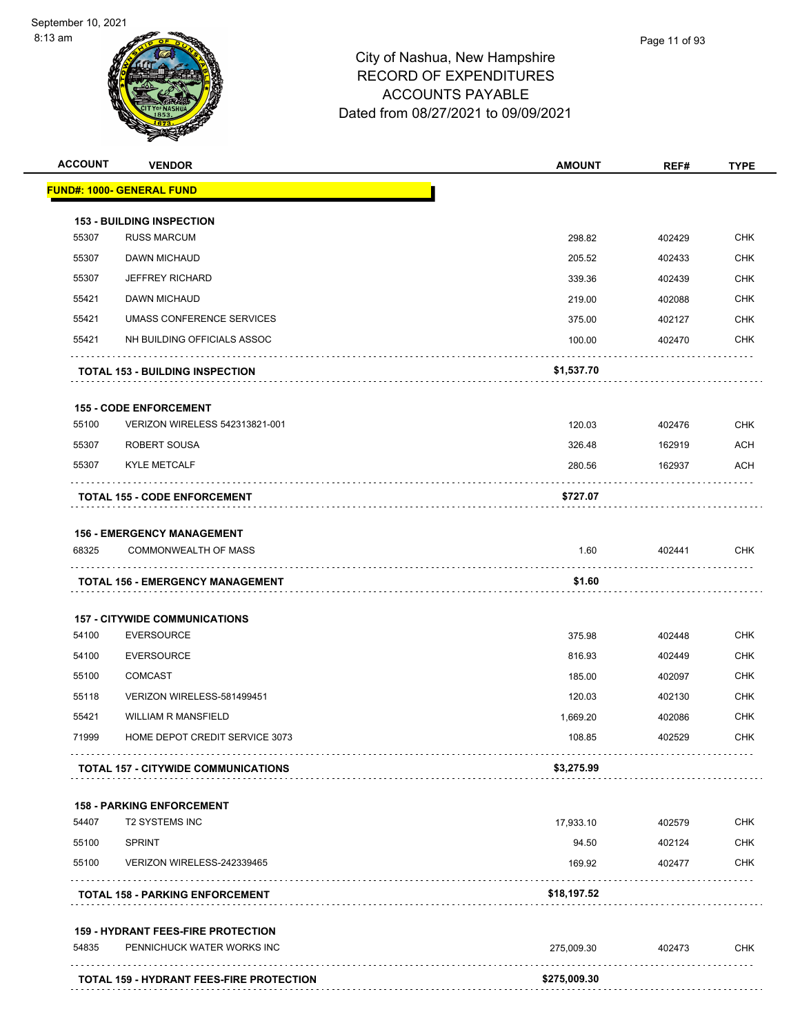# City of Nashua, New Hampshire
## RECORD OF EXPENDITURES
## ACCOUNTS PAYABLE
## Dated from 08/27/2021 to 09/09/2021

| ACCOUNT | VENDOR | AMOUNT | REF# | TYPE |
|---|---|---|---|---|
| **FUND#: 1000- GENERAL FUND** | | | | |
| **153 - BUILDING INSPECTION** | | | | |
| 55307 | RUSS MARCUM | 298.82 | 402429 | CHK |
| 55307 | DAWN MICHAUD | 205.52 | 402433 | CHK |
| 55307 | JEFFREY RICHARD | 339.36 | 402439 | CHK |
| 55421 | DAWN MICHAUD | 219.00 | 402088 | CHK |
| 55421 | UMASS CONFERENCE SERVICES | 375.00 | 402127 | CHK |
| 55421 | NH BUILDING OFFICIALS ASSOC | 100.00 | 402470 | CHK |
| | **TOTAL 153 - BUILDING INSPECTION** | **$1,537.70** | | |
| **155 - CODE ENFORCEMENT** | | | | |
| 55100 | VERIZON WIRELESS 542313821-001 | 120.03 | 402476 | CHK |
| 55307 | ROBERT SOUSA | 326.48 | 162919 | ACH |
| 55307 | KYLE METCALF | 280.56 | 162937 | ACH |
| | **TOTAL 155 - CODE ENFORCEMENT** | **$727.07** | | |
| **156 - EMERGENCY MANAGEMENT** | | | | |
| 68325 | COMMONWEALTH OF MASS | 1.60 | 402441 | CHK |
| | **TOTAL 156 - EMERGENCY MANAGEMENT** | **$1.60** | | |
| **157 - CITYWIDE COMMUNICATIONS** | | | | |
| 54100 | EVERSOURCE | 375.98 | 402448 | CHK |
| 54100 | EVERSOURCE | 816.93 | 402449 | CHK |
| 55100 | COMCAST | 185.00 | 402097 | CHK |
| 55118 | VERIZON WIRELESS-581499451 | 120.03 | 402130 | CHK |
| 55421 | WILLIAM R MANSFIELD | 1,669.20 | 402086 | CHK |
| 71999 | HOME DEPOT CREDIT SERVICE 3073 | 108.85 | 402529 | CHK |
| | **TOTAL 157 - CITYWIDE COMMUNICATIONS** | **$3,275.99** | | |
| **158 - PARKING ENFORCEMENT** | | | | |
| 54407 | T2 SYSTEMS INC | 17,933.10 | 402579 | CHK |
| 55100 | SPRINT | 94.50 | 402124 | CHK |
| 55100 | VERIZON WIRELESS-242339465 | 169.92 | 402477 | CHK |
| | **TOTAL 158 - PARKING ENFORCEMENT** | **$18,197.52** | | |
| **159 - HYDRANT FEES-FIRE PROTECTION** | | | | |
| 54835 | PENNICHUCK WATER WORKS INC | 275,009.30 | 402473 | CHK |
| | **TOTAL 159 - HYDRANT FEES-FIRE PROTECTION** | **$275,009.30** | | |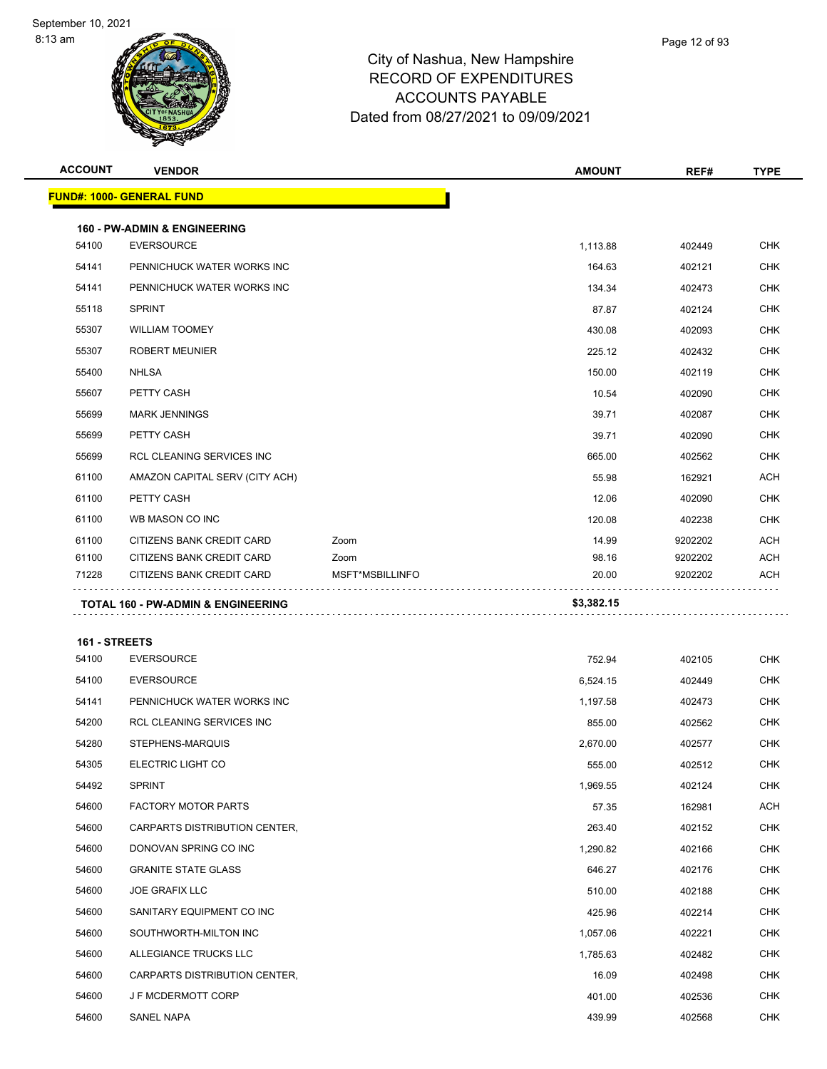# City of Nashua, New Hampshire
# RECORD OF EXPENDITURES
# ACCOUNTS PAYABLE
# Dated from 08/27/2021 to 09/09/2021

September 10, 2021
8:13 am

| ACCOUNT | VENDOR | | AMOUNT | REF# | TYPE |
|---|---|---|---|---|---|
| **FUND#: 1000- GENERAL FUND** | | | | | |
| **160 - PW-ADMIN & ENGINEERING** | | | | | |
| 54100 | EVERSOURCE | | 1,113.88 | 402449 | CHK |
| 54141 | PENNICHUCK WATER WORKS INC | | 164.63 | 402121 | CHK |
| 54141 | PENNICHUCK WATER WORKS INC | | 134.34 | 402473 | CHK |
| 55118 | SPRINT | | 87.87 | 402124 | CHK |
| 55307 | WILLIAM TOOMEY | | 430.08 | 402093 | CHK |
| 55307 | ROBERT MEUNIER | | 225.12 | 402432 | CHK |
| 55400 | NHLSA | | 150.00 | 402119 | CHK |
| 55607 | PETTY CASH | | 10.54 | 402090 | CHK |
| 55699 | MARK JENNINGS | | 39.71 | 402087 | CHK |
| 55699 | PETTY CASH | | 39.71 | 402090 | CHK |
| 55699 | RCL CLEANING SERVICES INC | | 665.00 | 402562 | CHK |
| 61100 | AMAZON CAPITAL SERV (CITY ACH) | | 55.98 | 162921 | ACH |
| 61100 | PETTY CASH | | 12.06 | 402090 | CHK |
| 61100 | WB MASON CO INC | | 120.08 | 402238 | CHK |
| 61100 | CITIZENS BANK CREDIT CARD | Zoom | 14.99 | 9202202 | ACH |
| 61100 | CITIZENS BANK CREDIT CARD | Zoom | 98.16 | 9202202 | ACH |
| 71228 | CITIZENS BANK CREDIT CARD | MSFT*MSBILLINFO | 20.00 | 9202202 | ACH |
| **TOTAL 160 - PW-ADMIN & ENGINEERING** | | | **$3,382.15** | | |
| **161 - STREETS** | | | | | |
| 54100 | EVERSOURCE | | 752.94 | 402105 | CHK |
| 54100 | EVERSOURCE | | 6,524.15 | 402449 | CHK |
| 54141 | PENNICHUCK WATER WORKS INC | | 1,197.58 | 402473 | CHK |
| 54200 | RCL CLEANING SERVICES INC | | 855.00 | 402562 | CHK |
| 54280 | STEPHENS-MARQUIS | | 2,670.00 | 402577 | CHK |
| 54305 | ELECTRIC LIGHT CO | | 555.00 | 402512 | CHK |
| 54492 | SPRINT | | 1,969.55 | 402124 | CHK |
| 54600 | FACTORY MOTOR PARTS | | 57.35 | 162981 | ACH |
| 54600 | CARPARTS DISTRIBUTION CENTER, | | 263.40 | 402152 | CHK |
| 54600 | DONOVAN SPRING CO INC | | 1,290.82 | 402166 | CHK |
| 54600 | GRANITE STATE GLASS | | 646.27 | 402176 | CHK |
| 54600 | JOE GRAFIX LLC | | 510.00 | 402188 | CHK |
| 54600 | SANITARY EQUIPMENT CO INC | | 425.96 | 402214 | CHK |
| 54600 | SOUTHWORTH-MILTON INC | | 1,057.06 | 402221 | CHK |
| 54600 | ALLEGIANCE TRUCKS LLC | | 1,785.63 | 402482 | CHK |
| 54600 | CARPARTS DISTRIBUTION CENTER, | | 16.09 | 402498 | CHK |
| 54600 | J F MCDERMOTT CORP | | 401.00 | 402536 | CHK |
| 54600 | SANEL NAPA | | 439.99 | 402568 | CHK |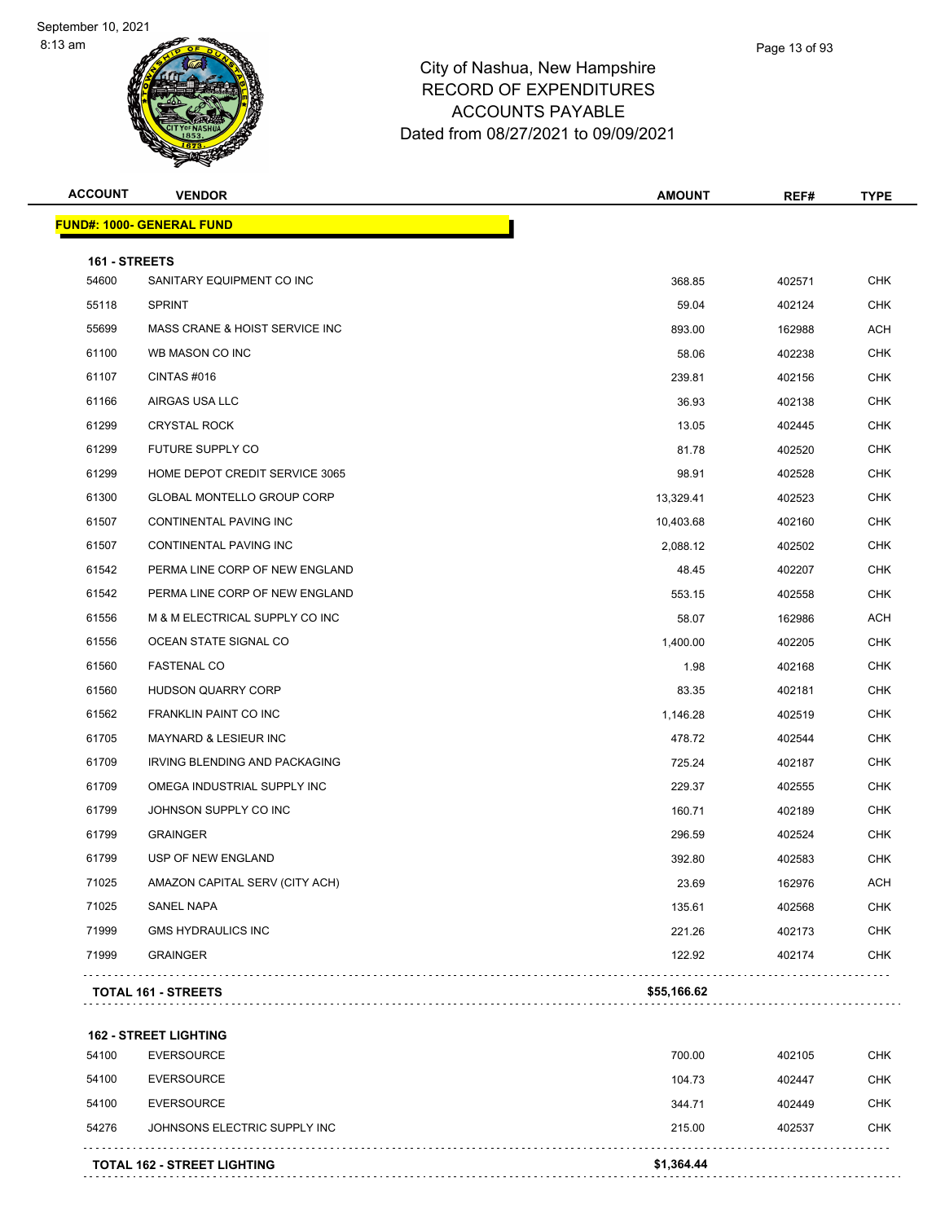# City of Nashua, New Hampshire
## RECORD OF EXPENDITURES
## ACCOUNTS PAYABLE
## Dated from 08/27/2021 to 09/09/2021

| ACCOUNT | VENDOR | AMOUNT | REF# | TYPE |
|---|---|---|---|---|
| **FUND#: 1000- GENERAL FUND** | | | | |
| **161 - STREETS** | | | | |
| 54600 | SANITARY EQUIPMENT CO INC | 368.85 | 402571 | CHK |
| 55118 | SPRINT | 59.04 | 402124 | CHK |
| 55699 | MASS CRANE & HOIST SERVICE INC | 893.00 | 162988 | ACH |
| 61100 | WB MASON CO INC | 58.06 | 402238 | CHK |
| 61107 | CINTAS #016 | 239.81 | 402156 | CHK |
| 61166 | AIRGAS USA LLC | 36.93 | 402138 | CHK |
| 61299 | CRYSTAL ROCK | 13.05 | 402445 | CHK |
| 61299 | FUTURE SUPPLY CO | 81.78 | 402520 | CHK |
| 61299 | HOME DEPOT CREDIT SERVICE 3065 | 98.91 | 402528 | CHK |
| 61300 | GLOBAL MONTELLO GROUP CORP | 13,329.41 | 402523 | CHK |
| 61507 | CONTINENTAL PAVING INC | 10,403.68 | 402160 | CHK |
| 61507 | CONTINENTAL PAVING INC | 2,088.12 | 402502 | CHK |
| 61542 | PERMA LINE CORP OF NEW ENGLAND | 48.45 | 402207 | CHK |
| 61542 | PERMA LINE CORP OF NEW ENGLAND | 553.15 | 402558 | CHK |
| 61556 | M & M ELECTRICAL SUPPLY CO INC | 58.07 | 162986 | ACH |
| 61556 | OCEAN STATE SIGNAL CO | 1,400.00 | 402205 | CHK |
| 61560 | FASTENAL CO | 1.98 | 402168 | CHK |
| 61560 | HUDSON QUARRY CORP | 83.35 | 402181 | CHK |
| 61562 | FRANKLIN PAINT CO INC | 1,146.28 | 402519 | CHK |
| 61705 | MAYNARD & LESIEUR INC | 478.72 | 402544 | CHK |
| 61709 | IRVING BLENDING AND PACKAGING | 725.24 | 402187 | CHK |
| 61709 | OMEGA INDUSTRIAL SUPPLY INC | 229.37 | 402555 | CHK |
| 61799 | JOHNSON SUPPLY CO INC | 160.71 | 402189 | CHK |
| 61799 | GRAINGER | 296.59 | 402524 | CHK |
| 61799 | USP OF NEW ENGLAND | 392.80 | 402583 | CHK |
| 71025 | AMAZON CAPITAL SERV (CITY ACH) | 23.69 | 162976 | ACH |
| 71025 | SANEL NAPA | 135.61 | 402568 | CHK |
| 71999 | GMS HYDRAULICS INC | 221.26 | 402173 | CHK |
| 71999 | GRAINGER | 122.92 | 402174 | CHK |
| **TOTAL 161 - STREETS** | | **$55,166.62** | | |
| **162 - STREET LIGHTING** | | | | |
| 54100 | EVERSOURCE | 700.00 | 402105 | CHK |
| 54100 | EVERSOURCE | 104.73 | 402447 | CHK |
| 54100 | EVERSOURCE | 344.71 | 402449 | CHK |
| 54276 | JOHNSONS ELECTRIC SUPPLY INC | 215.00 | 402537 | CHK |
| **TOTAL 162 - STREET LIGHTING** | | **$1,364.44** | | |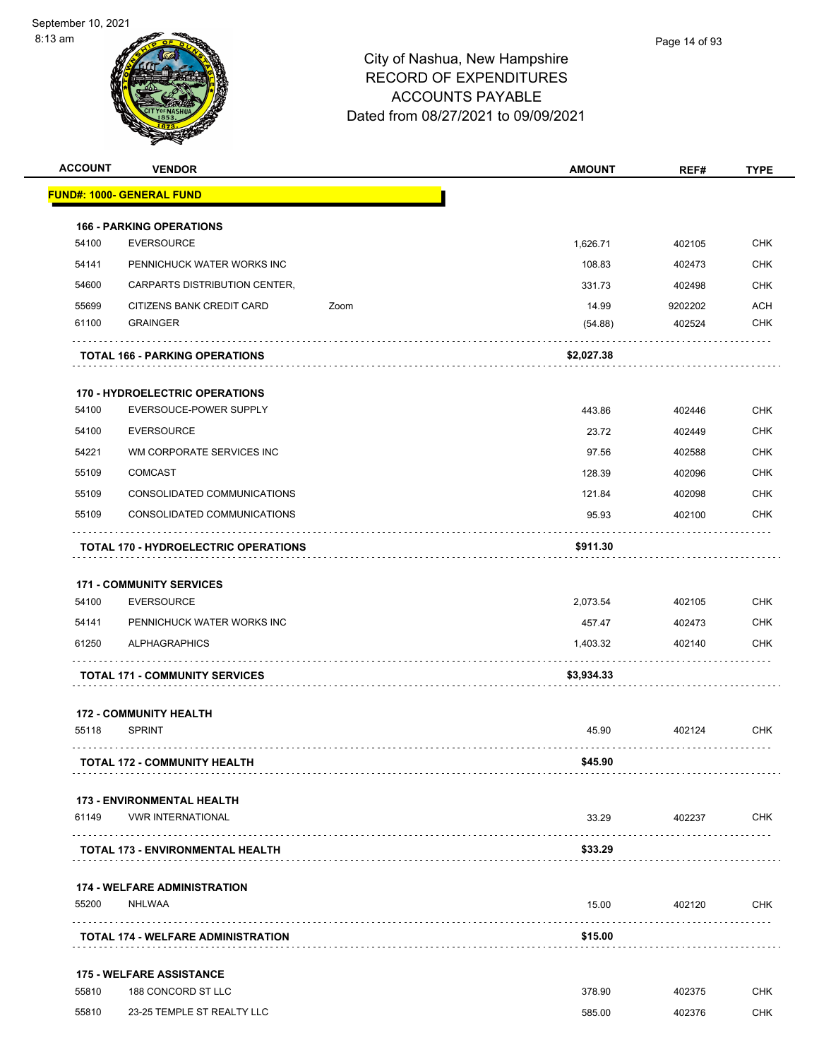City of Nashua, New Hampshire
RECORD OF EXPENDITURES
ACCOUNTS PAYABLE
Dated from 08/27/2021 to 09/09/2021

| ACCOUNT | VENDOR | | AMOUNT | REF# | TYPE |
|---|---|---|---|---|---|
| **FUND#: 1000- GENERAL FUND** | | | | | |
| **166 - PARKING OPERATIONS** | | | | | |
| 54100 | EVERSOURCE | | 1,626.71 | 402105 | CHK |
| 54141 | PENNICHUCK WATER WORKS INC | | 108.83 | 402473 | CHK |
| 54600 | CARPARTS DISTRIBUTION CENTER, | | 331.73 | 402498 | CHK |
| 55699 | CITIZENS BANK CREDIT CARD | Zoom | 14.99 | 9202202 | ACH |
| 61100 | GRAINGER | | (54.88) | 402524 | CHK |
| **TOTAL 166 - PARKING OPERATIONS** | | | **$2,027.38** | | |
| **170 - HYDROELECTRIC OPERATIONS** | | | | | |
| 54100 | EVERSOUCE-POWER SUPPLY | | 443.86 | 402446 | CHK |
| 54100 | EVERSOURCE | | 23.72 | 402449 | CHK |
| 54221 | WM CORPORATE SERVICES INC | | 97.56 | 402588 | CHK |
| 55109 | COMCAST | | 128.39 | 402096 | CHK |
| 55109 | CONSOLIDATED COMMUNICATIONS | | 121.84 | 402098 | CHK |
| 55109 | CONSOLIDATED COMMUNICATIONS | | 95.93 | 402100 | CHK |
| **TOTAL 170 - HYDROELECTRIC OPERATIONS** | | | **$911.30** | | |
| **171 - COMMUNITY SERVICES** | | | | | |
| 54100 | EVERSOURCE | | 2,073.54 | 402105 | CHK |
| 54141 | PENNICHUCK WATER WORKS INC | | 457.47 | 402473 | CHK |
| 61250 | ALPHAGRAPHICS | | 1,403.32 | 402140 | CHK |
| **TOTAL 171 - COMMUNITY SERVICES** | | | **$3,934.33** | | |
| **172 - COMMUNITY HEALTH** | | | | | |
| 55118 | SPRINT | | 45.90 | 402124 | CHK |
| **TOTAL 172 - COMMUNITY HEALTH** | | | **$45.90** | | |
| **173 - ENVIRONMENTAL HEALTH** | | | | | |
| 61149 | VWR INTERNATIONAL | | 33.29 | 402237 | CHK |
| **TOTAL 173 - ENVIRONMENTAL HEALTH** | | | **$33.29** | | |
| **174 - WELFARE ADMINISTRATION** | | | | | |
| 55200 | NHLWAA | | 15.00 | 402120 | CHK |
| **TOTAL 174 - WELFARE ADMINISTRATION** | | | **$15.00** | | |
| **175 - WELFARE ASSISTANCE** | | | | | |
| 55810 | 188 CONCORD ST LLC | | 378.90 | 402375 | CHK |
| 55810 | 23-25 TEMPLE ST REALTY LLC | | 585.00 | 402376 | CHK |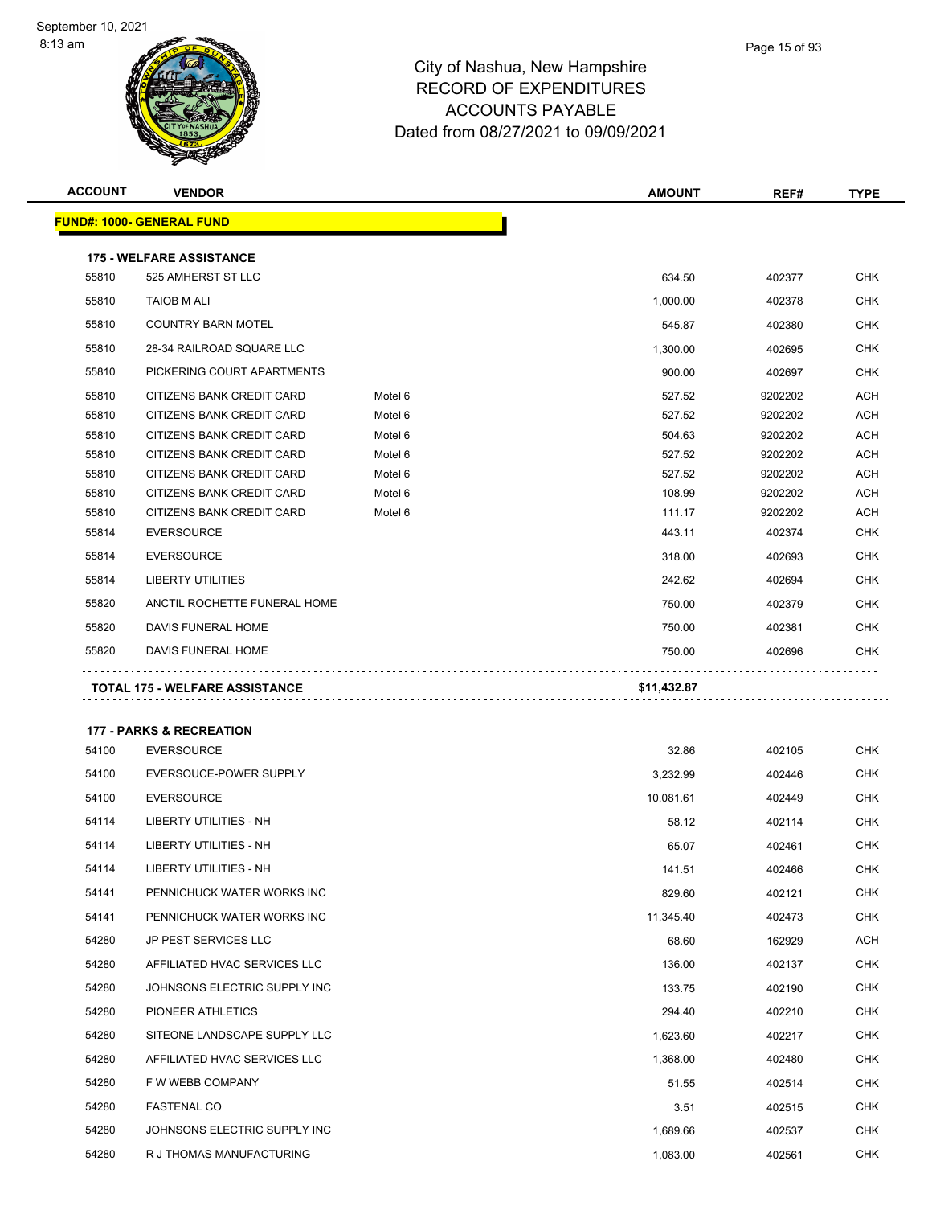September 10, 2021
8:13 am

# City of Nashua, New Hampshire
## RECORD OF EXPENDITURES
## ACCOUNTS PAYABLE
## Dated from 08/27/2021 to 09/09/2021

| ACCOUNT | VENDOR | | AMOUNT | REF# | TYPE |
|---|---|---|---|---|---|
| **FUND#: 1000- GENERAL FUND** | | | | | |
| **175 - WELFARE ASSISTANCE** | | | | | |
| 55810 | 525 AMHERST ST LLC | | 634.50 | 402377 | CHK |
| 55810 | TAIOB M ALI | | 1,000.00 | 402378 | CHK |
| 55810 | COUNTRY BARN MOTEL | | 545.87 | 402380 | CHK |
| 55810 | 28-34 RAILROAD SQUARE LLC | | 1,300.00 | 402695 | CHK |
| 55810 | PICKERING COURT APARTMENTS | | 900.00 | 402697 | CHK |
| 55810 | CITIZENS BANK CREDIT CARD | Motel 6 | 527.52 | 9202202 | ACH |
| 55810 | CITIZENS BANK CREDIT CARD | Motel 6 | 527.52 | 9202202 | ACH |
| 55810 | CITIZENS BANK CREDIT CARD | Motel 6 | 504.63 | 9202202 | ACH |
| 55810 | CITIZENS BANK CREDIT CARD | Motel 6 | 527.52 | 9202202 | ACH |
| 55810 | CITIZENS BANK CREDIT CARD | Motel 6 | 527.52 | 9202202 | ACH |
| 55810 | CITIZENS BANK CREDIT CARD | Motel 6 | 108.99 | 9202202 | ACH |
| 55810 | CITIZENS BANK CREDIT CARD | Motel 6 | 111.17 | 9202202 | ACH |
| 55814 | EVERSOURCE | | 443.11 | 402374 | CHK |
| 55814 | EVERSOURCE | | 318.00 | 402693 | CHK |
| 55814 | LIBERTY UTILITIES | | 242.62 | 402694 | CHK |
| 55820 | ANCTIL ROCHETTE FUNERAL HOME | | 750.00 | 402379 | CHK |
| 55820 | DAVIS FUNERAL HOME | | 750.00 | 402381 | CHK |
| 55820 | DAVIS FUNERAL HOME | | 750.00 | 402696 | CHK |
| **TOTAL 175 - WELFARE ASSISTANCE** | | | **$11,432.87** | | |
| **177 - PARKS & RECREATION** | | | | | |
| 54100 | EVERSOURCE | | 32.86 | 402105 | CHK |
| 54100 | EVERSOUCE-POWER SUPPLY | | 3,232.99 | 402446 | CHK |
| 54100 | EVERSOURCE | | 10,081.61 | 402449 | CHK |
| 54114 | LIBERTY UTILITIES - NH | | 58.12 | 402114 | CHK |
| 54114 | LIBERTY UTILITIES - NH | | 65.07 | 402461 | CHK |
| 54114 | LIBERTY UTILITIES - NH | | 141.51 | 402466 | CHK |
| 54141 | PENNICHUCK WATER WORKS INC | | 829.60 | 402121 | CHK |
| 54141 | PENNICHUCK WATER WORKS INC | | 11,345.40 | 402473 | CHK |
| 54280 | JP PEST SERVICES LLC | | 68.60 | 162929 | ACH |
| 54280 | AFFILIATED HVAC SERVICES LLC | | 136.00 | 402137 | CHK |
| 54280 | JOHNSONS ELECTRIC SUPPLY INC | | 133.75 | 402190 | CHK |
| 54280 | PIONEER ATHLETICS | | 294.40 | 402210 | CHK |
| 54280 | SITEONE LANDSCAPE SUPPLY LLC | | 1,623.60 | 402217 | CHK |
| 54280 | AFFILIATED HVAC SERVICES LLC | | 1,368.00 | 402480 | CHK |
| 54280 | F W WEBB COMPANY | | 51.55 | 402514 | CHK |
| 54280 | FASTENAL CO | | 3.51 | 402515 | CHK |
| 54280 | JOHNSONS ELECTRIC SUPPLY INC | | 1,689.66 | 402537 | CHK |
| 54280 | R J THOMAS MANUFACTURING | | 1,083.00 | 402561 | CHK |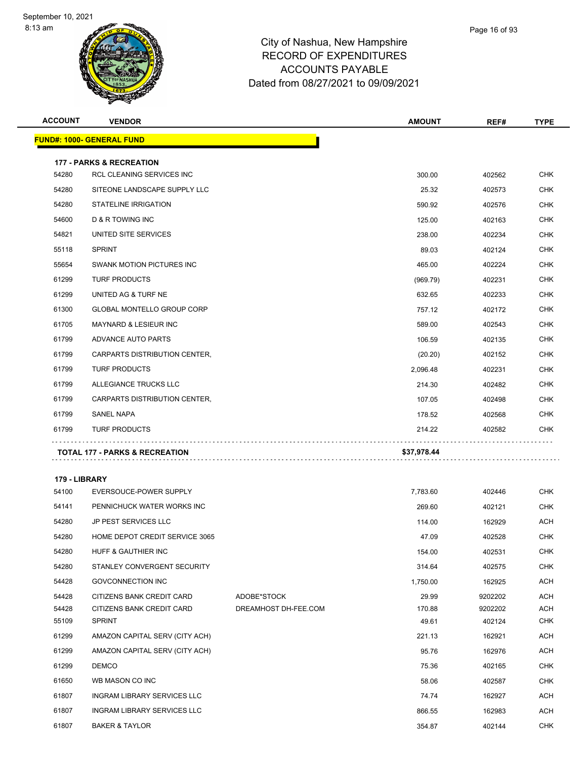September 10, 2021
8:13 am

# City of Nashua, New Hampshire
## RECORD OF EXPENDITURES
## ACCOUNTS PAYABLE
## Dated from 08/27/2021 to 09/09/2021

| ACCOUNT | VENDOR | | AMOUNT | REF# | TYPE |
|---|---|---|---|---|---|
| **FUND#: 1000- GENERAL FUND** | | | | | |
| **177 - PARKS & RECREATION** | | | | | |
| 54280 | RCL CLEANING SERVICES INC | | 300.00 | 402562 | CHK |
| 54280 | SITEONE LANDSCAPE SUPPLY LLC | | 25.32 | 402573 | CHK |
| 54280 | STATELINE IRRIGATION | | 590.92 | 402576 | CHK |
| 54600 | D & R TOWING INC | | 125.00 | 402163 | CHK |
| 54821 | UNITED SITE SERVICES | | 238.00 | 402234 | CHK |
| 55118 | SPRINT | | 89.03 | 402124 | CHK |
| 55654 | SWANK MOTION PICTURES INC | | 465.00 | 402224 | CHK |
| 61299 | TURF PRODUCTS | | (969.79) | 402231 | CHK |
| 61299 | UNITED AG & TURF NE | | 632.65 | 402233 | CHK |
| 61300 | GLOBAL MONTELLO GROUP CORP | | 757.12 | 402172 | CHK |
| 61705 | MAYNARD & LESIEUR INC | | 589.00 | 402543 | CHK |
| 61799 | ADVANCE AUTO PARTS | | 106.59 | 402135 | CHK |
| 61799 | CARPARTS DISTRIBUTION CENTER, | | (20.20) | 402152 | CHK |
| 61799 | TURF PRODUCTS | | 2,096.48 | 402231 | CHK |
| 61799 | ALLEGIANCE TRUCKS LLC | | 214.30 | 402482 | CHK |
| 61799 | CARPARTS DISTRIBUTION CENTER, | | 107.05 | 402498 | CHK |
| 61799 | SANEL NAPA | | 178.52 | 402568 | CHK |
| 61799 | TURF PRODUCTS | | 214.22 | 402582 | CHK |
| **TOTAL 177 - PARKS & RECREATION** | | | **$37,978.44** | | |
| **179 - LIBRARY** | | | | | |
| 54100 | EVERSOUCE-POWER SUPPLY | | 7,783.60 | 402446 | CHK |
| 54141 | PENNICHUCK WATER WORKS INC | | 269.60 | 402121 | CHK |
| 54280 | JP PEST SERVICES LLC | | 114.00 | 162929 | ACH |
| 54280 | HOME DEPOT CREDIT SERVICE 3065 | | 47.09 | 402528 | CHK |
| 54280 | HUFF & GAUTHIER INC | | 154.00 | 402531 | CHK |
| 54280 | STANLEY CONVERGENT SECURITY | | 314.64 | 402575 | CHK |
| 54428 | GOVCONNECTION INC | | 1,750.00 | 162925 | ACH |
| 54428 | CITIZENS BANK CREDIT CARD | ADOBE*STOCK | 29.99 | 9202202 | ACH |
| 54428 | CITIZENS BANK CREDIT CARD | DREAMHOST DH-FEE.COM | 170.88 | 9202202 | ACH |
| 55109 | SPRINT | | 49.61 | 402124 | CHK |
| 61299 | AMAZON CAPITAL SERV (CITY ACH) | | 221.13 | 162921 | ACH |
| 61299 | AMAZON CAPITAL SERV (CITY ACH) | | 95.76 | 162976 | ACH |
| 61299 | DEMCO | | 75.36 | 402165 | CHK |
| 61650 | WB MASON CO INC | | 58.06 | 402587 | CHK |
| 61807 | INGRAM LIBRARY SERVICES LLC | | 74.74 | 162927 | ACH |
| 61807 | INGRAM LIBRARY SERVICES LLC | | 866.55 | 162983 | ACH |
| 61807 | BAKER & TAYLOR | | 354.87 | 402144 | CHK |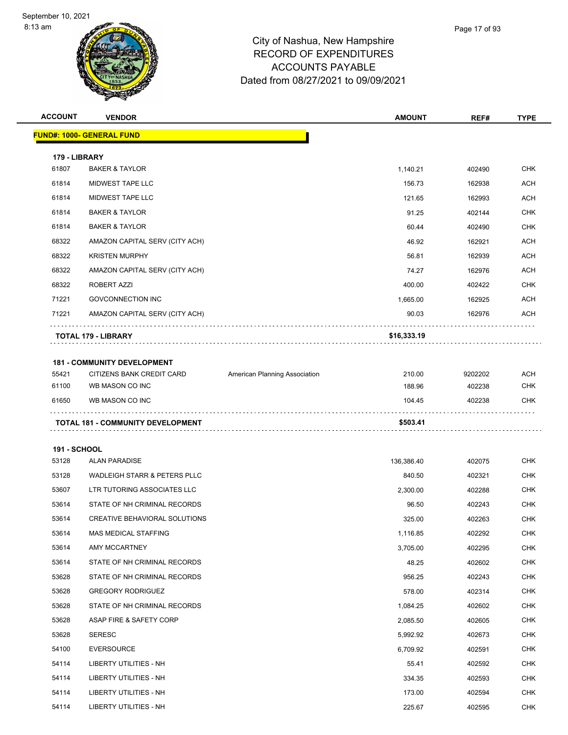# City of Nashua, New Hampshire
## RECORD OF EXPENDITURES
## ACCOUNTS PAYABLE
### Dated from 08/27/2021 to 09/09/2021

| ACCOUNT | VENDOR | | AMOUNT | REF# | TYPE |
|---|---|---|---|---|---|
| **FUND#: 1000- GENERAL FUND** | | | | | |
| **179 - LIBRARY** | | | | | |
| 61807 | BAKER & TAYLOR | | 1,140.21 | 402490 | CHK |
| 61814 | MIDWEST TAPE LLC | | 156.73 | 162938 | ACH |
| 61814 | MIDWEST TAPE LLC | | 121.65 | 162993 | ACH |
| 61814 | BAKER & TAYLOR | | 91.25 | 402144 | CHK |
| 61814 | BAKER & TAYLOR | | 60.44 | 402490 | CHK |
| 68322 | AMAZON CAPITAL SERV (CITY ACH) | | 46.92 | 162921 | ACH |
| 68322 | KRISTEN MURPHY | | 56.81 | 162939 | ACH |
| 68322 | AMAZON CAPITAL SERV (CITY ACH) | | 74.27 | 162976 | ACH |
| 68322 | ROBERT AZZI | | 400.00 | 402422 | CHK |
| 71221 | GOVCONNECTION INC | | 1,665.00 | 162925 | ACH |
| 71221 | AMAZON CAPITAL SERV (CITY ACH) | | 90.03 | 162976 | ACH |
| **TOTAL 179 - LIBRARY** | | | **$16,333.19** | | |
| **181 - COMMUNITY DEVELOPMENT** | | | | | |
| 55421 | CITIZENS BANK CREDIT CARD | American Planning Association | 210.00 | 9202202 | ACH |
| 61100 | WB MASON CO INC | | 188.96 | 402238 | CHK |
| 61650 | WB MASON CO INC | | 104.45 | 402238 | CHK |
| **TOTAL 181 - COMMUNITY DEVELOPMENT** | | | **$503.41** | | |
| **191 - SCHOOL** | | | | | |
| 53128 | ALAN PARADISE | | 136,386.40 | 402075 | CHK |
| 53128 | WADLEIGH STARR & PETERS PLLC | | 840.50 | 402321 | CHK |
| 53607 | LTR TUTORING ASSOCIATES LLC | | 2,300.00 | 402288 | CHK |
| 53614 | STATE OF NH CRIMINAL RECORDS | | 96.50 | 402243 | CHK |
| 53614 | CREATIVE BEHAVIORAL SOLUTIONS | | 325.00 | 402263 | CHK |
| 53614 | MAS MEDICAL STAFFING | | 1,116.85 | 402292 | CHK |
| 53614 | AMY MCCARTNEY | | 3,705.00 | 402295 | CHK |
| 53614 | STATE OF NH CRIMINAL RECORDS | | 48.25 | 402602 | CHK |
| 53628 | STATE OF NH CRIMINAL RECORDS | | 956.25 | 402243 | CHK |
| 53628 | GREGORY RODRIGUEZ | | 578.00 | 402314 | CHK |
| 53628 | STATE OF NH CRIMINAL RECORDS | | 1,084.25 | 402602 | CHK |
| 53628 | ASAP FIRE & SAFETY CORP | | 2,085.50 | 402605 | CHK |
| 53628 | SERESC | | 5,992.92 | 402673 | CHK |
| 54100 | EVERSOURCE | | 6,709.92 | 402591 | CHK |
| 54114 | LIBERTY UTILITIES - NH | | 55.41 | 402592 | CHK |
| 54114 | LIBERTY UTILITIES - NH | | 334.35 | 402593 | CHK |
| 54114 | LIBERTY UTILITIES - NH | | 173.00 | 402594 | CHK |
| 54114 | LIBERTY UTILITIES - NH | | 225.67 | 402595 | CHK |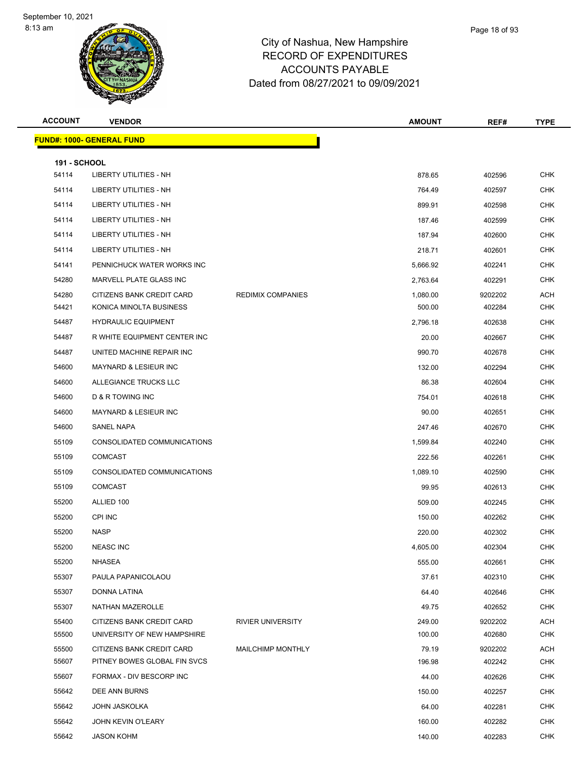# City of Nashua, New Hampshire
## RECORD OF EXPENDITURES
## ACCOUNTS PAYABLE
## Dated from 08/27/2021 to 09/09/2021

September 10, 2021
8:13 am

| ACCOUNT | VENDOR | | AMOUNT | REF# | TYPE |
|---|---|---|---|---|---|
| **FUND#: 1000- GENERAL FUND** | | | | | |
| **191 - SCHOOL** | | | | | |
| 54114 | LIBERTY UTILITIES - NH | | 878.65 | 402596 | CHK |
| 54114 | LIBERTY UTILITIES - NH | | 764.49 | 402597 | CHK |
| 54114 | LIBERTY UTILITIES - NH | | 899.91 | 402598 | CHK |
| 54114 | LIBERTY UTILITIES - NH | | 187.46 | 402599 | CHK |
| 54114 | LIBERTY UTILITIES - NH | | 187.94 | 402600 | CHK |
| 54114 | LIBERTY UTILITIES - NH | | 218.71 | 402601 | CHK |
| 54141 | PENNICHUCK WATER WORKS INC | | 5,666.92 | 402241 | CHK |
| 54280 | MARVELL PLATE GLASS INC | | 2,763.64 | 402291 | CHK |
| 54280 | CITIZENS BANK CREDIT CARD | REDIMIX COMPANIES | 1,080.00 | 9202202 | ACH |
| 54421 | KONICA MINOLTA BUSINESS | | 500.00 | 402284 | CHK |
| 54487 | HYDRAULIC EQUIPMENT | | 2,796.18 | 402638 | CHK |
| 54487 | R WHITE EQUIPMENT CENTER INC | | 20.00 | 402667 | CHK |
| 54487 | UNITED MACHINE REPAIR INC | | 990.70 | 402678 | CHK |
| 54600 | MAYNARD & LESIEUR INC | | 132.00 | 402294 | CHK |
| 54600 | ALLEGIANCE TRUCKS LLC | | 86.38 | 402604 | CHK |
| 54600 | D & R TOWING INC | | 754.01 | 402618 | CHK |
| 54600 | MAYNARD & LESIEUR INC | | 90.00 | 402651 | CHK |
| 54600 | SANEL NAPA | | 247.46 | 402670 | CHK |
| 55109 | CONSOLIDATED COMMUNICATIONS | | 1,599.84 | 402240 | CHK |
| 55109 | COMCAST | | 222.56 | 402261 | CHK |
| 55109 | CONSOLIDATED COMMUNICATIONS | | 1,089.10 | 402590 | CHK |
| 55109 | COMCAST | | 99.95 | 402613 | CHK |
| 55200 | ALLIED 100 | | 509.00 | 402245 | CHK |
| 55200 | CPI INC | | 150.00 | 402262 | CHK |
| 55200 | NASP | | 220.00 | 402302 | CHK |
| 55200 | NEASC INC | | 4,605.00 | 402304 | CHK |
| 55200 | NHASEA | | 555.00 | 402661 | CHK |
| 55307 | PAULA PAPANICOLAOU | | 37.61 | 402310 | CHK |
| 55307 | DONNA LATINA | | 64.40 | 402646 | CHK |
| 55307 | NATHAN MAZEROLLE | | 49.75 | 402652 | CHK |
| 55400 | CITIZENS BANK CREDIT CARD | RIVIER UNIVERSITY | 249.00 | 9202202 | ACH |
| 55500 | UNIVERSITY OF NEW HAMPSHIRE | | 100.00 | 402680 | CHK |
| 55500 | CITIZENS BANK CREDIT CARD | MAILCHIMP MONTHLY | 79.19 | 9202202 | ACH |
| 55607 | PITNEY BOWES GLOBAL FIN SVCS | | 196.98 | 402242 | CHK |
| 55607 | FORMAX - DIV BESCORP INC | | 44.00 | 402626 | CHK |
| 55642 | DEE ANN BURNS | | 150.00 | 402257 | CHK |
| 55642 | JOHN JASKOLKA | | 64.00 | 402281 | CHK |
| 55642 | JOHN KEVIN O'LEARY | | 160.00 | 402282 | CHK |
| 55642 | JASON KOHM | | 140.00 | 402283 | CHK |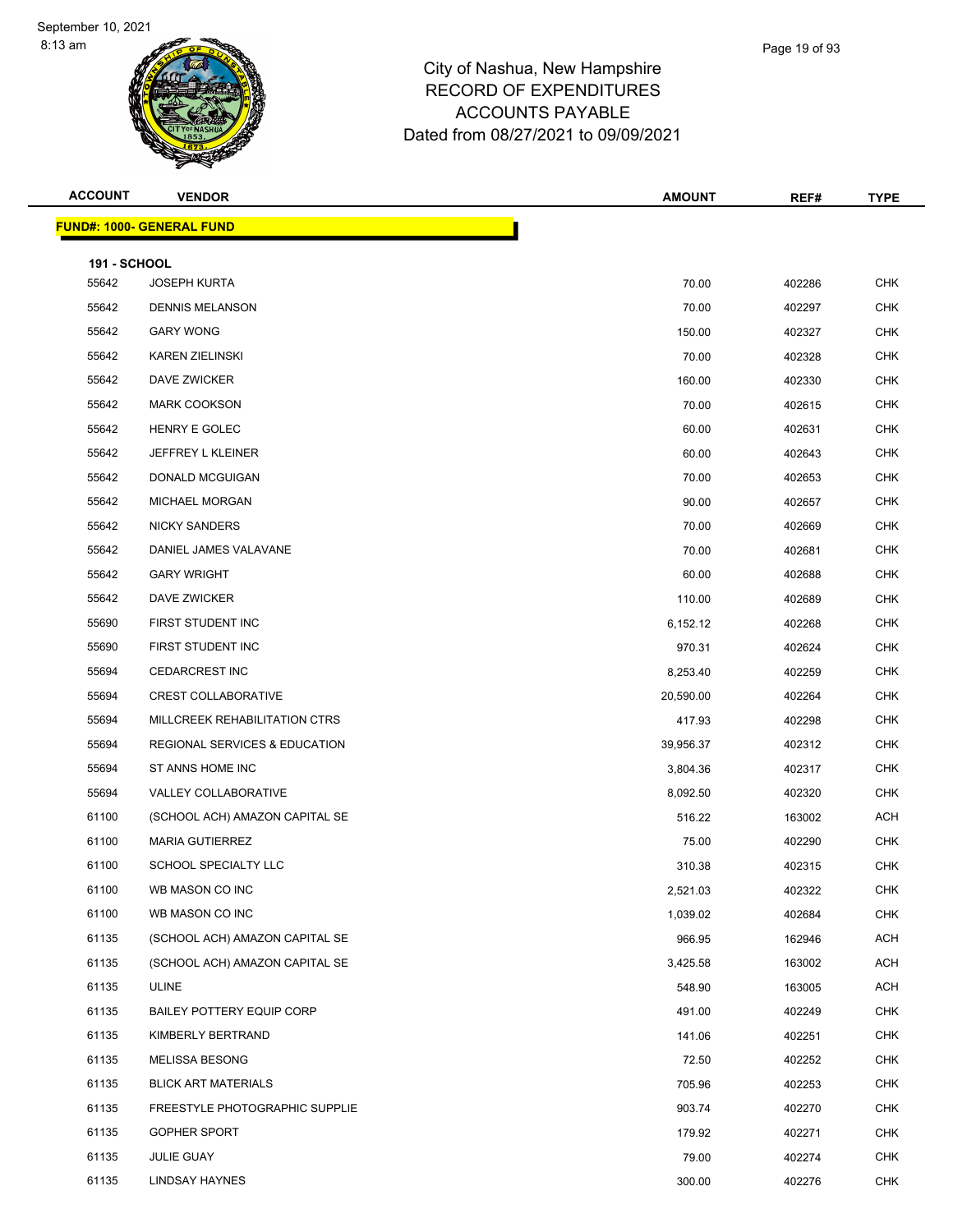City of Nashua, New Hampshire
RECORD OF EXPENDITURES
ACCOUNTS PAYABLE
Dated from 08/27/2021 to 09/09/2021

**FUND#: 1000- GENERAL FUND**

**191 - SCHOOL**

| ACCOUNT | VENDOR | AMOUNT | REF# | TYPE |
|---|---|---|---|---|
| 55642 | JOSEPH KURTA | 70.00 | 402286 | CHK |
| 55642 | DENNIS MELANSON | 70.00 | 402297 | CHK |
| 55642 | GARY WONG | 150.00 | 402327 | CHK |
| 55642 | KAREN ZIELINSKI | 70.00 | 402328 | CHK |
| 55642 | DAVE ZWICKER | 160.00 | 402330 | CHK |
| 55642 | MARK COOKSON | 70.00 | 402615 | CHK |
| 55642 | HENRY E GOLEC | 60.00 | 402631 | CHK |
| 55642 | JEFFREY L KLEINER | 60.00 | 402643 | CHK |
| 55642 | DONALD MCGUIGAN | 70.00 | 402653 | CHK |
| 55642 | MICHAEL MORGAN | 90.00 | 402657 | CHK |
| 55642 | NICKY SANDERS | 70.00 | 402669 | CHK |
| 55642 | DANIEL JAMES VALAVANE | 70.00 | 402681 | CHK |
| 55642 | GARY WRIGHT | 60.00 | 402688 | CHK |
| 55642 | DAVE ZWICKER | 110.00 | 402689 | CHK |
| 55690 | FIRST STUDENT INC | 6,152.12 | 402268 | CHK |
| 55690 | FIRST STUDENT INC | 970.31 | 402624 | CHK |
| 55694 | CEDARCREST INC | 8,253.40 | 402259 | CHK |
| 55694 | CREST COLLABORATIVE | 20,590.00 | 402264 | CHK |
| 55694 | MILLCREEK REHABILITATION CTRS | 417.93 | 402298 | CHK |
| 55694 | REGIONAL SERVICES & EDUCATION | 39,956.37 | 402312 | CHK |
| 55694 | ST ANNS HOME INC | 3,804.36 | 402317 | CHK |
| 55694 | VALLEY COLLABORATIVE | 8,092.50 | 402320 | CHK |
| 61100 | (SCHOOL ACH) AMAZON CAPITAL SE | 516.22 | 163002 | ACH |
| 61100 | MARIA GUTIERREZ | 75.00 | 402290 | CHK |
| 61100 | SCHOOL SPECIALTY LLC | 310.38 | 402315 | CHK |
| 61100 | WB MASON CO INC | 2,521.03 | 402322 | CHK |
| 61100 | WB MASON CO INC | 1,039.02 | 402684 | CHK |
| 61135 | (SCHOOL ACH) AMAZON CAPITAL SE | 966.95 | 162946 | ACH |
| 61135 | (SCHOOL ACH) AMAZON CAPITAL SE | 3,425.58 | 163002 | ACH |
| 61135 | ULINE | 548.90 | 163005 | ACH |
| 61135 | BAILEY POTTERY EQUIP CORP | 491.00 | 402249 | CHK |
| 61135 | KIMBERLY BERTRAND | 141.06 | 402251 | CHK |
| 61135 | MELISSA BESONG | 72.50 | 402252 | CHK |
| 61135 | BLICK ART MATERIALS | 705.96 | 402253 | CHK |
| 61135 | FREESTYLE PHOTOGRAPHIC SUPPLIE | 903.74 | 402270 | CHK |
| 61135 | GOPHER SPORT | 179.92 | 402271 | CHK |
| 61135 | JULIE GUAY | 79.00 | 402274 | CHK |
| 61135 | LINDSAY HAYNES | 300.00 | 402276 | CHK |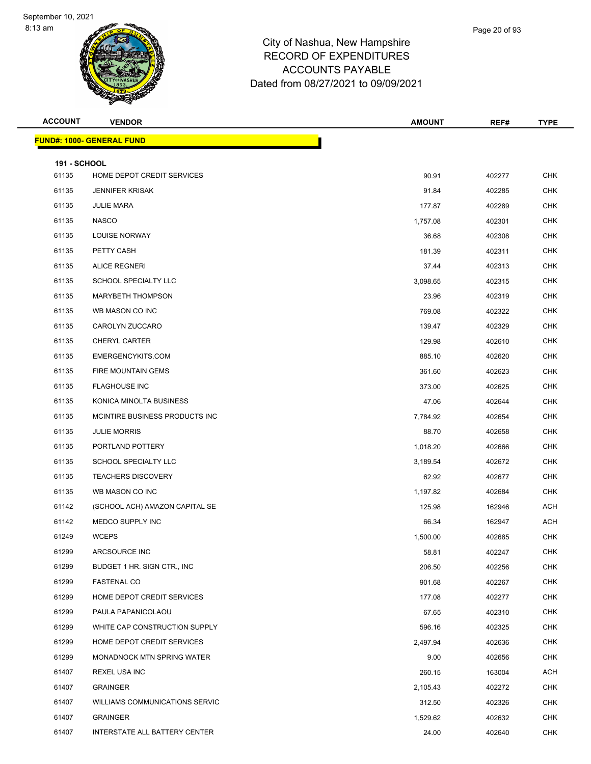# City of Nashua, New Hampshire
## RECORD OF EXPENDITURES
## ACCOUNTS PAYABLE
## Dated from 08/27/2021 to 09/09/2021

| ACCOUNT | VENDOR | AMOUNT | REF# | TYPE |
|---|---|---|---|---|
| **FUND#: 1000- GENERAL FUND** | | | | |
| **191 - SCHOOL** | | | | |
| 61135 | HOME DEPOT CREDIT SERVICES | 90.91 | 402277 | CHK |
| 61135 | JENNIFER KRISAK | 91.84 | 402285 | CHK |
| 61135 | JULIE MARA | 177.87 | 402289 | CHK |
| 61135 | NASCO | 1,757.08 | 402301 | CHK |
| 61135 | LOUISE NORWAY | 36.68 | 402308 | CHK |
| 61135 | PETTY CASH | 181.39 | 402311 | CHK |
| 61135 | ALICE REGNERI | 37.44 | 402313 | CHK |
| 61135 | SCHOOL SPECIALTY LLC | 3,098.65 | 402315 | CHK |
| 61135 | MARYBETH THOMPSON | 23.96 | 402319 | CHK |
| 61135 | WB MASON CO INC | 769.08 | 402322 | CHK |
| 61135 | CAROLYN ZUCCARO | 139.47 | 402329 | CHK |
| 61135 | CHERYL CARTER | 129.98 | 402610 | CHK |
| 61135 | EMERGENCYKITS.COM | 885.10 | 402620 | CHK |
| 61135 | FIRE MOUNTAIN GEMS | 361.60 | 402623 | CHK |
| 61135 | FLAGHOUSE INC | 373.00 | 402625 | CHK |
| 61135 | KONICA MINOLTA BUSINESS | 47.06 | 402644 | CHK |
| 61135 | MCINTIRE BUSINESS PRODUCTS INC | 7,784.92 | 402654 | CHK |
| 61135 | JULIE MORRIS | 88.70 | 402658 | CHK |
| 61135 | PORTLAND POTTERY | 1,018.20 | 402666 | CHK |
| 61135 | SCHOOL SPECIALTY LLC | 3,189.54 | 402672 | CHK |
| 61135 | TEACHERS DISCOVERY | 62.92 | 402677 | CHK |
| 61135 | WB MASON CO INC | 1,197.82 | 402684 | CHK |
| 61142 | (SCHOOL ACH) AMAZON CAPITAL SE | 125.98 | 162946 | ACH |
| 61142 | MEDCO SUPPLY INC | 66.34 | 162947 | ACH |
| 61249 | WCEPS | 1,500.00 | 402685 | CHK |
| 61299 | ARCSOURCE INC | 58.81 | 402247 | CHK |
| 61299 | BUDGET 1 HR. SIGN CTR., INC | 206.50 | 402256 | CHK |
| 61299 | FASTENAL CO | 901.68 | 402267 | CHK |
| 61299 | HOME DEPOT CREDIT SERVICES | 177.08 | 402277 | CHK |
| 61299 | PAULA PAPANICOLAOU | 67.65 | 402310 | CHK |
| 61299 | WHITE CAP CONSTRUCTION SUPPLY | 596.16 | 402325 | CHK |
| 61299 | HOME DEPOT CREDIT SERVICES | 2,497.94 | 402636 | CHK |
| 61299 | MONADNOCK MTN SPRING WATER | 9.00 | 402656 | CHK |
| 61407 | REXEL USA INC | 260.15 | 163004 | ACH |
| 61407 | GRAINGER | 2,105.43 | 402272 | CHK |
| 61407 | WILLIAMS COMMUNICATIONS SERVIC | 312.50 | 402326 | CHK |
| 61407 | GRAINGER | 1,529.62 | 402632 | CHK |
| 61407 | INTERSTATE ALL BATTERY CENTER | 24.00 | 402640 | CHK |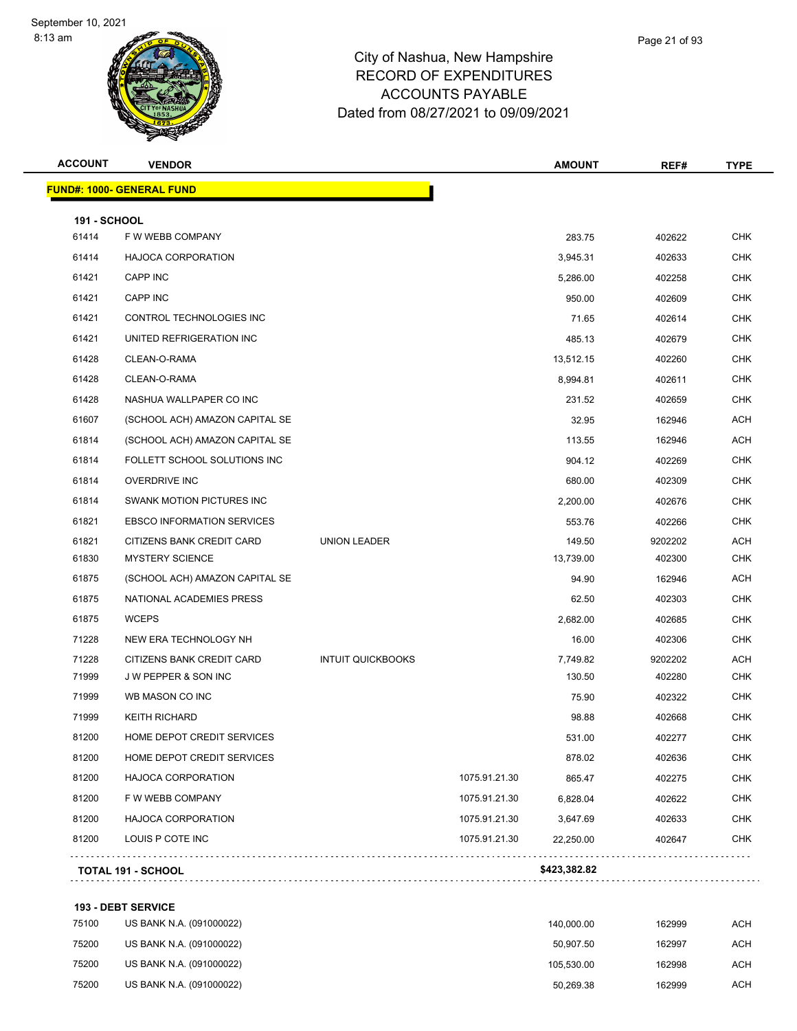City of Nashua, New Hampshire
RECORD OF EXPENDITURES
ACCOUNTS PAYABLE
Dated from 08/27/2021 to 09/09/2021

| ACCOUNT | VENDOR | | | AMOUNT | REF# | TYPE |
|---|---|---|---|---|---|---|
| **FUND#: 1000- GENERAL FUND** | | | | | | |
| **191 - SCHOOL** | | | | | | |
| 61414 | F W WEBB COMPANY | | | 283.75 | 402622 | CHK |
| 61414 | HAJOCA CORPORATION | | | 3,945.31 | 402633 | CHK |
| 61421 | CAPP INC | | | 5,286.00 | 402258 | CHK |
| 61421 | CAPP INC | | | 950.00 | 402609 | CHK |
| 61421 | CONTROL TECHNOLOGIES INC | | | 71.65 | 402614 | CHK |
| 61421 | UNITED REFRIGERATION INC | | | 485.13 | 402679 | CHK |
| 61428 | CLEAN-O-RAMA | | | 13,512.15 | 402260 | CHK |
| 61428 | CLEAN-O-RAMA | | | 8,994.81 | 402611 | CHK |
| 61428 | NASHUA WALLPAPER CO INC | | | 231.52 | 402659 | CHK |
| 61607 | (SCHOOL ACH) AMAZON CAPITAL SE | | | 32.95 | 162946 | ACH |
| 61814 | (SCHOOL ACH) AMAZON CAPITAL SE | | | 113.55 | 162946 | ACH |
| 61814 | FOLLETT SCHOOL SOLUTIONS INC | | | 904.12 | 402269 | CHK |
| 61814 | OVERDRIVE INC | | | 680.00 | 402309 | CHK |
| 61814 | SWANK MOTION PICTURES INC | | | 2,200.00 | 402676 | CHK |
| 61821 | EBSCO INFORMATION SERVICES | | | 553.76 | 402266 | CHK |
| 61821 | CITIZENS BANK CREDIT CARD | UNION LEADER | | 149.50 | 9202202 | ACH |
| 61830 | MYSTERY SCIENCE | | | 13,739.00 | 402300 | CHK |
| 61875 | (SCHOOL ACH) AMAZON CAPITAL SE | | | 94.90 | 162946 | ACH |
| 61875 | NATIONAL ACADEMIES PRESS | | | 62.50 | 402303 | CHK |
| 61875 | WCEPS | | | 2,682.00 | 402685 | CHK |
| 71228 | NEW ERA TECHNOLOGY NH | | | 16.00 | 402306 | CHK |
| 71228 | CITIZENS BANK CREDIT CARD | INTUIT QUICKBOOKS | | 7,749.82 | 9202202 | ACH |
| 71999 | J W PEPPER & SON INC | | | 130.50 | 402280 | CHK |
| 71999 | WB MASON CO INC | | | 75.90 | 402322 | CHK |
| 71999 | KEITH RICHARD | | | 98.88 | 402668 | CHK |
| 81200 | HOME DEPOT CREDIT SERVICES | | | 531.00 | 402277 | CHK |
| 81200 | HOME DEPOT CREDIT SERVICES | | | 878.02 | 402636 | CHK |
| 81200 | HAJOCA CORPORATION | | 1075.91.21.30 | 865.47 | 402275 | CHK |
| 81200 | F W WEBB COMPANY | | 1075.91.21.30 | 6,828.04 | 402622 | CHK |
| 81200 | HAJOCA CORPORATION | | 1075.91.21.30 | 3,647.69 | 402633 | CHK |
| 81200 | LOUIS P COTE INC | | 1075.91.21.30 | 22,250.00 | 402647 | CHK |
| **TOTAL 191 - SCHOOL** | | | | **$423,382.82** | | |
| **193 - DEBT SERVICE** | | | | | | |
| 75100 | US BANK N.A. (091000022) | | | 140,000.00 | 162999 | ACH |
| 75200 | US BANK N.A. (091000022) | | | 50,907.50 | 162997 | ACH |
| 75200 | US BANK N.A. (091000022) | | | 105,530.00 | 162998 | ACH |
| 75200 | US BANK N.A. (091000022) | | | 50,269.38 | 162999 | ACH |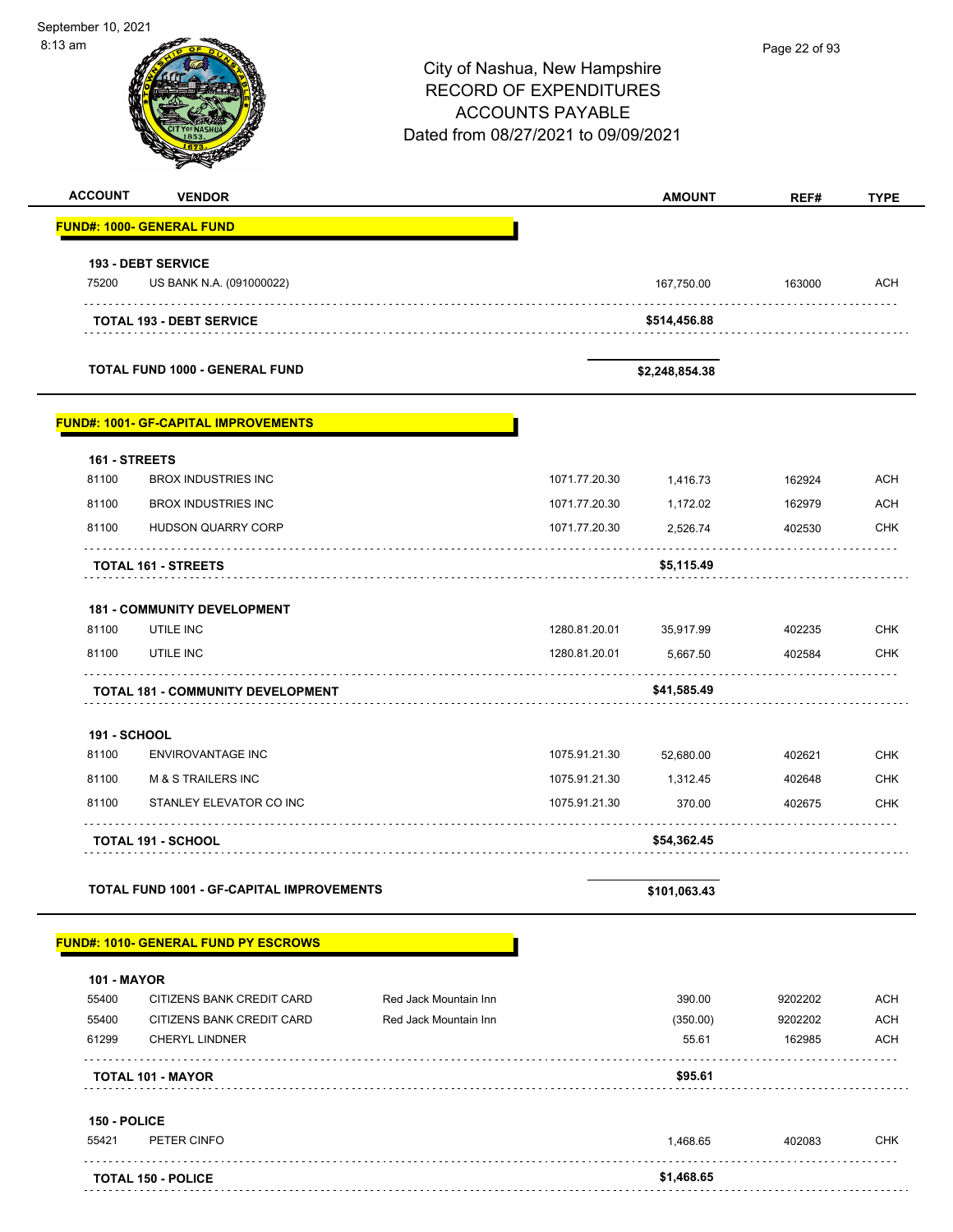City of Nashua, New Hampshire
RECORD OF EXPENDITURES
ACCOUNTS PAYABLE
Dated from 08/27/2021 to 09/09/2021

| ACCOUNT | VENDOR | | AMOUNT | REF# | TYPE |
|---|---|---|---|---|---|
| **FUND#: 1000- GENERAL FUND** | | | | | |
| **193 - DEBT SERVICE** | | | | | |
| 75200 | US BANK N.A. (091000022) | | 167,750.00 | 163000 | ACH |
| **TOTAL 193 - DEBT SERVICE** | | | **$514,456.88** | | |
| **TOTAL FUND 1000 - GENERAL FUND** | | | **$2,248,854.38** | | |
| **FUND#: 1001- GF-CAPITAL IMPROVEMENTS** | | | | | |
| **161 - STREETS** | | | | | |
| 81100 | BROX INDUSTRIES INC | 1071.77.20.30 | 1,416.73 | 162924 | ACH |
| 81100 | BROX INDUSTRIES INC | 1071.77.20.30 | 1,172.02 | 162979 | ACH |
| 81100 | HUDSON QUARRY CORP | 1071.77.20.30 | 2,526.74 | 402530 | CHK |
| **TOTAL 161 - STREETS** | | | **$5,115.49** | | |
| **181 - COMMUNITY DEVELOPMENT** | | | | | |
| 81100 | UTILE INC | 1280.81.20.01 | 35,917.99 | 402235 | CHK |
| 81100 | UTILE INC | 1280.81.20.01 | 5,667.50 | 402584 | CHK |
| **TOTAL 181 - COMMUNITY DEVELOPMENT** | | | **$41,585.49** | | |
| **191 - SCHOOL** | | | | | |
| 81100 | ENVIROVANTAGE INC | 1075.91.21.30 | 52,680.00 | 402621 | CHK |
| 81100 | M & S TRAILERS INC | 1075.91.21.30 | 1,312.45 | 402648 | CHK |
| 81100 | STANLEY ELEVATOR CO INC | 1075.91.21.30 | 370.00 | 402675 | CHK |
| **TOTAL 191 - SCHOOL** | | | **$54,362.45** | | |
| **TOTAL FUND 1001 - GF-CAPITAL IMPROVEMENTS** | | | **$101,063.43** | | |
| **FUND#: 1010- GENERAL FUND PY ESCROWS** | | | | | |
| **101 - MAYOR** | | | | | |
| 55400 | CITIZENS BANK CREDIT CARD | Red Jack Mountain Inn | 390.00 | 9202202 | ACH |
| 55400 | CITIZENS BANK CREDIT CARD | Red Jack Mountain Inn | (350.00) | 9202202 | ACH |
| 61299 | CHERYL LINDNER | | 55.61 | 162985 | ACH |
| **TOTAL 101 - MAYOR** | | | **$95.61** | | |
| **150 - POLICE** | | | | | |
| 55421 | PETER CINFO | | 1,468.65 | 402083 | CHK |
| **TOTAL 150 - POLICE** | | | **$1,468.65** | | |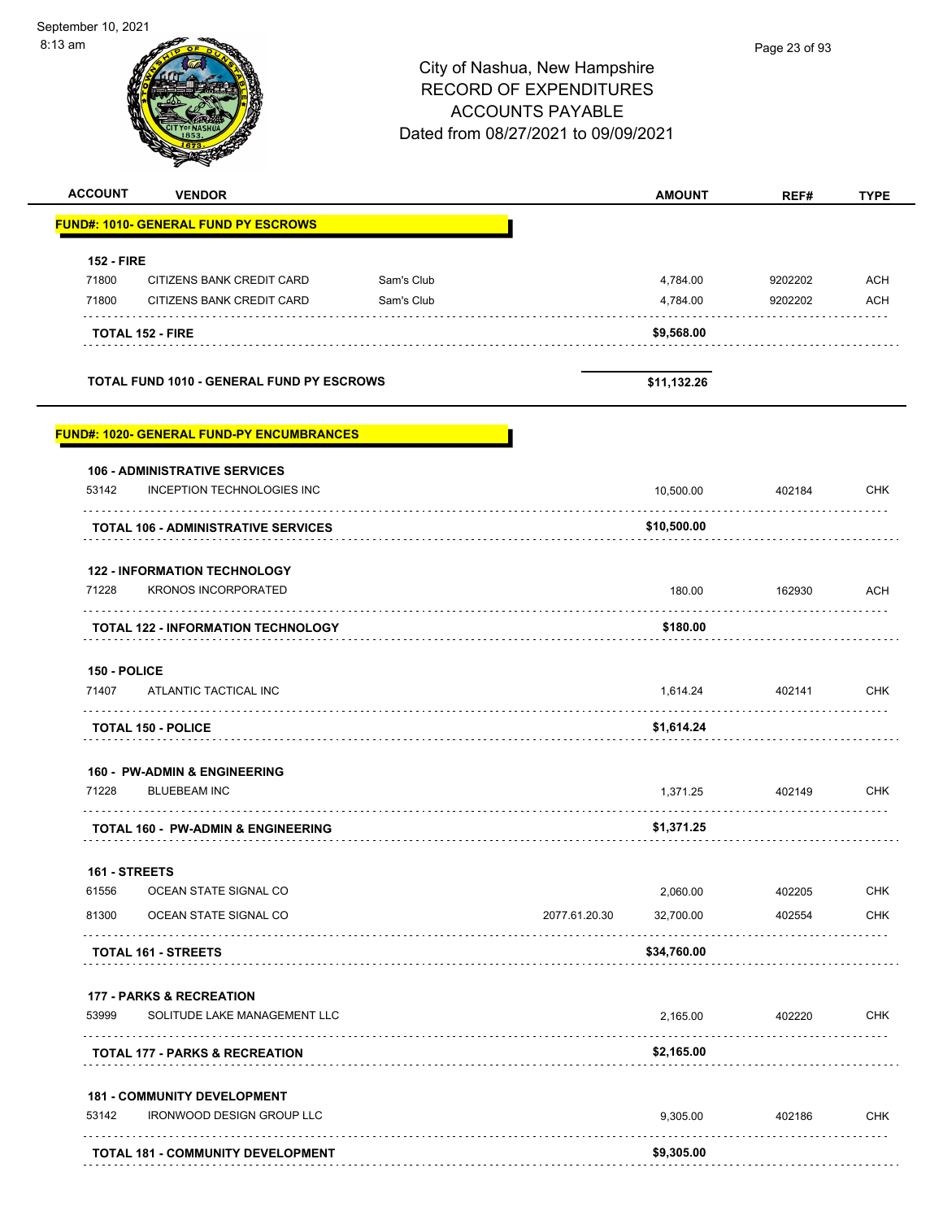# City of Nashua, New Hampshire
## RECORD OF EXPENDITURES
## ACCOUNTS PAYABLE
## Dated from 08/27/2021 to 09/09/2021

| ACCOUNT | VENDOR | | | AMOUNT | REF# | TYPE |
|---|---|---|---|---|---|---|
| **FUND#: 1010- GENERAL FUND PY ESCROWS** | | | | | | |
| **152 - FIRE** | | | | | | |
| 71800 | CITIZENS BANK CREDIT CARD | Sam's Club | | 4,784.00 | 9202202 | ACH |
| 71800 | CITIZENS BANK CREDIT CARD | Sam's Club | | 4,784.00 | 9202202 | ACH |
| **TOTAL 152 - FIRE** | | | | **$9,568.00** | | |
| **TOTAL FUND 1010 - GENERAL FUND PY ESCROWS** | | | | **$11,132.26** | | |
| **FUND#: 1020- GENERAL FUND-PY ENCUMBRANCES** | | | | | | |
| **106 - ADMINISTRATIVE SERVICES** | | | | | | |
| 53142 | INCEPTION TECHNOLOGIES INC | | | 10,500.00 | 402184 | CHK |
| **TOTAL 106 - ADMINISTRATIVE SERVICES** | | | | **$10,500.00** | | |
| **122 - INFORMATION TECHNOLOGY** | | | | | | |
| 71228 | KRONOS INCORPORATED | | | 180.00 | 162930 | ACH |
| **TOTAL 122 - INFORMATION TECHNOLOGY** | | | | **$180.00** | | |
| **150 - POLICE** | | | | | | |
| 71407 | ATLANTIC TACTICAL INC | | | 1,614.24 | 402141 | CHK |
| **TOTAL 150 - POLICE** | | | | **$1,614.24** | | |
| **160 - PW-ADMIN & ENGINEERING** | | | | | | |
| 71228 | BLUEBEAM INC | | | 1,371.25 | 402149 | CHK |
| **TOTAL 160 - PW-ADMIN & ENGINEERING** | | | | **$1,371.25** | | |
| **161 - STREETS** | | | | | | |
| 61556 | OCEAN STATE SIGNAL CO | | | 2,060.00 | 402205 | CHK |
| 81300 | OCEAN STATE SIGNAL CO | | 2077.61.20.30 | 32,700.00 | 402554 | CHK |
| **TOTAL 161 - STREETS** | | | | **$34,760.00** | | |
| **177 - PARKS & RECREATION** | | | | | | |
| 53999 | SOLITUDE LAKE MANAGEMENT LLC | | | 2,165.00 | 402220 | CHK |
| **TOTAL 177 - PARKS & RECREATION** | | | | **$2,165.00** | | |
| **181 - COMMUNITY DEVELOPMENT** | | | | | | |
| 53142 | IRONWOOD DESIGN GROUP LLC | | | 9,305.00 | 402186 | CHK |
| **TOTAL 181 - COMMUNITY DEVELOPMENT** | | | | **$9,305.00** | | |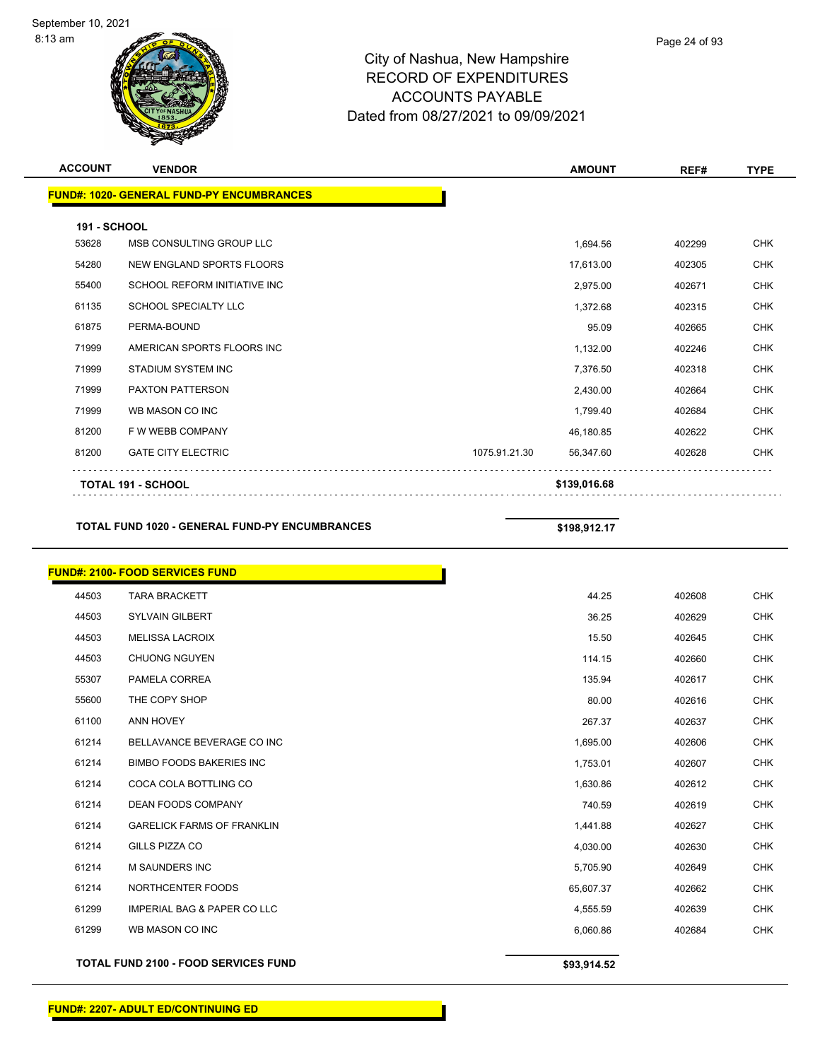# City of Nashua, New Hampshire
## RECORD OF EXPENDITURES
## ACCOUNTS PAYABLE
### Dated from 08/27/2021 to 09/09/2021

| ACCOUNT | VENDOR | | AMOUNT | REF# | TYPE |
|---|---|---|---|---|---|
| **FUND#: 1020- GENERAL FUND-PY ENCUMBRANCES** | | | | | |
| **191 - SCHOOL** | | | | | |
| 53628 | MSB CONSULTING GROUP LLC | | 1,694.56 | 402299 | CHK |
| 54280 | NEW ENGLAND SPORTS FLOORS | | 17,613.00 | 402305 | CHK |
| 55400 | SCHOOL REFORM INITIATIVE INC | | 2,975.00 | 402671 | CHK |
| 61135 | SCHOOL SPECIALTY LLC | | 1,372.68 | 402315 | CHK |
| 61875 | PERMA-BOUND | | 95.09 | 402665 | CHK |
| 71999 | AMERICAN SPORTS FLOORS INC | | 1,132.00 | 402246 | CHK |
| 71999 | STADIUM SYSTEM INC | | 7,376.50 | 402318 | CHK |
| 71999 | PAXTON PATTERSON | | 2,430.00 | 402664 | CHK |
| 71999 | WB MASON CO INC | | 1,799.40 | 402684 | CHK |
| 81200 | F W WEBB COMPANY | | 46,180.85 | 402622 | CHK |
| 81200 | GATE CITY ELECTRIC | 1075.91.21.30 | 56,347.60 | 402628 | CHK |
| **TOTAL 191 - SCHOOL** | | | **$139,016.68** | | |
| **TOTAL FUND 1020 - GENERAL FUND-PY ENCUMBRANCES** | | | **$198,912.17** | | |

| ACCOUNT | VENDOR | AMOUNT | REF# | TYPE |
|---|---|---|---|---|
| **FUND#: 2100- FOOD SERVICES FUND** | | | | |
| 44503 | TARA BRACKETT | 44.25 | 402608 | CHK |
| 44503 | SYLVAIN GILBERT | 36.25 | 402629 | CHK |
| 44503 | MELISSA LACROIX | 15.50 | 402645 | CHK |
| 44503 | CHUONG NGUYEN | 114.15 | 402660 | CHK |
| 55307 | PAMELA CORREA | 135.94 | 402617 | CHK |
| 55600 | THE COPY SHOP | 80.00 | 402616 | CHK |
| 61100 | ANN HOVEY | 267.37 | 402637 | CHK |
| 61214 | BELLAVANCE BEVERAGE CO INC | 1,695.00 | 402606 | CHK |
| 61214 | BIMBO FOODS BAKERIES INC | 1,753.01 | 402607 | CHK |
| 61214 | COCA COLA BOTTLING CO | 1,630.86 | 402612 | CHK |
| 61214 | DEAN FOODS COMPANY | 740.59 | 402619 | CHK |
| 61214 | GARELICK FARMS OF FRANKLIN | 1,441.88 | 402627 | CHK |
| 61214 | GILLS PIZZA CO | 4,030.00 | 402630 | CHK |
| 61214 | M SAUNDERS INC | 5,705.90 | 402649 | CHK |
| 61214 | NORTHCENTER FOODS | 65,607.37 | 402662 | CHK |
| 61299 | IMPERIAL BAG & PAPER CO LLC | 4,555.59 | 402639 | CHK |
| 61299 | WB MASON CO INC | 6,060.86 | 402684 | CHK |
| **TOTAL FUND 2100 - FOOD SERVICES FUND** | | **$93,914.52** | | |

**FUND#: 2207- ADULT ED/CONTINUING ED**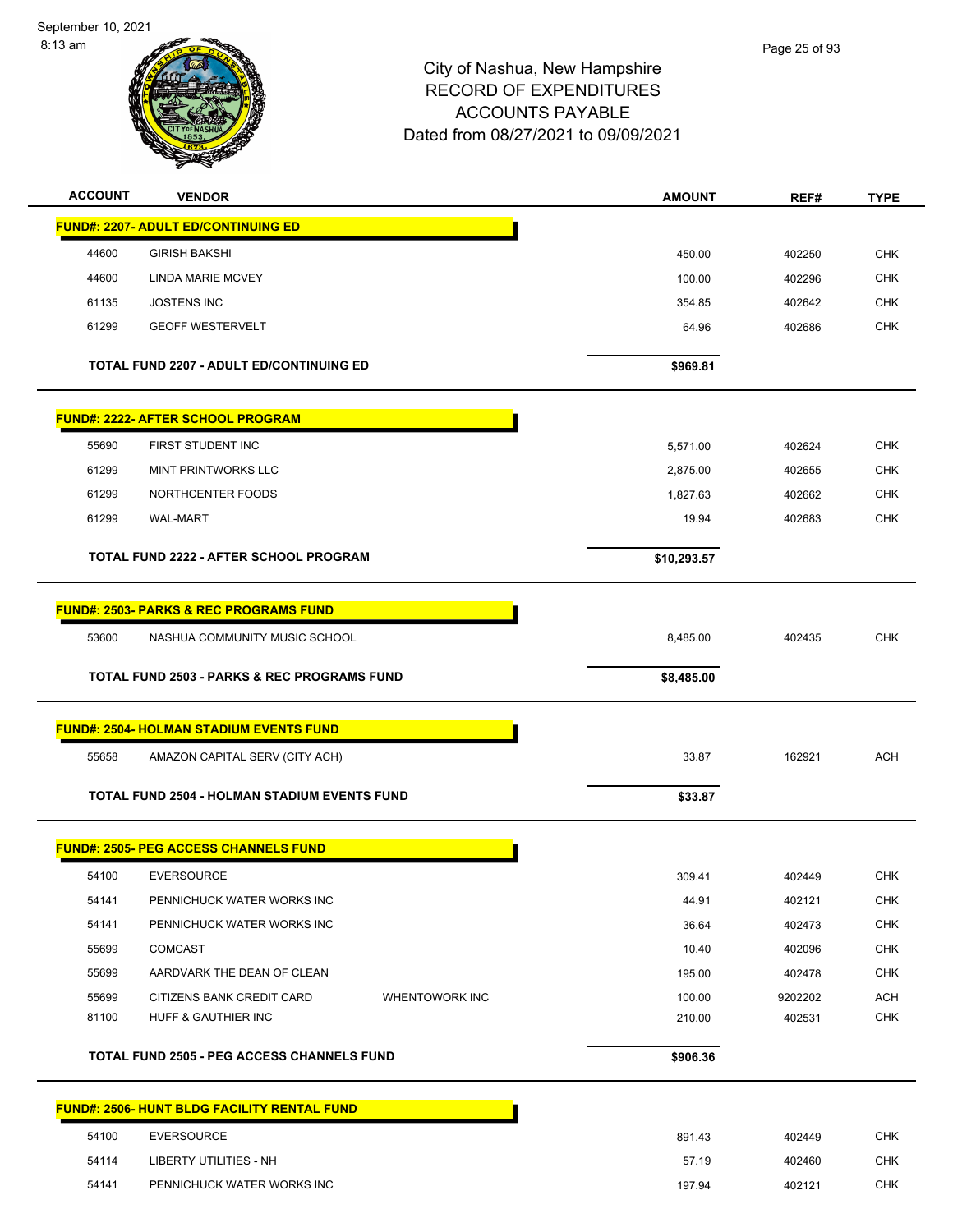September 10, 2021
8:13 am

City of Nashua, New Hampshire
RECORD OF EXPENDITURES
ACCOUNTS PAYABLE
Dated from 08/27/2021 to 09/09/2021

| ACCOUNT | VENDOR | | AMOUNT | REF# | TYPE |
|---|---|---|---|---|---|
| **FUND#: 2207- ADULT ED/CONTINUING ED** | | | | | |
| 44600 | GIRISH BAKSHI | | 450.00 | 402250 | CHK |
| 44600 | LINDA MARIE MCVEY | | 100.00 | 402296 | CHK |
| 61135 | JOSTENS INC | | 354.85 | 402642 | CHK |
| 61299 | GEOFF WESTERVELT | | 64.96 | 402686 | CHK |
| **TOTAL FUND 2207 - ADULT ED/CONTINUING ED** | | | **$969.81** | | |
| **FUND#: 2222- AFTER SCHOOL PROGRAM** | | | | | |
| 55690 | FIRST STUDENT INC | | 5,571.00 | 402624 | CHK |
| 61299 | MINT PRINTWORKS LLC | | 2,875.00 | 402655 | CHK |
| 61299 | NORTHCENTER FOODS | | 1,827.63 | 402662 | CHK |
| 61299 | WAL-MART | | 19.94 | 402683 | CHK |
| **TOTAL FUND 2222 - AFTER SCHOOL PROGRAM** | | | **$10,293.57** | | |
| **FUND#: 2503- PARKS & REC PROGRAMS FUND** | | | | | |
| 53600 | NASHUA COMMUNITY MUSIC SCHOOL | | 8,485.00 | 402435 | CHK |
| **TOTAL FUND 2503 - PARKS & REC PROGRAMS FUND** | | | **$8,485.00** | | |
| **FUND#: 2504- HOLMAN STADIUM EVENTS FUND** | | | | | |
| 55658 | AMAZON CAPITAL SERV (CITY ACH) | | 33.87 | 162921 | ACH |
| **TOTAL FUND 2504 - HOLMAN STADIUM EVENTS FUND** | | | **$33.87** | | |
| **FUND#: 2505- PEG ACCESS CHANNELS FUND** | | | | | |
| 54100 | EVERSOURCE | | 309.41 | 402449 | CHK |
| 54141 | PENNICHUCK WATER WORKS INC | | 44.91 | 402121 | CHK |
| 54141 | PENNICHUCK WATER WORKS INC | | 36.64 | 402473 | CHK |
| 55699 | COMCAST | | 10.40 | 402096 | CHK |
| 55699 | AARDVARK THE DEAN OF CLEAN | | 195.00 | 402478 | CHK |
| 55699 | CITIZENS BANK CREDIT CARD | WHENTOWORK INC | 100.00 | 9202202 | ACH |
| 81100 | HUFF & GAUTHIER INC | | 210.00 | 402531 | CHK |
| **TOTAL FUND 2505 - PEG ACCESS CHANNELS FUND** | | | **$906.36** | | |
| **FUND#: 2506- HUNT BLDG FACILITY RENTAL FUND** | | | | | |
| 54100 | EVERSOURCE | | 891.43 | 402449 | CHK |
| 54114 | LIBERTY UTILITIES - NH | | 57.19 | 402460 | CHK |
| 54141 | PENNICHUCK WATER WORKS INC | | 197.94 | 402121 | CHK |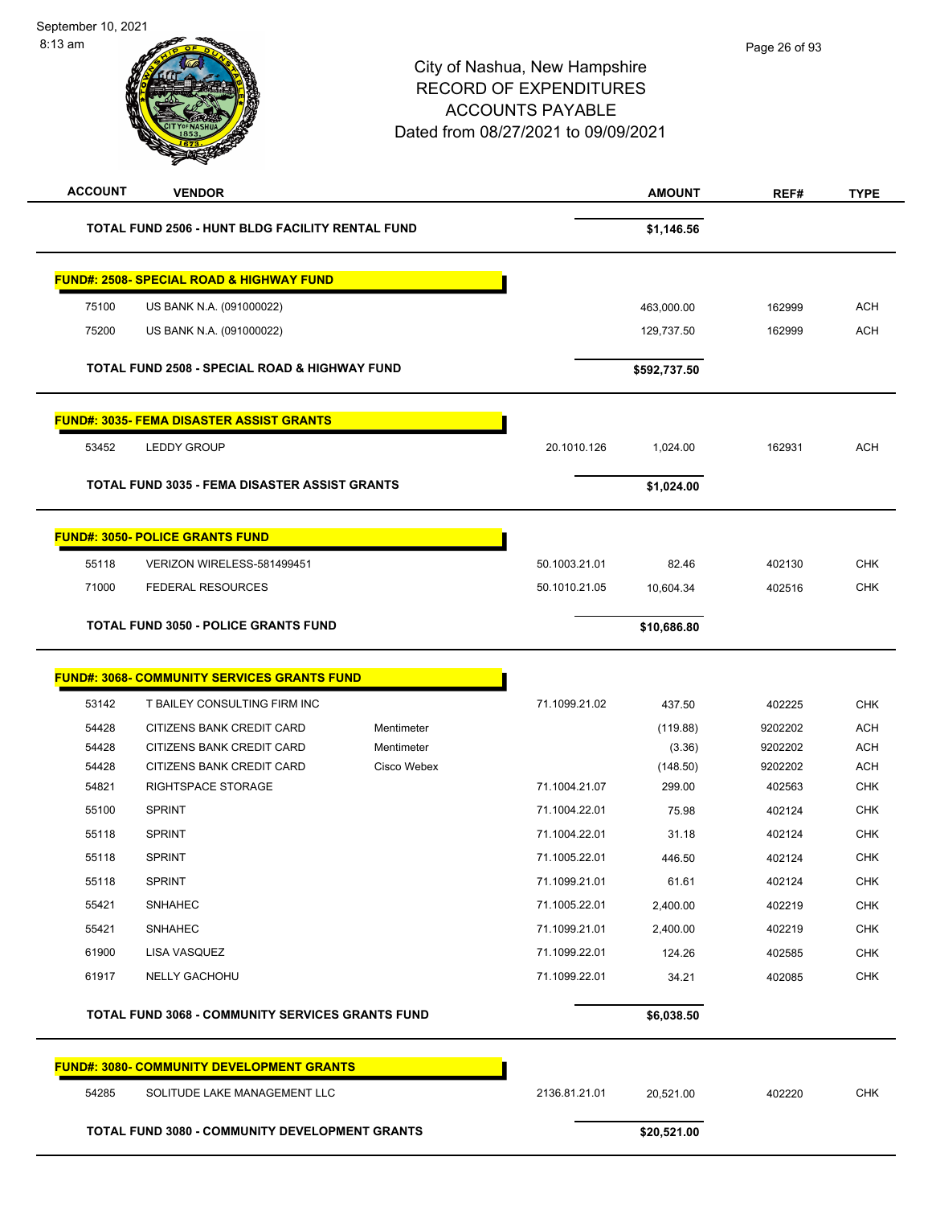# City of Nashua, New Hampshire
## RECORD OF EXPENDITURES
## ACCOUNTS PAYABLE
## Dated from 08/27/2021 to 09/09/2021

September 10, 2021
8:13 am

| ACCOUNT | VENDOR | | | AMOUNT | REF# | TYPE |
|---|---|---|---|---|---|---|
| **TOTAL FUND 2506 - HUNT BLDG FACILITY RENTAL FUND** | | | | **$1,146.56** | | |
| **FUND#: 2508- SPECIAL ROAD & HIGHWAY FUND** | | | | | | |
| 75100 | US BANK N.A. (091000022) | | | 463,000.00 | 162999 | ACH |
| 75200 | US BANK N.A. (091000022) | | | 129,737.50 | 162999 | ACH |
| **TOTAL FUND 2508 - SPECIAL ROAD & HIGHWAY FUND** | | | | **$592,737.50** | | |
| **FUND#: 3035- FEMA DISASTER ASSIST GRANTS** | | | | | | |
| 53452 | LEDDY GROUP | | 20.1010.126 | 1,024.00 | 162931 | ACH |
| **TOTAL FUND 3035 - FEMA DISASTER ASSIST GRANTS** | | | | **$1,024.00** | | |
| **FUND#: 3050- POLICE GRANTS FUND** | | | | | | |
| 55118 | VERIZON WIRELESS-581499451 | | 50.1003.21.01 | 82.46 | 402130 | CHK |
| 71000 | FEDERAL RESOURCES | | 50.1010.21.05 | 10,604.34 | 402516 | CHK |
| **TOTAL FUND 3050 - POLICE GRANTS FUND** | | | | **$10,686.80** | | |
| **FUND#: 3068- COMMUNITY SERVICES GRANTS FUND** | | | | | | |
| 53142 | T BAILEY CONSULTING FIRM INC | | 71.1099.21.02 | 437.50 | 402225 | CHK |
| 54428 | CITIZENS BANK CREDIT CARD | Mentimeter | | (119.88) | 9202202 | ACH |
| 54428 | CITIZENS BANK CREDIT CARD | Mentimeter | | (3.36) | 9202202 | ACH |
| 54428 | CITIZENS BANK CREDIT CARD | Cisco Webex | | (148.50) | 9202202 | ACH |
| 54821 | RIGHTSPACE STORAGE | | 71.1004.21.07 | 299.00 | 402563 | CHK |
| 55100 | SPRINT | | 71.1004.22.01 | 75.98 | 402124 | CHK |
| 55118 | SPRINT | | 71.1004.22.01 | 31.18 | 402124 | CHK |
| 55118 | SPRINT | | 71.1005.22.01 | 446.50 | 402124 | CHK |
| 55118 | SPRINT | | 71.1099.21.01 | 61.61 | 402124 | CHK |
| 55421 | SNHAHEC | | 71.1005.22.01 | 2,400.00 | 402219 | CHK |
| 55421 | SNHAHEC | | 71.1099.21.01 | 2,400.00 | 402219 | CHK |
| 61900 | LISA VASQUEZ | | 71.1099.22.01 | 124.26 | 402585 | CHK |
| 61917 | NELLY GACHOHU | | 71.1099.22.01 | 34.21 | 402085 | CHK |
| **TOTAL FUND 3068 - COMMUNITY SERVICES GRANTS FUND** | | | | **$6,038.50** | | |
| **FUND#: 3080- COMMUNITY DEVELOPMENT GRANTS** | | | | | | |
| 54285 | SOLITUDE LAKE MANAGEMENT LLC | | 2136.81.21.01 | 20,521.00 | 402220 | CHK |
| **TOTAL FUND 3080 - COMMUNITY DEVELOPMENT GRANTS** | | | | **$20,521.00** | | |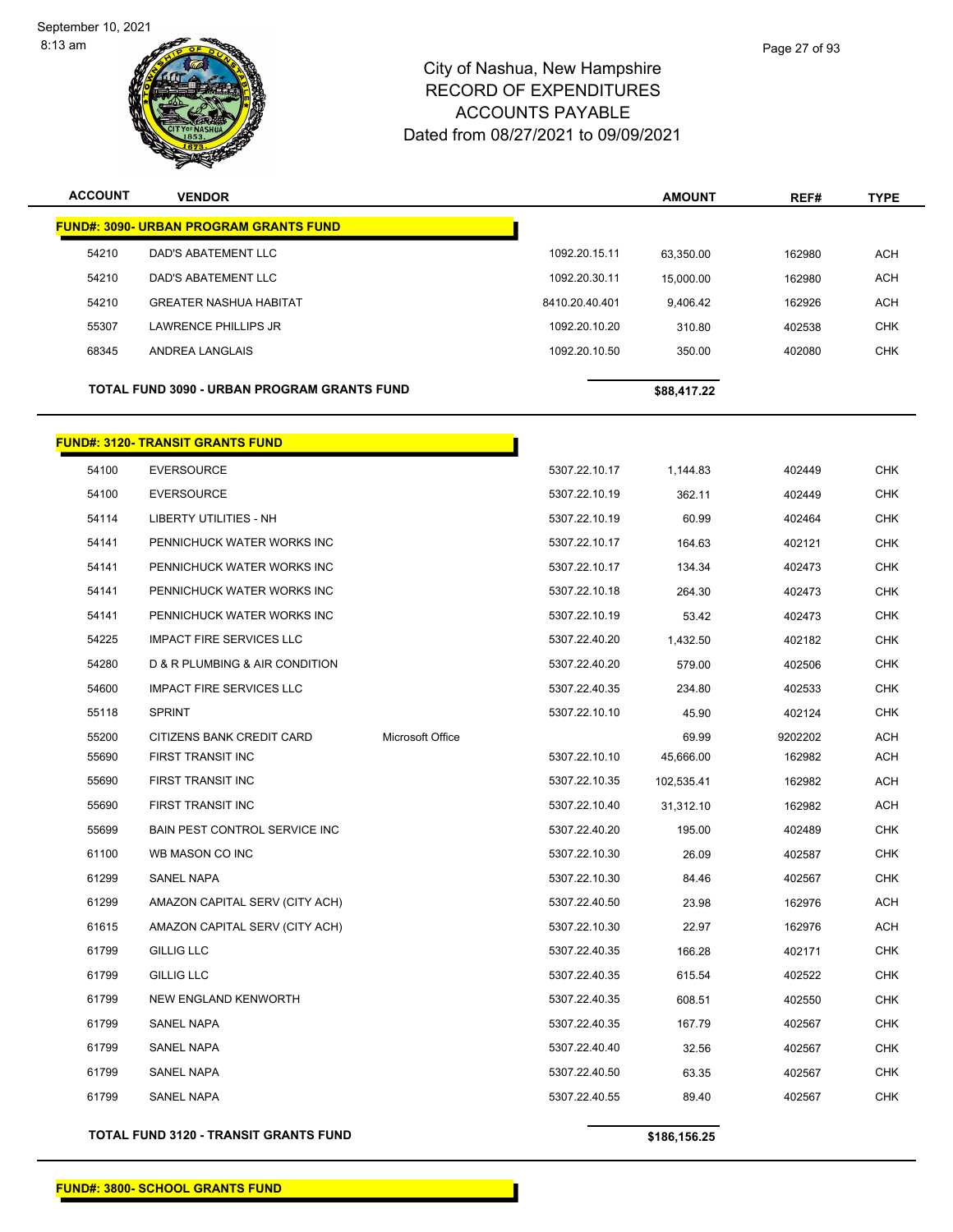# City of Nashua, New Hampshire
## RECORD OF EXPENDITURES
## ACCOUNTS PAYABLE
### Dated from 08/27/2021 to 09/09/2021

September 10, 2021
8:13 am

| ACCOUNT | VENDOR | | | AMOUNT | REF# | TYPE |
|---|---|---|---|---|---|---|
| **FUND#: 3090- URBAN PROGRAM GRANTS FUND** | | | | | | |
| 54210 | DAD'S ABATEMENT LLC | | 1092.20.15.11 | 63,350.00 | 162980 | ACH |
| 54210 | DAD'S ABATEMENT LLC | | 1092.20.30.11 | 15,000.00 | 162980 | ACH |
| 54210 | GREATER NASHUA HABITAT | | 8410.20.40.401 | 9,406.42 | 162926 | ACH |
| 55307 | LAWRENCE PHILLIPS JR | | 1092.20.10.20 | 310.80 | 402538 | CHK |
| 68345 | ANDREA LANGLAIS | | 1092.20.10.50 | 350.00 | 402080 | CHK |
| **TOTAL FUND 3090 - URBAN PROGRAM GRANTS FUND** | | | | **$88,417.22** | | |

| ACCOUNT | VENDOR | | | AMOUNT | REF# | TYPE |
|---|---|---|---|---|---|---|
| **FUND#: 3120- TRANSIT GRANTS FUND** | | | | | | |
| 54100 | EVERSOURCE | | 5307.22.10.17 | 1,144.83 | 402449 | CHK |
| 54100 | EVERSOURCE | | 5307.22.10.19 | 362.11 | 402449 | CHK |
| 54114 | LIBERTY UTILITIES - NH | | 5307.22.10.19 | 60.99 | 402464 | CHK |
| 54141 | PENNICHUCK WATER WORKS INC | | 5307.22.10.17 | 164.63 | 402121 | CHK |
| 54141 | PENNICHUCK WATER WORKS INC | | 5307.22.10.17 | 134.34 | 402473 | CHK |
| 54141 | PENNICHUCK WATER WORKS INC | | 5307.22.10.18 | 264.30 | 402473 | CHK |
| 54141 | PENNICHUCK WATER WORKS INC | | 5307.22.10.19 | 53.42 | 402473 | CHK |
| 54225 | IMPACT FIRE SERVICES LLC | | 5307.22.40.20 | 1,432.50 | 402182 | CHK |
| 54280 | D & R PLUMBING & AIR CONDITION | | 5307.22.40.20 | 579.00 | 402506 | CHK |
| 54600 | IMPACT FIRE SERVICES LLC | | 5307.22.40.35 | 234.80 | 402533 | CHK |
| 55118 | SPRINT | | 5307.22.10.10 | 45.90 | 402124 | CHK |
| 55200 | CITIZENS BANK CREDIT CARD | Microsoft Office | | 69.99 | 9202202 | ACH |
| 55690 | FIRST TRANSIT INC | | 5307.22.10.10 | 45,666.00 | 162982 | ACH |
| 55690 | FIRST TRANSIT INC | | 5307.22.10.35 | 102,535.41 | 162982 | ACH |
| 55690 | FIRST TRANSIT INC | | 5307.22.10.40 | 31,312.10 | 162982 | ACH |
| 55699 | BAIN PEST CONTROL SERVICE INC | | 5307.22.40.20 | 195.00 | 402489 | CHK |
| 61100 | WB MASON CO INC | | 5307.22.10.30 | 26.09 | 402587 | CHK |
| 61299 | SANEL NAPA | | 5307.22.10.30 | 84.46 | 402567 | CHK |
| 61299 | AMAZON CAPITAL SERV (CITY ACH) | | 5307.22.40.50 | 23.98 | 162976 | ACH |
| 61615 | AMAZON CAPITAL SERV (CITY ACH) | | 5307.22.10.30 | 22.97 | 162976 | ACH |
| 61799 | GILLIG LLC | | 5307.22.40.35 | 166.28 | 402171 | CHK |
| 61799 | GILLIG LLC | | 5307.22.40.35 | 615.54 | 402522 | CHK |
| 61799 | NEW ENGLAND KENWORTH | | 5307.22.40.35 | 608.51 | 402550 | CHK |
| 61799 | SANEL NAPA | | 5307.22.40.35 | 167.79 | 402567 | CHK |
| 61799 | SANEL NAPA | | 5307.22.40.40 | 32.56 | 402567 | CHK |
| 61799 | SANEL NAPA | | 5307.22.40.50 | 63.35 | 402567 | CHK |
| 61799 | SANEL NAPA | | 5307.22.40.55 | 89.40 | 402567 | CHK |
| **TOTAL FUND 3120 - TRANSIT GRANTS FUND** | | | | **$186,156.25** | | |

**FUND#: 3800- SCHOOL GRANTS FUND**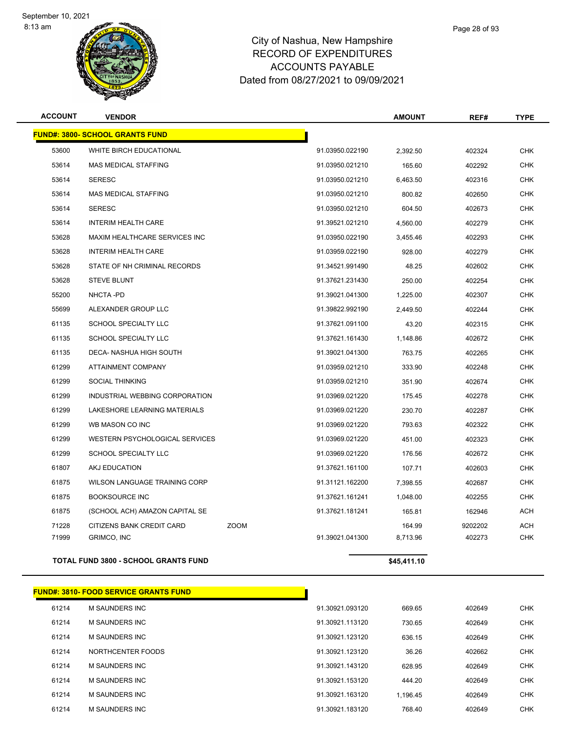City of Nashua, New Hampshire
RECORD OF EXPENDITURES
ACCOUNTS PAYABLE
Dated from 08/27/2021 to 09/09/2021

| ACCOUNT | VENDOR | | | AMOUNT | REF# | TYPE |
|---|---|---|---|---|---|---|
| **FUND#: 3800- SCHOOL GRANTS FUND** | | | | | | |
| 53600 | WHITE BIRCH EDUCATIONAL | | 91.03950.022190 | 2,392.50 | 402324 | CHK |
| 53614 | MAS MEDICAL STAFFING | | 91.03950.021210 | 165.60 | 402292 | CHK |
| 53614 | SERESC | | 91.03950.021210 | 6,463.50 | 402316 | CHK |
| 53614 | MAS MEDICAL STAFFING | | 91.03950.021210 | 800.82 | 402650 | CHK |
| 53614 | SERESC | | 91.03950.021210 | 604.50 | 402673 | CHK |
| 53614 | INTERIM HEALTH CARE | | 91.39521.021210 | 4,560.00 | 402279 | CHK |
| 53628 | MAXIM HEALTHCARE SERVICES INC | | 91.03950.022190 | 3,455.46 | 402293 | CHK |
| 53628 | INTERIM HEALTH CARE | | 91.03959.022190 | 928.00 | 402279 | CHK |
| 53628 | STATE OF NH CRIMINAL RECORDS | | 91.34521.991490 | 48.25 | 402602 | CHK |
| 53628 | STEVE BLUNT | | 91.37621.231430 | 250.00 | 402254 | CHK |
| 55200 | NHCTA -PD | | 91.39021.041300 | 1,225.00 | 402307 | CHK |
| 55699 | ALEXANDER GROUP LLC | | 91.39822.992190 | 2,449.50 | 402244 | CHK |
| 61135 | SCHOOL SPECIALTY LLC | | 91.37621.091100 | 43.20 | 402315 | CHK |
| 61135 | SCHOOL SPECIALTY LLC | | 91.37621.161430 | 1,148.86 | 402672 | CHK |
| 61135 | DECA- NASHUA HIGH SOUTH | | 91.39021.041300 | 763.75 | 402265 | CHK |
| 61299 | ATTAINMENT COMPANY | | 91.03959.021210 | 333.90 | 402248 | CHK |
| 61299 | SOCIAL THINKING | | 91.03959.021210 | 351.90 | 402674 | CHK |
| 61299 | INDUSTRIAL WEBBING CORPORATION | | 91.03969.021220 | 175.45 | 402278 | CHK |
| 61299 | LAKESHORE LEARNING MATERIALS | | 91.03969.021220 | 230.70 | 402287 | CHK |
| 61299 | WB MASON CO INC | | 91.03969.021220 | 793.63 | 402322 | CHK |
| 61299 | WESTERN PSYCHOLOGICAL SERVICES | | 91.03969.021220 | 451.00 | 402323 | CHK |
| 61299 | SCHOOL SPECIALTY LLC | | 91.03969.021220 | 176.56 | 402672 | CHK |
| 61807 | AKJ EDUCATION | | 91.37621.161100 | 107.71 | 402603 | CHK |
| 61875 | WILSON LANGUAGE TRAINING CORP | | 91.31121.162200 | 7,398.55 | 402687 | CHK |
| 61875 | BOOKSOURCE INC | | 91.37621.161241 | 1,048.00 | 402255 | CHK |
| 61875 | (SCHOOL ACH) AMAZON CAPITAL SE | | 91.37621.181241 | 165.81 | 162946 | ACH |
| 71228 | CITIZENS BANK CREDIT CARD | ZOOM | | 164.99 | 9202202 | ACH |
| 71999 | GRIMCO, INC | | 91.39021.041300 | 8,713.96 | 402273 | CHK |
| **TOTAL FUND 3800 - SCHOOL GRANTS FUND** | | | | **$45,411.10** | | |

| ACCOUNT | VENDOR | | AMOUNT | REF# | TYPE |
|---|---|---|---|---|---|
| **FUND#: 3810- FOOD SERVICE GRANTS FUND** | | | | | |
| 61214 | M SAUNDERS INC | 91.30921.093120 | 669.65 | 402649 | CHK |
| 61214 | M SAUNDERS INC | 91.30921.113120 | 730.65 | 402649 | CHK |
| 61214 | M SAUNDERS INC | 91.30921.123120 | 636.15 | 402649 | CHK |
| 61214 | NORTHCENTER FOODS | 91.30921.123120 | 36.26 | 402662 | CHK |
| 61214 | M SAUNDERS INC | 91.30921.143120 | 628.95 | 402649 | CHK |
| 61214 | M SAUNDERS INC | 91.30921.153120 | 444.20 | 402649 | CHK |
| 61214 | M SAUNDERS INC | 91.30921.163120 | 1,196.45 | 402649 | CHK |
| 61214 | M SAUNDERS INC | 91.30921.183120 | 768.40 | 402649 | CHK |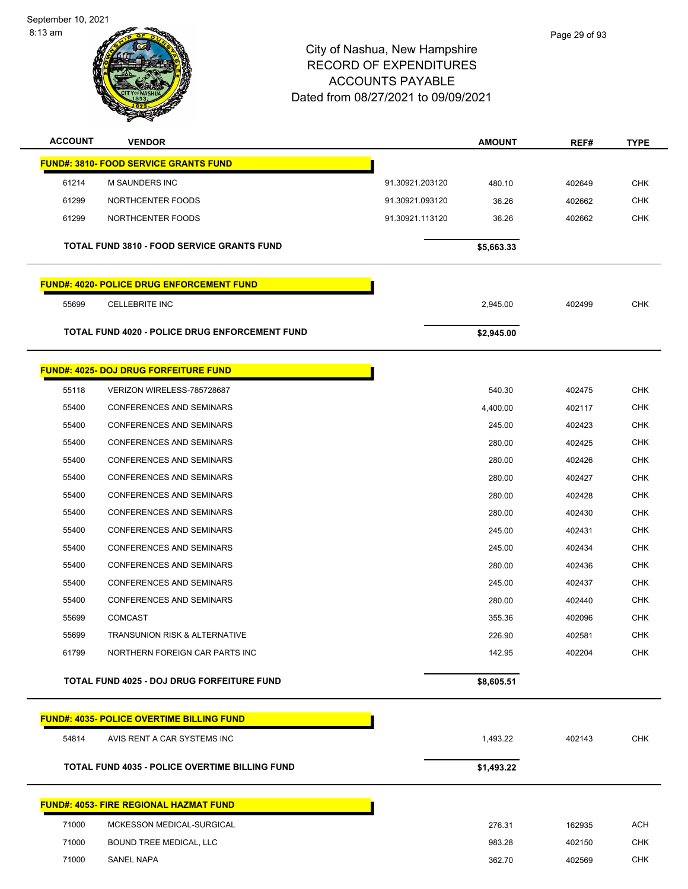City of Nashua, New Hampshire
RECORD OF EXPENDITURES
ACCOUNTS PAYABLE
Dated from 08/27/2021 to 09/09/2021

| ACCOUNT | VENDOR | | AMOUNT | REF# | TYPE |
|---|---|---|---|---|---|
| **FUND#: 3810- FOOD SERVICE GRANTS FUND** | | | | | |
| 61214 | M SAUNDERS INC | 91.30921.203120 | 480.10 | 402649 | CHK |
| 61299 | NORTHCENTER FOODS | 91.30921.093120 | 36.26 | 402662 | CHK |
| 61299 | NORTHCENTER FOODS | 91.30921.113120 | 36.26 | 402662 | CHK |
| **TOTAL FUND 3810 - FOOD SERVICE GRANTS FUND** | | | **$5,663.33** | | |
| **FUND#: 4020- POLICE DRUG ENFORCEMENT FUND** | | | | | |
| 55699 | CELLEBRITE INC | | 2,945.00 | 402499 | CHK |
| **TOTAL FUND 4020 - POLICE DRUG ENFORCEMENT FUND** | | | **$2,945.00** | | |
| **FUND#: 4025- DOJ DRUG FORFEITURE FUND** | | | | | |
| 55118 | VERIZON WIRELESS-785728687 | | 540.30 | 402475 | CHK |
| 55400 | CONFERENCES AND SEMINARS | | 4,400.00 | 402117 | CHK |
| 55400 | CONFERENCES AND SEMINARS | | 245.00 | 402423 | CHK |
| 55400 | CONFERENCES AND SEMINARS | | 280.00 | 402425 | CHK |
| 55400 | CONFERENCES AND SEMINARS | | 280.00 | 402426 | CHK |
| 55400 | CONFERENCES AND SEMINARS | | 280.00 | 402427 | CHK |
| 55400 | CONFERENCES AND SEMINARS | | 280.00 | 402428 | CHK |
| 55400 | CONFERENCES AND SEMINARS | | 280.00 | 402430 | CHK |
| 55400 | CONFERENCES AND SEMINARS | | 245.00 | 402431 | CHK |
| 55400 | CONFERENCES AND SEMINARS | | 245.00 | 402434 | CHK |
| 55400 | CONFERENCES AND SEMINARS | | 280.00 | 402436 | CHK |
| 55400 | CONFERENCES AND SEMINARS | | 245.00 | 402437 | CHK |
| 55400 | CONFERENCES AND SEMINARS | | 280.00 | 402440 | CHK |
| 55699 | COMCAST | | 355.36 | 402096 | CHK |
| 55699 | TRANSUNION RISK & ALTERNATIVE | | 226.90 | 402581 | CHK |
| 61799 | NORTHERN FOREIGN CAR PARTS INC | | 142.95 | 402204 | CHK |
| **TOTAL FUND 4025 - DOJ DRUG FORFEITURE FUND** | | | **$8,605.51** | | |
| **FUND#: 4035- POLICE OVERTIME BILLING FUND** | | | | | |
| 54814 | AVIS RENT A CAR SYSTEMS INC | | 1,493.22 | 402143 | CHK |
| **TOTAL FUND 4035 - POLICE OVERTIME BILLING FUND** | | | **$1,493.22** | | |
| **FUND#: 4053- FIRE REGIONAL HAZMAT FUND** | | | | | |
| 71000 | MCKESSON MEDICAL-SURGICAL | | 276.31 | 162935 | ACH |
| 71000 | BOUND TREE MEDICAL, LLC | | 983.28 | 402150 | CHK |
| 71000 | SANEL NAPA | | 362.70 | 402569 | CHK |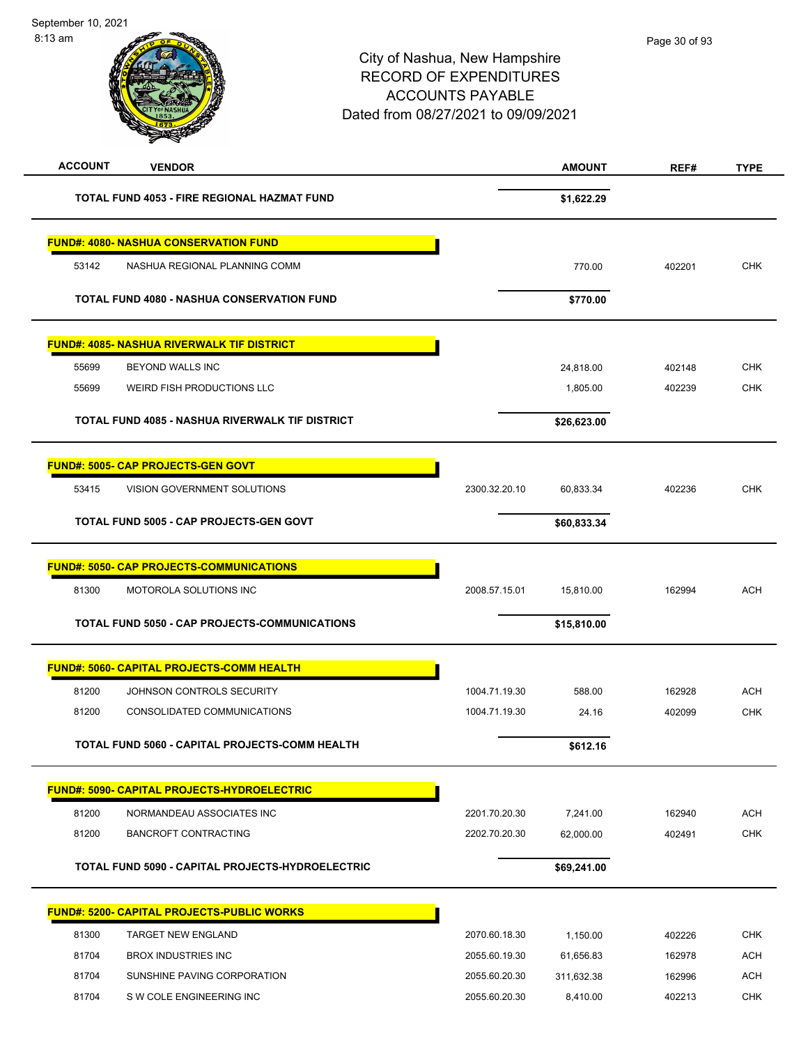City of Nashua, New Hampshire
RECORD OF EXPENDITURES
ACCOUNTS PAYABLE
Dated from 08/27/2021 to 09/09/2021

| ACCOUNT | VENDOR | | AMOUNT | REF# | TYPE |
|---|---|---|---|---|---|
| | **TOTAL FUND 4053 - FIRE REGIONAL HAZMAT FUND** | | **$1,622.29** | | |
| | **FUND#: 4080- NASHUA CONSERVATION FUND** | | | | |
| 53142 | NASHUA REGIONAL PLANNING COMM | | 770.00 | 402201 | CHK |
| | **TOTAL FUND 4080 - NASHUA CONSERVATION FUND** | | **$770.00** | | |
| | **FUND#: 4085- NASHUA RIVERWALK TIF DISTRICT** | | | | |
| 55699 | BEYOND WALLS INC | | 24,818.00 | 402148 | CHK |
| 55699 | WEIRD FISH PRODUCTIONS LLC | | 1,805.00 | 402239 | CHK |
| | **TOTAL FUND 4085 - NASHUA RIVERWALK TIF DISTRICT** | | **$26,623.00** | | |
| | **FUND#: 5005- CAP PROJECTS-GEN GOVT** | | | | |
| 53415 | VISION GOVERNMENT SOLUTIONS | 2300.32.20.10 | 60,833.34 | 402236 | CHK |
| | **TOTAL FUND 5005 - CAP PROJECTS-GEN GOVT** | | **$60,833.34** | | |
| | **FUND#: 5050- CAP PROJECTS-COMMUNICATIONS** | | | | |
| 81300 | MOTOROLA SOLUTIONS INC | 2008.57.15.01 | 15,810.00 | 162994 | ACH |
| | **TOTAL FUND 5050 - CAP PROJECTS-COMMUNICATIONS** | | **$15,810.00** | | |
| | **FUND#: 5060- CAPITAL PROJECTS-COMM HEALTH** | | | | |
| 81200 | JOHNSON CONTROLS SECURITY | 1004.71.19.30 | 588.00 | 162928 | ACH |
| 81200 | CONSOLIDATED COMMUNICATIONS | 1004.71.19.30 | 24.16 | 402099 | CHK |
| | **TOTAL FUND 5060 - CAPITAL PROJECTS-COMM HEALTH** | | **$612.16** | | |
| | **FUND#: 5090- CAPITAL PROJECTS-HYDROELECTRIC** | | | | |
| 81200 | NORMANDEAU ASSOCIATES INC | 2201.70.20.30 | 7,241.00 | 162940 | ACH |
| 81200 | BANCROFT CONTRACTING | 2202.70.20.30 | 62,000.00 | 402491 | CHK |
| | **TOTAL FUND 5090 - CAPITAL PROJECTS-HYDROELECTRIC** | | **$69,241.00** | | |
| | **FUND#: 5200- CAPITAL PROJECTS-PUBLIC WORKS** | | | | |
| 81300 | TARGET NEW ENGLAND | 2070.60.18.30 | 1,150.00 | 402226 | CHK |
| 81704 | BROX INDUSTRIES INC | 2055.60.19.30 | 61,656.83 | 162978 | ACH |
| 81704 | SUNSHINE PAVING CORPORATION | 2055.60.20.30 | 311,632.38 | 162996 | ACH |
| 81704 | S W COLE ENGINEERING INC | 2055.60.20.30 | 8,410.00 | 402213 | CHK |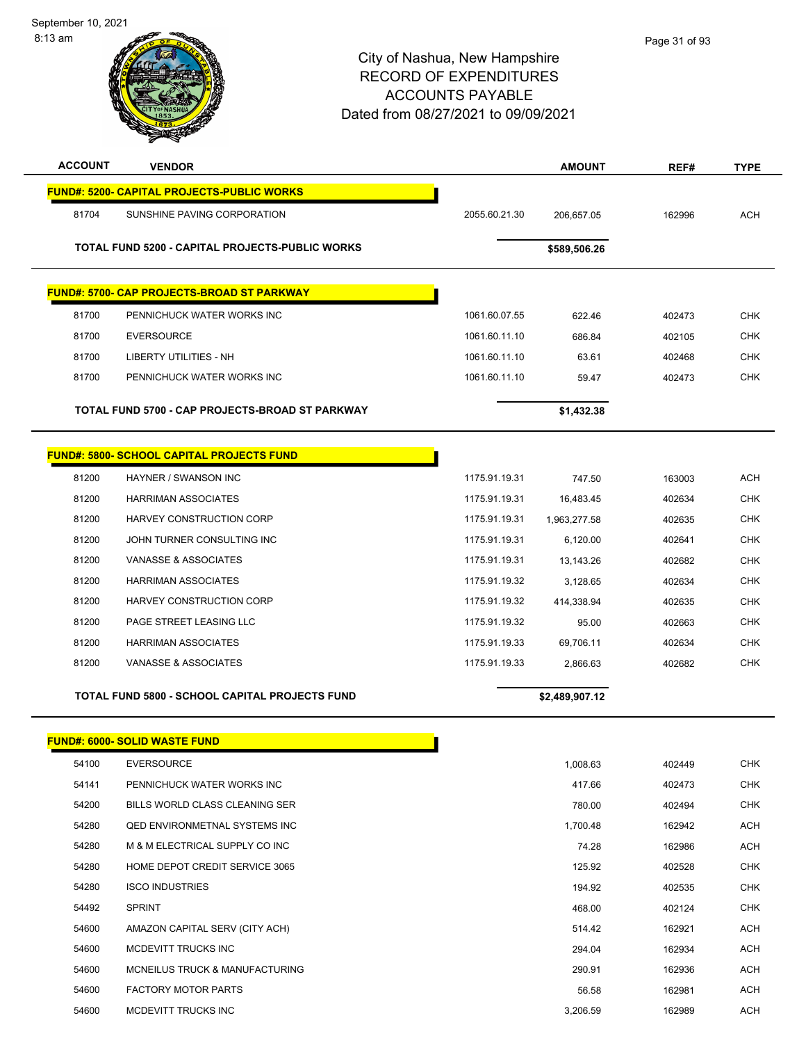City of Nashua, New Hampshire
RECORD OF EXPENDITURES
ACCOUNTS PAYABLE
Dated from 08/27/2021 to 09/09/2021

| ACCOUNT | VENDOR | | AMOUNT | REF# | TYPE |
|---|---|---|---|---|---|
| **FUND#: 5200- CAPITAL PROJECTS-PUBLIC WORKS** | | | | | |
| 81704 | SUNSHINE PAVING CORPORATION | 2055.60.21.30 | 206,657.05 | 162996 | ACH |
| **TOTAL FUND 5200 - CAPITAL PROJECTS-PUBLIC WORKS** | | | **$589,506.26** | | |
| **FUND#: 5700- CAP PROJECTS-BROAD ST PARKWAY** | | | | | |
| 81700 | PENNICHUCK WATER WORKS INC | 1061.60.07.55 | 622.46 | 402473 | CHK |
| 81700 | EVERSOURCE | 1061.60.11.10 | 686.84 | 402105 | CHK |
| 81700 | LIBERTY UTILITIES - NH | 1061.60.11.10 | 63.61 | 402468 | CHK |
| 81700 | PENNICHUCK WATER WORKS INC | 1061.60.11.10 | 59.47 | 402473 | CHK |
| **TOTAL FUND 5700 - CAP PROJECTS-BROAD ST PARKWAY** | | | **$1,432.38** | | |
| **FUND#: 5800- SCHOOL CAPITAL PROJECTS FUND** | | | | | |
| 81200 | HAYNER / SWANSON INC | 1175.91.19.31 | 747.50 | 163003 | ACH |
| 81200 | HARRIMAN ASSOCIATES | 1175.91.19.31 | 16,483.45 | 402634 | CHK |
| 81200 | HARVEY CONSTRUCTION CORP | 1175.91.19.31 | 1,963,277.58 | 402635 | CHK |
| 81200 | JOHN TURNER CONSULTING INC | 1175.91.19.31 | 6,120.00 | 402641 | CHK |
| 81200 | VANASSE & ASSOCIATES | 1175.91.19.31 | 13,143.26 | 402682 | CHK |
| 81200 | HARRIMAN ASSOCIATES | 1175.91.19.32 | 3,128.65 | 402634 | CHK |
| 81200 | HARVEY CONSTRUCTION CORP | 1175.91.19.32 | 414,338.94 | 402635 | CHK |
| 81200 | PAGE STREET LEASING LLC | 1175.91.19.32 | 95.00 | 402663 | CHK |
| 81200 | HARRIMAN ASSOCIATES | 1175.91.19.33 | 69,706.11 | 402634 | CHK |
| 81200 | VANASSE & ASSOCIATES | 1175.91.19.33 | 2,866.63 | 402682 | CHK |
| **TOTAL FUND 5800 - SCHOOL CAPITAL PROJECTS FUND** | | | **$2,489,907.12** | | |
| **FUND#: 6000- SOLID WASTE FUND** | | | | | |
| 54100 | EVERSOURCE | | 1,008.63 | 402449 | CHK |
| 54141 | PENNICHUCK WATER WORKS INC | | 417.66 | 402473 | CHK |
| 54200 | BILLS WORLD CLASS CLEANING SER | | 780.00 | 402494 | CHK |
| 54280 | QED ENVIRONMETNAL SYSTEMS INC | | 1,700.48 | 162942 | ACH |
| 54280 | M & M ELECTRICAL SUPPLY CO INC | | 74.28 | 162986 | ACH |
| 54280 | HOME DEPOT CREDIT SERVICE 3065 | | 125.92 | 402528 | CHK |
| 54280 | ISCO INDUSTRIES | | 194.92 | 402535 | CHK |
| 54492 | SPRINT | | 468.00 | 402124 | CHK |
| 54600 | AMAZON CAPITAL SERV (CITY ACH) | | 514.42 | 162921 | ACH |
| 54600 | MCDEVITT TRUCKS INC | | 294.04 | 162934 | ACH |
| 54600 | MCNEILUS TRUCK & MANUFACTURING | | 290.91 | 162936 | ACH |
| 54600 | FACTORY MOTOR PARTS | | 56.58 | 162981 | ACH |
| 54600 | MCDEVITT TRUCKS INC | | 3,206.59 | 162989 | ACH |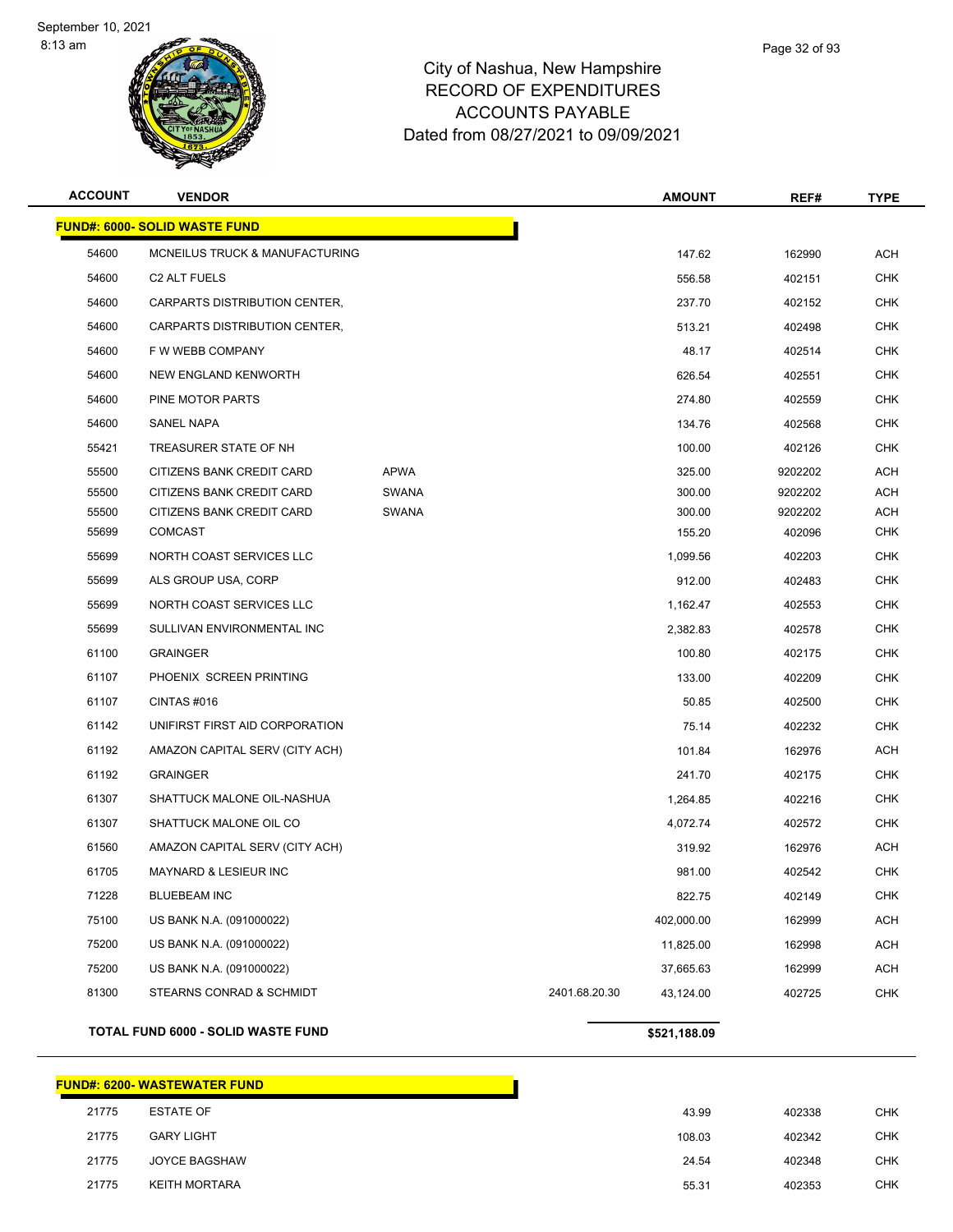City of Nashua, New Hampshire
RECORD OF EXPENDITURES
ACCOUNTS PAYABLE
Dated from 08/27/2021 to 09/09/2021

| ACCOUNT | VENDOR | | | AMOUNT | REF# | TYPE |
|---|---|---|---|---|---|---|
| **FUND#: 6000- SOLID WASTE FUND** | | | | | | |
| 54600 | MCNEILUS TRUCK & MANUFACTURING | | | 147.62 | 162990 | ACH |
| 54600 | C2 ALT FUELS | | | 556.58 | 402151 | CHK |
| 54600 | CARPARTS DISTRIBUTION CENTER, | | | 237.70 | 402152 | CHK |
| 54600 | CARPARTS DISTRIBUTION CENTER, | | | 513.21 | 402498 | CHK |
| 54600 | F W WEBB COMPANY | | | 48.17 | 402514 | CHK |
| 54600 | NEW ENGLAND KENWORTH | | | 626.54 | 402551 | CHK |
| 54600 | PINE MOTOR PARTS | | | 274.80 | 402559 | CHK |
| 54600 | SANEL NAPA | | | 134.76 | 402568 | CHK |
| 55421 | TREASURER STATE OF NH | | | 100.00 | 402126 | CHK |
| 55500 | CITIZENS BANK CREDIT CARD | APWA | | 325.00 | 9202202 | ACH |
| 55500 | CITIZENS BANK CREDIT CARD | SWANA | | 300.00 | 9202202 | ACH |
| 55500 | CITIZENS BANK CREDIT CARD | SWANA | | 300.00 | 9202202 | ACH |
| 55699 | COMCAST | | | 155.20 | 402096 | CHK |
| 55699 | NORTH COAST SERVICES LLC | | | 1,099.56 | 402203 | CHK |
| 55699 | ALS GROUP USA, CORP | | | 912.00 | 402483 | CHK |
| 55699 | NORTH COAST SERVICES LLC | | | 1,162.47 | 402553 | CHK |
| 55699 | SULLIVAN ENVIRONMENTAL INC | | | 2,382.83 | 402578 | CHK |
| 61100 | GRAINGER | | | 100.80 | 402175 | CHK |
| 61107 | PHOENIX SCREEN PRINTING | | | 133.00 | 402209 | CHK |
| 61107 | CINTAS #016 | | | 50.85 | 402500 | CHK |
| 61142 | UNIFIRST FIRST AID CORPORATION | | | 75.14 | 402232 | CHK |
| 61192 | AMAZON CAPITAL SERV (CITY ACH) | | | 101.84 | 162976 | ACH |
| 61192 | GRAINGER | | | 241.70 | 402175 | CHK |
| 61307 | SHATTUCK MALONE OIL-NASHUA | | | 1,264.85 | 402216 | CHK |
| 61307 | SHATTUCK MALONE OIL CO | | | 4,072.74 | 402572 | CHK |
| 61560 | AMAZON CAPITAL SERV (CITY ACH) | | | 319.92 | 162976 | ACH |
| 61705 | MAYNARD & LESIEUR INC | | | 981.00 | 402542 | CHK |
| 71228 | BLUEBEAM INC | | | 822.75 | 402149 | CHK |
| 75100 | US BANK N.A. (091000022) | | | 402,000.00 | 162999 | ACH |
| 75200 | US BANK N.A. (091000022) | | | 11,825.00 | 162998 | ACH |
| 75200 | US BANK N.A. (091000022) | | | 37,665.63 | 162999 | ACH |
| 81300 | STEARNS CONRAD & SCHMIDT | | 2401.68.20.30 | 43,124.00 | 402725 | CHK |
| **TOTAL FUND 6000 - SOLID WASTE FUND** | | | | **$521,188.09** | | |

| ACCOUNT | VENDOR | AMOUNT | REF# | TYPE |
|---|---|---|---|---|
| **FUND#: 6200- WASTEWATER FUND** | | | | |
| 21775 | ESTATE OF | 43.99 | 402338 | CHK |
| 21775 | GARY LIGHT | 108.03 | 402342 | CHK |
| 21775 | JOYCE BAGSHAW | 24.54 | 402348 | CHK |
| 21775 | KEITH MORTARA | 55.31 | 402353 | CHK |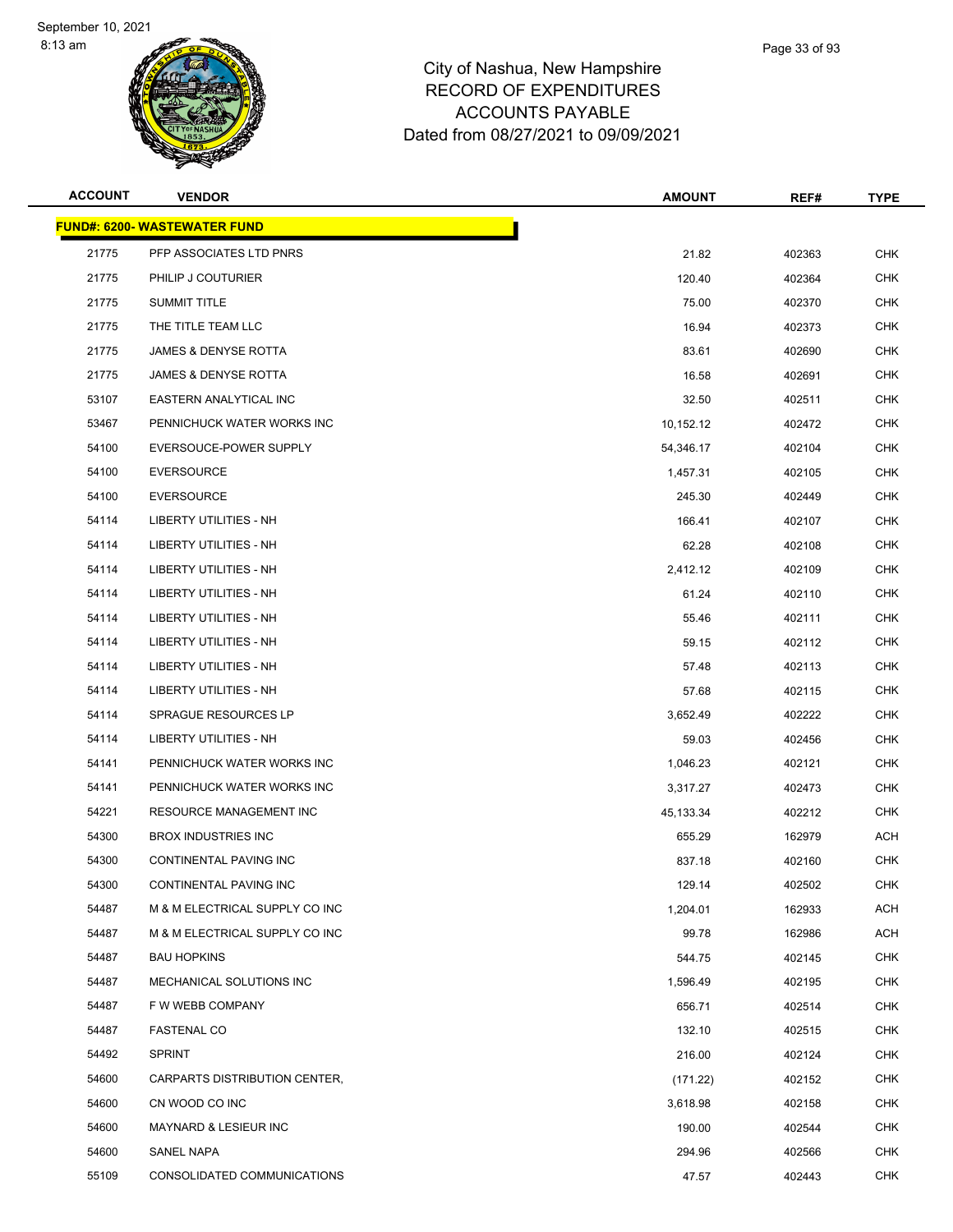City of Nashua, New Hampshire
RECORD OF EXPENDITURES
ACCOUNTS PAYABLE
Dated from 08/27/2021 to 09/09/2021

| ACCOUNT | VENDOR | AMOUNT | REF# | TYPE |
|---|---|---|---|---|
| **FUND#: 6200- WASTEWATER FUND** | | | | |
| 21775 | PFP ASSOCIATES LTD PNRS | 21.82 | 402363 | CHK |
| 21775 | PHILIP J COUTURIER | 120.40 | 402364 | CHK |
| 21775 | SUMMIT TITLE | 75.00 | 402370 | CHK |
| 21775 | THE TITLE TEAM LLC | 16.94 | 402373 | CHK |
| 21775 | JAMES & DENYSE ROTTA | 83.61 | 402690 | CHK |
| 21775 | JAMES & DENYSE ROTTA | 16.58 | 402691 | CHK |
| 53107 | EASTERN ANALYTICAL INC | 32.50 | 402511 | CHK |
| 53467 | PENNICHUCK WATER WORKS INC | 10,152.12 | 402472 | CHK |
| 54100 | EVERSOUCE-POWER SUPPLY | 54,346.17 | 402104 | CHK |
| 54100 | EVERSOURCE | 1,457.31 | 402105 | CHK |
| 54100 | EVERSOURCE | 245.30 | 402449 | CHK |
| 54114 | LIBERTY UTILITIES - NH | 166.41 | 402107 | CHK |
| 54114 | LIBERTY UTILITIES - NH | 62.28 | 402108 | CHK |
| 54114 | LIBERTY UTILITIES - NH | 2,412.12 | 402109 | CHK |
| 54114 | LIBERTY UTILITIES - NH | 61.24 | 402110 | CHK |
| 54114 | LIBERTY UTILITIES - NH | 55.46 | 402111 | CHK |
| 54114 | LIBERTY UTILITIES - NH | 59.15 | 402112 | CHK |
| 54114 | LIBERTY UTILITIES - NH | 57.48 | 402113 | CHK |
| 54114 | LIBERTY UTILITIES - NH | 57.68 | 402115 | CHK |
| 54114 | SPRAGUE RESOURCES LP | 3,652.49 | 402222 | CHK |
| 54114 | LIBERTY UTILITIES - NH | 59.03 | 402456 | CHK |
| 54141 | PENNICHUCK WATER WORKS INC | 1,046.23 | 402121 | CHK |
| 54141 | PENNICHUCK WATER WORKS INC | 3,317.27 | 402473 | CHK |
| 54221 | RESOURCE MANAGEMENT INC | 45,133.34 | 402212 | CHK |
| 54300 | BROX INDUSTRIES INC | 655.29 | 162979 | ACH |
| 54300 | CONTINENTAL PAVING INC | 837.18 | 402160 | CHK |
| 54300 | CONTINENTAL PAVING INC | 129.14 | 402502 | CHK |
| 54487 | M & M ELECTRICAL SUPPLY CO INC | 1,204.01 | 162933 | ACH |
| 54487 | M & M ELECTRICAL SUPPLY CO INC | 99.78 | 162986 | ACH |
| 54487 | BAU HOPKINS | 544.75 | 402145 | CHK |
| 54487 | MECHANICAL SOLUTIONS INC | 1,596.49 | 402195 | CHK |
| 54487 | F W WEBB COMPANY | 656.71 | 402514 | CHK |
| 54487 | FASTENAL CO | 132.10 | 402515 | CHK |
| 54492 | SPRINT | 216.00 | 402124 | CHK |
| 54600 | CARPARTS DISTRIBUTION CENTER, | (171.22) | 402152 | CHK |
| 54600 | CN WOOD CO INC | 3,618.98 | 402158 | CHK |
| 54600 | MAYNARD & LESIEUR INC | 190.00 | 402544 | CHK |
| 54600 | SANEL NAPA | 294.96 | 402566 | CHK |
| 55109 | CONSOLIDATED COMMUNICATIONS | 47.57 | 402443 | CHK |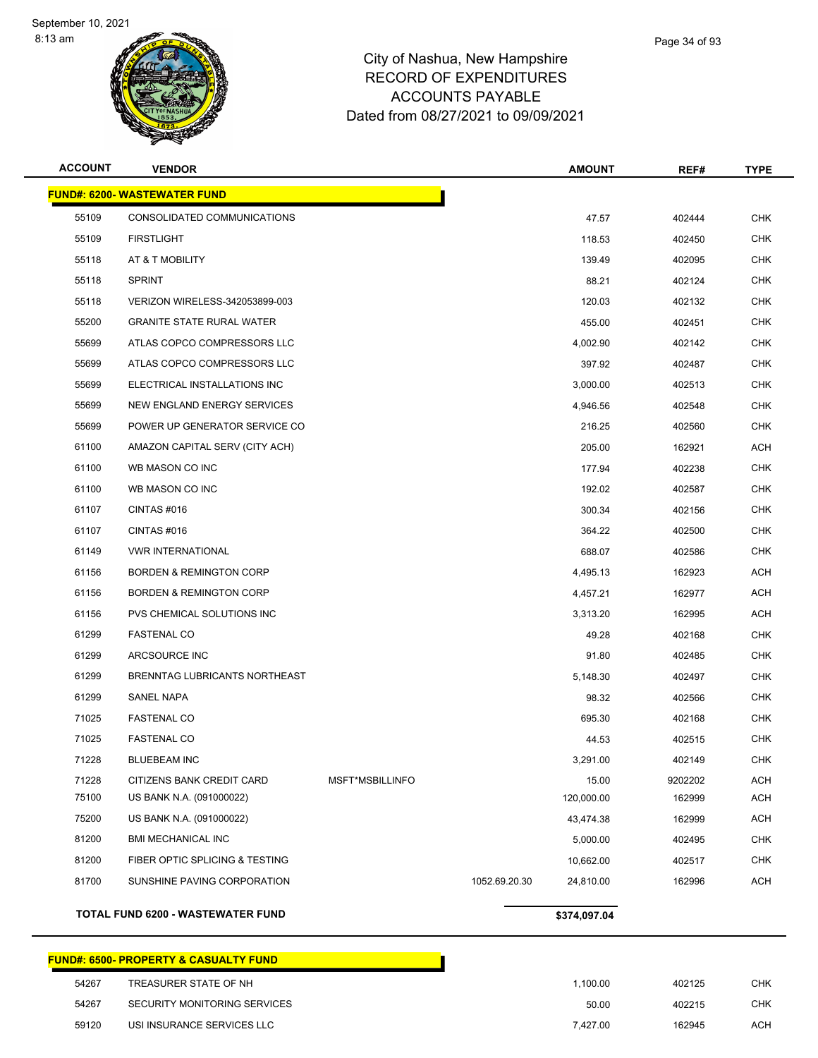City of Nashua, New Hampshire
RECORD OF EXPENDITURES
ACCOUNTS PAYABLE
Dated from 08/27/2021 to 09/09/2021

| ACCOUNT | VENDOR | | | AMOUNT | REF# | TYPE |
|---|---|---|---|---|---|---|
| **FUND#: 6200- WASTEWATER FUND** | | | | | | |
| 55109 | CONSOLIDATED COMMUNICATIONS | | | 47.57 | 402444 | CHK |
| 55109 | FIRSTLIGHT | | | 118.53 | 402450 | CHK |
| 55118 | AT & T MOBILITY | | | 139.49 | 402095 | CHK |
| 55118 | SPRINT | | | 88.21 | 402124 | CHK |
| 55118 | VERIZON WIRELESS-342053899-003 | | | 120.03 | 402132 | CHK |
| 55200 | GRANITE STATE RURAL WATER | | | 455.00 | 402451 | CHK |
| 55699 | ATLAS COPCO COMPRESSORS LLC | | | 4,002.90 | 402142 | CHK |
| 55699 | ATLAS COPCO COMPRESSORS LLC | | | 397.92 | 402487 | CHK |
| 55699 | ELECTRICAL INSTALLATIONS INC | | | 3,000.00 | 402513 | CHK |
| 55699 | NEW ENGLAND ENERGY SERVICES | | | 4,946.56 | 402548 | CHK |
| 55699 | POWER UP GENERATOR SERVICE CO | | | 216.25 | 402560 | CHK |
| 61100 | AMAZON CAPITAL SERV (CITY ACH) | | | 205.00 | 162921 | ACH |
| 61100 | WB MASON CO INC | | | 177.94 | 402238 | CHK |
| 61100 | WB MASON CO INC | | | 192.02 | 402587 | CHK |
| 61107 | CINTAS #016 | | | 300.34 | 402156 | CHK |
| 61107 | CINTAS #016 | | | 364.22 | 402500 | CHK |
| 61149 | VWR INTERNATIONAL | | | 688.07 | 402586 | CHK |
| 61156 | BORDEN & REMINGTON CORP | | | 4,495.13 | 162923 | ACH |
| 61156 | BORDEN & REMINGTON CORP | | | 4,457.21 | 162977 | ACH |
| 61156 | PVS CHEMICAL SOLUTIONS INC | | | 3,313.20 | 162995 | ACH |
| 61299 | FASTENAL CO | | | 49.28 | 402168 | CHK |
| 61299 | ARCSOURCE INC | | | 91.80 | 402485 | CHK |
| 61299 | BRENNTAG LUBRICANTS NORTHEAST | | | 5,148.30 | 402497 | CHK |
| 61299 | SANEL NAPA | | | 98.32 | 402566 | CHK |
| 71025 | FASTENAL CO | | | 695.30 | 402168 | CHK |
| 71025 | FASTENAL CO | | | 44.53 | 402515 | CHK |
| 71228 | BLUEBEAM INC | | | 3,291.00 | 402149 | CHK |
| 71228 | CITIZENS BANK CREDIT CARD | MSFT*MSBILLINFO | | 15.00 | 9202202 | ACH |
| 75100 | US BANK N.A. (091000022) | | | 120,000.00 | 162999 | ACH |
| 75200 | US BANK N.A. (091000022) | | | 43,474.38 | 162999 | ACH |
| 81200 | BMI MECHANICAL INC | | | 5,000.00 | 402495 | CHK |
| 81200 | FIBER OPTIC SPLICING & TESTING | | | 10,662.00 | 402517 | CHK |
| 81700 | SUNSHINE PAVING CORPORATION | | 1052.69.20.30 | 24,810.00 | 162996 | ACH |
| **TOTAL FUND 6200 - WASTEWATER FUND** | | | | **$374,097.04** | | |

| ACCOUNT | VENDOR | AMOUNT | REF# | TYPE |
|---|---|---|---|---|
| **FUND#: 6500- PROPERTY & CASUALTY FUND** | | | | |
| 54267 | TREASURER STATE OF NH | 1,100.00 | 402125 | CHK |
| 54267 | SECURITY MONITORING SERVICES | 50.00 | 402215 | CHK |
| 59120 | USI INSURANCE SERVICES LLC | 7,427.00 | 162945 | ACH |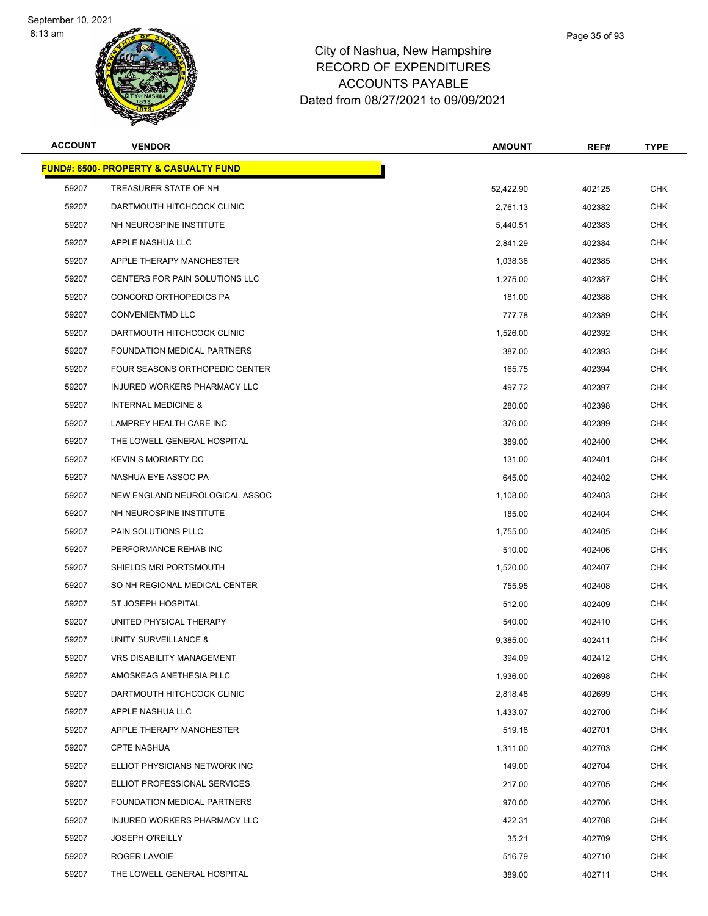City of Nashua, New Hampshire
RECORD OF EXPENDITURES
ACCOUNTS PAYABLE
Dated from 08/27/2021 to 09/09/2021

| ACCOUNT | VENDOR | AMOUNT | REF# | TYPE |
|---|---|---|---|---|
| **FUND#: 6500- PROPERTY & CASUALTY FUND** | | | | |
| 59207 | TREASURER STATE OF NH | 52,422.90 | 402125 | CHK |
| 59207 | DARTMOUTH HITCHCOCK CLINIC | 2,761.13 | 402382 | CHK |
| 59207 | NH NEUROSPINE INSTITUTE | 5,440.51 | 402383 | CHK |
| 59207 | APPLE NASHUA LLC | 2,841.29 | 402384 | CHK |
| 59207 | APPLE THERAPY MANCHESTER | 1,038.36 | 402385 | CHK |
| 59207 | CENTERS FOR PAIN SOLUTIONS LLC | 1,275.00 | 402387 | CHK |
| 59207 | CONCORD ORTHOPEDICS PA | 181.00 | 402388 | CHK |
| 59207 | CONVENIENTMD LLC | 777.78 | 402389 | CHK |
| 59207 | DARTMOUTH HITCHCOCK CLINIC | 1,526.00 | 402392 | CHK |
| 59207 | FOUNDATION MEDICAL PARTNERS | 387.00 | 402393 | CHK |
| 59207 | FOUR SEASONS ORTHOPEDIC CENTER | 165.75 | 402394 | CHK |
| 59207 | INJURED WORKERS PHARMACY LLC | 497.72 | 402397 | CHK |
| 59207 | INTERNAL MEDICINE & | 280.00 | 402398 | CHK |
| 59207 | LAMPREY HEALTH CARE INC | 376.00 | 402399 | CHK |
| 59207 | THE LOWELL GENERAL HOSPITAL | 389.00 | 402400 | CHK |
| 59207 | KEVIN S MORIARTY DC | 131.00 | 402401 | CHK |
| 59207 | NASHUA EYE ASSOC PA | 645.00 | 402402 | CHK |
| 59207 | NEW ENGLAND NEUROLOGICAL ASSOC | 1,108.00 | 402403 | CHK |
| 59207 | NH NEUROSPINE INSTITUTE | 185.00 | 402404 | CHK |
| 59207 | PAIN SOLUTIONS PLLC | 1,755.00 | 402405 | CHK |
| 59207 | PERFORMANCE REHAB INC | 510.00 | 402406 | CHK |
| 59207 | SHIELDS MRI PORTSMOUTH | 1,520.00 | 402407 | CHK |
| 59207 | SO NH REGIONAL MEDICAL CENTER | 755.95 | 402408 | CHK |
| 59207 | ST JOSEPH HOSPITAL | 512.00 | 402409 | CHK |
| 59207 | UNITED PHYSICAL THERAPY | 540.00 | 402410 | CHK |
| 59207 | UNITY SURVEILLANCE & | 9,385.00 | 402411 | CHK |
| 59207 | VRS DISABILITY MANAGEMENT | 394.09 | 402412 | CHK |
| 59207 | AMOSKEAG ANETHESIA PLLC | 1,936.00 | 402698 | CHK |
| 59207 | DARTMOUTH HITCHCOCK CLINIC | 2,818.48 | 402699 | CHK |
| 59207 | APPLE NASHUA LLC | 1,433.07 | 402700 | CHK |
| 59207 | APPLE THERAPY MANCHESTER | 519.18 | 402701 | CHK |
| 59207 | CPTE NASHUA | 1,311.00 | 402703 | CHK |
| 59207 | ELLIOT PHYSICIANS NETWORK INC | 149.00 | 402704 | CHK |
| 59207 | ELLIOT PROFESSIONAL SERVICES | 217.00 | 402705 | CHK |
| 59207 | FOUNDATION MEDICAL PARTNERS | 970.00 | 402706 | CHK |
| 59207 | INJURED WORKERS PHARMACY LLC | 422.31 | 402708 | CHK |
| 59207 | JOSEPH O'REILLY | 35.21 | 402709 | CHK |
| 59207 | ROGER LAVOIE | 516.79 | 402710 | CHK |
| 59207 | THE LOWELL GENERAL HOSPITAL | 389.00 | 402711 | CHK |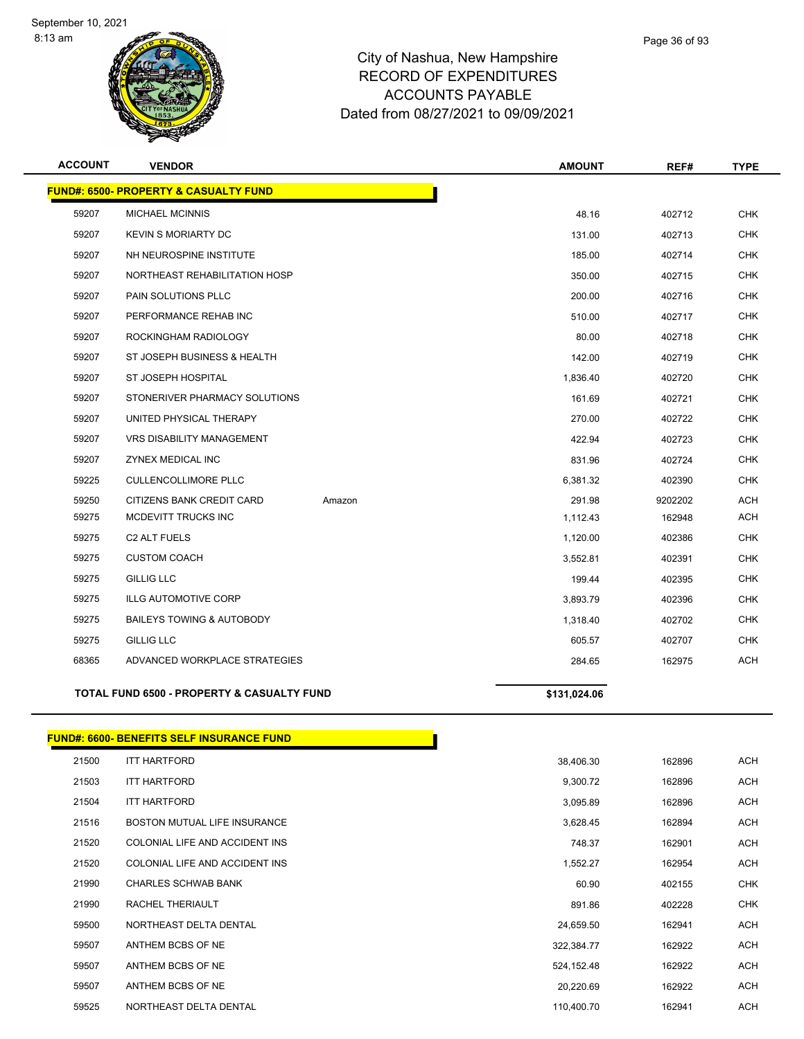City of Nashua, New Hampshire
RECORD OF EXPENDITURES
ACCOUNTS PAYABLE
Dated from 08/27/2021 to 09/09/2021

| ACCOUNT | VENDOR | | AMOUNT | REF# | TYPE |
|---|---|---|---|---|---|
| **FUND#: 6500- PROPERTY & CASUALTY FUND** | | | | | |
| 59207 | MICHAEL MCINNIS | | 48.16 | 402712 | CHK |
| 59207 | KEVIN S MORIARTY DC | | 131.00 | 402713 | CHK |
| 59207 | NH NEUROSPINE INSTITUTE | | 185.00 | 402714 | CHK |
| 59207 | NORTHEAST REHABILITATION HOSP | | 350.00 | 402715 | CHK |
| 59207 | PAIN SOLUTIONS PLLC | | 200.00 | 402716 | CHK |
| 59207 | PERFORMANCE REHAB INC | | 510.00 | 402717 | CHK |
| 59207 | ROCKINGHAM RADIOLOGY | | 80.00 | 402718 | CHK |
| 59207 | ST JOSEPH BUSINESS & HEALTH | | 142.00 | 402719 | CHK |
| 59207 | ST JOSEPH HOSPITAL | | 1,836.40 | 402720 | CHK |
| 59207 | STONERIVER PHARMACY SOLUTIONS | | 161.69 | 402721 | CHK |
| 59207 | UNITED PHYSICAL THERAPY | | 270.00 | 402722 | CHK |
| 59207 | VRS DISABILITY MANAGEMENT | | 422.94 | 402723 | CHK |
| 59207 | ZYNEX MEDICAL INC | | 831.96 | 402724 | CHK |
| 59225 | CULLENCOLLIMORE PLLC | | 6,381.32 | 402390 | CHK |
| 59250 | CITIZENS BANK CREDIT CARD | Amazon | 291.98 | 9202202 | ACH |
| 59275 | MCDEVITT TRUCKS INC | | 1,112.43 | 162948 | ACH |
| 59275 | C2 ALT FUELS | | 1,120.00 | 402386 | CHK |
| 59275 | CUSTOM COACH | | 3,552.81 | 402391 | CHK |
| 59275 | GILLIG LLC | | 199.44 | 402395 | CHK |
| 59275 | ILLG AUTOMOTIVE CORP | | 3,893.79 | 402396 | CHK |
| 59275 | BAILEYS TOWING & AUTOBODY | | 1,318.40 | 402702 | CHK |
| 59275 | GILLIG LLC | | 605.57 | 402707 | CHK |
| 68365 | ADVANCED WORKPLACE STRATEGIES | | 284.65 | 162975 | ACH |
| **TOTAL FUND 6500 - PROPERTY & CASUALTY FUND** | | | **$131,024.06** | | |

| ACCOUNT | VENDOR | AMOUNT | REF# | TYPE |
|---|---|---|---|---|
| **FUND#: 6600- BENEFITS SELF INSURANCE FUND** | | | | |
| 21500 | ITT HARTFORD | 38,406.30 | 162896 | ACH |
| 21503 | ITT HARTFORD | 9,300.72 | 162896 | ACH |
| 21504 | ITT HARTFORD | 3,095.89 | 162896 | ACH |
| 21516 | BOSTON MUTUAL LIFE INSURANCE | 3,628.45 | 162894 | ACH |
| 21520 | COLONIAL LIFE AND ACCIDENT INS | 748.37 | 162901 | ACH |
| 21520 | COLONIAL LIFE AND ACCIDENT INS | 1,552.27 | 162954 | ACH |
| 21990 | CHARLES SCHWAB BANK | 60.90 | 402155 | CHK |
| 21990 | RACHEL THERIAULT | 891.86 | 402228 | CHK |
| 59500 | NORTHEAST DELTA DENTAL | 24,659.50 | 162941 | ACH |
| 59507 | ANTHEM BCBS OF NE | 322,384.77 | 162922 | ACH |
| 59507 | ANTHEM BCBS OF NE | 524,152.48 | 162922 | ACH |
| 59507 | ANTHEM BCBS OF NE | 20,220.69 | 162922 | ACH |
| 59525 | NORTHEAST DELTA DENTAL | 110,400.70 | 162941 | ACH |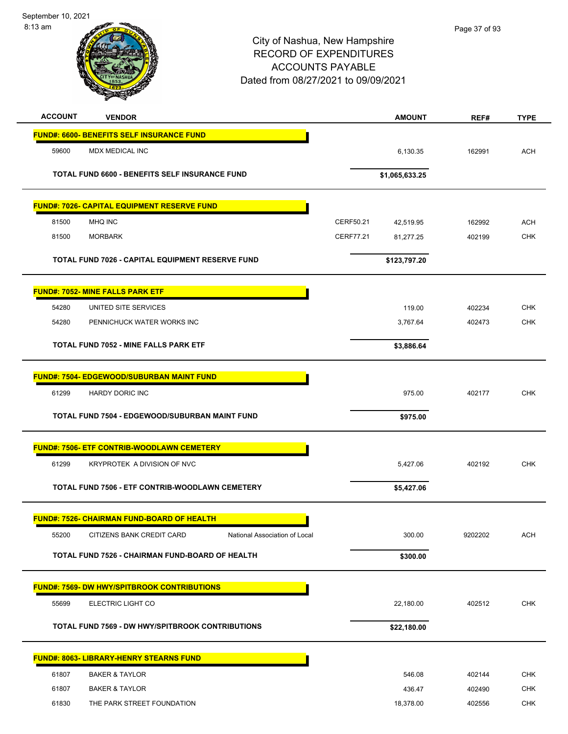City of Nashua, New Hampshire
RECORD OF EXPENDITURES
ACCOUNTS PAYABLE
Dated from 08/27/2021 to 09/09/2021

| ACCOUNT | VENDOR | | AMOUNT | REF# | TYPE |
|---|---|---|---|---|---|
| **FUND#: 6600- BENEFITS SELF INSURANCE FUND** | | | | | |
| 59600 | MDX MEDICAL INC | | 6,130.35 | 162991 | ACH |
| **TOTAL FUND 6600 - BENEFITS SELF INSURANCE FUND** | | | **$1,065,633.25** | | |
| **FUND#: 7026- CAPITAL EQUIPMENT RESERVE FUND** | | | | | |
| 81500 | MHQ INC | CERF50.21 | 42,519.95 | 162992 | ACH |
| 81500 | MORBARK | CERF77.21 | 81,277.25 | 402199 | CHK |
| **TOTAL FUND 7026 - CAPITAL EQUIPMENT RESERVE FUND** | | | **$123,797.20** | | |
| **FUND#: 7052- MINE FALLS PARK ETF** | | | | | |
| 54280 | UNITED SITE SERVICES | | 119.00 | 402234 | CHK |
| 54280 | PENNICHUCK WATER WORKS INC | | 3,767.64 | 402473 | CHK |
| **TOTAL FUND 7052 - MINE FALLS PARK ETF** | | | **$3,886.64** | | |
| **FUND#: 7504- EDGEWOOD/SUBURBAN MAINT FUND** | | | | | |
| 61299 | HARDY DORIC INC | | 975.00 | 402177 | CHK |
| **TOTAL FUND 7504 - EDGEWOOD/SUBURBAN MAINT FUND** | | | **$975.00** | | |
| **FUND#: 7506- ETF CONTRIB-WOODLAWN CEMETERY** | | | | | |
| 61299 | KRYPROTEK A DIVISION OF NVC | | 5,427.06 | 402192 | CHK |
| **TOTAL FUND 7506 - ETF CONTRIB-WOODLAWN CEMETERY** | | | **$5,427.06** | | |
| **FUND#: 7526- CHAIRMAN FUND-BOARD OF HEALTH** | | | | | |
| 55200 | CITIZENS BANK CREDIT CARD | National Association of Local | 300.00 | 9202202 | ACH |
| **TOTAL FUND 7526 - CHAIRMAN FUND-BOARD OF HEALTH** | | | **$300.00** | | |
| **FUND#: 7569- DW HWY/SPITBROOK CONTRIBUTIONS** | | | | | |
| 55699 | ELECTRIC LIGHT CO | | 22,180.00 | 402512 | CHK |
| **TOTAL FUND 7569 - DW HWY/SPITBROOK CONTRIBUTIONS** | | | **$22,180.00** | | |
| **FUND#: 8063- LIBRARY-HENRY STEARNS FUND** | | | | | |
| 61807 | BAKER & TAYLOR | | 546.08 | 402144 | CHK |
| 61807 | BAKER & TAYLOR | | 436.47 | 402490 | CHK |
| 61830 | THE PARK STREET FOUNDATION | | 18,378.00 | 402556 | CHK |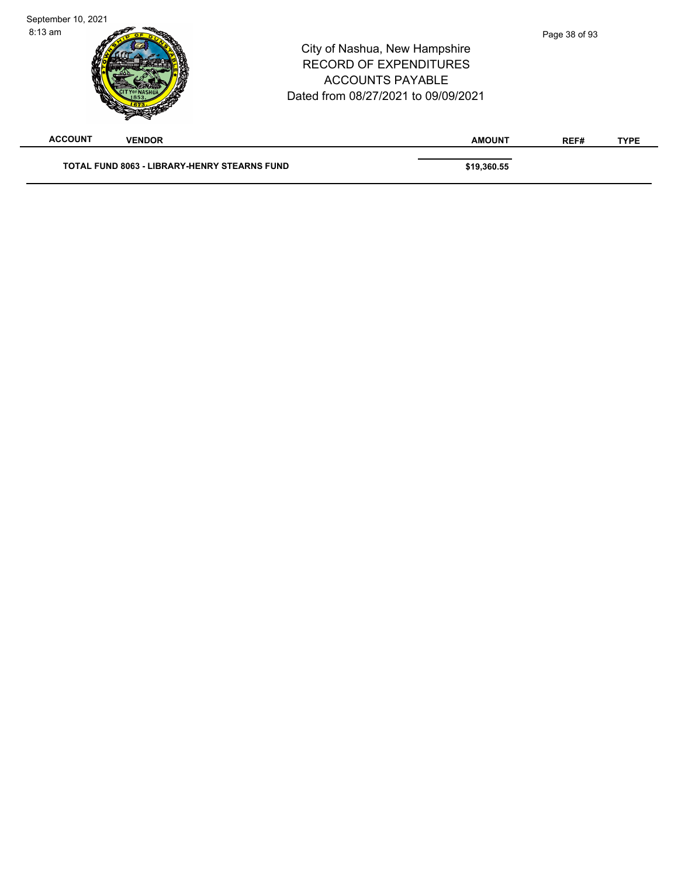City of Nashua, New Hampshire
RECORD OF EXPENDITURES
ACCOUNTS PAYABLE
Dated from 08/27/2021 to 09/09/2021

| ACCOUNT | VENDOR | AMOUNT | REF# | TYPE |
|---|---|---|---|---|
| **TOTAL FUND 8063 - LIBRARY-HENRY STEARNS FUND** | | **$19,360.55** | | |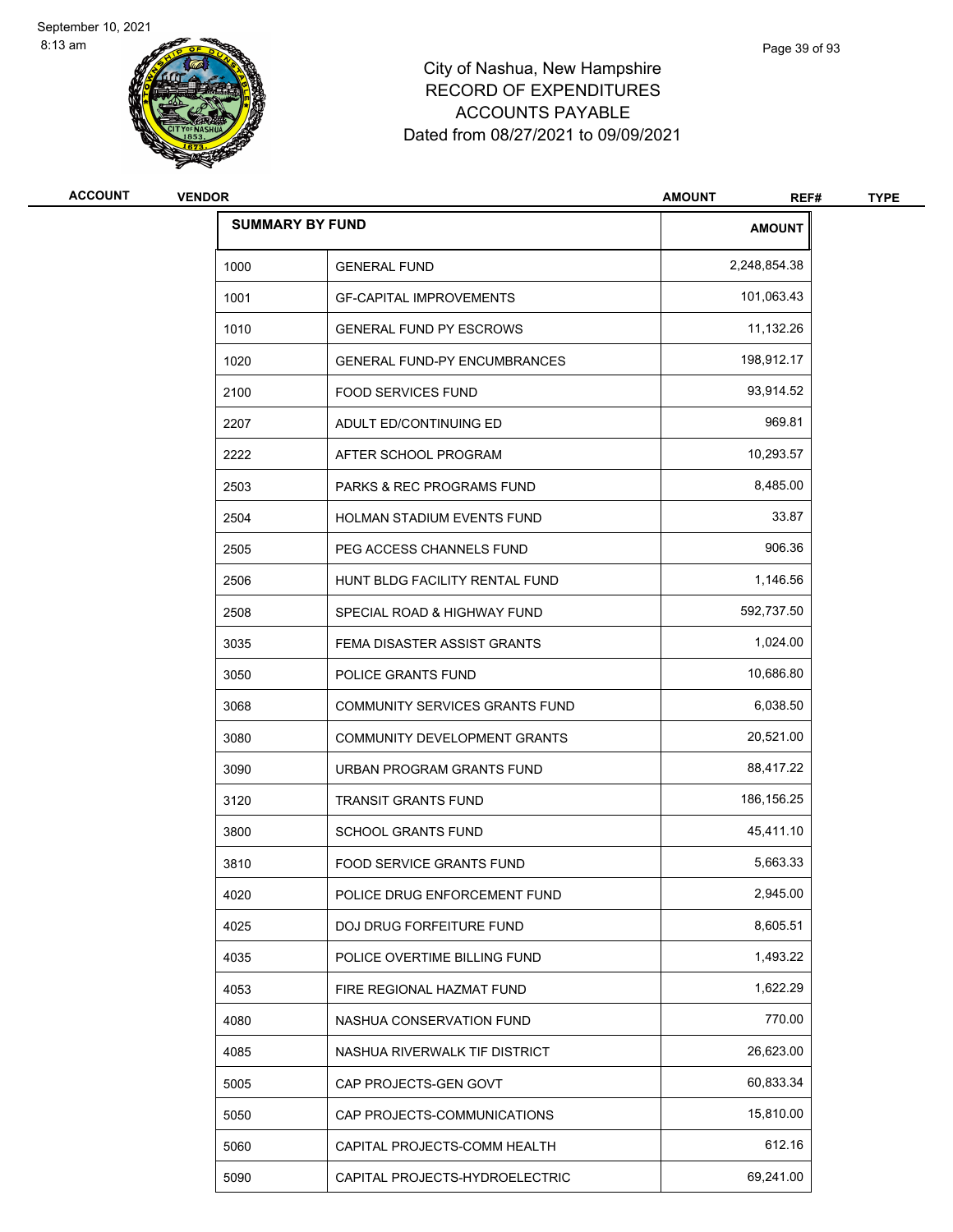City of Nashua, New Hampshire
RECORD OF EXPENDITURES
ACCOUNTS PAYABLE
Dated from 08/27/2021 to 09/09/2021

| ACCOUNT | VENDOR | AMOUNT | REF# | TYPE |
|---|---|---|---|---|

| SUMMARY BY FUND | | AMOUNT |
|---|---|---|
| 1000 | GENERAL FUND | 2,248,854.38 |
| 1001 | GF-CAPITAL IMPROVEMENTS | 101,063.43 |
| 1010 | GENERAL FUND PY ESCROWS | 11,132.26 |
| 1020 | GENERAL FUND-PY ENCUMBRANCES | 198,912.17 |
| 2100 | FOOD SERVICES FUND | 93,914.52 |
| 2207 | ADULT ED/CONTINUING ED | 969.81 |
| 2222 | AFTER SCHOOL PROGRAM | 10,293.57 |
| 2503 | PARKS & REC PROGRAMS FUND | 8,485.00 |
| 2504 | HOLMAN STADIUM EVENTS FUND | 33.87 |
| 2505 | PEG ACCESS CHANNELS FUND | 906.36 |
| 2506 | HUNT BLDG FACILITY RENTAL FUND | 1,146.56 |
| 2508 | SPECIAL ROAD & HIGHWAY FUND | 592,737.50 |
| 3035 | FEMA DISASTER ASSIST GRANTS | 1,024.00 |
| 3050 | POLICE GRANTS FUND | 10,686.80 |
| 3068 | COMMUNITY SERVICES GRANTS FUND | 6,038.50 |
| 3080 | COMMUNITY DEVELOPMENT GRANTS | 20,521.00 |
| 3090 | URBAN PROGRAM GRANTS FUND | 88,417.22 |
| 3120 | TRANSIT GRANTS FUND | 186,156.25 |
| 3800 | SCHOOL GRANTS FUND | 45,411.10 |
| 3810 | FOOD SERVICE GRANTS FUND | 5,663.33 |
| 4020 | POLICE DRUG ENFORCEMENT FUND | 2,945.00 |
| 4025 | DOJ DRUG FORFEITURE FUND | 8,605.51 |
| 4035 | POLICE OVERTIME BILLING FUND | 1,493.22 |
| 4053 | FIRE REGIONAL HAZMAT FUND | 1,622.29 |
| 4080 | NASHUA CONSERVATION FUND | 770.00 |
| 4085 | NASHUA RIVERWALK TIF DISTRICT | 26,623.00 |
| 5005 | CAP PROJECTS-GEN GOVT | 60,833.34 |
| 5050 | CAP PROJECTS-COMMUNICATIONS | 15,810.00 |
| 5060 | CAPITAL PROJECTS-COMM HEALTH | 612.16 |
| 5090 | CAPITAL PROJECTS-HYDROELECTRIC | 69,241.00 |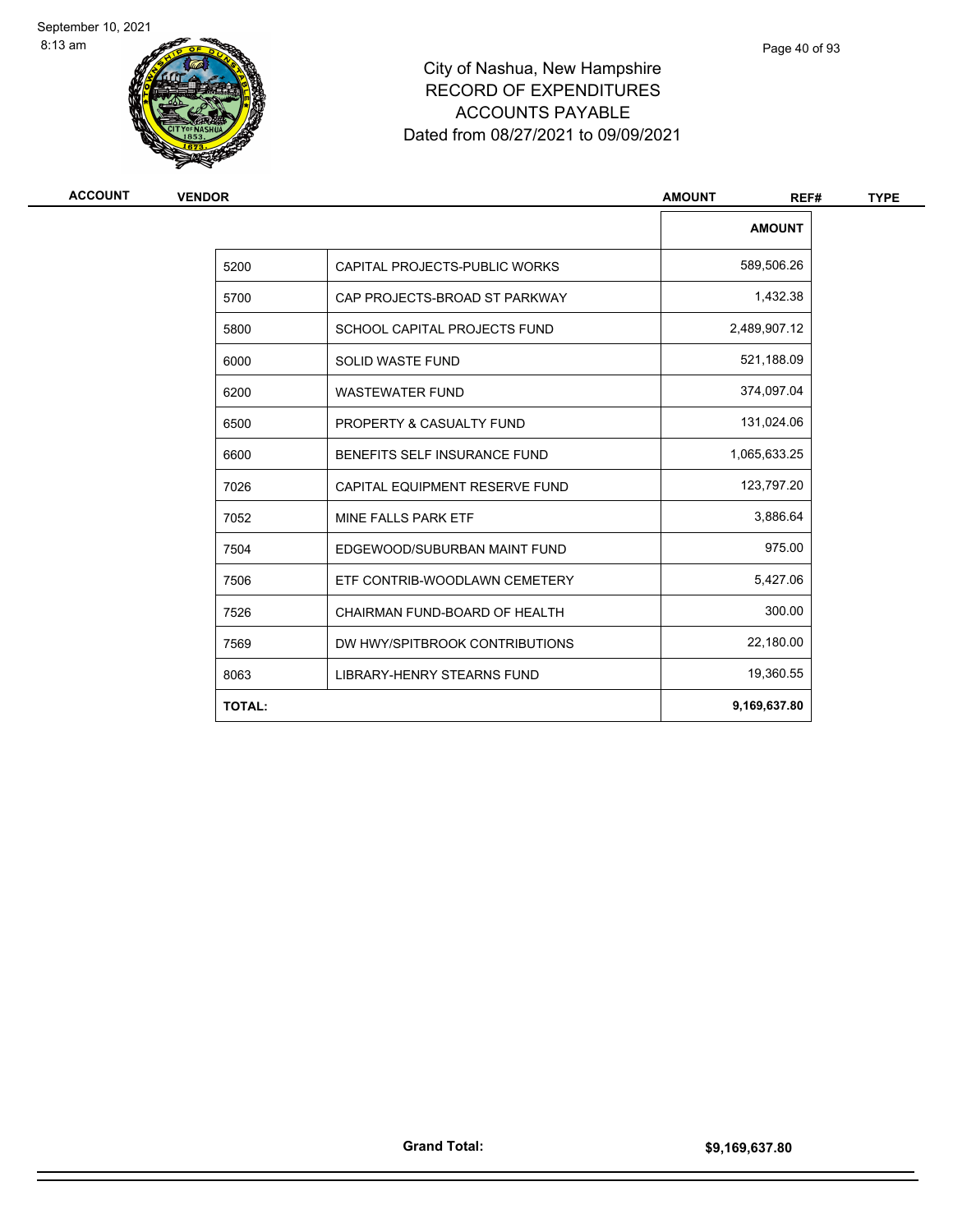City of Nashua, New Hampshire
RECORD OF EXPENDITURES
ACCOUNTS PAYABLE
Dated from 08/27/2021 to 09/09/2021

| ACCOUNT | VENDOR | AMOUNT | REF# | TYPE |
|---|---|---|---|---|

| | | AMOUNT |
|---|---|---|
| 5200 | CAPITAL PROJECTS-PUBLIC WORKS | 589,506.26 |
| 5700 | CAP PROJECTS-BROAD ST PARKWAY | 1,432.38 |
| 5800 | SCHOOL CAPITAL PROJECTS FUND | 2,489,907.12 |
| 6000 | SOLID WASTE FUND | 521,188.09 |
| 6200 | WASTEWATER FUND | 374,097.04 |
| 6500 | PROPERTY & CASUALTY FUND | 131,024.06 |
| 6600 | BENEFITS SELF INSURANCE FUND | 1,065,633.25 |
| 7026 | CAPITAL EQUIPMENT RESERVE FUND | 123,797.20 |
| 7052 | MINE FALLS PARK ETF | 3,886.64 |
| 7504 | EDGEWOOD/SUBURBAN MAINT FUND | 975.00 |
| 7506 | ETF CONTRIB-WOODLAWN CEMETERY | 5,427.06 |
| 7526 | CHAIRMAN FUND-BOARD OF HEALTH | 300.00 |
| 7569 | DW HWY/SPITBROOK CONTRIBUTIONS | 22,180.00 |
| 8063 | LIBRARY-HENRY STEARNS FUND | 19,360.55 |
| **TOTAL:** | | **9,169,637.80** |

**Grand Total:** **$9,169,637.80**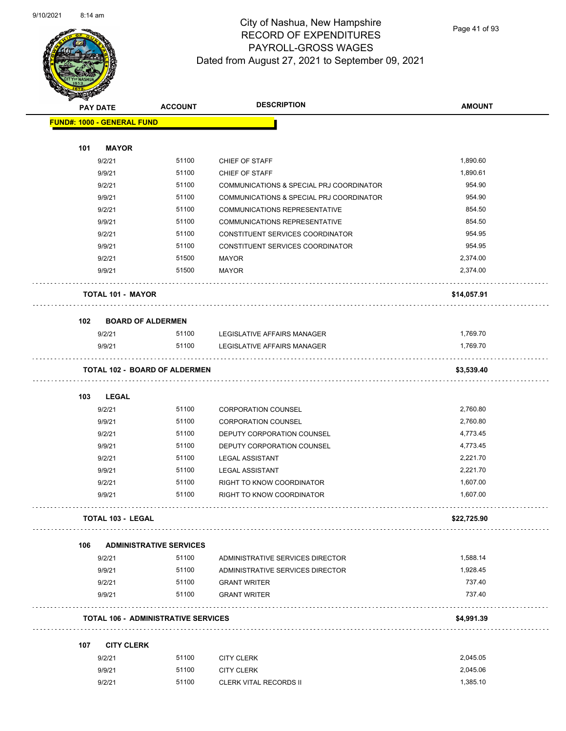# City of Nashua, New Hampshire
## RECORD OF EXPENDITURES
## PAYROLL-GROSS WAGES
### Dated from August 27, 2021 to September 09, 2021

| PAY DATE | ACCOUNT | DESCRIPTION | AMOUNT |
|---|---|---|---|
| **FUND#: 1000 - GENERAL FUND** | | | |
| **101 MAYOR** | | | |
| 9/2/21 | 51100 | CHIEF OF STAFF | 1,890.60 |
| 9/9/21 | 51100 | CHIEF OF STAFF | 1,890.61 |
| 9/2/21 | 51100 | COMMUNICATIONS & SPECIAL PRJ COORDINATOR | 954.90 |
| 9/9/21 | 51100 | COMMUNICATIONS & SPECIAL PRJ COORDINATOR | 954.90 |
| 9/2/21 | 51100 | COMMUNICATIONS REPRESENTATIVE | 854.50 |
| 9/9/21 | 51100 | COMMUNICATIONS REPRESENTATIVE | 854.50 |
| 9/2/21 | 51100 | CONSTITUENT SERVICES COORDINATOR | 954.95 |
| 9/9/21 | 51100 | CONSTITUENT SERVICES COORDINATOR | 954.95 |
| 9/2/21 | 51500 | MAYOR | 2,374.00 |
| 9/9/21 | 51500 | MAYOR | 2,374.00 |
| **TOTAL 101 - MAYOR** | | | **$14,057.91** |
| **102 BOARD OF ALDERMEN** | | | |
| 9/2/21 | 51100 | LEGISLATIVE AFFAIRS MANAGER | 1,769.70 |
| 9/9/21 | 51100 | LEGISLATIVE AFFAIRS MANAGER | 1,769.70 |
| **TOTAL 102 - BOARD OF ALDERMEN** | | | **$3,539.40** |
| **103 LEGAL** | | | |
| 9/2/21 | 51100 | CORPORATION COUNSEL | 2,760.80 |
| 9/9/21 | 51100 | CORPORATION COUNSEL | 2,760.80 |
| 9/2/21 | 51100 | DEPUTY CORPORATION COUNSEL | 4,773.45 |
| 9/9/21 | 51100 | DEPUTY CORPORATION COUNSEL | 4,773.45 |
| 9/2/21 | 51100 | LEGAL ASSISTANT | 2,221.70 |
| 9/9/21 | 51100 | LEGAL ASSISTANT | 2,221.70 |
| 9/2/21 | 51100 | RIGHT TO KNOW COORDINATOR | 1,607.00 |
| 9/9/21 | 51100 | RIGHT TO KNOW COORDINATOR | 1,607.00 |
| **TOTAL 103 - LEGAL** | | | **$22,725.90** |
| **106 ADMINISTRATIVE SERVICES** | | | |
| 9/2/21 | 51100 | ADMINISTRATIVE SERVICES DIRECTOR | 1,588.14 |
| 9/9/21 | 51100 | ADMINISTRATIVE SERVICES DIRECTOR | 1,928.45 |
| 9/2/21 | 51100 | GRANT WRITER | 737.40 |
| 9/9/21 | 51100 | GRANT WRITER | 737.40 |
| **TOTAL 106 - ADMINISTRATIVE SERVICES** | | | **$4,991.39** |
| **107 CITY CLERK** | | | |
| 9/2/21 | 51100 | CITY CLERK | 2,045.05 |
| 9/9/21 | 51100 | CITY CLERK | 2,045.06 |
| 9/2/21 | 51100 | CLERK VITAL RECORDS II | 1,385.10 |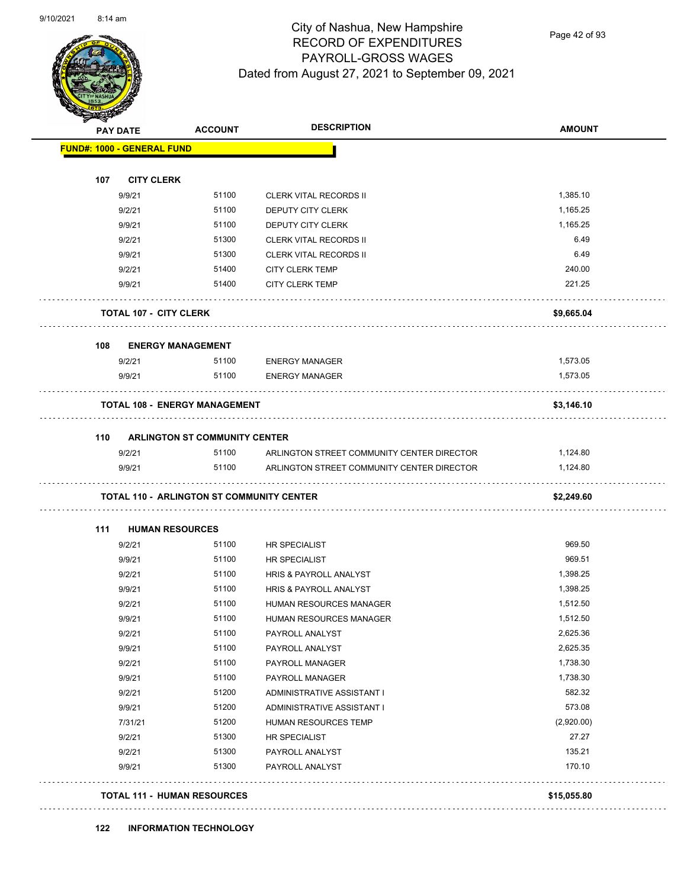# City of Nashua, New Hampshire
# RECORD OF EXPENDITURES
# PAYROLL-GROSS WAGES
## Dated from August 27, 2021 to September 09, 2021

| PAY DATE | ACCOUNT | DESCRIPTION | AMOUNT |
|---|---|---|---|
| **FUND#: 1000 - GENERAL FUND** | | | |
| **107 CITY CLERK** | | | |
| 9/9/21 | 51100 | CLERK VITAL RECORDS II | 1,385.10 |
| 9/2/21 | 51100 | DEPUTY CITY CLERK | 1,165.25 |
| 9/9/21 | 51100 | DEPUTY CITY CLERK | 1,165.25 |
| 9/2/21 | 51300 | CLERK VITAL RECORDS II | 6.49 |
| 9/9/21 | 51300 | CLERK VITAL RECORDS II | 6.49 |
| 9/2/21 | 51400 | CITY CLERK TEMP | 240.00 |
| 9/9/21 | 51400 | CITY CLERK TEMP | 221.25 |
| **TOTAL 107 - CITY CLERK** | | | **$9,665.04** |
| **108 ENERGY MANAGEMENT** | | | |
| 9/2/21 | 51100 | ENERGY MANAGER | 1,573.05 |
| 9/9/21 | 51100 | ENERGY MANAGER | 1,573.05 |
| **TOTAL 108 - ENERGY MANAGEMENT** | | | **$3,146.10** |
| **110 ARLINGTON ST COMMUNITY CENTER** | | | |
| 9/2/21 | 51100 | ARLINGTON STREET COMMUNITY CENTER DIRECTOR | 1,124.80 |
| 9/9/21 | 51100 | ARLINGTON STREET COMMUNITY CENTER DIRECTOR | 1,124.80 |
| **TOTAL 110 - ARLINGTON ST COMMUNITY CENTER** | | | **$2,249.60** |
| **111 HUMAN RESOURCES** | | | |
| 9/2/21 | 51100 | HR SPECIALIST | 969.50 |
| 9/9/21 | 51100 | HR SPECIALIST | 969.51 |
| 9/2/21 | 51100 | HRIS & PAYROLL ANALYST | 1,398.25 |
| 9/9/21 | 51100 | HRIS & PAYROLL ANALYST | 1,398.25 |
| 9/2/21 | 51100 | HUMAN RESOURCES MANAGER | 1,512.50 |
| 9/9/21 | 51100 | HUMAN RESOURCES MANAGER | 1,512.50 |
| 9/2/21 | 51100 | PAYROLL ANALYST | 2,625.36 |
| 9/9/21 | 51100 | PAYROLL ANALYST | 2,625.35 |
| 9/2/21 | 51100 | PAYROLL MANAGER | 1,738.30 |
| 9/9/21 | 51100 | PAYROLL MANAGER | 1,738.30 |
| 9/2/21 | 51200 | ADMINISTRATIVE ASSISTANT I | 582.32 |
| 9/9/21 | 51200 | ADMINISTRATIVE ASSISTANT I | 573.08 |
| 7/31/21 | 51200 | HUMAN RESOURCES TEMP | (2,920.00) |
| 9/2/21 | 51300 | HR SPECIALIST | 27.27 |
| 9/2/21 | 51300 | PAYROLL ANALYST | 135.21 |
| 9/9/21 | 51300 | PAYROLL ANALYST | 170.10 |
| **TOTAL 111 - HUMAN RESOURCES** | | | **$15,055.80** |
| **122 INFORMATION TECHNOLOGY** | | | |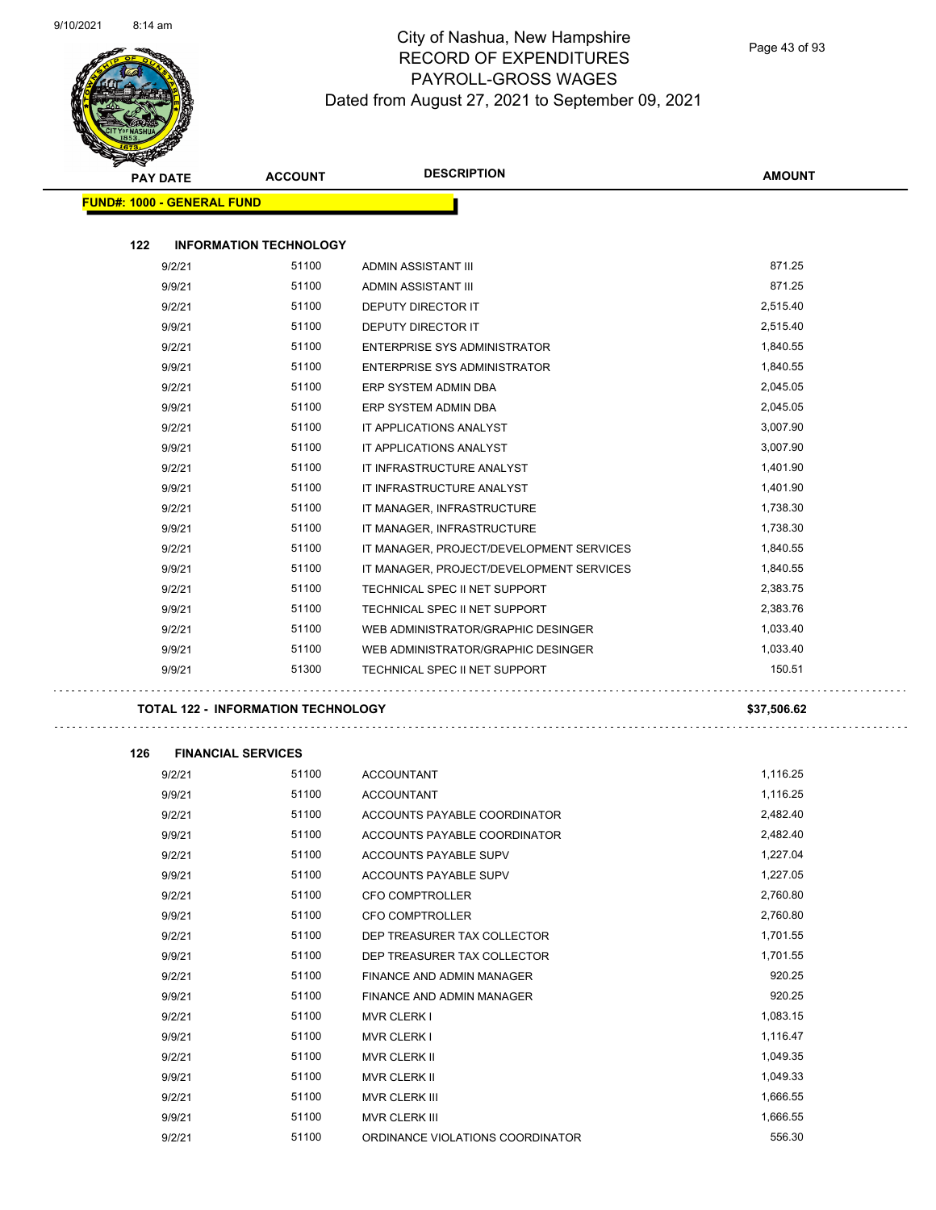# City of Nashua, New Hampshire
## RECORD OF EXPENDITURES
## PAYROLL-GROSS WAGES
## Dated from August 27, 2021 to September 09, 2021

| PAY DATE | ACCOUNT | DESCRIPTION | AMOUNT |
|---|---|---|---|
| **FUND#: 1000 - GENERAL FUND** | | | |
| **122 INFORMATION TECHNOLOGY** | | | |
| 9/2/21 | 51100 | ADMIN ASSISTANT III | 871.25 |
| 9/9/21 | 51100 | ADMIN ASSISTANT III | 871.25 |
| 9/2/21 | 51100 | DEPUTY DIRECTOR IT | 2,515.40 |
| 9/9/21 | 51100 | DEPUTY DIRECTOR IT | 2,515.40 |
| 9/2/21 | 51100 | ENTERPRISE SYS ADMINISTRATOR | 1,840.55 |
| 9/9/21 | 51100 | ENTERPRISE SYS ADMINISTRATOR | 1,840.55 |
| 9/2/21 | 51100 | ERP SYSTEM ADMIN DBA | 2,045.05 |
| 9/9/21 | 51100 | ERP SYSTEM ADMIN DBA | 2,045.05 |
| 9/2/21 | 51100 | IT APPLICATIONS ANALYST | 3,007.90 |
| 9/9/21 | 51100 | IT APPLICATIONS ANALYST | 3,007.90 |
| 9/2/21 | 51100 | IT INFRASTRUCTURE ANALYST | 1,401.90 |
| 9/9/21 | 51100 | IT INFRASTRUCTURE ANALYST | 1,401.90 |
| 9/2/21 | 51100 | IT MANAGER, INFRASTRUCTURE | 1,738.30 |
| 9/9/21 | 51100 | IT MANAGER, INFRASTRUCTURE | 1,738.30 |
| 9/2/21 | 51100 | IT MANAGER, PROJECT/DEVELOPMENT SERVICES | 1,840.55 |
| 9/9/21 | 51100 | IT MANAGER, PROJECT/DEVELOPMENT SERVICES | 1,840.55 |
| 9/2/21 | 51100 | TECHNICAL SPEC II NET SUPPORT | 2,383.75 |
| 9/9/21 | 51100 | TECHNICAL SPEC II NET SUPPORT | 2,383.76 |
| 9/2/21 | 51100 | WEB ADMINISTRATOR/GRAPHIC DESINGER | 1,033.40 |
| 9/9/21 | 51100 | WEB ADMINISTRATOR/GRAPHIC DESINGER | 1,033.40 |
| 9/9/21 | 51300 | TECHNICAL SPEC II NET SUPPORT | 150.51 |
| **TOTAL 122 - INFORMATION TECHNOLOGY** | | | **$37,506.62** |
| **126 FINANCIAL SERVICES** | | | |
| 9/2/21 | 51100 | ACCOUNTANT | 1,116.25 |
| 9/9/21 | 51100 | ACCOUNTANT | 1,116.25 |
| 9/2/21 | 51100 | ACCOUNTS PAYABLE COORDINATOR | 2,482.40 |
| 9/9/21 | 51100 | ACCOUNTS PAYABLE COORDINATOR | 2,482.40 |
| 9/2/21 | 51100 | ACCOUNTS PAYABLE SUPV | 1,227.04 |
| 9/9/21 | 51100 | ACCOUNTS PAYABLE SUPV | 1,227.05 |
| 9/2/21 | 51100 | CFO COMPTROLLER | 2,760.80 |
| 9/9/21 | 51100 | CFO COMPTROLLER | 2,760.80 |
| 9/2/21 | 51100 | DEP TREASURER TAX COLLECTOR | 1,701.55 |
| 9/9/21 | 51100 | DEP TREASURER TAX COLLECTOR | 1,701.55 |
| 9/2/21 | 51100 | FINANCE AND ADMIN MANAGER | 920.25 |
| 9/9/21 | 51100 | FINANCE AND ADMIN MANAGER | 920.25 |
| 9/2/21 | 51100 | MVR CLERK I | 1,083.15 |
| 9/9/21 | 51100 | MVR CLERK I | 1,116.47 |
| 9/2/21 | 51100 | MVR CLERK II | 1,049.35 |
| 9/9/21 | 51100 | MVR CLERK II | 1,049.33 |
| 9/2/21 | 51100 | MVR CLERK III | 1,666.55 |
| 9/9/21 | 51100 | MVR CLERK III | 1,666.55 |
| 9/2/21 | 51100 | ORDINANCE VIOLATIONS COORDINATOR | 556.30 |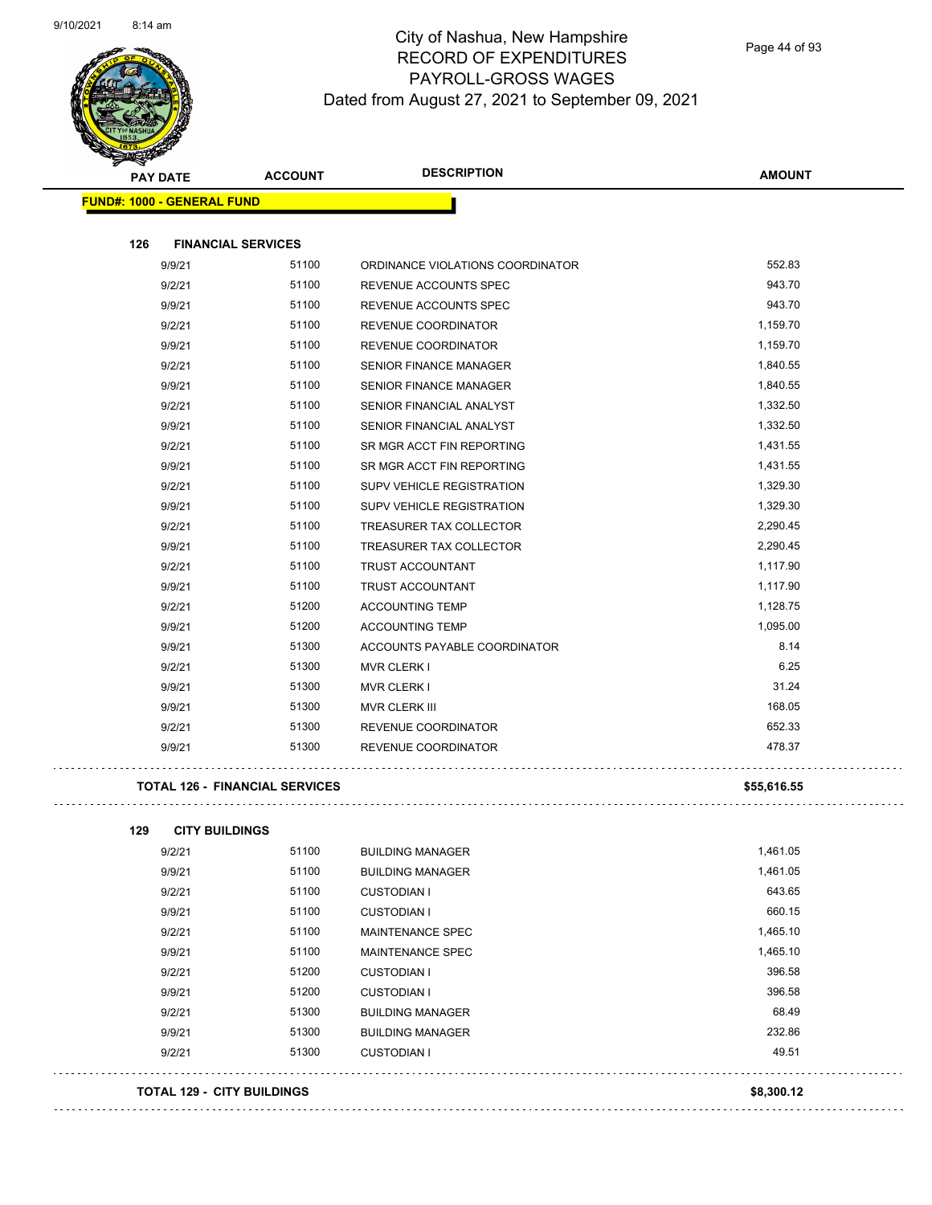# City of Nashua, New Hampshire
# RECORD OF EXPENDITURES
# PAYROLL-GROSS WAGES
# Dated from August 27, 2021 to September 09, 2021

| PAY DATE | ACCOUNT | DESCRIPTION | AMOUNT |
|---|---|---|---|
| **FUND#: 1000 - GENERAL FUND** | | | |
| **126 FINANCIAL SERVICES** | | | |
| 9/9/21 | 51100 | ORDINANCE VIOLATIONS COORDINATOR | 552.83 |
| 9/2/21 | 51100 | REVENUE ACCOUNTS SPEC | 943.70 |
| 9/9/21 | 51100 | REVENUE ACCOUNTS SPEC | 943.70 |
| 9/2/21 | 51100 | REVENUE COORDINATOR | 1,159.70 |
| 9/9/21 | 51100 | REVENUE COORDINATOR | 1,159.70 |
| 9/2/21 | 51100 | SENIOR FINANCE MANAGER | 1,840.55 |
| 9/9/21 | 51100 | SENIOR FINANCE MANAGER | 1,840.55 |
| 9/2/21 | 51100 | SENIOR FINANCIAL ANALYST | 1,332.50 |
| 9/9/21 | 51100 | SENIOR FINANCIAL ANALYST | 1,332.50 |
| 9/2/21 | 51100 | SR MGR ACCT FIN REPORTING | 1,431.55 |
| 9/9/21 | 51100 | SR MGR ACCT FIN REPORTING | 1,431.55 |
| 9/2/21 | 51100 | SUPV VEHICLE REGISTRATION | 1,329.30 |
| 9/9/21 | 51100 | SUPV VEHICLE REGISTRATION | 1,329.30 |
| 9/2/21 | 51100 | TREASURER TAX COLLECTOR | 2,290.45 |
| 9/9/21 | 51100 | TREASURER TAX COLLECTOR | 2,290.45 |
| 9/2/21 | 51100 | TRUST ACCOUNTANT | 1,117.90 |
| 9/9/21 | 51100 | TRUST ACCOUNTANT | 1,117.90 |
| 9/2/21 | 51200 | ACCOUNTING TEMP | 1,128.75 |
| 9/9/21 | 51200 | ACCOUNTING TEMP | 1,095.00 |
| 9/9/21 | 51300 | ACCOUNTS PAYABLE COORDINATOR | 8.14 |
| 9/2/21 | 51300 | MVR CLERK I | 6.25 |
| 9/9/21 | 51300 | MVR CLERK I | 31.24 |
| 9/9/21 | 51300 | MVR CLERK III | 168.05 |
| 9/2/21 | 51300 | REVENUE COORDINATOR | 652.33 |
| 9/9/21 | 51300 | REVENUE COORDINATOR | 478.37 |
| **TOTAL 126 - FINANCIAL SERVICES** | | | **$55,616.55** |
| **129 CITY BUILDINGS** | | | |
| 9/2/21 | 51100 | BUILDING MANAGER | 1,461.05 |
| 9/9/21 | 51100 | BUILDING MANAGER | 1,461.05 |
| 9/2/21 | 51100 | CUSTODIAN I | 643.65 |
| 9/9/21 | 51100 | CUSTODIAN I | 660.15 |
| 9/2/21 | 51100 | MAINTENANCE SPEC | 1,465.10 |
| 9/9/21 | 51100 | MAINTENANCE SPEC | 1,465.10 |
| 9/2/21 | 51200 | CUSTODIAN I | 396.58 |
| 9/9/21 | 51200 | CUSTODIAN I | 396.58 |
| 9/2/21 | 51300 | BUILDING MANAGER | 68.49 |
| 9/9/21 | 51300 | BUILDING MANAGER | 232.86 |
| 9/2/21 | 51300 | CUSTODIAN I | 49.51 |
| **TOTAL 129 - CITY BUILDINGS** | | | **$8,300.12** |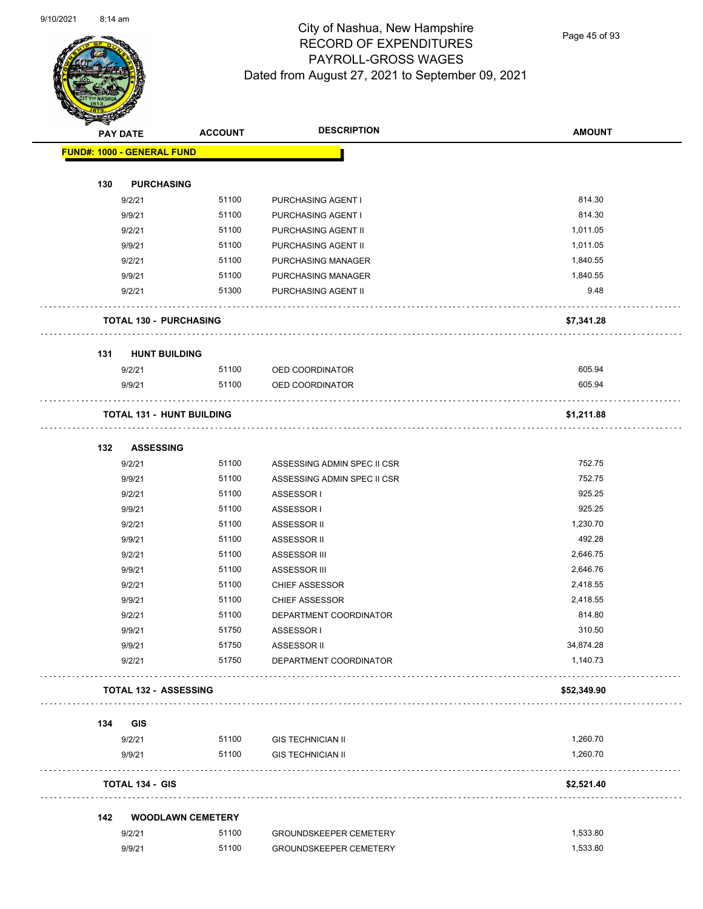# City of Nashua, New Hampshire
## RECORD OF EXPENDITURES
## PAYROLL-GROSS WAGES
### Dated from August 27, 2021 to September 09, 2021

9/10/2021 8:14 am

| PAY DATE | ACCOUNT | DESCRIPTION | AMOUNT |
|---|---|---|---|
| **FUND#: 1000 - GENERAL FUND** | | | |
| **130 PURCHASING** | | | |
| 9/2/21 | 51100 | PURCHASING AGENT I | 814.30 |
| 9/9/21 | 51100 | PURCHASING AGENT I | 814.30 |
| 9/2/21 | 51100 | PURCHASING AGENT II | 1,011.05 |
| 9/9/21 | 51100 | PURCHASING AGENT II | 1,011.05 |
| 9/2/21 | 51100 | PURCHASING MANAGER | 1,840.55 |
| 9/9/21 | 51100 | PURCHASING MANAGER | 1,840.55 |
| 9/2/21 | 51300 | PURCHASING AGENT II | 9.48 |
| **TOTAL 130 - PURCHASING** | | | **$7,341.28** |
| **131 HUNT BUILDING** | | | |
| 9/2/21 | 51100 | OED COORDINATOR | 605.94 |
| 9/9/21 | 51100 | OED COORDINATOR | 605.94 |
| **TOTAL 131 - HUNT BUILDING** | | | **$1,211.88** |
| **132 ASSESSING** | | | |
| 9/2/21 | 51100 | ASSESSING ADMIN SPEC II CSR | 752.75 |
| 9/9/21 | 51100 | ASSESSING ADMIN SPEC II CSR | 752.75 |
| 9/2/21 | 51100 | ASSESSOR I | 925.25 |
| 9/9/21 | 51100 | ASSESSOR I | 925.25 |
| 9/2/21 | 51100 | ASSESSOR II | 1,230.70 |
| 9/9/21 | 51100 | ASSESSOR II | 492.28 |
| 9/2/21 | 51100 | ASSESSOR III | 2,646.75 |
| 9/9/21 | 51100 | ASSESSOR III | 2,646.76 |
| 9/2/21 | 51100 | CHIEF ASSESSOR | 2,418.55 |
| 9/9/21 | 51100 | CHIEF ASSESSOR | 2,418.55 |
| 9/2/21 | 51100 | DEPARTMENT COORDINATOR | 814.80 |
| 9/9/21 | 51750 | ASSESSOR I | 310.50 |
| 9/9/21 | 51750 | ASSESSOR II | 34,874.28 |
| 9/2/21 | 51750 | DEPARTMENT COORDINATOR | 1,140.73 |
| **TOTAL 132 - ASSESSING** | | | **$52,349.90** |
| **134 GIS** | | | |
| 9/2/21 | 51100 | GIS TECHNICIAN II | 1,260.70 |
| 9/9/21 | 51100 | GIS TECHNICIAN II | 1,260.70 |
| **TOTAL 134 - GIS** | | | **$2,521.40** |
| **142 WOODLAWN CEMETERY** | | | |
| 9/2/21 | 51100 | GROUNDSKEEPER CEMETERY | 1,533.80 |
| 9/9/21 | 51100 | GROUNDSKEEPER CEMETERY | 1,533.80 |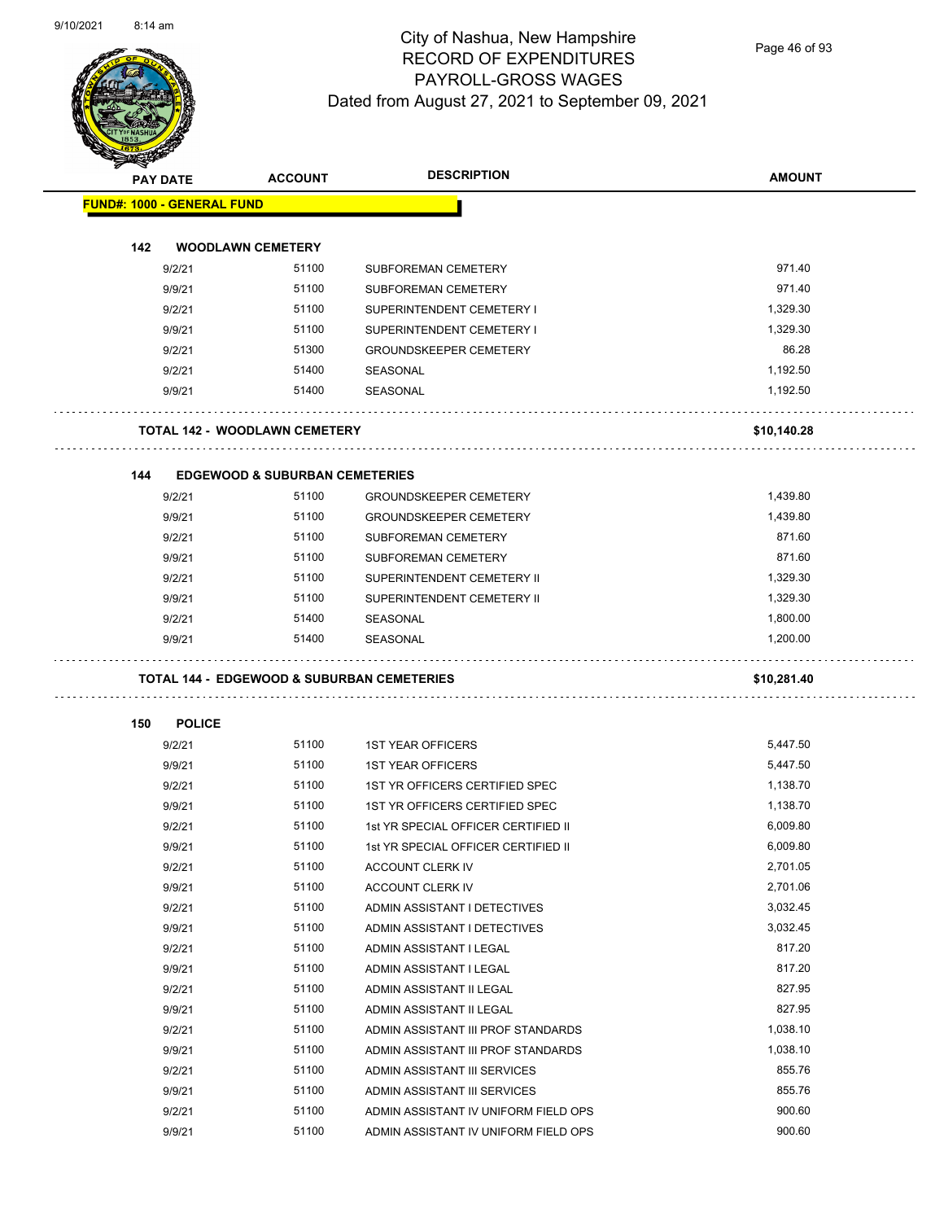# City of Nashua, New Hampshire
# RECORD OF EXPENDITURES
# PAYROLL-GROSS WAGES
## Dated from August 27, 2021 to September 09, 2021

| PAY DATE | ACCOUNT | DESCRIPTION | AMOUNT |
|---|---|---|---|
| **FUND#: 1000 - GENERAL FUND** | | | |
| **142 WOODLAWN CEMETERY** | | | |
| 9/2/21 | 51100 | SUBFOREMAN CEMETERY | 971.40 |
| 9/9/21 | 51100 | SUBFOREMAN CEMETERY | 971.40 |
| 9/2/21 | 51100 | SUPERINTENDENT CEMETERY I | 1,329.30 |
| 9/9/21 | 51100 | SUPERINTENDENT CEMETERY I | 1,329.30 |
| 9/2/21 | 51300 | GROUNDSKEEPER CEMETERY | 86.28 |
| 9/2/21 | 51400 | SEASONAL | 1,192.50 |
| 9/9/21 | 51400 | SEASONAL | 1,192.50 |
| **TOTAL 142 - WOODLAWN CEMETERY** | | | **$10,140.28** |
| **144 EDGEWOOD & SUBURBAN CEMETERIES** | | | |
| 9/2/21 | 51100 | GROUNDSKEEPER CEMETERY | 1,439.80 |
| 9/9/21 | 51100 | GROUNDSKEEPER CEMETERY | 1,439.80 |
| 9/2/21 | 51100 | SUBFOREMAN CEMETERY | 871.60 |
| 9/9/21 | 51100 | SUBFOREMAN CEMETERY | 871.60 |
| 9/2/21 | 51100 | SUPERINTENDENT CEMETERY II | 1,329.30 |
| 9/9/21 | 51100 | SUPERINTENDENT CEMETERY II | 1,329.30 |
| 9/2/21 | 51400 | SEASONAL | 1,800.00 |
| 9/9/21 | 51400 | SEASONAL | 1,200.00 |
| **TOTAL 144 - EDGEWOOD & SUBURBAN CEMETERIES** | | | **$10,281.40** |
| **150 POLICE** | | | |
| 9/2/21 | 51100 | 1ST YEAR OFFICERS | 5,447.50 |
| 9/9/21 | 51100 | 1ST YEAR OFFICERS | 5,447.50 |
| 9/2/21 | 51100 | 1ST YR OFFICERS CERTIFIED SPEC | 1,138.70 |
| 9/9/21 | 51100 | 1ST YR OFFICERS CERTIFIED SPEC | 1,138.70 |
| 9/2/21 | 51100 | 1st YR SPECIAL OFFICER CERTIFIED II | 6,009.80 |
| 9/9/21 | 51100 | 1st YR SPECIAL OFFICER CERTIFIED II | 6,009.80 |
| 9/2/21 | 51100 | ACCOUNT CLERK IV | 2,701.05 |
| 9/9/21 | 51100 | ACCOUNT CLERK IV | 2,701.06 |
| 9/2/21 | 51100 | ADMIN ASSISTANT I DETECTIVES | 3,032.45 |
| 9/9/21 | 51100 | ADMIN ASSISTANT I DETECTIVES | 3,032.45 |
| 9/2/21 | 51100 | ADMIN ASSISTANT I LEGAL | 817.20 |
| 9/9/21 | 51100 | ADMIN ASSISTANT I LEGAL | 817.20 |
| 9/2/21 | 51100 | ADMIN ASSISTANT II LEGAL | 827.95 |
| 9/9/21 | 51100 | ADMIN ASSISTANT II LEGAL | 827.95 |
| 9/2/21 | 51100 | ADMIN ASSISTANT III PROF STANDARDS | 1,038.10 |
| 9/9/21 | 51100 | ADMIN ASSISTANT III PROF STANDARDS | 1,038.10 |
| 9/2/21 | 51100 | ADMIN ASSISTANT III SERVICES | 855.76 |
| 9/9/21 | 51100 | ADMIN ASSISTANT III SERVICES | 855.76 |
| 9/2/21 | 51100 | ADMIN ASSISTANT IV UNIFORM FIELD OPS | 900.60 |
| 9/9/21 | 51100 | ADMIN ASSISTANT IV UNIFORM FIELD OPS | 900.60 |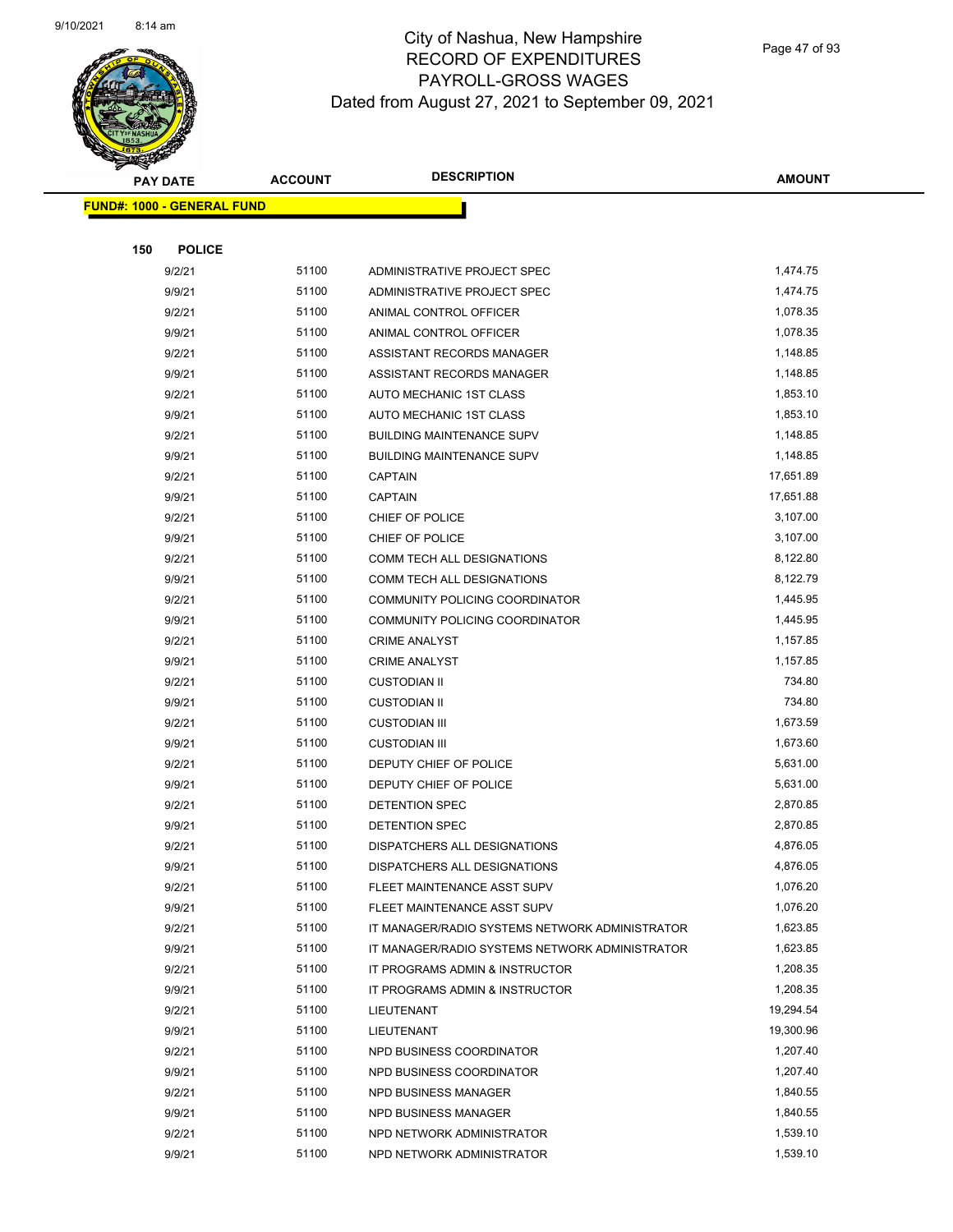# City of Nashua, New Hampshire
## RECORD OF EXPENDITURES
## PAYROLL-GROSS WAGES
### Dated from August 27, 2021 to September 09, 2021

**FUND#: 1000 - GENERAL FUND**

**150 POLICE**

| PAY DATE | ACCOUNT | DESCRIPTION | AMOUNT |
|---|---|---|---|
| 9/2/21 | 51100 | ADMINISTRATIVE PROJECT SPEC | 1,474.75 |
| 9/9/21 | 51100 | ADMINISTRATIVE PROJECT SPEC | 1,474.75 |
| 9/2/21 | 51100 | ANIMAL CONTROL OFFICER | 1,078.35 |
| 9/9/21 | 51100 | ANIMAL CONTROL OFFICER | 1,078.35 |
| 9/2/21 | 51100 | ASSISTANT RECORDS MANAGER | 1,148.85 |
| 9/9/21 | 51100 | ASSISTANT RECORDS MANAGER | 1,148.85 |
| 9/2/21 | 51100 | AUTO MECHANIC 1ST CLASS | 1,853.10 |
| 9/9/21 | 51100 | AUTO MECHANIC 1ST CLASS | 1,853.10 |
| 9/2/21 | 51100 | BUILDING MAINTENANCE SUPV | 1,148.85 |
| 9/9/21 | 51100 | BUILDING MAINTENANCE SUPV | 1,148.85 |
| 9/2/21 | 51100 | CAPTAIN | 17,651.89 |
| 9/9/21 | 51100 | CAPTAIN | 17,651.88 |
| 9/2/21 | 51100 | CHIEF OF POLICE | 3,107.00 |
| 9/9/21 | 51100 | CHIEF OF POLICE | 3,107.00 |
| 9/2/21 | 51100 | COMM TECH ALL DESIGNATIONS | 8,122.80 |
| 9/9/21 | 51100 | COMM TECH ALL DESIGNATIONS | 8,122.79 |
| 9/2/21 | 51100 | COMMUNITY POLICING COORDINATOR | 1,445.95 |
| 9/9/21 | 51100 | COMMUNITY POLICING COORDINATOR | 1,445.95 |
| 9/2/21 | 51100 | CRIME ANALYST | 1,157.85 |
| 9/9/21 | 51100 | CRIME ANALYST | 1,157.85 |
| 9/2/21 | 51100 | CUSTODIAN II | 734.80 |
| 9/9/21 | 51100 | CUSTODIAN II | 734.80 |
| 9/2/21 | 51100 | CUSTODIAN III | 1,673.59 |
| 9/9/21 | 51100 | CUSTODIAN III | 1,673.60 |
| 9/2/21 | 51100 | DEPUTY CHIEF OF POLICE | 5,631.00 |
| 9/9/21 | 51100 | DEPUTY CHIEF OF POLICE | 5,631.00 |
| 9/2/21 | 51100 | DETENTION SPEC | 2,870.85 |
| 9/9/21 | 51100 | DETENTION SPEC | 2,870.85 |
| 9/2/21 | 51100 | DISPATCHERS ALL DESIGNATIONS | 4,876.05 |
| 9/9/21 | 51100 | DISPATCHERS ALL DESIGNATIONS | 4,876.05 |
| 9/2/21 | 51100 | FLEET MAINTENANCE ASST SUPV | 1,076.20 |
| 9/9/21 | 51100 | FLEET MAINTENANCE ASST SUPV | 1,076.20 |
| 9/2/21 | 51100 | IT MANAGER/RADIO SYSTEMS NETWORK ADMINISTRATOR | 1,623.85 |
| 9/9/21 | 51100 | IT MANAGER/RADIO SYSTEMS NETWORK ADMINISTRATOR | 1,623.85 |
| 9/2/21 | 51100 | IT PROGRAMS ADMIN & INSTRUCTOR | 1,208.35 |
| 9/9/21 | 51100 | IT PROGRAMS ADMIN & INSTRUCTOR | 1,208.35 |
| 9/2/21 | 51100 | LIEUTENANT | 19,294.54 |
| 9/9/21 | 51100 | LIEUTENANT | 19,300.96 |
| 9/2/21 | 51100 | NPD BUSINESS COORDINATOR | 1,207.40 |
| 9/9/21 | 51100 | NPD BUSINESS COORDINATOR | 1,207.40 |
| 9/2/21 | 51100 | NPD BUSINESS MANAGER | 1,840.55 |
| 9/9/21 | 51100 | NPD BUSINESS MANAGER | 1,840.55 |
| 9/2/21 | 51100 | NPD NETWORK ADMINISTRATOR | 1,539.10 |
| 9/9/21 | 51100 | NPD NETWORK ADMINISTRATOR | 1,539.10 |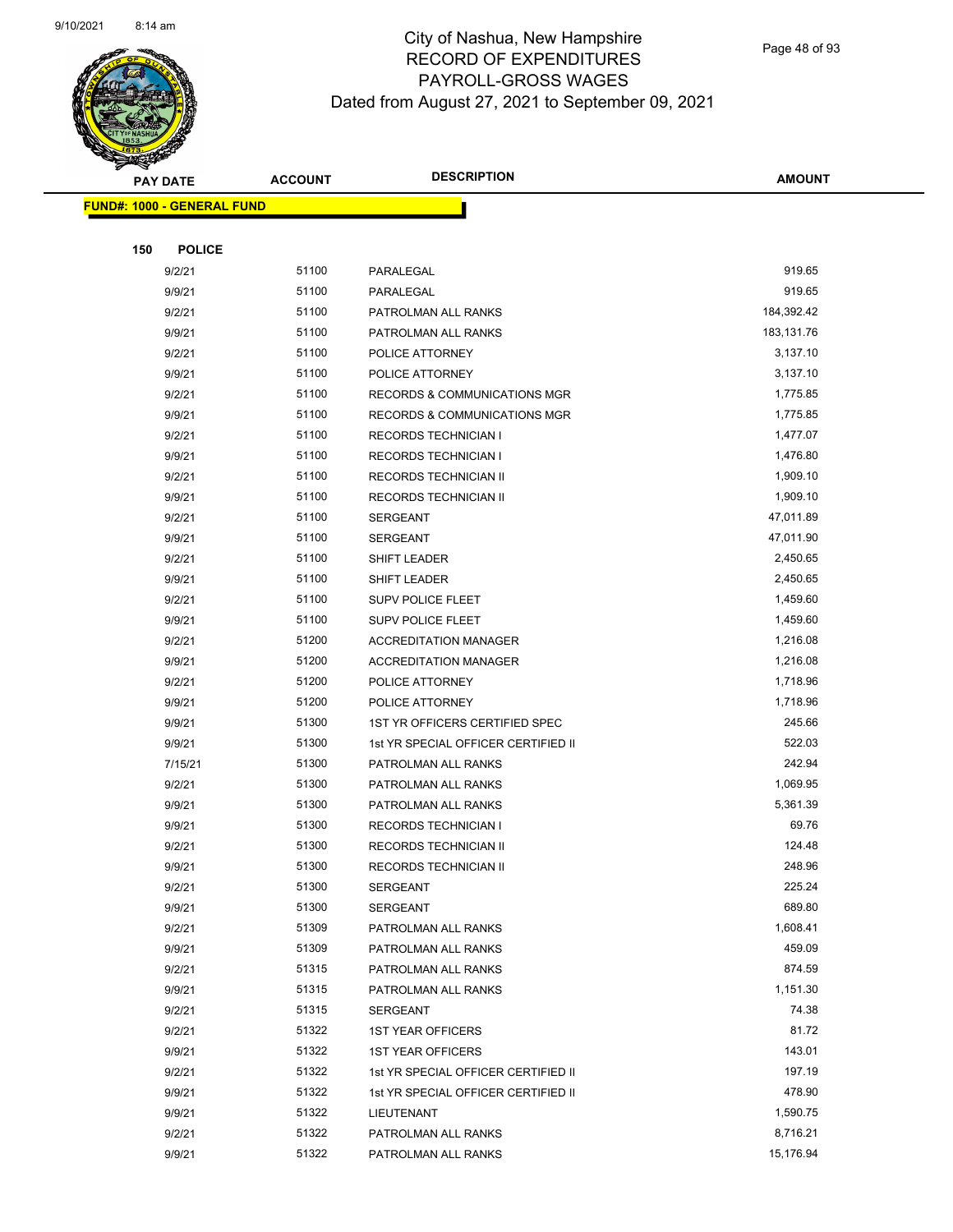# City of Nashua, New Hampshire
## RECORD OF EXPENDITURES
## PAYROLL-GROSS WAGES
## Dated from August 27, 2021 to September 09, 2021

| PAY DATE | ACCOUNT | DESCRIPTION | AMOUNT |
|---|---|---|---|

**FUND#: 1000 - GENERAL FUND**

**150 POLICE**

| | | | |
|---|---|---|---|
| 9/2/21 | 51100 | PARALEGAL | 919.65 |
| 9/9/21 | 51100 | PARALEGAL | 919.65 |
| 9/2/21 | 51100 | PATROLMAN ALL RANKS | 184,392.42 |
| 9/9/21 | 51100 | PATROLMAN ALL RANKS | 183,131.76 |
| 9/2/21 | 51100 | POLICE ATTORNEY | 3,137.10 |
| 9/9/21 | 51100 | POLICE ATTORNEY | 3,137.10 |
| 9/2/21 | 51100 | RECORDS & COMMUNICATIONS MGR | 1,775.85 |
| 9/9/21 | 51100 | RECORDS & COMMUNICATIONS MGR | 1,775.85 |
| 9/2/21 | 51100 | RECORDS TECHNICIAN I | 1,477.07 |
| 9/9/21 | 51100 | RECORDS TECHNICIAN I | 1,476.80 |
| 9/2/21 | 51100 | RECORDS TECHNICIAN II | 1,909.10 |
| 9/9/21 | 51100 | RECORDS TECHNICIAN II | 1,909.10 |
| 9/2/21 | 51100 | SERGEANT | 47,011.89 |
| 9/9/21 | 51100 | SERGEANT | 47,011.90 |
| 9/2/21 | 51100 | SHIFT LEADER | 2,450.65 |
| 9/9/21 | 51100 | SHIFT LEADER | 2,450.65 |
| 9/2/21 | 51100 | SUPV POLICE FLEET | 1,459.60 |
| 9/9/21 | 51100 | SUPV POLICE FLEET | 1,459.60 |
| 9/2/21 | 51200 | ACCREDITATION MANAGER | 1,216.08 |
| 9/9/21 | 51200 | ACCREDITATION MANAGER | 1,216.08 |
| 9/2/21 | 51200 | POLICE ATTORNEY | 1,718.96 |
| 9/9/21 | 51200 | POLICE ATTORNEY | 1,718.96 |
| 9/9/21 | 51300 | 1ST YR OFFICERS CERTIFIED SPEC | 245.66 |
| 9/9/21 | 51300 | 1st YR SPECIAL OFFICER CERTIFIED II | 522.03 |
| 7/15/21 | 51300 | PATROLMAN ALL RANKS | 242.94 |
| 9/2/21 | 51300 | PATROLMAN ALL RANKS | 1,069.95 |
| 9/9/21 | 51300 | PATROLMAN ALL RANKS | 5,361.39 |
| 9/9/21 | 51300 | RECORDS TECHNICIAN I | 69.76 |
| 9/2/21 | 51300 | RECORDS TECHNICIAN II | 124.48 |
| 9/9/21 | 51300 | RECORDS TECHNICIAN II | 248.96 |
| 9/2/21 | 51300 | SERGEANT | 225.24 |
| 9/9/21 | 51300 | SERGEANT | 689.80 |
| 9/2/21 | 51309 | PATROLMAN ALL RANKS | 1,608.41 |
| 9/9/21 | 51309 | PATROLMAN ALL RANKS | 459.09 |
| 9/2/21 | 51315 | PATROLMAN ALL RANKS | 874.59 |
| 9/9/21 | 51315 | PATROLMAN ALL RANKS | 1,151.30 |
| 9/2/21 | 51315 | SERGEANT | 74.38 |
| 9/2/21 | 51322 | 1ST YEAR OFFICERS | 81.72 |
| 9/9/21 | 51322 | 1ST YEAR OFFICERS | 143.01 |
| 9/2/21 | 51322 | 1st YR SPECIAL OFFICER CERTIFIED II | 197.19 |
| 9/9/21 | 51322 | 1st YR SPECIAL OFFICER CERTIFIED II | 478.90 |
| 9/9/21 | 51322 | LIEUTENANT | 1,590.75 |
| 9/2/21 | 51322 | PATROLMAN ALL RANKS | 8,716.21 |
| 9/9/21 | 51322 | PATROLMAN ALL RANKS | 15,176.94 |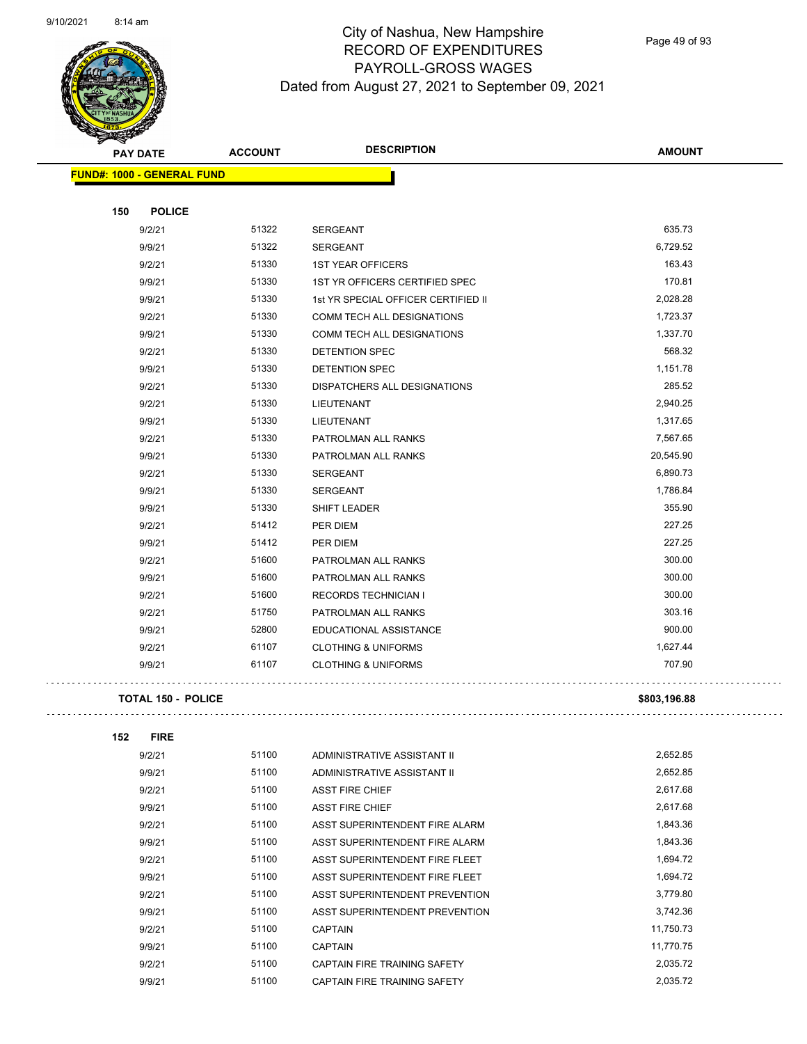# City of Nashua, New Hampshire
## RECORD OF EXPENDITURES
## PAYROLL-GROSS WAGES
### Dated from August 27, 2021 to September 09, 2021

| PAY DATE | ACCOUNT | DESCRIPTION | AMOUNT |
|---|---|---|---|
| **FUND#: 1000 - GENERAL FUND** | | | |
| **150 POLICE** | | | |
| 9/2/21 | 51322 | SERGEANT | 635.73 |
| 9/9/21 | 51322 | SERGEANT | 6,729.52 |
| 9/2/21 | 51330 | 1ST YEAR OFFICERS | 163.43 |
| 9/9/21 | 51330 | 1ST YR OFFICERS CERTIFIED SPEC | 170.81 |
| 9/9/21 | 51330 | 1st YR SPECIAL OFFICER CERTIFIED II | 2,028.28 |
| 9/2/21 | 51330 | COMM TECH ALL DESIGNATIONS | 1,723.37 |
| 9/9/21 | 51330 | COMM TECH ALL DESIGNATIONS | 1,337.70 |
| 9/2/21 | 51330 | DETENTION SPEC | 568.32 |
| 9/9/21 | 51330 | DETENTION SPEC | 1,151.78 |
| 9/2/21 | 51330 | DISPATCHERS ALL DESIGNATIONS | 285.52 |
| 9/2/21 | 51330 | LIEUTENANT | 2,940.25 |
| 9/9/21 | 51330 | LIEUTENANT | 1,317.65 |
| 9/2/21 | 51330 | PATROLMAN ALL RANKS | 7,567.65 |
| 9/9/21 | 51330 | PATROLMAN ALL RANKS | 20,545.90 |
| 9/2/21 | 51330 | SERGEANT | 6,890.73 |
| 9/9/21 | 51330 | SERGEANT | 1,786.84 |
| 9/9/21 | 51330 | SHIFT LEADER | 355.90 |
| 9/2/21 | 51412 | PER DIEM | 227.25 |
| 9/9/21 | 51412 | PER DIEM | 227.25 |
| 9/2/21 | 51600 | PATROLMAN ALL RANKS | 300.00 |
| 9/9/21 | 51600 | PATROLMAN ALL RANKS | 300.00 |
| 9/2/21 | 51600 | RECORDS TECHNICIAN I | 300.00 |
| 9/2/21 | 51750 | PATROLMAN ALL RANKS | 303.16 |
| 9/9/21 | 52800 | EDUCATIONAL ASSISTANCE | 900.00 |
| 9/2/21 | 61107 | CLOTHING & UNIFORMS | 1,627.44 |
| 9/9/21 | 61107 | CLOTHING & UNIFORMS | 707.90 |
| **TOTAL 150 - POLICE** | | | **$803,196.88** |
| **152 FIRE** | | | |
| 9/2/21 | 51100 | ADMINISTRATIVE ASSISTANT II | 2,652.85 |
| 9/9/21 | 51100 | ADMINISTRATIVE ASSISTANT II | 2,652.85 |
| 9/2/21 | 51100 | ASST FIRE CHIEF | 2,617.68 |
| 9/9/21 | 51100 | ASST FIRE CHIEF | 2,617.68 |
| 9/2/21 | 51100 | ASST SUPERINTENDENT FIRE ALARM | 1,843.36 |
| 9/9/21 | 51100 | ASST SUPERINTENDENT FIRE ALARM | 1,843.36 |
| 9/2/21 | 51100 | ASST SUPERINTENDENT FIRE FLEET | 1,694.72 |
| 9/9/21 | 51100 | ASST SUPERINTENDENT FIRE FLEET | 1,694.72 |
| 9/2/21 | 51100 | ASST SUPERINTENDENT PREVENTION | 3,779.80 |
| 9/9/21 | 51100 | ASST SUPERINTENDENT PREVENTION | 3,742.36 |
| 9/2/21 | 51100 | CAPTAIN | 11,750.73 |
| 9/9/21 | 51100 | CAPTAIN | 11,770.75 |
| 9/2/21 | 51100 | CAPTAIN FIRE TRAINING SAFETY | 2,035.72 |
| 9/9/21 | 51100 | CAPTAIN FIRE TRAINING SAFETY | 2,035.72 |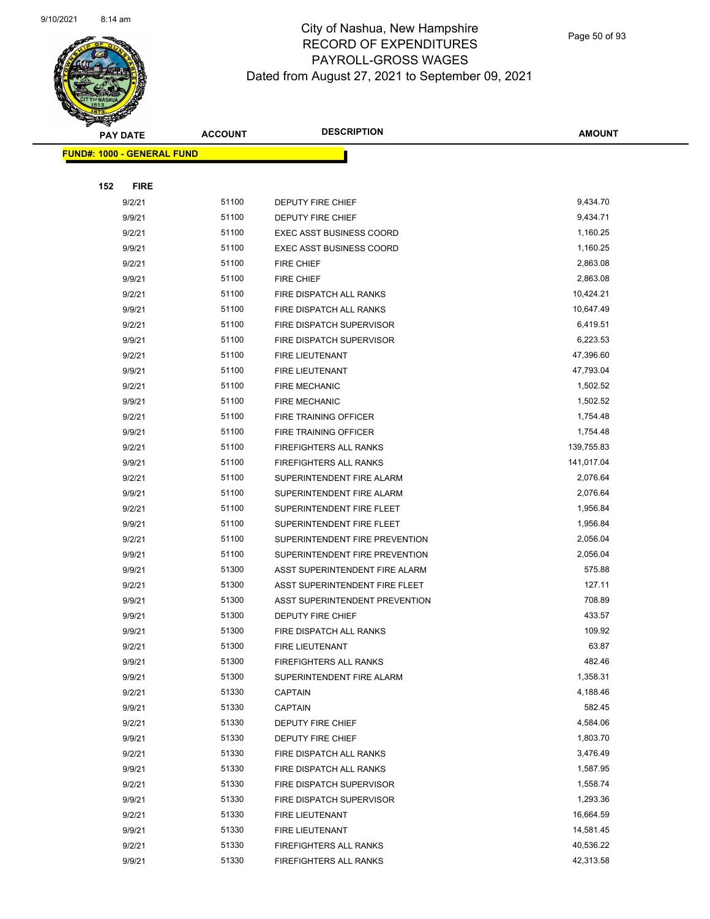# City of Nashua, New Hampshire
## RECORD OF EXPENDITURES
## PAYROLL-GROSS WAGES
### Dated from August 27, 2021 to September 09, 2021

**FUND#: 1000 - GENERAL FUND**

**152 FIRE**

| PAY DATE | ACCOUNT | DESCRIPTION | AMOUNT |
|---|---|---|---|
| 9/2/21 | 51100 | DEPUTY FIRE CHIEF | 9,434.70 |
| 9/9/21 | 51100 | DEPUTY FIRE CHIEF | 9,434.71 |
| 9/2/21 | 51100 | EXEC ASST BUSINESS COORD | 1,160.25 |
| 9/9/21 | 51100 | EXEC ASST BUSINESS COORD | 1,160.25 |
| 9/2/21 | 51100 | FIRE CHIEF | 2,863.08 |
| 9/9/21 | 51100 | FIRE CHIEF | 2,863.08 |
| 9/2/21 | 51100 | FIRE DISPATCH ALL RANKS | 10,424.21 |
| 9/9/21 | 51100 | FIRE DISPATCH ALL RANKS | 10,647.49 |
| 9/2/21 | 51100 | FIRE DISPATCH SUPERVISOR | 6,419.51 |
| 9/9/21 | 51100 | FIRE DISPATCH SUPERVISOR | 6,223.53 |
| 9/2/21 | 51100 | FIRE LIEUTENANT | 47,396.60 |
| 9/9/21 | 51100 | FIRE LIEUTENANT | 47,793.04 |
| 9/2/21 | 51100 | FIRE MECHANIC | 1,502.52 |
| 9/9/21 | 51100 | FIRE MECHANIC | 1,502.52 |
| 9/2/21 | 51100 | FIRE TRAINING OFFICER | 1,754.48 |
| 9/9/21 | 51100 | FIRE TRAINING OFFICER | 1,754.48 |
| 9/2/21 | 51100 | FIREFIGHTERS ALL RANKS | 139,755.83 |
| 9/9/21 | 51100 | FIREFIGHTERS ALL RANKS | 141,017.04 |
| 9/2/21 | 51100 | SUPERINTENDENT FIRE ALARM | 2,076.64 |
| 9/9/21 | 51100 | SUPERINTENDENT FIRE ALARM | 2,076.64 |
| 9/2/21 | 51100 | SUPERINTENDENT FIRE FLEET | 1,956.84 |
| 9/9/21 | 51100 | SUPERINTENDENT FIRE FLEET | 1,956.84 |
| 9/2/21 | 51100 | SUPERINTENDENT FIRE PREVENTION | 2,056.04 |
| 9/9/21 | 51100 | SUPERINTENDENT FIRE PREVENTION | 2,056.04 |
| 9/9/21 | 51300 | ASST SUPERINTENDENT FIRE ALARM | 575.88 |
| 9/2/21 | 51300 | ASST SUPERINTENDENT FIRE FLEET | 127.11 |
| 9/9/21 | 51300 | ASST SUPERINTENDENT PREVENTION | 708.89 |
| 9/9/21 | 51300 | DEPUTY FIRE CHIEF | 433.57 |
| 9/9/21 | 51300 | FIRE DISPATCH ALL RANKS | 109.92 |
| 9/2/21 | 51300 | FIRE LIEUTENANT | 63.87 |
| 9/9/21 | 51300 | FIREFIGHTERS ALL RANKS | 482.46 |
| 9/9/21 | 51300 | SUPERINTENDENT FIRE ALARM | 1,358.31 |
| 9/2/21 | 51330 | CAPTAIN | 4,188.46 |
| 9/9/21 | 51330 | CAPTAIN | 582.45 |
| 9/2/21 | 51330 | DEPUTY FIRE CHIEF | 4,584.06 |
| 9/9/21 | 51330 | DEPUTY FIRE CHIEF | 1,803.70 |
| 9/2/21 | 51330 | FIRE DISPATCH ALL RANKS | 3,476.49 |
| 9/9/21 | 51330 | FIRE DISPATCH ALL RANKS | 1,587.95 |
| 9/2/21 | 51330 | FIRE DISPATCH SUPERVISOR | 1,558.74 |
| 9/9/21 | 51330 | FIRE DISPATCH SUPERVISOR | 1,293.36 |
| 9/2/21 | 51330 | FIRE LIEUTENANT | 16,664.59 |
| 9/9/21 | 51330 | FIRE LIEUTENANT | 14,581.45 |
| 9/2/21 | 51330 | FIREFIGHTERS ALL RANKS | 40,536.22 |
| 9/9/21 | 51330 | FIREFIGHTERS ALL RANKS | 42,313.58 |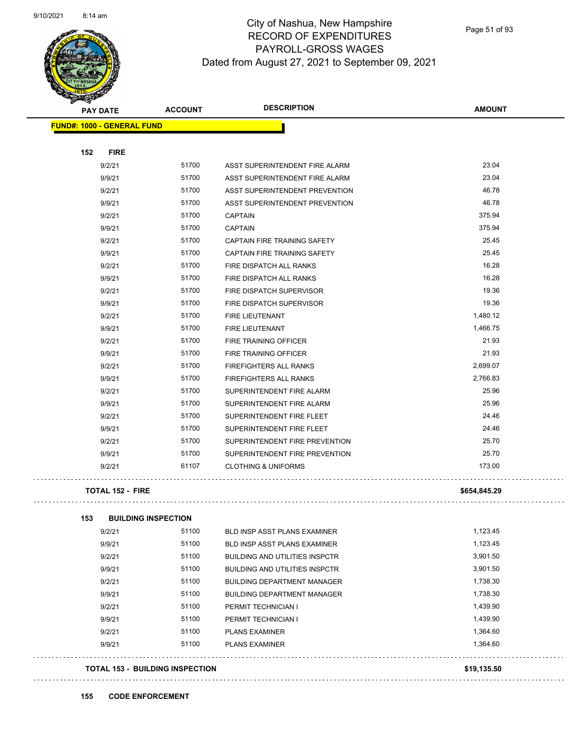# City of Nashua, New Hampshire
## RECORD OF EXPENDITURES
## PAYROLL-GROSS WAGES
## Dated from August 27, 2021 to September 09, 2021

| PAY DATE | ACCOUNT | DESCRIPTION | AMOUNT |
|---|---|---|---|
| **FUND#: 1000 - GENERAL FUND** | | | |
| **152 FIRE** | | | |
| 9/2/21 | 51700 | ASST SUPERINTENDENT FIRE ALARM | 23.04 |
| 9/9/21 | 51700 | ASST SUPERINTENDENT FIRE ALARM | 23.04 |
| 9/2/21 | 51700 | ASST SUPERINTENDENT PREVENTION | 46.78 |
| 9/9/21 | 51700 | ASST SUPERINTENDENT PREVENTION | 46.78 |
| 9/2/21 | 51700 | CAPTAIN | 375.94 |
| 9/9/21 | 51700 | CAPTAIN | 375.94 |
| 9/2/21 | 51700 | CAPTAIN FIRE TRAINING SAFETY | 25.45 |
| 9/9/21 | 51700 | CAPTAIN FIRE TRAINING SAFETY | 25.45 |
| 9/2/21 | 51700 | FIRE DISPATCH ALL RANKS | 16.28 |
| 9/9/21 | 51700 | FIRE DISPATCH ALL RANKS | 16.28 |
| 9/2/21 | 51700 | FIRE DISPATCH SUPERVISOR | 19.36 |
| 9/9/21 | 51700 | FIRE DISPATCH SUPERVISOR | 19.36 |
| 9/2/21 | 51700 | FIRE LIEUTENANT | 1,480.12 |
| 9/9/21 | 51700 | FIRE LIEUTENANT | 1,466.75 |
| 9/2/21 | 51700 | FIRE TRAINING OFFICER | 21.93 |
| 9/9/21 | 51700 | FIRE TRAINING OFFICER | 21.93 |
| 9/2/21 | 51700 | FIREFIGHTERS ALL RANKS | 2,699.07 |
| 9/9/21 | 51700 | FIREFIGHTERS ALL RANKS | 2,766.83 |
| 9/2/21 | 51700 | SUPERINTENDENT FIRE ALARM | 25.96 |
| 9/9/21 | 51700 | SUPERINTENDENT FIRE ALARM | 25.96 |
| 9/2/21 | 51700 | SUPERINTENDENT FIRE FLEET | 24.46 |
| 9/9/21 | 51700 | SUPERINTENDENT FIRE FLEET | 24.46 |
| 9/2/21 | 51700 | SUPERINTENDENT FIRE PREVENTION | 25.70 |
| 9/9/21 | 51700 | SUPERINTENDENT FIRE PREVENTION | 25.70 |
| 9/2/21 | 61107 | CLOTHING & UNIFORMS | 173.00 |
| **TOTAL 152 - FIRE** | | | **$654,845.29** |
| **153 BUILDING INSPECTION** | | | |
| 9/2/21 | 51100 | BLD INSP ASST PLANS EXAMINER | 1,123.45 |
| 9/9/21 | 51100 | BLD INSP ASST PLANS EXAMINER | 1,123.45 |
| 9/2/21 | 51100 | BUILDING AND UTILITIES INSPCTR | 3,901.50 |
| 9/9/21 | 51100 | BUILDING AND UTILITIES INSPCTR | 3,901.50 |
| 9/2/21 | 51100 | BUILDING DEPARTMENT MANAGER | 1,738.30 |
| 9/9/21 | 51100 | BUILDING DEPARTMENT MANAGER | 1,738.30 |
| 9/2/21 | 51100 | PERMIT TECHNICIAN I | 1,439.90 |
| 9/9/21 | 51100 | PERMIT TECHNICIAN I | 1,439.90 |
| 9/2/21 | 51100 | PLANS EXAMINER | 1,364.60 |
| 9/9/21 | 51100 | PLANS EXAMINER | 1,364.60 |
| **TOTAL 153 - BUILDING INSPECTION** | | | **$19,135.50** |

**155 CODE ENFORCEMENT**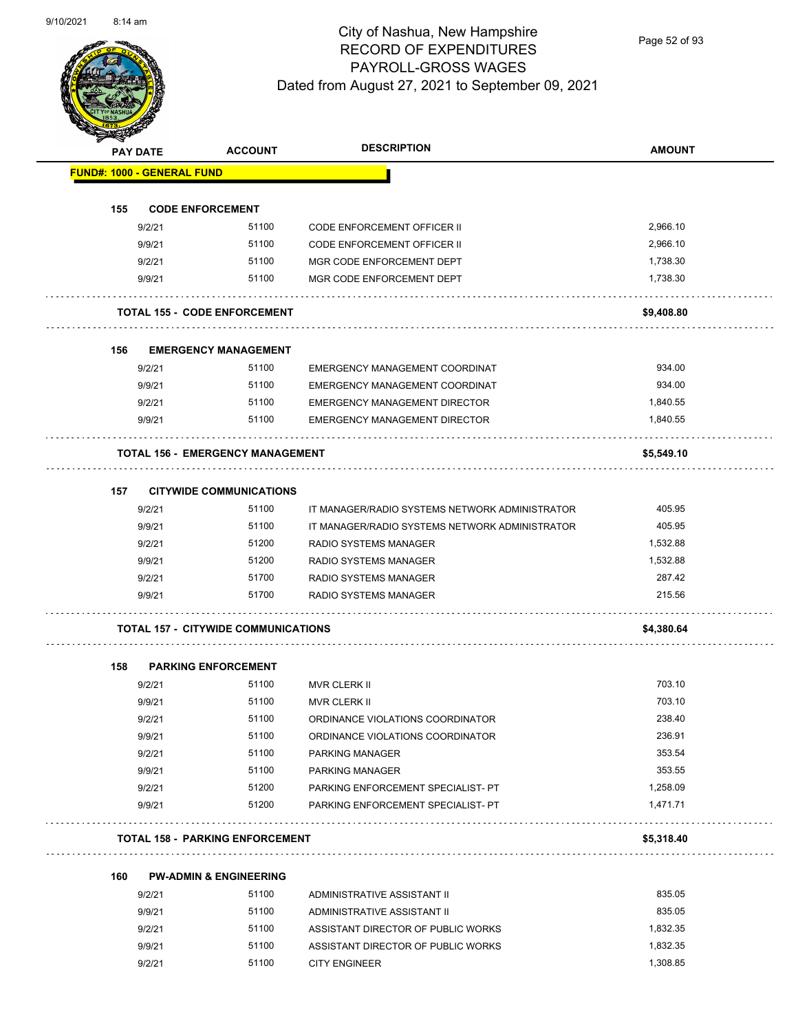# City of Nashua, New Hampshire
## RECORD OF EXPENDITURES
## PAYROLL-GROSS WAGES
### Dated from August 27, 2021 to September 09, 2021

| PAY DATE | ACCOUNT | DESCRIPTION | AMOUNT |
|---|---|---|---|
| **FUND#: 1000 - GENERAL FUND** | | | |
| **155 CODE ENFORCEMENT** | | | |
| 9/2/21 | 51100 | CODE ENFORCEMENT OFFICER II | 2,966.10 |
| 9/9/21 | 51100 | CODE ENFORCEMENT OFFICER II | 2,966.10 |
| 9/2/21 | 51100 | MGR CODE ENFORCEMENT DEPT | 1,738.30 |
| 9/9/21 | 51100 | MGR CODE ENFORCEMENT DEPT | 1,738.30 |
| **TOTAL 155 - CODE ENFORCEMENT** | | | **$9,408.80** |
| **156 EMERGENCY MANAGEMENT** | | | |
| 9/2/21 | 51100 | EMERGENCY MANAGEMENT COORDINAT | 934.00 |
| 9/9/21 | 51100 | EMERGENCY MANAGEMENT COORDINAT | 934.00 |
| 9/2/21 | 51100 | EMERGENCY MANAGEMENT DIRECTOR | 1,840.55 |
| 9/9/21 | 51100 | EMERGENCY MANAGEMENT DIRECTOR | 1,840.55 |
| **TOTAL 156 - EMERGENCY MANAGEMENT** | | | **$5,549.10** |
| **157 CITYWIDE COMMUNICATIONS** | | | |
| 9/2/21 | 51100 | IT MANAGER/RADIO SYSTEMS NETWORK ADMINISTRATOR | 405.95 |
| 9/9/21 | 51100 | IT MANAGER/RADIO SYSTEMS NETWORK ADMINISTRATOR | 405.95 |
| 9/2/21 | 51200 | RADIO SYSTEMS MANAGER | 1,532.88 |
| 9/9/21 | 51200 | RADIO SYSTEMS MANAGER | 1,532.88 |
| 9/2/21 | 51700 | RADIO SYSTEMS MANAGER | 287.42 |
| 9/9/21 | 51700 | RADIO SYSTEMS MANAGER | 215.56 |
| **TOTAL 157 - CITYWIDE COMMUNICATIONS** | | | **$4,380.64** |
| **158 PARKING ENFORCEMENT** | | | |
| 9/2/21 | 51100 | MVR CLERK II | 703.10 |
| 9/9/21 | 51100 | MVR CLERK II | 703.10 |
| 9/2/21 | 51100 | ORDINANCE VIOLATIONS COORDINATOR | 238.40 |
| 9/9/21 | 51100 | ORDINANCE VIOLATIONS COORDINATOR | 236.91 |
| 9/2/21 | 51100 | PARKING MANAGER | 353.54 |
| 9/9/21 | 51100 | PARKING MANAGER | 353.55 |
| 9/2/21 | 51200 | PARKING ENFORCEMENT SPECIALIST- PT | 1,258.09 |
| 9/9/21 | 51200 | PARKING ENFORCEMENT SPECIALIST- PT | 1,471.71 |
| **TOTAL 158 - PARKING ENFORCEMENT** | | | **$5,318.40** |
| **160 PW-ADMIN & ENGINEERING** | | | |
| 9/2/21 | 51100 | ADMINISTRATIVE ASSISTANT II | 835.05 |
| 9/9/21 | 51100 | ADMINISTRATIVE ASSISTANT II | 835.05 |
| 9/2/21 | 51100 | ASSISTANT DIRECTOR OF PUBLIC WORKS | 1,832.35 |
| 9/9/21 | 51100 | ASSISTANT DIRECTOR OF PUBLIC WORKS | 1,832.35 |
| 9/2/21 | 51100 | CITY ENGINEER | 1,308.85 |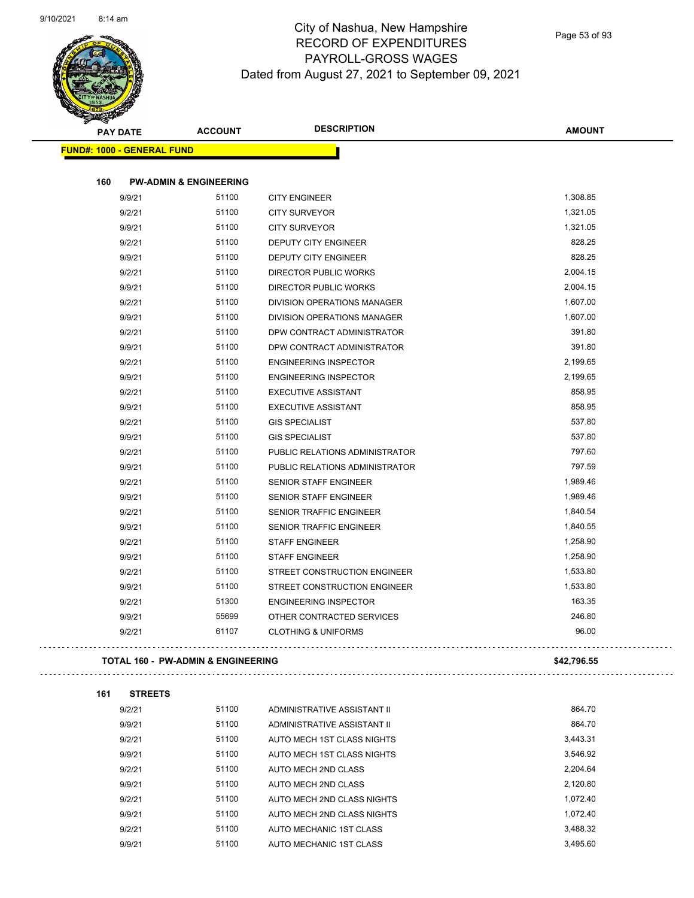# City of Nashua, New Hampshire
## RECORD OF EXPENDITURES
## PAYROLL-GROSS WAGES
### Dated from August 27, 2021 to September 09, 2021

| PAY DATE | ACCOUNT | DESCRIPTION | AMOUNT |
|---|---|---|---|
| **FUND#: 1000 - GENERAL FUND** | | | |
| **160 PW-ADMIN & ENGINEERING** | | | |
| 9/9/21 | 51100 | CITY ENGINEER | 1,308.85 |
| 9/2/21 | 51100 | CITY SURVEYOR | 1,321.05 |
| 9/9/21 | 51100 | CITY SURVEYOR | 1,321.05 |
| 9/2/21 | 51100 | DEPUTY CITY ENGINEER | 828.25 |
| 9/9/21 | 51100 | DEPUTY CITY ENGINEER | 828.25 |
| 9/2/21 | 51100 | DIRECTOR PUBLIC WORKS | 2,004.15 |
| 9/9/21 | 51100 | DIRECTOR PUBLIC WORKS | 2,004.15 |
| 9/2/21 | 51100 | DIVISION OPERATIONS MANAGER | 1,607.00 |
| 9/9/21 | 51100 | DIVISION OPERATIONS MANAGER | 1,607.00 |
| 9/2/21 | 51100 | DPW CONTRACT ADMINISTRATOR | 391.80 |
| 9/9/21 | 51100 | DPW CONTRACT ADMINISTRATOR | 391.80 |
| 9/2/21 | 51100 | ENGINEERING INSPECTOR | 2,199.65 |
| 9/9/21 | 51100 | ENGINEERING INSPECTOR | 2,199.65 |
| 9/2/21 | 51100 | EXECUTIVE ASSISTANT | 858.95 |
| 9/9/21 | 51100 | EXECUTIVE ASSISTANT | 858.95 |
| 9/2/21 | 51100 | GIS SPECIALIST | 537.80 |
| 9/9/21 | 51100 | GIS SPECIALIST | 537.80 |
| 9/2/21 | 51100 | PUBLIC RELATIONS ADMINISTRATOR | 797.60 |
| 9/9/21 | 51100 | PUBLIC RELATIONS ADMINISTRATOR | 797.59 |
| 9/2/21 | 51100 | SENIOR STAFF ENGINEER | 1,989.46 |
| 9/9/21 | 51100 | SENIOR STAFF ENGINEER | 1,989.46 |
| 9/2/21 | 51100 | SENIOR TRAFFIC ENGINEER | 1,840.54 |
| 9/9/21 | 51100 | SENIOR TRAFFIC ENGINEER | 1,840.55 |
| 9/2/21 | 51100 | STAFF ENGINEER | 1,258.90 |
| 9/9/21 | 51100 | STAFF ENGINEER | 1,258.90 |
| 9/2/21 | 51100 | STREET CONSTRUCTION ENGINEER | 1,533.80 |
| 9/9/21 | 51100 | STREET CONSTRUCTION ENGINEER | 1,533.80 |
| 9/2/21 | 51300 | ENGINEERING INSPECTOR | 163.35 |
| 9/9/21 | 55699 | OTHER CONTRACTED SERVICES | 246.80 |
| 9/2/21 | 61107 | CLOTHING & UNIFORMS | 96.00 |
| **TOTAL 160 - PW-ADMIN & ENGINEERING** | | | **$42,796.55** |
| **161 STREETS** | | | |
| 9/2/21 | 51100 | ADMINISTRATIVE ASSISTANT II | 864.70 |
| 9/9/21 | 51100 | ADMINISTRATIVE ASSISTANT II | 864.70 |
| 9/2/21 | 51100 | AUTO MECH 1ST CLASS NIGHTS | 3,443.31 |
| 9/9/21 | 51100 | AUTO MECH 1ST CLASS NIGHTS | 3,546.92 |
| 9/2/21 | 51100 | AUTO MECH 2ND CLASS | 2,204.64 |
| 9/9/21 | 51100 | AUTO MECH 2ND CLASS | 2,120.80 |
| 9/2/21 | 51100 | AUTO MECH 2ND CLASS NIGHTS | 1,072.40 |
| 9/9/21 | 51100 | AUTO MECH 2ND CLASS NIGHTS | 1,072.40 |
| 9/2/21 | 51100 | AUTO MECHANIC 1ST CLASS | 3,488.32 |
| 9/9/21 | 51100 | AUTO MECHANIC 1ST CLASS | 3,495.60 |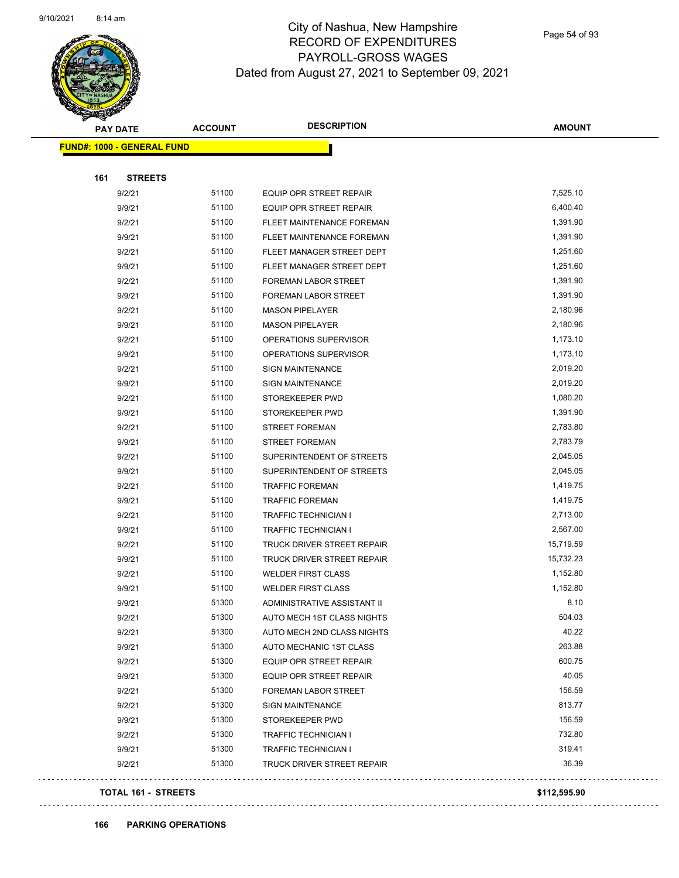# City of Nashua, New Hampshire
## RECORD OF EXPENDITURES
## PAYROLL-GROSS WAGES
### Dated from August 27, 2021 to September 09, 2021

| PAY DATE | ACCOUNT | DESCRIPTION | AMOUNT |
|---|---|---|---|
| **FUND#: 1000 - GENERAL FUND** | | | |
| **161 STREETS** | | | |
| 9/2/21 | 51100 | EQUIP OPR STREET REPAIR | 7,525.10 |
| 9/9/21 | 51100 | EQUIP OPR STREET REPAIR | 6,400.40 |
| 9/2/21 | 51100 | FLEET MAINTENANCE FOREMAN | 1,391.90 |
| 9/9/21 | 51100 | FLEET MAINTENANCE FOREMAN | 1,391.90 |
| 9/2/21 | 51100 | FLEET MANAGER STREET DEPT | 1,251.60 |
| 9/9/21 | 51100 | FLEET MANAGER STREET DEPT | 1,251.60 |
| 9/2/21 | 51100 | FOREMAN LABOR STREET | 1,391.90 |
| 9/9/21 | 51100 | FOREMAN LABOR STREET | 1,391.90 |
| 9/2/21 | 51100 | MASON PIPELAYER | 2,180.96 |
| 9/9/21 | 51100 | MASON PIPELAYER | 2,180.96 |
| 9/2/21 | 51100 | OPERATIONS SUPERVISOR | 1,173.10 |
| 9/9/21 | 51100 | OPERATIONS SUPERVISOR | 1,173.10 |
| 9/2/21 | 51100 | SIGN MAINTENANCE | 2,019.20 |
| 9/9/21 | 51100 | SIGN MAINTENANCE | 2,019.20 |
| 9/2/21 | 51100 | STOREKEEPER PWD | 1,080.20 |
| 9/9/21 | 51100 | STOREKEEPER PWD | 1,391.90 |
| 9/2/21 | 51100 | STREET FOREMAN | 2,783.80 |
| 9/9/21 | 51100 | STREET FOREMAN | 2,783.79 |
| 9/2/21 | 51100 | SUPERINTENDENT OF STREETS | 2,045.05 |
| 9/9/21 | 51100 | SUPERINTENDENT OF STREETS | 2,045.05 |
| 9/2/21 | 51100 | TRAFFIC FOREMAN | 1,419.75 |
| 9/9/21 | 51100 | TRAFFIC FOREMAN | 1,419.75 |
| 9/2/21 | 51100 | TRAFFIC TECHNICIAN I | 2,713.00 |
| 9/9/21 | 51100 | TRAFFIC TECHNICIAN I | 2,567.00 |
| 9/2/21 | 51100 | TRUCK DRIVER STREET REPAIR | 15,719.59 |
| 9/9/21 | 51100 | TRUCK DRIVER STREET REPAIR | 15,732.23 |
| 9/2/21 | 51100 | WELDER FIRST CLASS | 1,152.80 |
| 9/9/21 | 51100 | WELDER FIRST CLASS | 1,152.80 |
| 9/9/21 | 51300 | ADMINISTRATIVE ASSISTANT II | 8.10 |
| 9/2/21 | 51300 | AUTO MECH 1ST CLASS NIGHTS | 504.03 |
| 9/2/21 | 51300 | AUTO MECH 2ND CLASS NIGHTS | 40.22 |
| 9/9/21 | 51300 | AUTO MECHANIC 1ST CLASS | 263.88 |
| 9/2/21 | 51300 | EQUIP OPR STREET REPAIR | 600.75 |
| 9/9/21 | 51300 | EQUIP OPR STREET REPAIR | 40.05 |
| 9/2/21 | 51300 | FOREMAN LABOR STREET | 156.59 |
| 9/2/21 | 51300 | SIGN MAINTENANCE | 813.77 |
| 9/9/21 | 51300 | STOREKEEPER PWD | 156.59 |
| 9/2/21 | 51300 | TRAFFIC TECHNICIAN I | 732.80 |
| 9/9/21 | 51300 | TRAFFIC TECHNICIAN I | 319.41 |
| 9/2/21 | 51300 | TRUCK DRIVER STREET REPAIR | 36.39 |
| **TOTAL 161 - STREETS** | | | **$112,595.90** |

**166 PARKING OPERATIONS**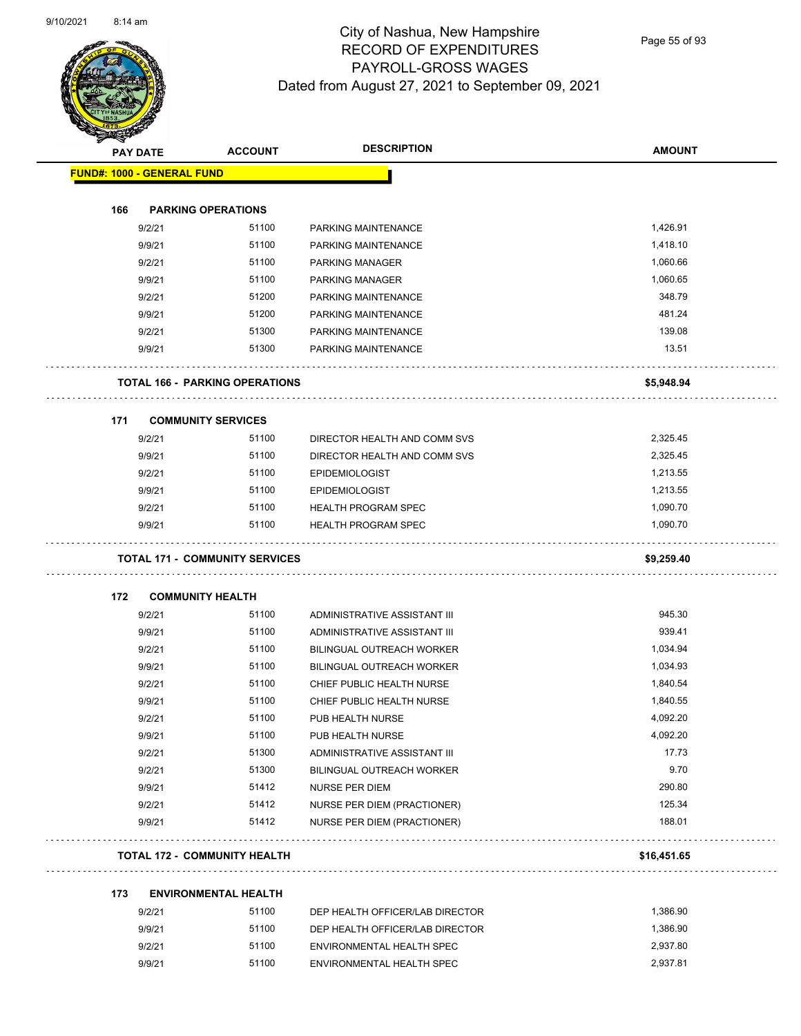# City of Nashua, New Hampshire
## RECORD OF EXPENDITURES
## PAYROLL-GROSS WAGES
### Dated from August 27, 2021 to September 09, 2021

| PAY DATE | ACCOUNT | DESCRIPTION | AMOUNT |
|---|---|---|---|
| **FUND#: 1000 - GENERAL FUND** | | | |
| **166 PARKING OPERATIONS** | | | |
| 9/2/21 | 51100 | PARKING MAINTENANCE | 1,426.91 |
| 9/9/21 | 51100 | PARKING MAINTENANCE | 1,418.10 |
| 9/2/21 | 51100 | PARKING MANAGER | 1,060.66 |
| 9/9/21 | 51100 | PARKING MANAGER | 1,060.65 |
| 9/2/21 | 51200 | PARKING MAINTENANCE | 348.79 |
| 9/9/21 | 51200 | PARKING MAINTENANCE | 481.24 |
| 9/2/21 | 51300 | PARKING MAINTENANCE | 139.08 |
| 9/9/21 | 51300 | PARKING MAINTENANCE | 13.51 |
| **TOTAL 166 - PARKING OPERATIONS** | | | **$5,948.94** |
| **171 COMMUNITY SERVICES** | | | |
| 9/2/21 | 51100 | DIRECTOR HEALTH AND COMM SVS | 2,325.45 |
| 9/9/21 | 51100 | DIRECTOR HEALTH AND COMM SVS | 2,325.45 |
| 9/2/21 | 51100 | EPIDEMIOLOGIST | 1,213.55 |
| 9/9/21 | 51100 | EPIDEMIOLOGIST | 1,213.55 |
| 9/2/21 | 51100 | HEALTH PROGRAM SPEC | 1,090.70 |
| 9/9/21 | 51100 | HEALTH PROGRAM SPEC | 1,090.70 |
| **TOTAL 171 - COMMUNITY SERVICES** | | | **$9,259.40** |
| **172 COMMUNITY HEALTH** | | | |
| 9/2/21 | 51100 | ADMINISTRATIVE ASSISTANT III | 945.30 |
| 9/9/21 | 51100 | ADMINISTRATIVE ASSISTANT III | 939.41 |
| 9/2/21 | 51100 | BILINGUAL OUTREACH WORKER | 1,034.94 |
| 9/9/21 | 51100 | BILINGUAL OUTREACH WORKER | 1,034.93 |
| 9/2/21 | 51100 | CHIEF PUBLIC HEALTH NURSE | 1,840.54 |
| 9/9/21 | 51100 | CHIEF PUBLIC HEALTH NURSE | 1,840.55 |
| 9/2/21 | 51100 | PUB HEALTH NURSE | 4,092.20 |
| 9/9/21 | 51100 | PUB HEALTH NURSE | 4,092.20 |
| 9/2/21 | 51300 | ADMINISTRATIVE ASSISTANT III | 17.73 |
| 9/2/21 | 51300 | BILINGUAL OUTREACH WORKER | 9.70 |
| 9/9/21 | 51412 | NURSE PER DIEM | 290.80 |
| 9/2/21 | 51412 | NURSE PER DIEM (PRACTIONER) | 125.34 |
| 9/9/21 | 51412 | NURSE PER DIEM (PRACTIONER) | 188.01 |
| **TOTAL 172 - COMMUNITY HEALTH** | | | **$16,451.65** |
| **173 ENVIRONMENTAL HEALTH** | | | |
| 9/2/21 | 51100 | DEP HEALTH OFFICER/LAB DIRECTOR | 1,386.90 |
| 9/9/21 | 51100 | DEP HEALTH OFFICER/LAB DIRECTOR | 1,386.90 |
| 9/2/21 | 51100 | ENVIRONMENTAL HEALTH SPEC | 2,937.80 |
| 9/9/21 | 51100 | ENVIRONMENTAL HEALTH SPEC | 2,937.81 |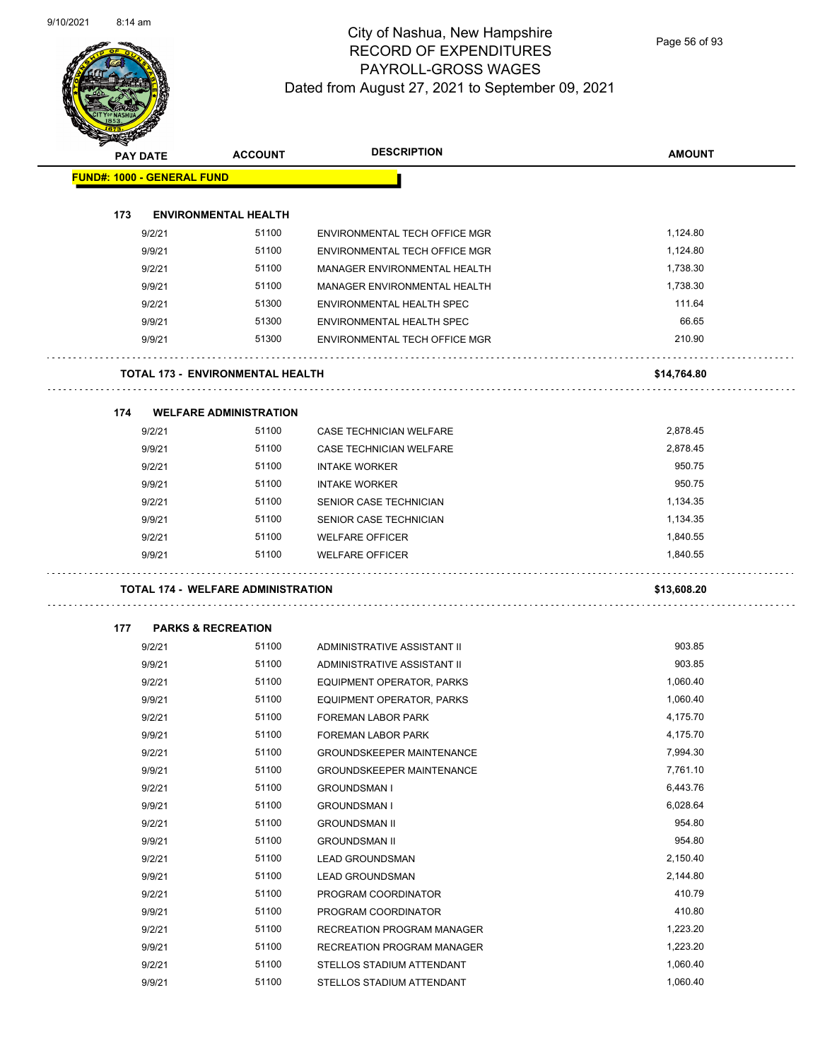# City of Nashua, New Hampshire
## RECORD OF EXPENDITURES
## PAYROLL-GROSS WAGES
### Dated from August 27, 2021 to September 09, 2021

| PAY DATE | ACCOUNT | DESCRIPTION | AMOUNT |
|---|---|---|---|
| **FUND#: 1000 - GENERAL FUND** | | | |
| **173 ENVIRONMENTAL HEALTH** | | | |
| 9/2/21 | 51100 | ENVIRONMENTAL TECH OFFICE MGR | 1,124.80 |
| 9/9/21 | 51100 | ENVIRONMENTAL TECH OFFICE MGR | 1,124.80 |
| 9/2/21 | 51100 | MANAGER ENVIRONMENTAL HEALTH | 1,738.30 |
| 9/9/21 | 51100 | MANAGER ENVIRONMENTAL HEALTH | 1,738.30 |
| 9/2/21 | 51300 | ENVIRONMENTAL HEALTH SPEC | 111.64 |
| 9/9/21 | 51300 | ENVIRONMENTAL HEALTH SPEC | 66.65 |
| 9/9/21 | 51300 | ENVIRONMENTAL TECH OFFICE MGR | 210.90 |
| **TOTAL 173 - ENVIRONMENTAL HEALTH** | | | **$14,764.80** |
| **174 WELFARE ADMINISTRATION** | | | |
| 9/2/21 | 51100 | CASE TECHNICIAN WELFARE | 2,878.45 |
| 9/9/21 | 51100 | CASE TECHNICIAN WELFARE | 2,878.45 |
| 9/2/21 | 51100 | INTAKE WORKER | 950.75 |
| 9/9/21 | 51100 | INTAKE WORKER | 950.75 |
| 9/2/21 | 51100 | SENIOR CASE TECHNICIAN | 1,134.35 |
| 9/9/21 | 51100 | SENIOR CASE TECHNICIAN | 1,134.35 |
| 9/2/21 | 51100 | WELFARE OFFICER | 1,840.55 |
| 9/9/21 | 51100 | WELFARE OFFICER | 1,840.55 |
| **TOTAL 174 - WELFARE ADMINISTRATION** | | | **$13,608.20** |
| **177 PARKS & RECREATION** | | | |
| 9/2/21 | 51100 | ADMINISTRATIVE ASSISTANT II | 903.85 |
| 9/9/21 | 51100 | ADMINISTRATIVE ASSISTANT II | 903.85 |
| 9/2/21 | 51100 | EQUIPMENT OPERATOR, PARKS | 1,060.40 |
| 9/9/21 | 51100 | EQUIPMENT OPERATOR, PARKS | 1,060.40 |
| 9/2/21 | 51100 | FOREMAN LABOR PARK | 4,175.70 |
| 9/9/21 | 51100 | FOREMAN LABOR PARK | 4,175.70 |
| 9/2/21 | 51100 | GROUNDSKEEPER MAINTENANCE | 7,994.30 |
| 9/9/21 | 51100 | GROUNDSKEEPER MAINTENANCE | 7,761.10 |
| 9/2/21 | 51100 | GROUNDSMAN I | 6,443.76 |
| 9/9/21 | 51100 | GROUNDSMAN I | 6,028.64 |
| 9/2/21 | 51100 | GROUNDSMAN II | 954.80 |
| 9/9/21 | 51100 | GROUNDSMAN II | 954.80 |
| 9/2/21 | 51100 | LEAD GROUNDSMAN | 2,150.40 |
| 9/9/21 | 51100 | LEAD GROUNDSMAN | 2,144.80 |
| 9/2/21 | 51100 | PROGRAM COORDINATOR | 410.79 |
| 9/9/21 | 51100 | PROGRAM COORDINATOR | 410.80 |
| 9/2/21 | 51100 | RECREATION PROGRAM MANAGER | 1,223.20 |
| 9/9/21 | 51100 | RECREATION PROGRAM MANAGER | 1,223.20 |
| 9/2/21 | 51100 | STELLOS STADIUM ATTENDANT | 1,060.40 |
| 9/9/21 | 51100 | STELLOS STADIUM ATTENDANT | 1,060.40 |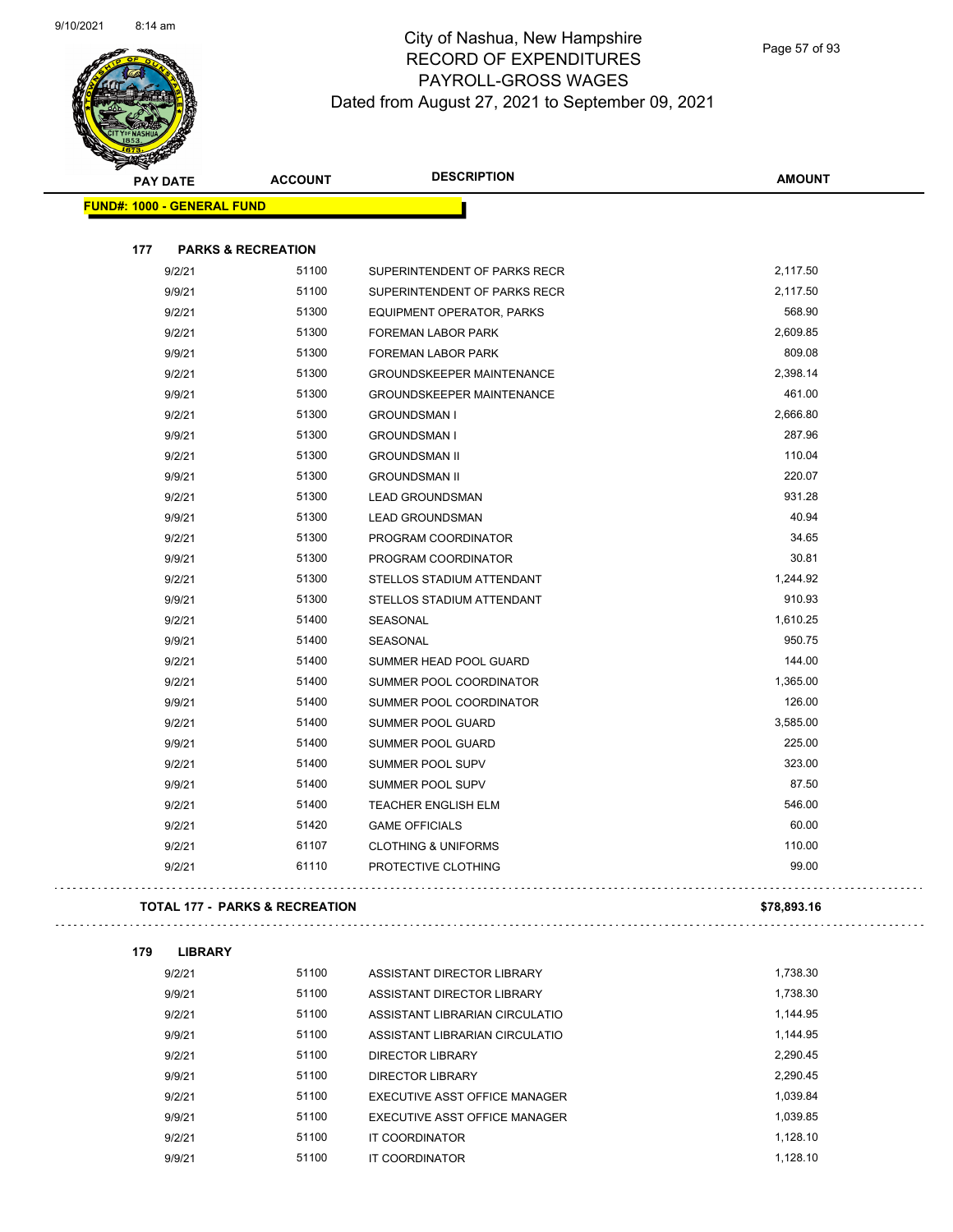# City of Nashua, New Hampshire
## RECORD OF EXPENDITURES
## PAYROLL-GROSS WAGES
## Dated from August 27, 2021 to September 09, 2021

| PAY DATE | ACCOUNT | DESCRIPTION | AMOUNT |
|---|---|---|---|
| **FUND#: 1000 - GENERAL FUND** | | | |
| **177 PARKS & RECREATION** | | | |
| 9/2/21 | 51100 | SUPERINTENDENT OF PARKS RECR | 2,117.50 |
| 9/9/21 | 51100 | SUPERINTENDENT OF PARKS RECR | 2,117.50 |
| 9/2/21 | 51300 | EQUIPMENT OPERATOR, PARKS | 568.90 |
| 9/2/21 | 51300 | FOREMAN LABOR PARK | 2,609.85 |
| 9/9/21 | 51300 | FOREMAN LABOR PARK | 809.08 |
| 9/2/21 | 51300 | GROUNDSKEEPER MAINTENANCE | 2,398.14 |
| 9/9/21 | 51300 | GROUNDSKEEPER MAINTENANCE | 461.00 |
| 9/2/21 | 51300 | GROUNDSMAN I | 2,666.80 |
| 9/9/21 | 51300 | GROUNDSMAN I | 287.96 |
| 9/2/21 | 51300 | GROUNDSMAN II | 110.04 |
| 9/9/21 | 51300 | GROUNDSMAN II | 220.07 |
| 9/2/21 | 51300 | LEAD GROUNDSMAN | 931.28 |
| 9/9/21 | 51300 | LEAD GROUNDSMAN | 40.94 |
| 9/2/21 | 51300 | PROGRAM COORDINATOR | 34.65 |
| 9/9/21 | 51300 | PROGRAM COORDINATOR | 30.81 |
| 9/2/21 | 51300 | STELLOS STADIUM ATTENDANT | 1,244.92 |
| 9/9/21 | 51300 | STELLOS STADIUM ATTENDANT | 910.93 |
| 9/2/21 | 51400 | SEASONAL | 1,610.25 |
| 9/9/21 | 51400 | SEASONAL | 950.75 |
| 9/2/21 | 51400 | SUMMER HEAD POOL GUARD | 144.00 |
| 9/2/21 | 51400 | SUMMER POOL COORDINATOR | 1,365.00 |
| 9/9/21 | 51400 | SUMMER POOL COORDINATOR | 126.00 |
| 9/2/21 | 51400 | SUMMER POOL GUARD | 3,585.00 |
| 9/9/21 | 51400 | SUMMER POOL GUARD | 225.00 |
| 9/2/21 | 51400 | SUMMER POOL SUPV | 323.00 |
| 9/9/21 | 51400 | SUMMER POOL SUPV | 87.50 |
| 9/2/21 | 51400 | TEACHER ENGLISH ELM | 546.00 |
| 9/2/21 | 51420 | GAME OFFICIALS | 60.00 |
| 9/2/21 | 61107 | CLOTHING & UNIFORMS | 110.00 |
| 9/2/21 | 61110 | PROTECTIVE CLOTHING | 99.00 |
| **TOTAL 177 - PARKS & RECREATION** | | | **$78,893.16** |
| **179 LIBRARY** | | | |
| 9/2/21 | 51100 | ASSISTANT DIRECTOR LIBRARY | 1,738.30 |
| 9/9/21 | 51100 | ASSISTANT DIRECTOR LIBRARY | 1,738.30 |
| 9/2/21 | 51100 | ASSISTANT LIBRARIAN CIRCULATIO | 1,144.95 |
| 9/9/21 | 51100 | ASSISTANT LIBRARIAN CIRCULATIO | 1,144.95 |
| 9/2/21 | 51100 | DIRECTOR LIBRARY | 2,290.45 |
| 9/9/21 | 51100 | DIRECTOR LIBRARY | 2,290.45 |
| 9/2/21 | 51100 | EXECUTIVE ASST OFFICE MANAGER | 1,039.84 |
| 9/9/21 | 51100 | EXECUTIVE ASST OFFICE MANAGER | 1,039.85 |
| 9/2/21 | 51100 | IT COORDINATOR | 1,128.10 |
| 9/9/21 | 51100 | IT COORDINATOR | 1,128.10 |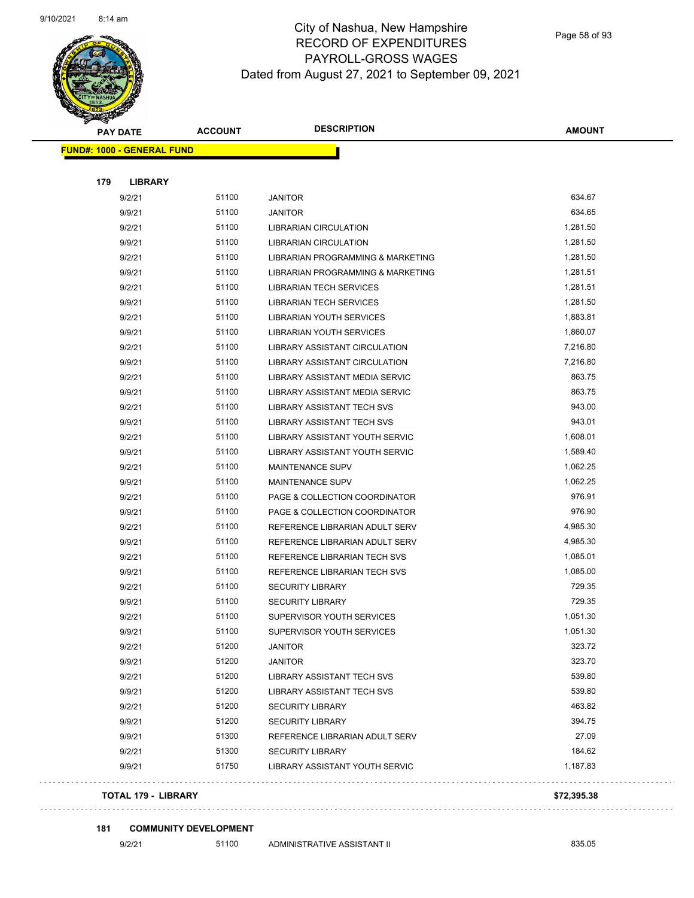# City of Nashua, New Hampshire
## RECORD OF EXPENDITURES
## PAYROLL-GROSS WAGES
## Dated from August 27, 2021 to September 09, 2021

| PAY DATE | ACCOUNT | DESCRIPTION | AMOUNT |
|---|---|---|---|
| **FUND#: 1000 - GENERAL FUND** | | | |
| **179 LIBRARY** | | | |
| 9/2/21 | 51100 | JANITOR | 634.67 |
| 9/9/21 | 51100 | JANITOR | 634.65 |
| 9/2/21 | 51100 | LIBRARIAN CIRCULATION | 1,281.50 |
| 9/9/21 | 51100 | LIBRARIAN CIRCULATION | 1,281.50 |
| 9/2/21 | 51100 | LIBRARIAN PROGRAMMING & MARKETING | 1,281.50 |
| 9/9/21 | 51100 | LIBRARIAN PROGRAMMING & MARKETING | 1,281.51 |
| 9/2/21 | 51100 | LIBRARIAN TECH SERVICES | 1,281.51 |
| 9/9/21 | 51100 | LIBRARIAN TECH SERVICES | 1,281.50 |
| 9/2/21 | 51100 | LIBRARIAN YOUTH SERVICES | 1,883.81 |
| 9/9/21 | 51100 | LIBRARIAN YOUTH SERVICES | 1,860.07 |
| 9/2/21 | 51100 | LIBRARY ASSISTANT CIRCULATION | 7,216.80 |
| 9/9/21 | 51100 | LIBRARY ASSISTANT CIRCULATION | 7,216.80 |
| 9/2/21 | 51100 | LIBRARY ASSISTANT MEDIA SERVIC | 863.75 |
| 9/9/21 | 51100 | LIBRARY ASSISTANT MEDIA SERVIC | 863.75 |
| 9/2/21 | 51100 | LIBRARY ASSISTANT TECH SVS | 943.00 |
| 9/9/21 | 51100 | LIBRARY ASSISTANT TECH SVS | 943.01 |
| 9/2/21 | 51100 | LIBRARY ASSISTANT YOUTH SERVIC | 1,608.01 |
| 9/9/21 | 51100 | LIBRARY ASSISTANT YOUTH SERVIC | 1,589.40 |
| 9/2/21 | 51100 | MAINTENANCE SUPV | 1,062.25 |
| 9/9/21 | 51100 | MAINTENANCE SUPV | 1,062.25 |
| 9/2/21 | 51100 | PAGE & COLLECTION COORDINATOR | 976.91 |
| 9/9/21 | 51100 | PAGE & COLLECTION COORDINATOR | 976.90 |
| 9/2/21 | 51100 | REFERENCE LIBRARIAN ADULT SERV | 4,985.30 |
| 9/9/21 | 51100 | REFERENCE LIBRARIAN ADULT SERV | 4,985.30 |
| 9/2/21 | 51100 | REFERENCE LIBRARIAN TECH SVS | 1,085.01 |
| 9/9/21 | 51100 | REFERENCE LIBRARIAN TECH SVS | 1,085.00 |
| 9/2/21 | 51100 | SECURITY LIBRARY | 729.35 |
| 9/9/21 | 51100 | SECURITY LIBRARY | 729.35 |
| 9/2/21 | 51100 | SUPERVISOR YOUTH SERVICES | 1,051.30 |
| 9/9/21 | 51100 | SUPERVISOR YOUTH SERVICES | 1,051.30 |
| 9/2/21 | 51200 | JANITOR | 323.72 |
| 9/9/21 | 51200 | JANITOR | 323.70 |
| 9/2/21 | 51200 | LIBRARY ASSISTANT TECH SVS | 539.80 |
| 9/9/21 | 51200 | LIBRARY ASSISTANT TECH SVS | 539.80 |
| 9/2/21 | 51200 | SECURITY LIBRARY | 463.82 |
| 9/9/21 | 51200 | SECURITY LIBRARY | 394.75 |
| 9/9/21 | 51300 | REFERENCE LIBRARIAN ADULT SERV | 27.09 |
| 9/2/21 | 51300 | SECURITY LIBRARY | 184.62 |
| 9/9/21 | 51750 | LIBRARY ASSISTANT YOUTH SERVIC | 1,187.83 |
| **TOTAL 179 - LIBRARY** | | | **$72,395.38** |
| **181 COMMUNITY DEVELOPMENT** | | | |
| 9/2/21 | 51100 | ADMINISTRATIVE ASSISTANT II | 835.05 |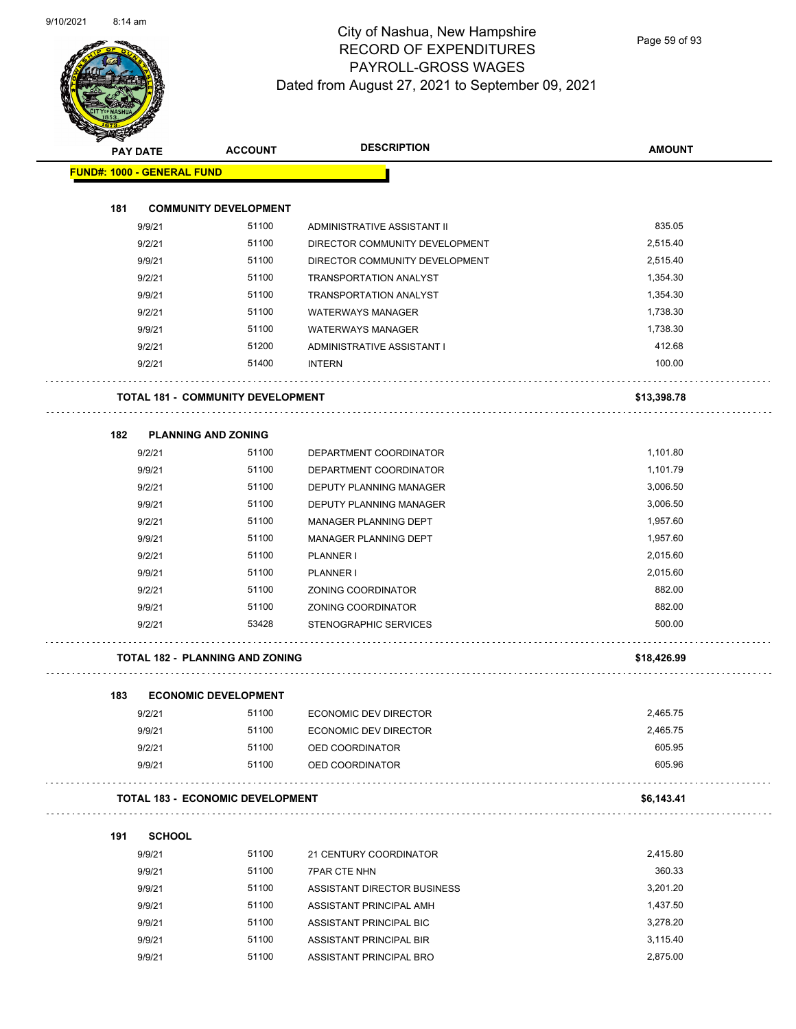# City of Nashua, New Hampshire
## RECORD OF EXPENDITURES
## PAYROLL-GROSS WAGES
### Dated from August 27, 2021 to September 09, 2021

| PAY DATE | ACCOUNT | DESCRIPTION | AMOUNT |
|---|---|---|---|
| **FUND#: 1000 - GENERAL FUND** | | | |
| **181 COMMUNITY DEVELOPMENT** | | | |
| 9/9/21 | 51100 | ADMINISTRATIVE ASSISTANT II | 835.05 |
| 9/2/21 | 51100 | DIRECTOR COMMUNITY DEVELOPMENT | 2,515.40 |
| 9/9/21 | 51100 | DIRECTOR COMMUNITY DEVELOPMENT | 2,515.40 |
| 9/2/21 | 51100 | TRANSPORTATION ANALYST | 1,354.30 |
| 9/9/21 | 51100 | TRANSPORTATION ANALYST | 1,354.30 |
| 9/2/21 | 51100 | WATERWAYS MANAGER | 1,738.30 |
| 9/9/21 | 51100 | WATERWAYS MANAGER | 1,738.30 |
| 9/2/21 | 51200 | ADMINISTRATIVE ASSISTANT I | 412.68 |
| 9/2/21 | 51400 | INTERN | 100.00 |
| **TOTAL 181 - COMMUNITY DEVELOPMENT** | | | **$13,398.78** |
| **182 PLANNING AND ZONING** | | | |
| 9/2/21 | 51100 | DEPARTMENT COORDINATOR | 1,101.80 |
| 9/9/21 | 51100 | DEPARTMENT COORDINATOR | 1,101.79 |
| 9/2/21 | 51100 | DEPUTY PLANNING MANAGER | 3,006.50 |
| 9/9/21 | 51100 | DEPUTY PLANNING MANAGER | 3,006.50 |
| 9/2/21 | 51100 | MANAGER PLANNING DEPT | 1,957.60 |
| 9/9/21 | 51100 | MANAGER PLANNING DEPT | 1,957.60 |
| 9/2/21 | 51100 | PLANNER I | 2,015.60 |
| 9/9/21 | 51100 | PLANNER I | 2,015.60 |
| 9/2/21 | 51100 | ZONING COORDINATOR | 882.00 |
| 9/9/21 | 51100 | ZONING COORDINATOR | 882.00 |
| 9/2/21 | 53428 | STENOGRAPHIC SERVICES | 500.00 |
| **TOTAL 182 - PLANNING AND ZONING** | | | **$18,426.99** |
| **183 ECONOMIC DEVELOPMENT** | | | |
| 9/2/21 | 51100 | ECONOMIC DEV DIRECTOR | 2,465.75 |
| 9/9/21 | 51100 | ECONOMIC DEV DIRECTOR | 2,465.75 |
| 9/2/21 | 51100 | OED COORDINATOR | 605.95 |
| 9/9/21 | 51100 | OED COORDINATOR | 605.96 |
| **TOTAL 183 - ECONOMIC DEVELOPMENT** | | | **$6,143.41** |
| **191 SCHOOL** | | | |
| 9/9/21 | 51100 | 21 CENTURY COORDINATOR | 2,415.80 |
| 9/9/21 | 51100 | 7PAR CTE NHN | 360.33 |
| 9/9/21 | 51100 | ASSISTANT DIRECTOR BUSINESS | 3,201.20 |
| 9/9/21 | 51100 | ASSISTANT PRINCIPAL AMH | 1,437.50 |
| 9/9/21 | 51100 | ASSISTANT PRINCIPAL BIC | 3,278.20 |
| 9/9/21 | 51100 | ASSISTANT PRINCIPAL BIR | 3,115.40 |
| 9/9/21 | 51100 | ASSISTANT PRINCIPAL BRO | 2,875.00 |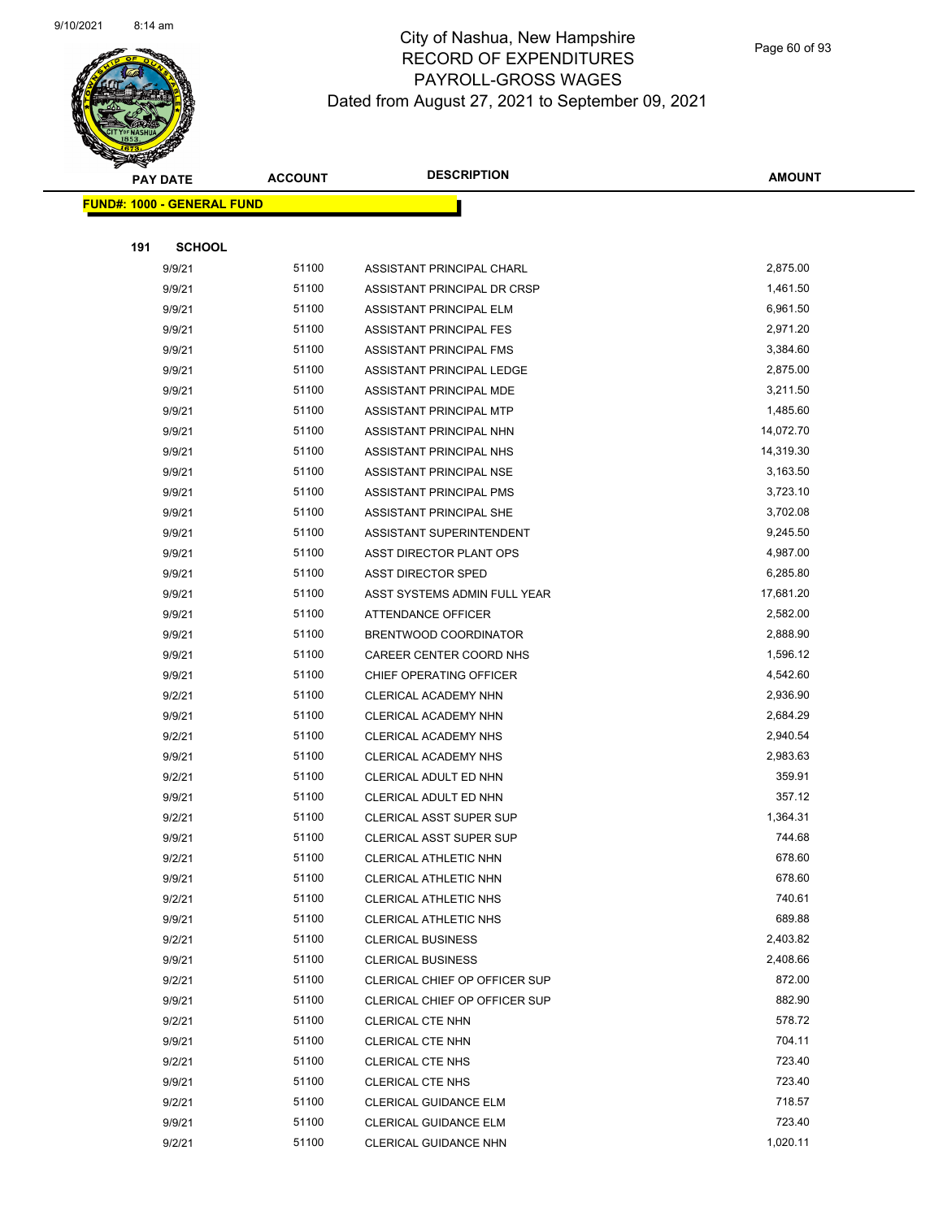# City of Nashua, New Hampshire
## RECORD OF EXPENDITURES
## PAYROLL-GROSS WAGES
## Dated from August 27, 2021 to September 09, 2021

| PAY DATE | ACCOUNT | DESCRIPTION | AMOUNT |
|---|---|---|---|
| **FUND#: 1000 - GENERAL FUND** | | | |
| **191 SCHOOL** | | | |
| 9/9/21 | 51100 | ASSISTANT PRINCIPAL CHARL | 2,875.00 |
| 9/9/21 | 51100 | ASSISTANT PRINCIPAL DR CRSP | 1,461.50 |
| 9/9/21 | 51100 | ASSISTANT PRINCIPAL ELM | 6,961.50 |
| 9/9/21 | 51100 | ASSISTANT PRINCIPAL FES | 2,971.20 |
| 9/9/21 | 51100 | ASSISTANT PRINCIPAL FMS | 3,384.60 |
| 9/9/21 | 51100 | ASSISTANT PRINCIPAL LEDGE | 2,875.00 |
| 9/9/21 | 51100 | ASSISTANT PRINCIPAL MDE | 3,211.50 |
| 9/9/21 | 51100 | ASSISTANT PRINCIPAL MTP | 1,485.60 |
| 9/9/21 | 51100 | ASSISTANT PRINCIPAL NHN | 14,072.70 |
| 9/9/21 | 51100 | ASSISTANT PRINCIPAL NHS | 14,319.30 |
| 9/9/21 | 51100 | ASSISTANT PRINCIPAL NSE | 3,163.50 |
| 9/9/21 | 51100 | ASSISTANT PRINCIPAL PMS | 3,723.10 |
| 9/9/21 | 51100 | ASSISTANT PRINCIPAL SHE | 3,702.08 |
| 9/9/21 | 51100 | ASSISTANT SUPERINTENDENT | 9,245.50 |
| 9/9/21 | 51100 | ASST DIRECTOR PLANT OPS | 4,987.00 |
| 9/9/21 | 51100 | ASST DIRECTOR SPED | 6,285.80 |
| 9/9/21 | 51100 | ASST SYSTEMS ADMIN FULL YEAR | 17,681.20 |
| 9/9/21 | 51100 | ATTENDANCE OFFICER | 2,582.00 |
| 9/9/21 | 51100 | BRENTWOOD COORDINATOR | 2,888.90 |
| 9/9/21 | 51100 | CAREER CENTER COORD NHS | 1,596.12 |
| 9/9/21 | 51100 | CHIEF OPERATING OFFICER | 4,542.60 |
| 9/2/21 | 51100 | CLERICAL ACADEMY NHN | 2,936.90 |
| 9/9/21 | 51100 | CLERICAL ACADEMY NHN | 2,684.29 |
| 9/2/21 | 51100 | CLERICAL ACADEMY NHS | 2,940.54 |
| 9/9/21 | 51100 | CLERICAL ACADEMY NHS | 2,983.63 |
| 9/2/21 | 51100 | CLERICAL ADULT ED NHN | 359.91 |
| 9/9/21 | 51100 | CLERICAL ADULT ED NHN | 357.12 |
| 9/2/21 | 51100 | CLERICAL ASST SUPER SUP | 1,364.31 |
| 9/9/21 | 51100 | CLERICAL ASST SUPER SUP | 744.68 |
| 9/2/21 | 51100 | CLERICAL ATHLETIC NHN | 678.60 |
| 9/9/21 | 51100 | CLERICAL ATHLETIC NHN | 678.60 |
| 9/2/21 | 51100 | CLERICAL ATHLETIC NHS | 740.61 |
| 9/9/21 | 51100 | CLERICAL ATHLETIC NHS | 689.88 |
| 9/2/21 | 51100 | CLERICAL BUSINESS | 2,403.82 |
| 9/9/21 | 51100 | CLERICAL BUSINESS | 2,408.66 |
| 9/2/21 | 51100 | CLERICAL CHIEF OP OFFICER SUP | 872.00 |
| 9/9/21 | 51100 | CLERICAL CHIEF OP OFFICER SUP | 882.90 |
| 9/2/21 | 51100 | CLERICAL CTE NHN | 578.72 |
| 9/9/21 | 51100 | CLERICAL CTE NHN | 704.11 |
| 9/2/21 | 51100 | CLERICAL CTE NHS | 723.40 |
| 9/9/21 | 51100 | CLERICAL CTE NHS | 723.40 |
| 9/2/21 | 51100 | CLERICAL GUIDANCE ELM | 718.57 |
| 9/9/21 | 51100 | CLERICAL GUIDANCE ELM | 723.40 |
| 9/2/21 | 51100 | CLERICAL GUIDANCE NHN | 1,020.11 |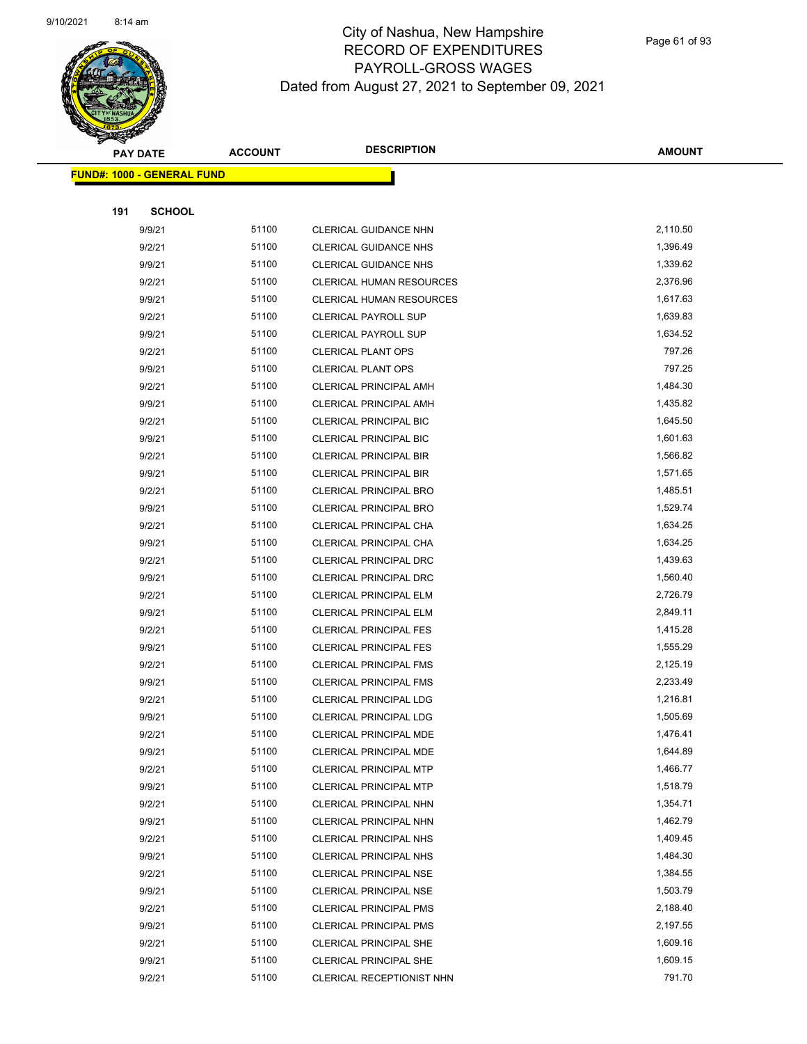# City of Nashua, New Hampshire
## RECORD OF EXPENDITURES
## PAYROLL-GROSS WAGES
## Dated from August 27, 2021 to September 09, 2021

| PAY DATE | ACCOUNT | DESCRIPTION | AMOUNT |
|---|---|---|---|
| **FUND#: 1000 - GENERAL FUND** | | | |
| **191 SCHOOL** | | | |
| 9/9/21 | 51100 | CLERICAL GUIDANCE NHN | 2,110.50 |
| 9/2/21 | 51100 | CLERICAL GUIDANCE NHS | 1,396.49 |
| 9/9/21 | 51100 | CLERICAL GUIDANCE NHS | 1,339.62 |
| 9/2/21 | 51100 | CLERICAL HUMAN RESOURCES | 2,376.96 |
| 9/9/21 | 51100 | CLERICAL HUMAN RESOURCES | 1,617.63 |
| 9/2/21 | 51100 | CLERICAL PAYROLL SUP | 1,639.83 |
| 9/9/21 | 51100 | CLERICAL PAYROLL SUP | 1,634.52 |
| 9/2/21 | 51100 | CLERICAL PLANT OPS | 797.26 |
| 9/9/21 | 51100 | CLERICAL PLANT OPS | 797.25 |
| 9/2/21 | 51100 | CLERICAL PRINCIPAL AMH | 1,484.30 |
| 9/9/21 | 51100 | CLERICAL PRINCIPAL AMH | 1,435.82 |
| 9/2/21 | 51100 | CLERICAL PRINCIPAL BIC | 1,645.50 |
| 9/9/21 | 51100 | CLERICAL PRINCIPAL BIC | 1,601.63 |
| 9/2/21 | 51100 | CLERICAL PRINCIPAL BIR | 1,566.82 |
| 9/9/21 | 51100 | CLERICAL PRINCIPAL BIR | 1,571.65 |
| 9/2/21 | 51100 | CLERICAL PRINCIPAL BRO | 1,485.51 |
| 9/9/21 | 51100 | CLERICAL PRINCIPAL BRO | 1,529.74 |
| 9/2/21 | 51100 | CLERICAL PRINCIPAL CHA | 1,634.25 |
| 9/9/21 | 51100 | CLERICAL PRINCIPAL CHA | 1,634.25 |
| 9/2/21 | 51100 | CLERICAL PRINCIPAL DRC | 1,439.63 |
| 9/9/21 | 51100 | CLERICAL PRINCIPAL DRC | 1,560.40 |
| 9/2/21 | 51100 | CLERICAL PRINCIPAL ELM | 2,726.79 |
| 9/9/21 | 51100 | CLERICAL PRINCIPAL ELM | 2,849.11 |
| 9/2/21 | 51100 | CLERICAL PRINCIPAL FES | 1,415.28 |
| 9/9/21 | 51100 | CLERICAL PRINCIPAL FES | 1,555.29 |
| 9/2/21 | 51100 | CLERICAL PRINCIPAL FMS | 2,125.19 |
| 9/9/21 | 51100 | CLERICAL PRINCIPAL FMS | 2,233.49 |
| 9/2/21 | 51100 | CLERICAL PRINCIPAL LDG | 1,216.81 |
| 9/9/21 | 51100 | CLERICAL PRINCIPAL LDG | 1,505.69 |
| 9/2/21 | 51100 | CLERICAL PRINCIPAL MDE | 1,476.41 |
| 9/9/21 | 51100 | CLERICAL PRINCIPAL MDE | 1,644.89 |
| 9/2/21 | 51100 | CLERICAL PRINCIPAL MTP | 1,466.77 |
| 9/9/21 | 51100 | CLERICAL PRINCIPAL MTP | 1,518.79 |
| 9/2/21 | 51100 | CLERICAL PRINCIPAL NHN | 1,354.71 |
| 9/9/21 | 51100 | CLERICAL PRINCIPAL NHN | 1,462.79 |
| 9/2/21 | 51100 | CLERICAL PRINCIPAL NHS | 1,409.45 |
| 9/9/21 | 51100 | CLERICAL PRINCIPAL NHS | 1,484.30 |
| 9/2/21 | 51100 | CLERICAL PRINCIPAL NSE | 1,384.55 |
| 9/9/21 | 51100 | CLERICAL PRINCIPAL NSE | 1,503.79 |
| 9/2/21 | 51100 | CLERICAL PRINCIPAL PMS | 2,188.40 |
| 9/9/21 | 51100 | CLERICAL PRINCIPAL PMS | 2,197.55 |
| 9/2/21 | 51100 | CLERICAL PRINCIPAL SHE | 1,609.16 |
| 9/9/21 | 51100 | CLERICAL PRINCIPAL SHE | 1,609.15 |
| 9/2/21 | 51100 | CLERICAL RECEPTIONIST NHN | 791.70 |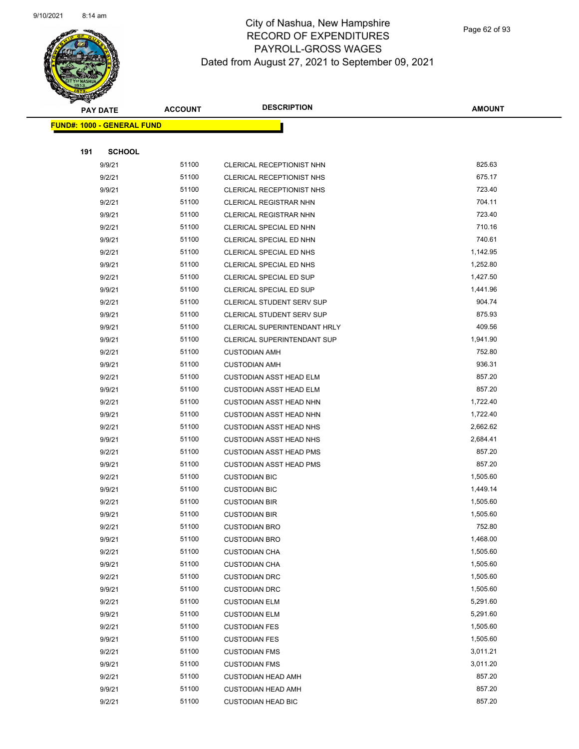# City of Nashua, New Hampshire
## RECORD OF EXPENDITURES
## PAYROLL-GROSS WAGES
## Dated from August 27, 2021 to September 09, 2021

**FUND#: 1000 - GENERAL FUND**

**191 SCHOOL**

| PAY DATE | ACCOUNT | DESCRIPTION | AMOUNT |
|---|---|---|---|
| 9/9/21 | 51100 | CLERICAL RECEPTIONIST NHN | 825.63 |
| 9/2/21 | 51100 | CLERICAL RECEPTIONIST NHS | 675.17 |
| 9/9/21 | 51100 | CLERICAL RECEPTIONIST NHS | 723.40 |
| 9/2/21 | 51100 | CLERICAL REGISTRAR NHN | 704.11 |
| 9/9/21 | 51100 | CLERICAL REGISTRAR NHN | 723.40 |
| 9/2/21 | 51100 | CLERICAL SPECIAL ED NHN | 710.16 |
| 9/9/21 | 51100 | CLERICAL SPECIAL ED NHN | 740.61 |
| 9/2/21 | 51100 | CLERICAL SPECIAL ED NHS | 1,142.95 |
| 9/9/21 | 51100 | CLERICAL SPECIAL ED NHS | 1,252.80 |
| 9/2/21 | 51100 | CLERICAL SPECIAL ED SUP | 1,427.50 |
| 9/9/21 | 51100 | CLERICAL SPECIAL ED SUP | 1,441.96 |
| 9/2/21 | 51100 | CLERICAL STUDENT SERV SUP | 904.74 |
| 9/9/21 | 51100 | CLERICAL STUDENT SERV SUP | 875.93 |
| 9/9/21 | 51100 | CLERICAL SUPERINTENDANT HRLY | 409.56 |
| 9/9/21 | 51100 | CLERICAL SUPERINTENDANT SUP | 1,941.90 |
| 9/2/21 | 51100 | CUSTODIAN AMH | 752.80 |
| 9/9/21 | 51100 | CUSTODIAN AMH | 936.31 |
| 9/2/21 | 51100 | CUSTODIAN ASST HEAD ELM | 857.20 |
| 9/9/21 | 51100 | CUSTODIAN ASST HEAD ELM | 857.20 |
| 9/2/21 | 51100 | CUSTODIAN ASST HEAD NHN | 1,722.40 |
| 9/9/21 | 51100 | CUSTODIAN ASST HEAD NHN | 1,722.40 |
| 9/2/21 | 51100 | CUSTODIAN ASST HEAD NHS | 2,662.62 |
| 9/9/21 | 51100 | CUSTODIAN ASST HEAD NHS | 2,684.41 |
| 9/2/21 | 51100 | CUSTODIAN ASST HEAD PMS | 857.20 |
| 9/9/21 | 51100 | CUSTODIAN ASST HEAD PMS | 857.20 |
| 9/2/21 | 51100 | CUSTODIAN BIC | 1,505.60 |
| 9/9/21 | 51100 | CUSTODIAN BIC | 1,449.14 |
| 9/2/21 | 51100 | CUSTODIAN BIR | 1,505.60 |
| 9/9/21 | 51100 | CUSTODIAN BIR | 1,505.60 |
| 9/2/21 | 51100 | CUSTODIAN BRO | 752.80 |
| 9/9/21 | 51100 | CUSTODIAN BRO | 1,468.00 |
| 9/2/21 | 51100 | CUSTODIAN CHA | 1,505.60 |
| 9/9/21 | 51100 | CUSTODIAN CHA | 1,505.60 |
| 9/2/21 | 51100 | CUSTODIAN DRC | 1,505.60 |
| 9/9/21 | 51100 | CUSTODIAN DRC | 1,505.60 |
| 9/2/21 | 51100 | CUSTODIAN ELM | 5,291.60 |
| 9/9/21 | 51100 | CUSTODIAN ELM | 5,291.60 |
| 9/2/21 | 51100 | CUSTODIAN FES | 1,505.60 |
| 9/9/21 | 51100 | CUSTODIAN FES | 1,505.60 |
| 9/2/21 | 51100 | CUSTODIAN FMS | 3,011.21 |
| 9/9/21 | 51100 | CUSTODIAN FMS | 3,011.20 |
| 9/2/21 | 51100 | CUSTODIAN HEAD AMH | 857.20 |
| 9/9/21 | 51100 | CUSTODIAN HEAD AMH | 857.20 |
| 9/2/21 | 51100 | CUSTODIAN HEAD BIC | 857.20 |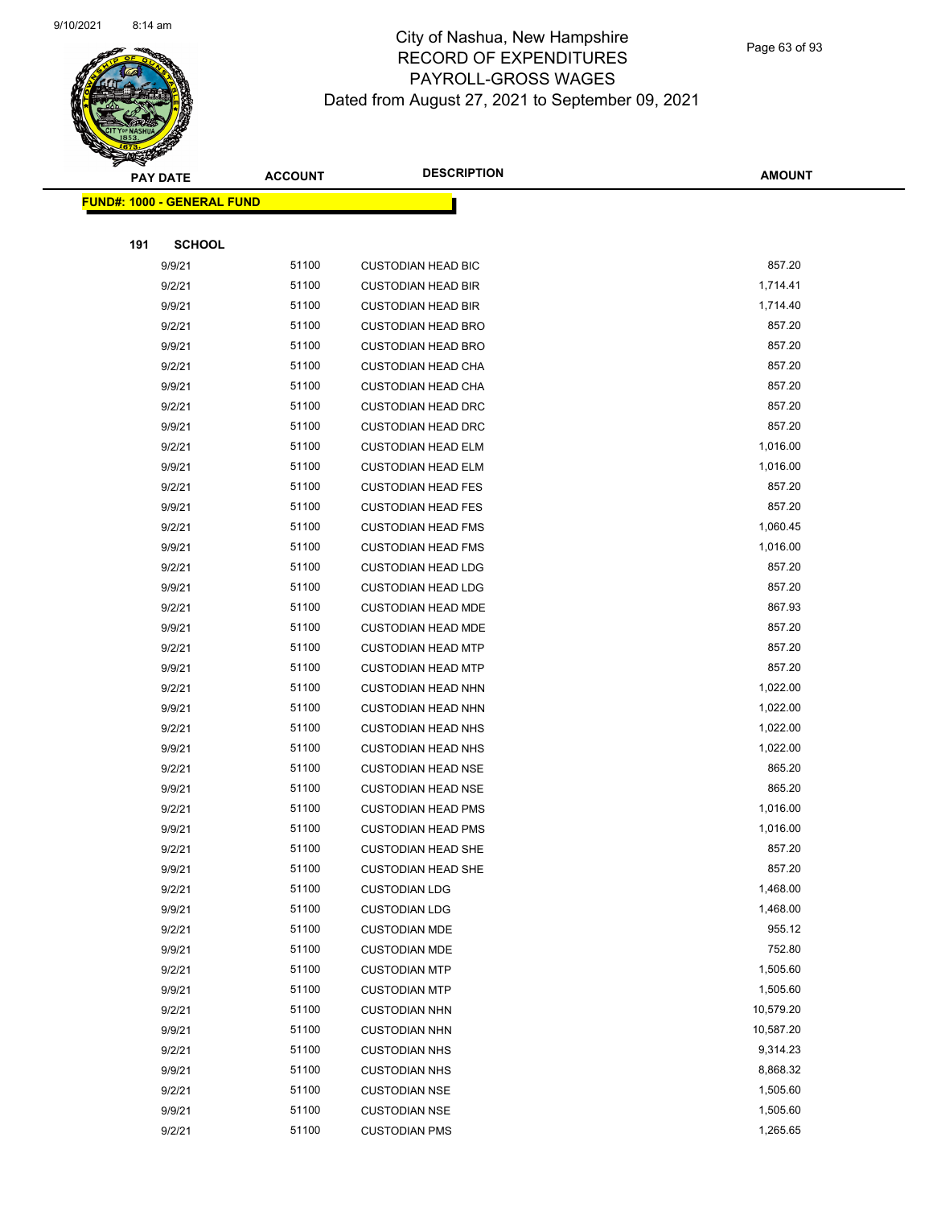# City of Nashua, New Hampshire
## RECORD OF EXPENDITURES
## PAYROLL-GROSS WAGES
### Dated from August 27, 2021 to September 09, 2021

| PAY DATE | ACCOUNT | DESCRIPTION | AMOUNT |
|---|---|---|---|
| **FUND#: 1000 - GENERAL FUND** | | | |
| **191 SCHOOL** | | | |
| 9/9/21 | 51100 | CUSTODIAN HEAD BIC | 857.20 |
| 9/2/21 | 51100 | CUSTODIAN HEAD BIR | 1,714.41 |
| 9/9/21 | 51100 | CUSTODIAN HEAD BIR | 1,714.40 |
| 9/2/21 | 51100 | CUSTODIAN HEAD BRO | 857.20 |
| 9/9/21 | 51100 | CUSTODIAN HEAD BRO | 857.20 |
| 9/2/21 | 51100 | CUSTODIAN HEAD CHA | 857.20 |
| 9/9/21 | 51100 | CUSTODIAN HEAD CHA | 857.20 |
| 9/2/21 | 51100 | CUSTODIAN HEAD DRC | 857.20 |
| 9/9/21 | 51100 | CUSTODIAN HEAD DRC | 857.20 |
| 9/2/21 | 51100 | CUSTODIAN HEAD ELM | 1,016.00 |
| 9/9/21 | 51100 | CUSTODIAN HEAD ELM | 1,016.00 |
| 9/2/21 | 51100 | CUSTODIAN HEAD FES | 857.20 |
| 9/9/21 | 51100 | CUSTODIAN HEAD FES | 857.20 |
| 9/2/21 | 51100 | CUSTODIAN HEAD FMS | 1,060.45 |
| 9/9/21 | 51100 | CUSTODIAN HEAD FMS | 1,016.00 |
| 9/2/21 | 51100 | CUSTODIAN HEAD LDG | 857.20 |
| 9/9/21 | 51100 | CUSTODIAN HEAD LDG | 857.20 |
| 9/2/21 | 51100 | CUSTODIAN HEAD MDE | 867.93 |
| 9/9/21 | 51100 | CUSTODIAN HEAD MDE | 857.20 |
| 9/2/21 | 51100 | CUSTODIAN HEAD MTP | 857.20 |
| 9/9/21 | 51100 | CUSTODIAN HEAD MTP | 857.20 |
| 9/2/21 | 51100 | CUSTODIAN HEAD NHN | 1,022.00 |
| 9/9/21 | 51100 | CUSTODIAN HEAD NHN | 1,022.00 |
| 9/2/21 | 51100 | CUSTODIAN HEAD NHS | 1,022.00 |
| 9/9/21 | 51100 | CUSTODIAN HEAD NHS | 1,022.00 |
| 9/2/21 | 51100 | CUSTODIAN HEAD NSE | 865.20 |
| 9/9/21 | 51100 | CUSTODIAN HEAD NSE | 865.20 |
| 9/2/21 | 51100 | CUSTODIAN HEAD PMS | 1,016.00 |
| 9/9/21 | 51100 | CUSTODIAN HEAD PMS | 1,016.00 |
| 9/2/21 | 51100 | CUSTODIAN HEAD SHE | 857.20 |
| 9/9/21 | 51100 | CUSTODIAN HEAD SHE | 857.20 |
| 9/2/21 | 51100 | CUSTODIAN LDG | 1,468.00 |
| 9/9/21 | 51100 | CUSTODIAN LDG | 1,468.00 |
| 9/2/21 | 51100 | CUSTODIAN MDE | 955.12 |
| 9/9/21 | 51100 | CUSTODIAN MDE | 752.80 |
| 9/2/21 | 51100 | CUSTODIAN MTP | 1,505.60 |
| 9/9/21 | 51100 | CUSTODIAN MTP | 1,505.60 |
| 9/2/21 | 51100 | CUSTODIAN NHN | 10,579.20 |
| 9/9/21 | 51100 | CUSTODIAN NHN | 10,587.20 |
| 9/2/21 | 51100 | CUSTODIAN NHS | 9,314.23 |
| 9/9/21 | 51100 | CUSTODIAN NHS | 8,868.32 |
| 9/2/21 | 51100 | CUSTODIAN NSE | 1,505.60 |
| 9/9/21 | 51100 | CUSTODIAN NSE | 1,505.60 |
| 9/2/21 | 51100 | CUSTODIAN PMS | 1,265.65 |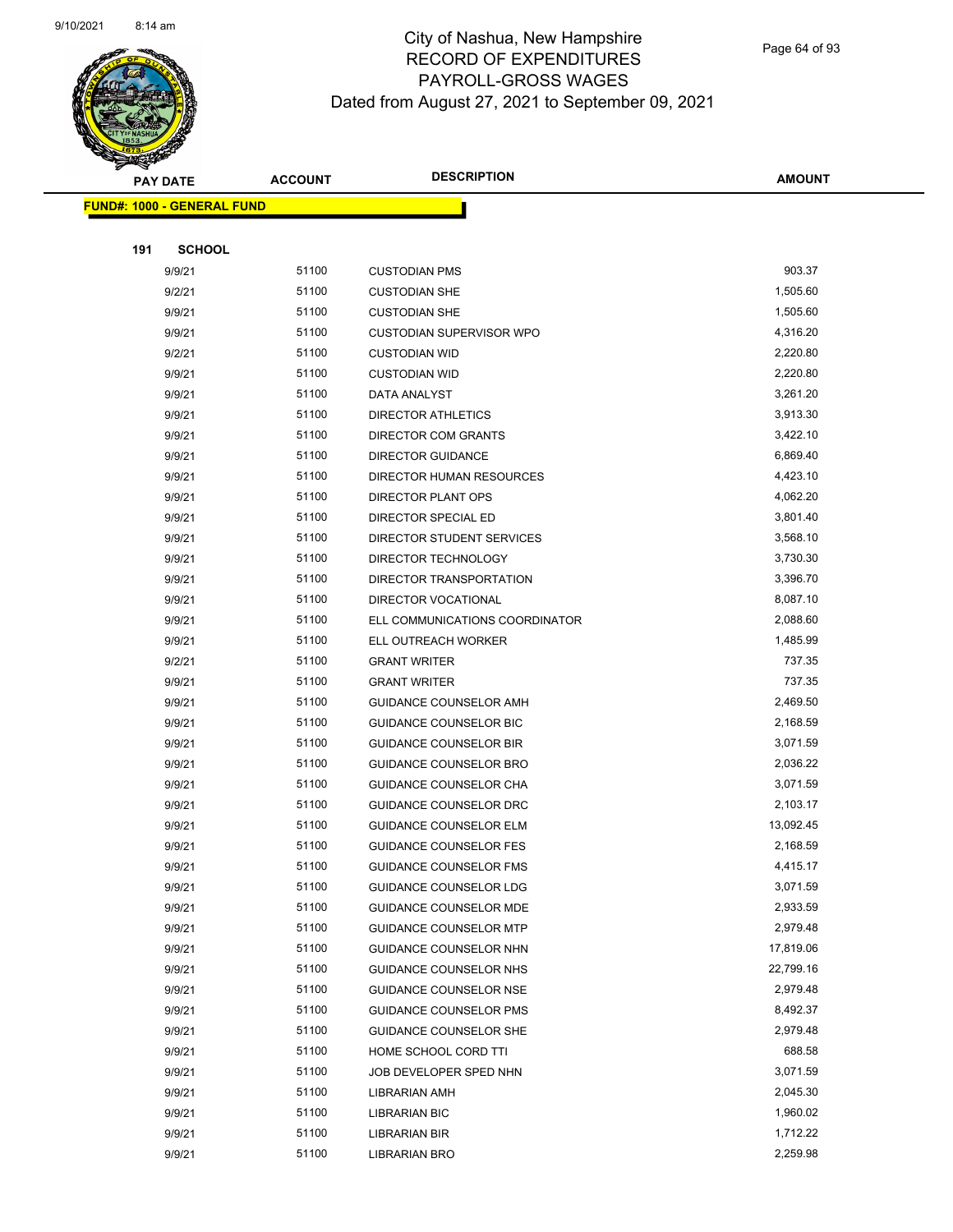# City of Nashua, New Hampshire
## RECORD OF EXPENDITURES
## PAYROLL-GROSS WAGES
### Dated from August 27, 2021 to September 09, 2021

| PAY DATE | ACCOUNT | DESCRIPTION | AMOUNT |
|---|---|---|---|
| **FUND#: 1000 - GENERAL FUND** | | | |
| **191 SCHOOL** | | | |
| 9/9/21 | 51100 | CUSTODIAN PMS | 903.37 |
| 9/2/21 | 51100 | CUSTODIAN SHE | 1,505.60 |
| 9/9/21 | 51100 | CUSTODIAN SHE | 1,505.60 |
| 9/9/21 | 51100 | CUSTODIAN SUPERVISOR WPO | 4,316.20 |
| 9/2/21 | 51100 | CUSTODIAN WID | 2,220.80 |
| 9/9/21 | 51100 | CUSTODIAN WID | 2,220.80 |
| 9/9/21 | 51100 | DATA ANALYST | 3,261.20 |
| 9/9/21 | 51100 | DIRECTOR ATHLETICS | 3,913.30 |
| 9/9/21 | 51100 | DIRECTOR COM GRANTS | 3,422.10 |
| 9/9/21 | 51100 | DIRECTOR GUIDANCE | 6,869.40 |
| 9/9/21 | 51100 | DIRECTOR HUMAN RESOURCES | 4,423.10 |
| 9/9/21 | 51100 | DIRECTOR PLANT OPS | 4,062.20 |
| 9/9/21 | 51100 | DIRECTOR SPECIAL ED | 3,801.40 |
| 9/9/21 | 51100 | DIRECTOR STUDENT SERVICES | 3,568.10 |
| 9/9/21 | 51100 | DIRECTOR TECHNOLOGY | 3,730.30 |
| 9/9/21 | 51100 | DIRECTOR TRANSPORTATION | 3,396.70 |
| 9/9/21 | 51100 | DIRECTOR VOCATIONAL | 8,087.10 |
| 9/9/21 | 51100 | ELL COMMUNICATIONS COORDINATOR | 2,088.60 |
| 9/9/21 | 51100 | ELL OUTREACH WORKER | 1,485.99 |
| 9/2/21 | 51100 | GRANT WRITER | 737.35 |
| 9/9/21 | 51100 | GRANT WRITER | 737.35 |
| 9/9/21 | 51100 | GUIDANCE COUNSELOR AMH | 2,469.50 |
| 9/9/21 | 51100 | GUIDANCE COUNSELOR BIC | 2,168.59 |
| 9/9/21 | 51100 | GUIDANCE COUNSELOR BIR | 3,071.59 |
| 9/9/21 | 51100 | GUIDANCE COUNSELOR BRO | 2,036.22 |
| 9/9/21 | 51100 | GUIDANCE COUNSELOR CHA | 3,071.59 |
| 9/9/21 | 51100 | GUIDANCE COUNSELOR DRC | 2,103.17 |
| 9/9/21 | 51100 | GUIDANCE COUNSELOR ELM | 13,092.45 |
| 9/9/21 | 51100 | GUIDANCE COUNSELOR FES | 2,168.59 |
| 9/9/21 | 51100 | GUIDANCE COUNSELOR FMS | 4,415.17 |
| 9/9/21 | 51100 | GUIDANCE COUNSELOR LDG | 3,071.59 |
| 9/9/21 | 51100 | GUIDANCE COUNSELOR MDE | 2,933.59 |
| 9/9/21 | 51100 | GUIDANCE COUNSELOR MTP | 2,979.48 |
| 9/9/21 | 51100 | GUIDANCE COUNSELOR NHN | 17,819.06 |
| 9/9/21 | 51100 | GUIDANCE COUNSELOR NHS | 22,799.16 |
| 9/9/21 | 51100 | GUIDANCE COUNSELOR NSE | 2,979.48 |
| 9/9/21 | 51100 | GUIDANCE COUNSELOR PMS | 8,492.37 |
| 9/9/21 | 51100 | GUIDANCE COUNSELOR SHE | 2,979.48 |
| 9/9/21 | 51100 | HOME SCHOOL CORD TTI | 688.58 |
| 9/9/21 | 51100 | JOB DEVELOPER SPED NHN | 3,071.59 |
| 9/9/21 | 51100 | LIBRARIAN AMH | 2,045.30 |
| 9/9/21 | 51100 | LIBRARIAN BIC | 1,960.02 |
| 9/9/21 | 51100 | LIBRARIAN BIR | 1,712.22 |
| 9/9/21 | 51100 | LIBRARIAN BRO | 2,259.98 |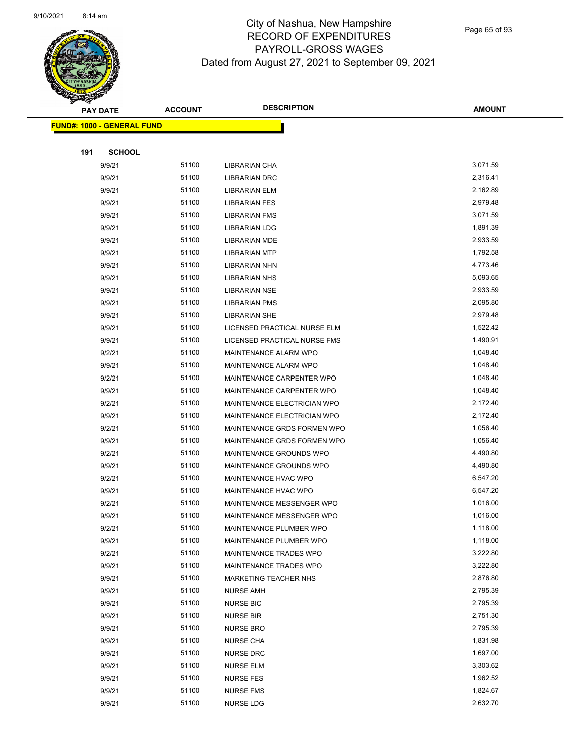# City of Nashua, New Hampshire
## RECORD OF EXPENDITURES
## PAYROLL-GROSS WAGES
### Dated from August 27, 2021 to September 09, 2021

| PAY DATE | ACCOUNT | DESCRIPTION | AMOUNT |
|---|---|---|---|
| **FUND#: 1000 - GENERAL FUND** | | | |
| **191 SCHOOL** | | | |
| 9/9/21 | 51100 | LIBRARIAN CHA | 3,071.59 |
| 9/9/21 | 51100 | LIBRARIAN DRC | 2,316.41 |
| 9/9/21 | 51100 | LIBRARIAN ELM | 2,162.89 |
| 9/9/21 | 51100 | LIBRARIAN FES | 2,979.48 |
| 9/9/21 | 51100 | LIBRARIAN FMS | 3,071.59 |
| 9/9/21 | 51100 | LIBRARIAN LDG | 1,891.39 |
| 9/9/21 | 51100 | LIBRARIAN MDE | 2,933.59 |
| 9/9/21 | 51100 | LIBRARIAN MTP | 1,792.58 |
| 9/9/21 | 51100 | LIBRARIAN NHN | 4,773.46 |
| 9/9/21 | 51100 | LIBRARIAN NHS | 5,093.65 |
| 9/9/21 | 51100 | LIBRARIAN NSE | 2,933.59 |
| 9/9/21 | 51100 | LIBRARIAN PMS | 2,095.80 |
| 9/9/21 | 51100 | LIBRARIAN SHE | 2,979.48 |
| 9/9/21 | 51100 | LICENSED PRACTICAL NURSE ELM | 1,522.42 |
| 9/9/21 | 51100 | LICENSED PRACTICAL NURSE FMS | 1,490.91 |
| 9/2/21 | 51100 | MAINTENANCE ALARM WPO | 1,048.40 |
| 9/9/21 | 51100 | MAINTENANCE ALARM WPO | 1,048.40 |
| 9/2/21 | 51100 | MAINTENANCE CARPENTER WPO | 1,048.40 |
| 9/9/21 | 51100 | MAINTENANCE CARPENTER WPO | 1,048.40 |
| 9/2/21 | 51100 | MAINTENANCE ELECTRICIAN WPO | 2,172.40 |
| 9/9/21 | 51100 | MAINTENANCE ELECTRICIAN WPO | 2,172.40 |
| 9/2/21 | 51100 | MAINTENANCE GRDS FORMEN WPO | 1,056.40 |
| 9/9/21 | 51100 | MAINTENANCE GRDS FORMEN WPO | 1,056.40 |
| 9/2/21 | 51100 | MAINTENANCE GROUNDS WPO | 4,490.80 |
| 9/9/21 | 51100 | MAINTENANCE GROUNDS WPO | 4,490.80 |
| 9/2/21 | 51100 | MAINTENANCE HVAC WPO | 6,547.20 |
| 9/9/21 | 51100 | MAINTENANCE HVAC WPO | 6,547.20 |
| 9/2/21 | 51100 | MAINTENANCE MESSENGER WPO | 1,016.00 |
| 9/9/21 | 51100 | MAINTENANCE MESSENGER WPO | 1,016.00 |
| 9/2/21 | 51100 | MAINTENANCE PLUMBER WPO | 1,118.00 |
| 9/9/21 | 51100 | MAINTENANCE PLUMBER WPO | 1,118.00 |
| 9/2/21 | 51100 | MAINTENANCE TRADES WPO | 3,222.80 |
| 9/9/21 | 51100 | MAINTENANCE TRADES WPO | 3,222.80 |
| 9/9/21 | 51100 | MARKETING TEACHER NHS | 2,876.80 |
| 9/9/21 | 51100 | NURSE AMH | 2,795.39 |
| 9/9/21 | 51100 | NURSE BIC | 2,795.39 |
| 9/9/21 | 51100 | NURSE BIR | 2,751.30 |
| 9/9/21 | 51100 | NURSE BRO | 2,795.39 |
| 9/9/21 | 51100 | NURSE CHA | 1,831.98 |
| 9/9/21 | 51100 | NURSE DRC | 1,697.00 |
| 9/9/21 | 51100 | NURSE ELM | 3,303.62 |
| 9/9/21 | 51100 | NURSE FES | 1,962.52 |
| 9/9/21 | 51100 | NURSE FMS | 1,824.67 |
| 9/9/21 | 51100 | NURSE LDG | 2,632.70 |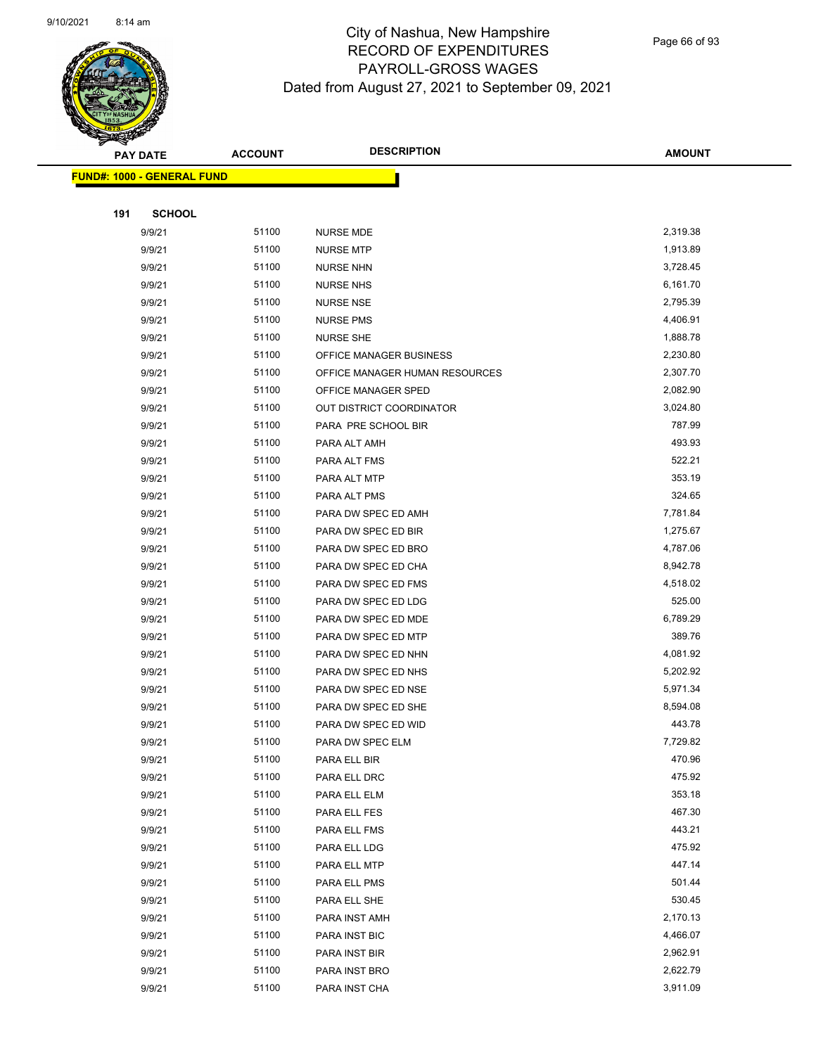# City of Nashua, New Hampshire
## RECORD OF EXPENDITURES
## PAYROLL-GROSS WAGES
### Dated from August 27, 2021 to September 09, 2021

| PAY DATE | ACCOUNT | DESCRIPTION | AMOUNT |
|---|---|---|---|
| **FUND#: 1000 - GENERAL FUND** | | | |
| **191 SCHOOL** | | | |
| 9/9/21 | 51100 | NURSE MDE | 2,319.38 |
| 9/9/21 | 51100 | NURSE MTP | 1,913.89 |
| 9/9/21 | 51100 | NURSE NHN | 3,728.45 |
| 9/9/21 | 51100 | NURSE NHS | 6,161.70 |
| 9/9/21 | 51100 | NURSE NSE | 2,795.39 |
| 9/9/21 | 51100 | NURSE PMS | 4,406.91 |
| 9/9/21 | 51100 | NURSE SHE | 1,888.78 |
| 9/9/21 | 51100 | OFFICE MANAGER BUSINESS | 2,230.80 |
| 9/9/21 | 51100 | OFFICE MANAGER HUMAN RESOURCES | 2,307.70 |
| 9/9/21 | 51100 | OFFICE MANAGER SPED | 2,082.90 |
| 9/9/21 | 51100 | OUT DISTRICT COORDINATOR | 3,024.80 |
| 9/9/21 | 51100 | PARA PRE SCHOOL BIR | 787.99 |
| 9/9/21 | 51100 | PARA ALT AMH | 493.93 |
| 9/9/21 | 51100 | PARA ALT FMS | 522.21 |
| 9/9/21 | 51100 | PARA ALT MTP | 353.19 |
| 9/9/21 | 51100 | PARA ALT PMS | 324.65 |
| 9/9/21 | 51100 | PARA DW SPEC ED AMH | 7,781.84 |
| 9/9/21 | 51100 | PARA DW SPEC ED BIR | 1,275.67 |
| 9/9/21 | 51100 | PARA DW SPEC ED BRO | 4,787.06 |
| 9/9/21 | 51100 | PARA DW SPEC ED CHA | 8,942.78 |
| 9/9/21 | 51100 | PARA DW SPEC ED FMS | 4,518.02 |
| 9/9/21 | 51100 | PARA DW SPEC ED LDG | 525.00 |
| 9/9/21 | 51100 | PARA DW SPEC ED MDE | 6,789.29 |
| 9/9/21 | 51100 | PARA DW SPEC ED MTP | 389.76 |
| 9/9/21 | 51100 | PARA DW SPEC ED NHN | 4,081.92 |
| 9/9/21 | 51100 | PARA DW SPEC ED NHS | 5,202.92 |
| 9/9/21 | 51100 | PARA DW SPEC ED NSE | 5,971.34 |
| 9/9/21 | 51100 | PARA DW SPEC ED SHE | 8,594.08 |
| 9/9/21 | 51100 | PARA DW SPEC ED WID | 443.78 |
| 9/9/21 | 51100 | PARA DW SPEC ELM | 7,729.82 |
| 9/9/21 | 51100 | PARA ELL BIR | 470.96 |
| 9/9/21 | 51100 | PARA ELL DRC | 475.92 |
| 9/9/21 | 51100 | PARA ELL ELM | 353.18 |
| 9/9/21 | 51100 | PARA ELL FES | 467.30 |
| 9/9/21 | 51100 | PARA ELL FMS | 443.21 |
| 9/9/21 | 51100 | PARA ELL LDG | 475.92 |
| 9/9/21 | 51100 | PARA ELL MTP | 447.14 |
| 9/9/21 | 51100 | PARA ELL PMS | 501.44 |
| 9/9/21 | 51100 | PARA ELL SHE | 530.45 |
| 9/9/21 | 51100 | PARA INST AMH | 2,170.13 |
| 9/9/21 | 51100 | PARA INST BIC | 4,466.07 |
| 9/9/21 | 51100 | PARA INST BIR | 2,962.91 |
| 9/9/21 | 51100 | PARA INST BRO | 2,622.79 |
| 9/9/21 | 51100 | PARA INST CHA | 3,911.09 |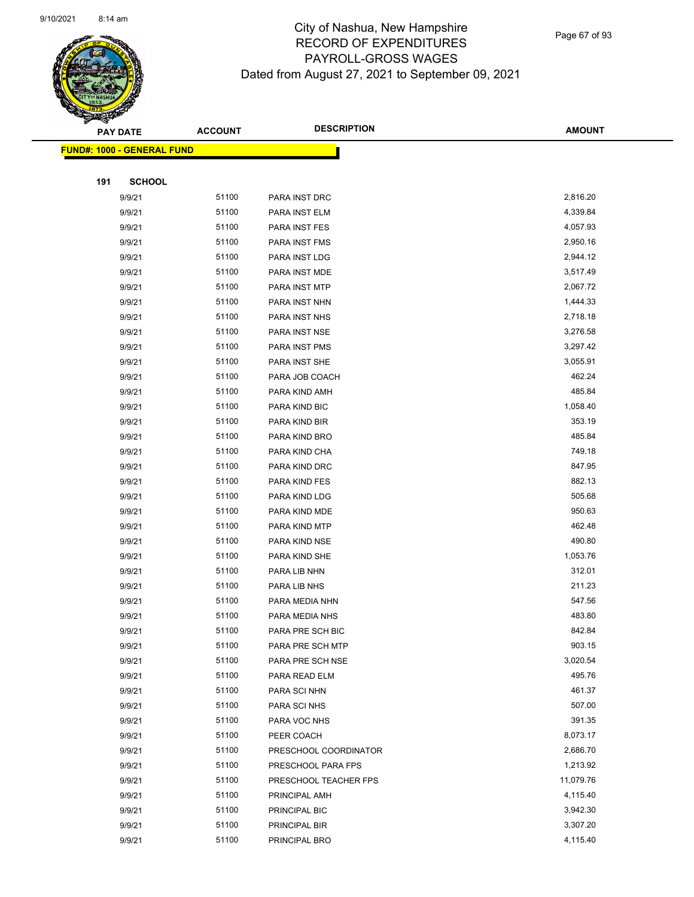# City of Nashua, New Hampshire
# RECORD OF EXPENDITURES
# PAYROLL-GROSS WAGES
# Dated from August 27, 2021 to September 09, 2021

| PAY DATE | ACCOUNT | DESCRIPTION | AMOUNT |
|---|---|---|---|
| **FUND#: 1000 - GENERAL FUND** | | | |
| **191 SCHOOL** | | | |
| 9/9/21 | 51100 | PARA INST DRC | 2,816.20 |
| 9/9/21 | 51100 | PARA INST ELM | 4,339.84 |
| 9/9/21 | 51100 | PARA INST FES | 4,057.93 |
| 9/9/21 | 51100 | PARA INST FMS | 2,950.16 |
| 9/9/21 | 51100 | PARA INST LDG | 2,944.12 |
| 9/9/21 | 51100 | PARA INST MDE | 3,517.49 |
| 9/9/21 | 51100 | PARA INST MTP | 2,067.72 |
| 9/9/21 | 51100 | PARA INST NHN | 1,444.33 |
| 9/9/21 | 51100 | PARA INST NHS | 2,718.18 |
| 9/9/21 | 51100 | PARA INST NSE | 3,276.58 |
| 9/9/21 | 51100 | PARA INST PMS | 3,297.42 |
| 9/9/21 | 51100 | PARA INST SHE | 3,055.91 |
| 9/9/21 | 51100 | PARA JOB COACH | 462.24 |
| 9/9/21 | 51100 | PARA KIND AMH | 485.84 |
| 9/9/21 | 51100 | PARA KIND BIC | 1,058.40 |
| 9/9/21 | 51100 | PARA KIND BIR | 353.19 |
| 9/9/21 | 51100 | PARA KIND BRO | 485.84 |
| 9/9/21 | 51100 | PARA KIND CHA | 749.18 |
| 9/9/21 | 51100 | PARA KIND DRC | 847.95 |
| 9/9/21 | 51100 | PARA KIND FES | 882.13 |
| 9/9/21 | 51100 | PARA KIND LDG | 505.68 |
| 9/9/21 | 51100 | PARA KIND MDE | 950.63 |
| 9/9/21 | 51100 | PARA KIND MTP | 462.48 |
| 9/9/21 | 51100 | PARA KIND NSE | 490.80 |
| 9/9/21 | 51100 | PARA KIND SHE | 1,053.76 |
| 9/9/21 | 51100 | PARA LIB NHN | 312.01 |
| 9/9/21 | 51100 | PARA LIB NHS | 211.23 |
| 9/9/21 | 51100 | PARA MEDIA NHN | 547.56 |
| 9/9/21 | 51100 | PARA MEDIA NHS | 483.80 |
| 9/9/21 | 51100 | PARA PRE SCH BIC | 842.84 |
| 9/9/21 | 51100 | PARA PRE SCH MTP | 903.15 |
| 9/9/21 | 51100 | PARA PRE SCH NSE | 3,020.54 |
| 9/9/21 | 51100 | PARA READ ELM | 495.76 |
| 9/9/21 | 51100 | PARA SCI NHN | 461.37 |
| 9/9/21 | 51100 | PARA SCI NHS | 507.00 |
| 9/9/21 | 51100 | PARA VOC NHS | 391.35 |
| 9/9/21 | 51100 | PEER COACH | 8,073.17 |
| 9/9/21 | 51100 | PRESCHOOL COORDINATOR | 2,686.70 |
| 9/9/21 | 51100 | PRESCHOOL PARA FPS | 1,213.92 |
| 9/9/21 | 51100 | PRESCHOOL TEACHER FPS | 11,079.76 |
| 9/9/21 | 51100 | PRINCIPAL AMH | 4,115.40 |
| 9/9/21 | 51100 | PRINCIPAL BIC | 3,942.30 |
| 9/9/21 | 51100 | PRINCIPAL BIR | 3,307.20 |
| 9/9/21 | 51100 | PRINCIPAL BRO | 4,115.40 |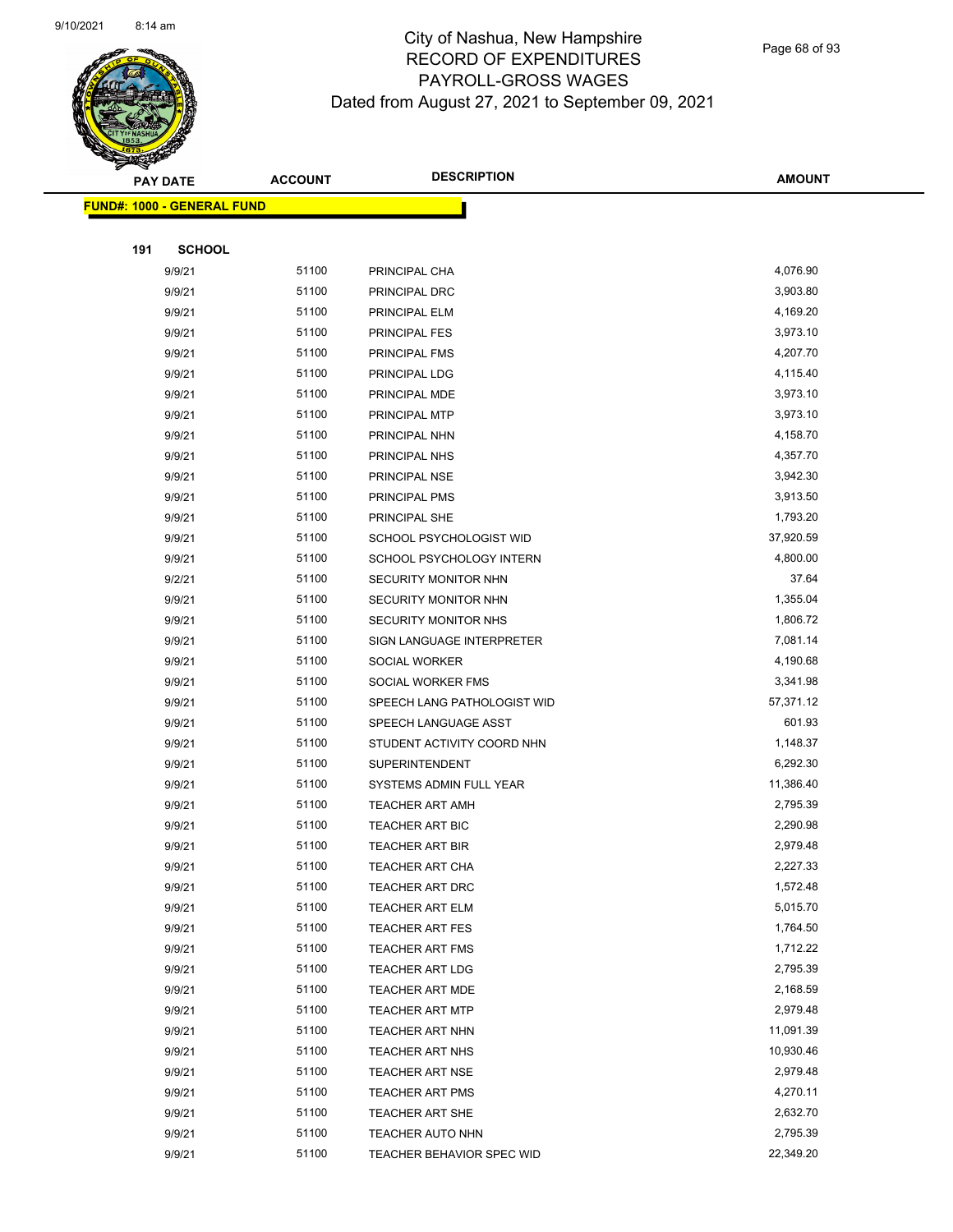# City of Nashua, New Hampshire
## RECORD OF EXPENDITURES
## PAYROLL-GROSS WAGES
### Dated from August 27, 2021 to September 09, 2021

| PAY DATE | ACCOUNT | DESCRIPTION | AMOUNT |
|---|---|---|---|
| **FUND#: 1000 - GENERAL FUND** | | | |
| **191 SCHOOL** | | | |
| 9/9/21 | 51100 | PRINCIPAL CHA | 4,076.90 |
| 9/9/21 | 51100 | PRINCIPAL DRC | 3,903.80 |
| 9/9/21 | 51100 | PRINCIPAL ELM | 4,169.20 |
| 9/9/21 | 51100 | PRINCIPAL FES | 3,973.10 |
| 9/9/21 | 51100 | PRINCIPAL FMS | 4,207.70 |
| 9/9/21 | 51100 | PRINCIPAL LDG | 4,115.40 |
| 9/9/21 | 51100 | PRINCIPAL MDE | 3,973.10 |
| 9/9/21 | 51100 | PRINCIPAL MTP | 3,973.10 |
| 9/9/21 | 51100 | PRINCIPAL NHN | 4,158.70 |
| 9/9/21 | 51100 | PRINCIPAL NHS | 4,357.70 |
| 9/9/21 | 51100 | PRINCIPAL NSE | 3,942.30 |
| 9/9/21 | 51100 | PRINCIPAL PMS | 3,913.50 |
| 9/9/21 | 51100 | PRINCIPAL SHE | 1,793.20 |
| 9/9/21 | 51100 | SCHOOL PSYCHOLOGIST WID | 37,920.59 |
| 9/9/21 | 51100 | SCHOOL PSYCHOLOGY INTERN | 4,800.00 |
| 9/2/21 | 51100 | SECURITY MONITOR NHN | 37.64 |
| 9/9/21 | 51100 | SECURITY MONITOR NHN | 1,355.04 |
| 9/9/21 | 51100 | SECURITY MONITOR NHS | 1,806.72 |
| 9/9/21 | 51100 | SIGN LANGUAGE INTERPRETER | 7,081.14 |
| 9/9/21 | 51100 | SOCIAL WORKER | 4,190.68 |
| 9/9/21 | 51100 | SOCIAL WORKER FMS | 3,341.98 |
| 9/9/21 | 51100 | SPEECH LANG PATHOLOGIST WID | 57,371.12 |
| 9/9/21 | 51100 | SPEECH LANGUAGE ASST | 601.93 |
| 9/9/21 | 51100 | STUDENT ACTIVITY COORD NHN | 1,148.37 |
| 9/9/21 | 51100 | SUPERINTENDENT | 6,292.30 |
| 9/9/21 | 51100 | SYSTEMS ADMIN FULL YEAR | 11,386.40 |
| 9/9/21 | 51100 | TEACHER ART AMH | 2,795.39 |
| 9/9/21 | 51100 | TEACHER ART BIC | 2,290.98 |
| 9/9/21 | 51100 | TEACHER ART BIR | 2,979.48 |
| 9/9/21 | 51100 | TEACHER ART CHA | 2,227.33 |
| 9/9/21 | 51100 | TEACHER ART DRC | 1,572.48 |
| 9/9/21 | 51100 | TEACHER ART ELM | 5,015.70 |
| 9/9/21 | 51100 | TEACHER ART FES | 1,764.50 |
| 9/9/21 | 51100 | TEACHER ART FMS | 1,712.22 |
| 9/9/21 | 51100 | TEACHER ART LDG | 2,795.39 |
| 9/9/21 | 51100 | TEACHER ART MDE | 2,168.59 |
| 9/9/21 | 51100 | TEACHER ART MTP | 2,979.48 |
| 9/9/21 | 51100 | TEACHER ART NHN | 11,091.39 |
| 9/9/21 | 51100 | TEACHER ART NHS | 10,930.46 |
| 9/9/21 | 51100 | TEACHER ART NSE | 2,979.48 |
| 9/9/21 | 51100 | TEACHER ART PMS | 4,270.11 |
| 9/9/21 | 51100 | TEACHER ART SHE | 2,632.70 |
| 9/9/21 | 51100 | TEACHER AUTO NHN | 2,795.39 |
| 9/9/21 | 51100 | TEACHER BEHAVIOR SPEC WID | 22,349.20 |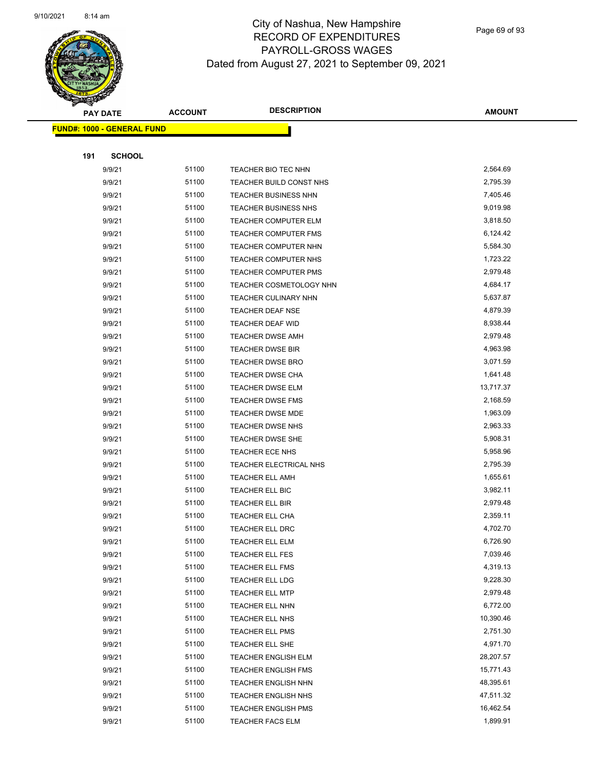# City of Nashua, New Hampshire
# RECORD OF EXPENDITURES
# PAYROLL-GROSS WAGES
# Dated from August 27, 2021 to September 09, 2021

| PAY DATE | ACCOUNT | DESCRIPTION | AMOUNT |
|---|---|---|---|
| **FUND#: 1000 - GENERAL FUND** | | | |
| **191 SCHOOL** | | | |
| 9/9/21 | 51100 | TEACHER BIO TEC NHN | 2,564.69 |
| 9/9/21 | 51100 | TEACHER BUILD CONST NHS | 2,795.39 |
| 9/9/21 | 51100 | TEACHER BUSINESS NHN | 7,405.46 |
| 9/9/21 | 51100 | TEACHER BUSINESS NHS | 9,019.98 |
| 9/9/21 | 51100 | TEACHER COMPUTER ELM | 3,818.50 |
| 9/9/21 | 51100 | TEACHER COMPUTER FMS | 6,124.42 |
| 9/9/21 | 51100 | TEACHER COMPUTER NHN | 5,584.30 |
| 9/9/21 | 51100 | TEACHER COMPUTER NHS | 1,723.22 |
| 9/9/21 | 51100 | TEACHER COMPUTER PMS | 2,979.48 |
| 9/9/21 | 51100 | TEACHER COSMETOLOGY NHN | 4,684.17 |
| 9/9/21 | 51100 | TEACHER CULINARY NHN | 5,637.87 |
| 9/9/21 | 51100 | TEACHER DEAF NSE | 4,879.39 |
| 9/9/21 | 51100 | TEACHER DEAF WID | 8,938.44 |
| 9/9/21 | 51100 | TEACHER DWSE AMH | 2,979.48 |
| 9/9/21 | 51100 | TEACHER DWSE BIR | 4,963.98 |
| 9/9/21 | 51100 | TEACHER DWSE BRO | 3,071.59 |
| 9/9/21 | 51100 | TEACHER DWSE CHA | 1,641.48 |
| 9/9/21 | 51100 | TEACHER DWSE ELM | 13,717.37 |
| 9/9/21 | 51100 | TEACHER DWSE FMS | 2,168.59 |
| 9/9/21 | 51100 | TEACHER DWSE MDE | 1,963.09 |
| 9/9/21 | 51100 | TEACHER DWSE NHS | 2,963.33 |
| 9/9/21 | 51100 | TEACHER DWSE SHE | 5,908.31 |
| 9/9/21 | 51100 | TEACHER ECE NHS | 5,958.96 |
| 9/9/21 | 51100 | TEACHER ELECTRICAL NHS | 2,795.39 |
| 9/9/21 | 51100 | TEACHER ELL AMH | 1,655.61 |
| 9/9/21 | 51100 | TEACHER ELL BIC | 3,982.11 |
| 9/9/21 | 51100 | TEACHER ELL BIR | 2,979.48 |
| 9/9/21 | 51100 | TEACHER ELL CHA | 2,359.11 |
| 9/9/21 | 51100 | TEACHER ELL DRC | 4,702.70 |
| 9/9/21 | 51100 | TEACHER ELL ELM | 6,726.90 |
| 9/9/21 | 51100 | TEACHER ELL FES | 7,039.46 |
| 9/9/21 | 51100 | TEACHER ELL FMS | 4,319.13 |
| 9/9/21 | 51100 | TEACHER ELL LDG | 9,228.30 |
| 9/9/21 | 51100 | TEACHER ELL MTP | 2,979.48 |
| 9/9/21 | 51100 | TEACHER ELL NHN | 6,772.00 |
| 9/9/21 | 51100 | TEACHER ELL NHS | 10,390.46 |
| 9/9/21 | 51100 | TEACHER ELL PMS | 2,751.30 |
| 9/9/21 | 51100 | TEACHER ELL SHE | 4,971.70 |
| 9/9/21 | 51100 | TEACHER ENGLISH ELM | 28,207.57 |
| 9/9/21 | 51100 | TEACHER ENGLISH FMS | 15,771.43 |
| 9/9/21 | 51100 | TEACHER ENGLISH NHN | 48,395.61 |
| 9/9/21 | 51100 | TEACHER ENGLISH NHS | 47,511.32 |
| 9/9/21 | 51100 | TEACHER ENGLISH PMS | 16,462.54 |
| 9/9/21 | 51100 | TEACHER FACS ELM | 1,899.91 |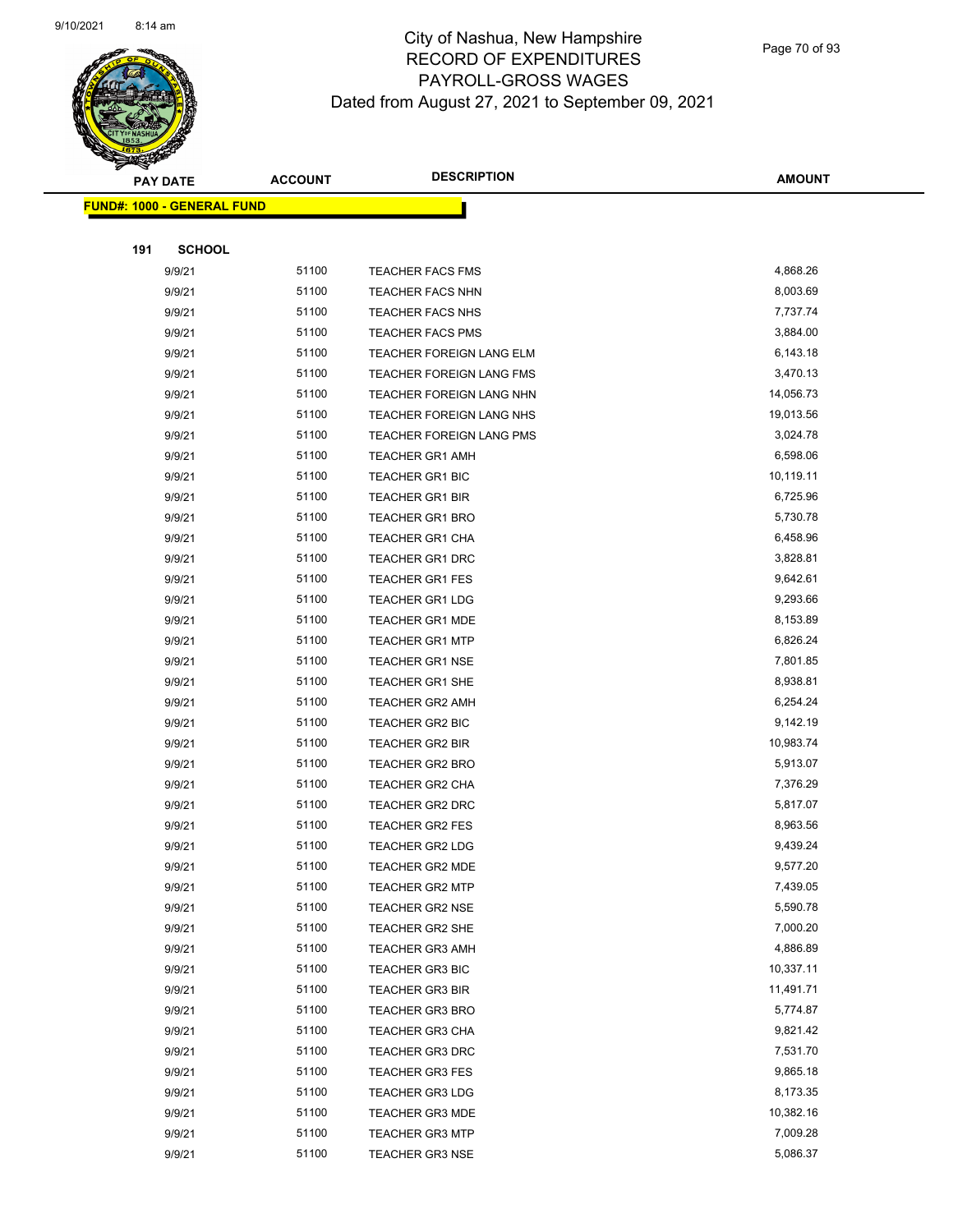# City of Nashua, New Hampshire
## RECORD OF EXPENDITURES
## PAYROLL-GROSS WAGES
## Dated from August 27, 2021 to September 09, 2021

**FUND#: 1000 - GENERAL FUND**

**191 SCHOOL**

| PAY DATE | ACCOUNT | DESCRIPTION | AMOUNT |
|---|---|---|---|
| 9/9/21 | 51100 | TEACHER FACS FMS | 4,868.26 |
| 9/9/21 | 51100 | TEACHER FACS NHN | 8,003.69 |
| 9/9/21 | 51100 | TEACHER FACS NHS | 7,737.74 |
| 9/9/21 | 51100 | TEACHER FACS PMS | 3,884.00 |
| 9/9/21 | 51100 | TEACHER FOREIGN LANG ELM | 6,143.18 |
| 9/9/21 | 51100 | TEACHER FOREIGN LANG FMS | 3,470.13 |
| 9/9/21 | 51100 | TEACHER FOREIGN LANG NHN | 14,056.73 |
| 9/9/21 | 51100 | TEACHER FOREIGN LANG NHS | 19,013.56 |
| 9/9/21 | 51100 | TEACHER FOREIGN LANG PMS | 3,024.78 |
| 9/9/21 | 51100 | TEACHER GR1 AMH | 6,598.06 |
| 9/9/21 | 51100 | TEACHER GR1 BIC | 10,119.11 |
| 9/9/21 | 51100 | TEACHER GR1 BIR | 6,725.96 |
| 9/9/21 | 51100 | TEACHER GR1 BRO | 5,730.78 |
| 9/9/21 | 51100 | TEACHER GR1 CHA | 6,458.96 |
| 9/9/21 | 51100 | TEACHER GR1 DRC | 3,828.81 |
| 9/9/21 | 51100 | TEACHER GR1 FES | 9,642.61 |
| 9/9/21 | 51100 | TEACHER GR1 LDG | 9,293.66 |
| 9/9/21 | 51100 | TEACHER GR1 MDE | 8,153.89 |
| 9/9/21 | 51100 | TEACHER GR1 MTP | 6,826.24 |
| 9/9/21 | 51100 | TEACHER GR1 NSE | 7,801.85 |
| 9/9/21 | 51100 | TEACHER GR1 SHE | 8,938.81 |
| 9/9/21 | 51100 | TEACHER GR2 AMH | 6,254.24 |
| 9/9/21 | 51100 | TEACHER GR2 BIC | 9,142.19 |
| 9/9/21 | 51100 | TEACHER GR2 BIR | 10,983.74 |
| 9/9/21 | 51100 | TEACHER GR2 BRO | 5,913.07 |
| 9/9/21 | 51100 | TEACHER GR2 CHA | 7,376.29 |
| 9/9/21 | 51100 | TEACHER GR2 DRC | 5,817.07 |
| 9/9/21 | 51100 | TEACHER GR2 FES | 8,963.56 |
| 9/9/21 | 51100 | TEACHER GR2 LDG | 9,439.24 |
| 9/9/21 | 51100 | TEACHER GR2 MDE | 9,577.20 |
| 9/9/21 | 51100 | TEACHER GR2 MTP | 7,439.05 |
| 9/9/21 | 51100 | TEACHER GR2 NSE | 5,590.78 |
| 9/9/21 | 51100 | TEACHER GR2 SHE | 7,000.20 |
| 9/9/21 | 51100 | TEACHER GR3 AMH | 4,886.89 |
| 9/9/21 | 51100 | TEACHER GR3 BIC | 10,337.11 |
| 9/9/21 | 51100 | TEACHER GR3 BIR | 11,491.71 |
| 9/9/21 | 51100 | TEACHER GR3 BRO | 5,774.87 |
| 9/9/21 | 51100 | TEACHER GR3 CHA | 9,821.42 |
| 9/9/21 | 51100 | TEACHER GR3 DRC | 7,531.70 |
| 9/9/21 | 51100 | TEACHER GR3 FES | 9,865.18 |
| 9/9/21 | 51100 | TEACHER GR3 LDG | 8,173.35 |
| 9/9/21 | 51100 | TEACHER GR3 MDE | 10,382.16 |
| 9/9/21 | 51100 | TEACHER GR3 MTP | 7,009.28 |
| 9/9/21 | 51100 | TEACHER GR3 NSE | 5,086.37 |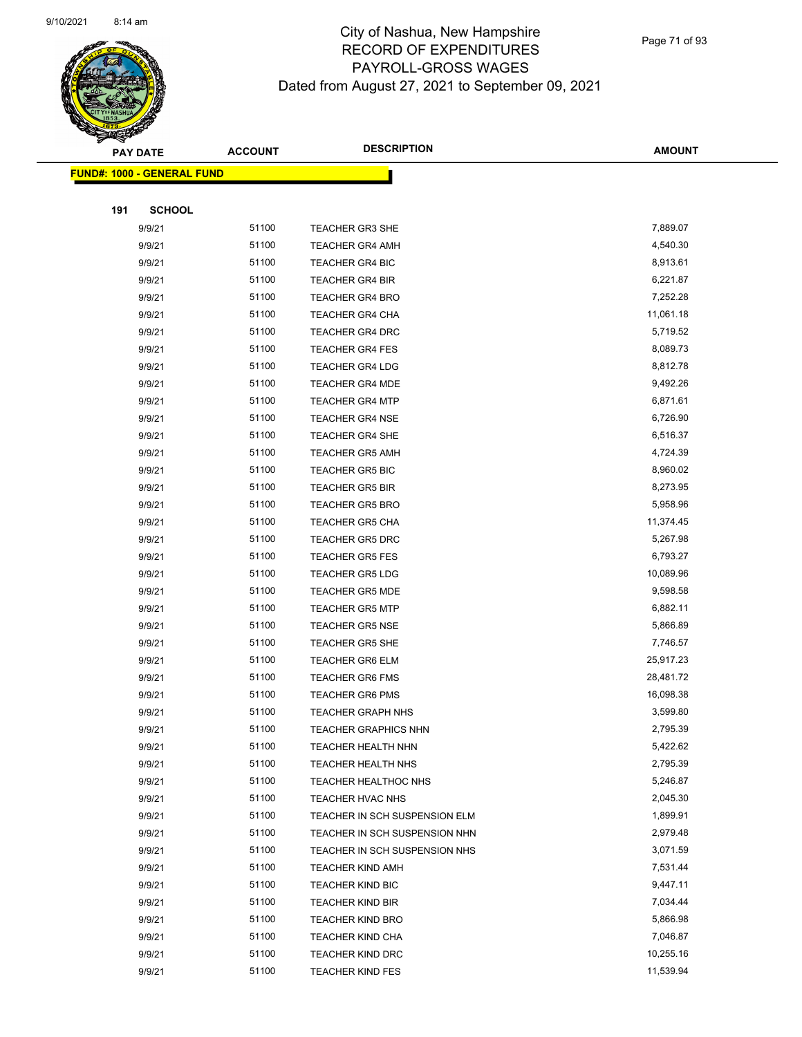# City of Nashua, New Hampshire
# RECORD OF EXPENDITURES
# PAYROLL-GROSS WAGES
# Dated from August 27, 2021 to September 09, 2021

| PAY DATE | ACCOUNT | DESCRIPTION | AMOUNT |
|---|---|---|---|
| **FUND#: 1000 - GENERAL FUND** | | | |
| **191 SCHOOL** | | | |
| 9/9/21 | 51100 | TEACHER GR3 SHE | 7,889.07 |
| 9/9/21 | 51100 | TEACHER GR4 AMH | 4,540.30 |
| 9/9/21 | 51100 | TEACHER GR4 BIC | 8,913.61 |
| 9/9/21 | 51100 | TEACHER GR4 BIR | 6,221.87 |
| 9/9/21 | 51100 | TEACHER GR4 BRO | 7,252.28 |
| 9/9/21 | 51100 | TEACHER GR4 CHA | 11,061.18 |
| 9/9/21 | 51100 | TEACHER GR4 DRC | 5,719.52 |
| 9/9/21 | 51100 | TEACHER GR4 FES | 8,089.73 |
| 9/9/21 | 51100 | TEACHER GR4 LDG | 8,812.78 |
| 9/9/21 | 51100 | TEACHER GR4 MDE | 9,492.26 |
| 9/9/21 | 51100 | TEACHER GR4 MTP | 6,871.61 |
| 9/9/21 | 51100 | TEACHER GR4 NSE | 6,726.90 |
| 9/9/21 | 51100 | TEACHER GR4 SHE | 6,516.37 |
| 9/9/21 | 51100 | TEACHER GR5 AMH | 4,724.39 |
| 9/9/21 | 51100 | TEACHER GR5 BIC | 8,960.02 |
| 9/9/21 | 51100 | TEACHER GR5 BIR | 8,273.95 |
| 9/9/21 | 51100 | TEACHER GR5 BRO | 5,958.96 |
| 9/9/21 | 51100 | TEACHER GR5 CHA | 11,374.45 |
| 9/9/21 | 51100 | TEACHER GR5 DRC | 5,267.98 |
| 9/9/21 | 51100 | TEACHER GR5 FES | 6,793.27 |
| 9/9/21 | 51100 | TEACHER GR5 LDG | 10,089.96 |
| 9/9/21 | 51100 | TEACHER GR5 MDE | 9,598.58 |
| 9/9/21 | 51100 | TEACHER GR5 MTP | 6,882.11 |
| 9/9/21 | 51100 | TEACHER GR5 NSE | 5,866.89 |
| 9/9/21 | 51100 | TEACHER GR5 SHE | 7,746.57 |
| 9/9/21 | 51100 | TEACHER GR6 ELM | 25,917.23 |
| 9/9/21 | 51100 | TEACHER GR6 FMS | 28,481.72 |
| 9/9/21 | 51100 | TEACHER GR6 PMS | 16,098.38 |
| 9/9/21 | 51100 | TEACHER GRAPH NHS | 3,599.80 |
| 9/9/21 | 51100 | TEACHER GRAPHICS NHN | 2,795.39 |
| 9/9/21 | 51100 | TEACHER HEALTH NHN | 5,422.62 |
| 9/9/21 | 51100 | TEACHER HEALTH NHS | 2,795.39 |
| 9/9/21 | 51100 | TEACHER HEALTHOC NHS | 5,246.87 |
| 9/9/21 | 51100 | TEACHER HVAC NHS | 2,045.30 |
| 9/9/21 | 51100 | TEACHER IN SCH SUSPENSION ELM | 1,899.91 |
| 9/9/21 | 51100 | TEACHER IN SCH SUSPENSION NHN | 2,979.48 |
| 9/9/21 | 51100 | TEACHER IN SCH SUSPENSION NHS | 3,071.59 |
| 9/9/21 | 51100 | TEACHER KIND AMH | 7,531.44 |
| 9/9/21 | 51100 | TEACHER KIND BIC | 9,447.11 |
| 9/9/21 | 51100 | TEACHER KIND BIR | 7,034.44 |
| 9/9/21 | 51100 | TEACHER KIND BRO | 5,866.98 |
| 9/9/21 | 51100 | TEACHER KIND CHA | 7,046.87 |
| 9/9/21 | 51100 | TEACHER KIND DRC | 10,255.16 |
| 9/9/21 | 51100 | TEACHER KIND FES | 11,539.94 |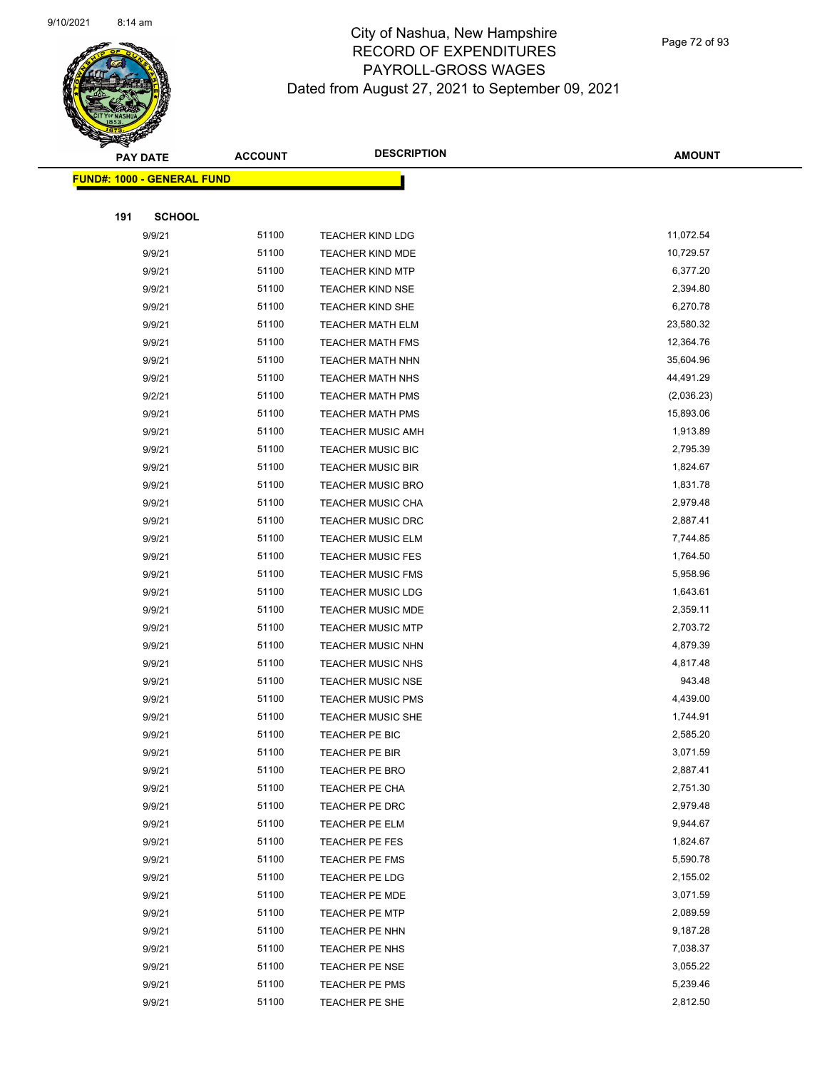City of Nashua, New Hampshire
RECORD OF EXPENDITURES
PAYROLL-GROSS WAGES
Dated from August 27, 2021 to September 09, 2021

**FUND#: 1000 - GENERAL FUND**

**191 SCHOOL**

| PAY DATE | ACCOUNT | DESCRIPTION | AMOUNT |
|---|---|---|---|
| 9/9/21 | 51100 | TEACHER KIND LDG | 11,072.54 |
| 9/9/21 | 51100 | TEACHER KIND MDE | 10,729.57 |
| 9/9/21 | 51100 | TEACHER KIND MTP | 6,377.20 |
| 9/9/21 | 51100 | TEACHER KIND NSE | 2,394.80 |
| 9/9/21 | 51100 | TEACHER KIND SHE | 6,270.78 |
| 9/9/21 | 51100 | TEACHER MATH ELM | 23,580.32 |
| 9/9/21 | 51100 | TEACHER MATH FMS | 12,364.76 |
| 9/9/21 | 51100 | TEACHER MATH NHN | 35,604.96 |
| 9/9/21 | 51100 | TEACHER MATH NHS | 44,491.29 |
| 9/2/21 | 51100 | TEACHER MATH PMS | (2,036.23) |
| 9/9/21 | 51100 | TEACHER MATH PMS | 15,893.06 |
| 9/9/21 | 51100 | TEACHER MUSIC AMH | 1,913.89 |
| 9/9/21 | 51100 | TEACHER MUSIC BIC | 2,795.39 |
| 9/9/21 | 51100 | TEACHER MUSIC BIR | 1,824.67 |
| 9/9/21 | 51100 | TEACHER MUSIC BRO | 1,831.78 |
| 9/9/21 | 51100 | TEACHER MUSIC CHA | 2,979.48 |
| 9/9/21 | 51100 | TEACHER MUSIC DRC | 2,887.41 |
| 9/9/21 | 51100 | TEACHER MUSIC ELM | 7,744.85 |
| 9/9/21 | 51100 | TEACHER MUSIC FES | 1,764.50 |
| 9/9/21 | 51100 | TEACHER MUSIC FMS | 5,958.96 |
| 9/9/21 | 51100 | TEACHER MUSIC LDG | 1,643.61 |
| 9/9/21 | 51100 | TEACHER MUSIC MDE | 2,359.11 |
| 9/9/21 | 51100 | TEACHER MUSIC MTP | 2,703.72 |
| 9/9/21 | 51100 | TEACHER MUSIC NHN | 4,879.39 |
| 9/9/21 | 51100 | TEACHER MUSIC NHS | 4,817.48 |
| 9/9/21 | 51100 | TEACHER MUSIC NSE | 943.48 |
| 9/9/21 | 51100 | TEACHER MUSIC PMS | 4,439.00 |
| 9/9/21 | 51100 | TEACHER MUSIC SHE | 1,744.91 |
| 9/9/21 | 51100 | TEACHER PE BIC | 2,585.20 |
| 9/9/21 | 51100 | TEACHER PE BIR | 3,071.59 |
| 9/9/21 | 51100 | TEACHER PE BRO | 2,887.41 |
| 9/9/21 | 51100 | TEACHER PE CHA | 2,751.30 |
| 9/9/21 | 51100 | TEACHER PE DRC | 2,979.48 |
| 9/9/21 | 51100 | TEACHER PE ELM | 9,944.67 |
| 9/9/21 | 51100 | TEACHER PE FES | 1,824.67 |
| 9/9/21 | 51100 | TEACHER PE FMS | 5,590.78 |
| 9/9/21 | 51100 | TEACHER PE LDG | 2,155.02 |
| 9/9/21 | 51100 | TEACHER PE MDE | 3,071.59 |
| 9/9/21 | 51100 | TEACHER PE MTP | 2,089.59 |
| 9/9/21 | 51100 | TEACHER PE NHN | 9,187.28 |
| 9/9/21 | 51100 | TEACHER PE NHS | 7,038.37 |
| 9/9/21 | 51100 | TEACHER PE NSE | 3,055.22 |
| 9/9/21 | 51100 | TEACHER PE PMS | 5,239.46 |
| 9/9/21 | 51100 | TEACHER PE SHE | 2,812.50 |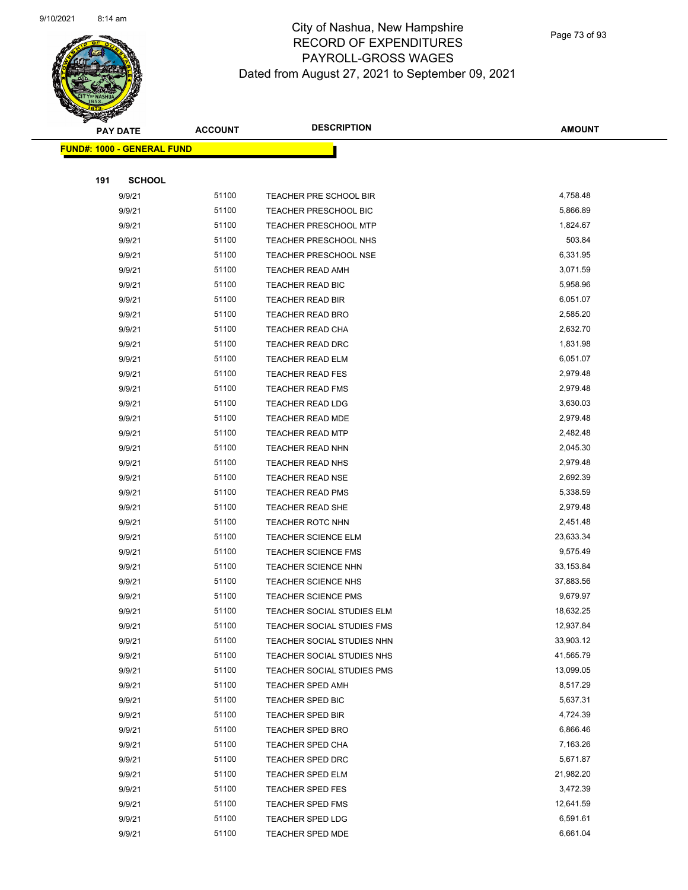City of Nashua, New Hampshire
RECORD OF EXPENDITURES
PAYROLL-GROSS WAGES
Dated from August 27, 2021 to September 09, 2021

| PAY DATE | ACCOUNT | DESCRIPTION | AMOUNT |
|---|---|---|---|
| **FUND#: 1000 - GENERAL FUND** | | | |
| **191 SCHOOL** | | | |
| 9/9/21 | 51100 | TEACHER PRE SCHOOL BIR | 4,758.48 |
| 9/9/21 | 51100 | TEACHER PRESCHOOL BIC | 5,866.89 |
| 9/9/21 | 51100 | TEACHER PRESCHOOL MTP | 1,824.67 |
| 9/9/21 | 51100 | TEACHER PRESCHOOL NHS | 503.84 |
| 9/9/21 | 51100 | TEACHER PRESCHOOL NSE | 6,331.95 |
| 9/9/21 | 51100 | TEACHER READ AMH | 3,071.59 |
| 9/9/21 | 51100 | TEACHER READ BIC | 5,958.96 |
| 9/9/21 | 51100 | TEACHER READ BIR | 6,051.07 |
| 9/9/21 | 51100 | TEACHER READ BRO | 2,585.20 |
| 9/9/21 | 51100 | TEACHER READ CHA | 2,632.70 |
| 9/9/21 | 51100 | TEACHER READ DRC | 1,831.98 |
| 9/9/21 | 51100 | TEACHER READ ELM | 6,051.07 |
| 9/9/21 | 51100 | TEACHER READ FES | 2,979.48 |
| 9/9/21 | 51100 | TEACHER READ FMS | 2,979.48 |
| 9/9/21 | 51100 | TEACHER READ LDG | 3,630.03 |
| 9/9/21 | 51100 | TEACHER READ MDE | 2,979.48 |
| 9/9/21 | 51100 | TEACHER READ MTP | 2,482.48 |
| 9/9/21 | 51100 | TEACHER READ NHN | 2,045.30 |
| 9/9/21 | 51100 | TEACHER READ NHS | 2,979.48 |
| 9/9/21 | 51100 | TEACHER READ NSE | 2,692.39 |
| 9/9/21 | 51100 | TEACHER READ PMS | 5,338.59 |
| 9/9/21 | 51100 | TEACHER READ SHE | 2,979.48 |
| 9/9/21 | 51100 | TEACHER ROTC NHN | 2,451.48 |
| 9/9/21 | 51100 | TEACHER SCIENCE ELM | 23,633.34 |
| 9/9/21 | 51100 | TEACHER SCIENCE FMS | 9,575.49 |
| 9/9/21 | 51100 | TEACHER SCIENCE NHN | 33,153.84 |
| 9/9/21 | 51100 | TEACHER SCIENCE NHS | 37,883.56 |
| 9/9/21 | 51100 | TEACHER SCIENCE PMS | 9,679.97 |
| 9/9/21 | 51100 | TEACHER SOCIAL STUDIES ELM | 18,632.25 |
| 9/9/21 | 51100 | TEACHER SOCIAL STUDIES FMS | 12,937.84 |
| 9/9/21 | 51100 | TEACHER SOCIAL STUDIES NHN | 33,903.12 |
| 9/9/21 | 51100 | TEACHER SOCIAL STUDIES NHS | 41,565.79 |
| 9/9/21 | 51100 | TEACHER SOCIAL STUDIES PMS | 13,099.05 |
| 9/9/21 | 51100 | TEACHER SPED AMH | 8,517.29 |
| 9/9/21 | 51100 | TEACHER SPED BIC | 5,637.31 |
| 9/9/21 | 51100 | TEACHER SPED BIR | 4,724.39 |
| 9/9/21 | 51100 | TEACHER SPED BRO | 6,866.46 |
| 9/9/21 | 51100 | TEACHER SPED CHA | 7,163.26 |
| 9/9/21 | 51100 | TEACHER SPED DRC | 5,671.87 |
| 9/9/21 | 51100 | TEACHER SPED ELM | 21,982.20 |
| 9/9/21 | 51100 | TEACHER SPED FES | 3,472.39 |
| 9/9/21 | 51100 | TEACHER SPED FMS | 12,641.59 |
| 9/9/21 | 51100 | TEACHER SPED LDG | 6,591.61 |
| 9/9/21 | 51100 | TEACHER SPED MDE | 6,661.04 |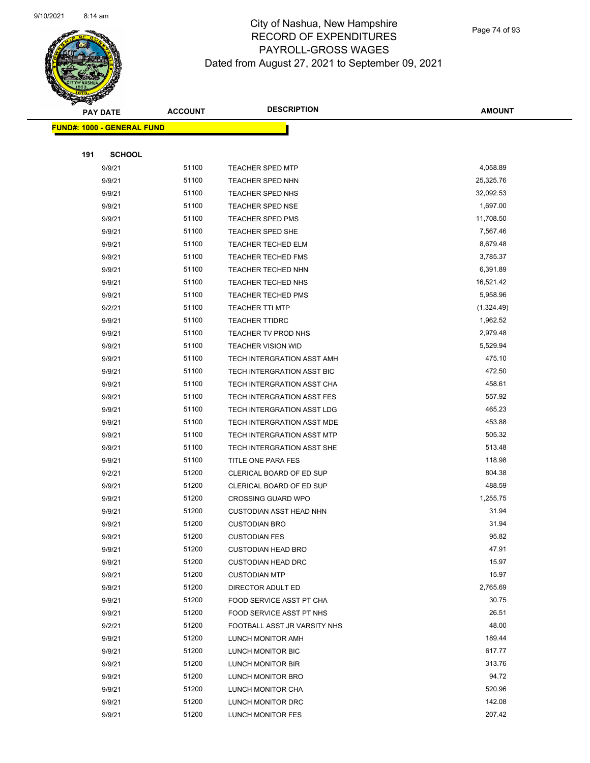City of Nashua, New Hampshire
RECORD OF EXPENDITURES
PAYROLL-GROSS WAGES
Dated from August 27, 2021 to September 09, 2021

| PAY DATE | ACCOUNT | DESCRIPTION | AMOUNT |
|---|---|---|---|
| **FUND#: 1000 - GENERAL FUND** | | | |
| **191 SCHOOL** | | | |
| 9/9/21 | 51100 | TEACHER SPED MTP | 4,058.89 |
| 9/9/21 | 51100 | TEACHER SPED NHN | 25,325.76 |
| 9/9/21 | 51100 | TEACHER SPED NHS | 32,092.53 |
| 9/9/21 | 51100 | TEACHER SPED NSE | 1,697.00 |
| 9/9/21 | 51100 | TEACHER SPED PMS | 11,708.50 |
| 9/9/21 | 51100 | TEACHER SPED SHE | 7,567.46 |
| 9/9/21 | 51100 | TEACHER TECHED ELM | 8,679.48 |
| 9/9/21 | 51100 | TEACHER TECHED FMS | 3,785.37 |
| 9/9/21 | 51100 | TEACHER TECHED NHN | 6,391.89 |
| 9/9/21 | 51100 | TEACHER TECHED NHS | 16,521.42 |
| 9/9/21 | 51100 | TEACHER TECHED PMS | 5,958.96 |
| 9/2/21 | 51100 | TEACHER TTI MTP | (1,324.49) |
| 9/9/21 | 51100 | TEACHER TTIDRC | 1,962.52 |
| 9/9/21 | 51100 | TEACHER TV PROD NHS | 2,979.48 |
| 9/9/21 | 51100 | TEACHER VISION WID | 5,529.94 |
| 9/9/21 | 51100 | TECH INTERGRATION ASST AMH | 475.10 |
| 9/9/21 | 51100 | TECH INTERGRATION ASST BIC | 472.50 |
| 9/9/21 | 51100 | TECH INTERGRATION ASST CHA | 458.61 |
| 9/9/21 | 51100 | TECH INTERGRATION ASST FES | 557.92 |
| 9/9/21 | 51100 | TECH INTERGRATION ASST LDG | 465.23 |
| 9/9/21 | 51100 | TECH INTERGRATION ASST MDE | 453.88 |
| 9/9/21 | 51100 | TECH INTERGRATION ASST MTP | 505.32 |
| 9/9/21 | 51100 | TECH INTERGRATION ASST SHE | 513.48 |
| 9/9/21 | 51100 | TITLE ONE PARA FES | 118.98 |
| 9/2/21 | 51200 | CLERICAL BOARD OF ED SUP | 804.38 |
| 9/9/21 | 51200 | CLERICAL BOARD OF ED SUP | 488.59 |
| 9/9/21 | 51200 | CROSSING GUARD WPO | 1,255.75 |
| 9/9/21 | 51200 | CUSTODIAN ASST HEAD NHN | 31.94 |
| 9/9/21 | 51200 | CUSTODIAN BRO | 31.94 |
| 9/9/21 | 51200 | CUSTODIAN FES | 95.82 |
| 9/9/21 | 51200 | CUSTODIAN HEAD BRO | 47.91 |
| 9/9/21 | 51200 | CUSTODIAN HEAD DRC | 15.97 |
| 9/9/21 | 51200 | CUSTODIAN MTP | 15.97 |
| 9/9/21 | 51200 | DIRECTOR ADULT ED | 2,765.69 |
| 9/9/21 | 51200 | FOOD SERVICE ASST PT CHA | 30.75 |
| 9/9/21 | 51200 | FOOD SERVICE ASST PT NHS | 26.51 |
| 9/2/21 | 51200 | FOOTBALL ASST JR VARSITY NHS | 48.00 |
| 9/9/21 | 51200 | LUNCH MONITOR AMH | 189.44 |
| 9/9/21 | 51200 | LUNCH MONITOR BIC | 617.77 |
| 9/9/21 | 51200 | LUNCH MONITOR BIR | 313.76 |
| 9/9/21 | 51200 | LUNCH MONITOR BRO | 94.72 |
| 9/9/21 | 51200 | LUNCH MONITOR CHA | 520.96 |
| 9/9/21 | 51200 | LUNCH MONITOR DRC | 142.08 |
| 9/9/21 | 51200 | LUNCH MONITOR FES | 207.42 |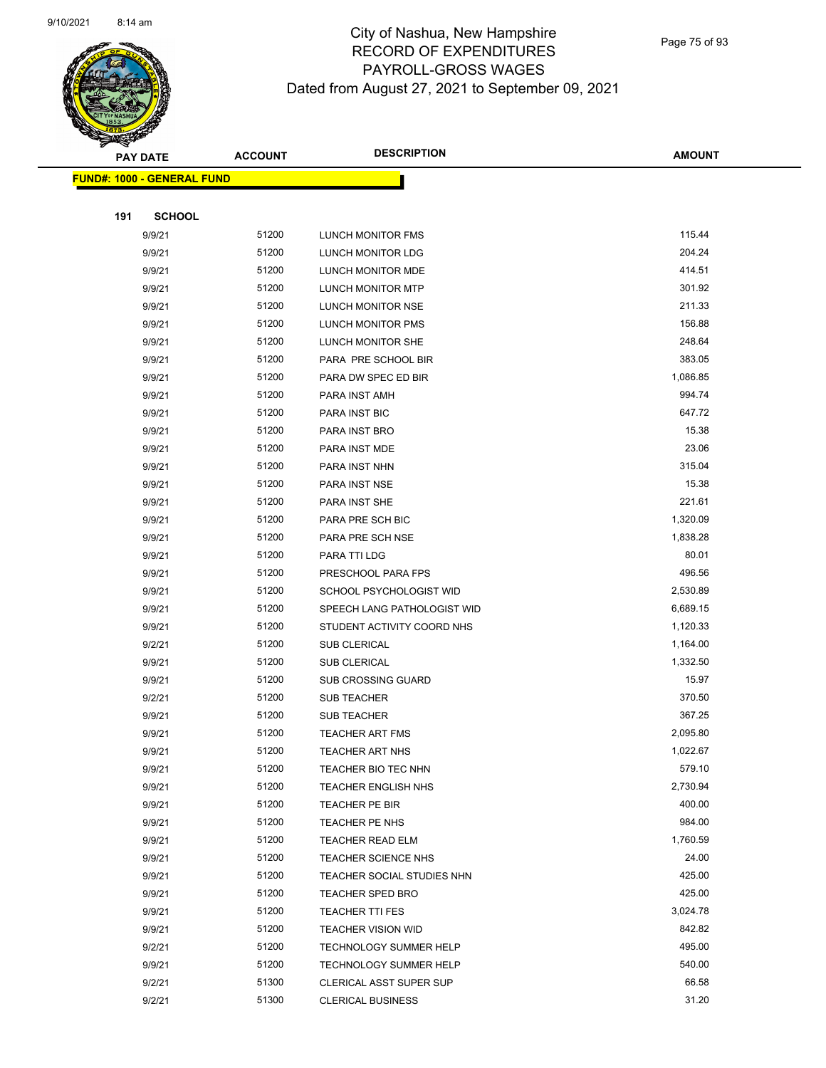# City of Nashua, New Hampshire
## RECORD OF EXPENDITURES
## PAYROLL-GROSS WAGES
## Dated from August 27, 2021 to September 09, 2021

| PAY DATE | ACCOUNT | DESCRIPTION | AMOUNT |
|---|---|---|---|

**FUND#: 1000 - GENERAL FUND**

**191 SCHOOL**

| PAY DATE | ACCOUNT | DESCRIPTION | AMOUNT |
|---|---|---|---|
| 9/9/21 | 51200 | LUNCH MONITOR FMS | 115.44 |
| 9/9/21 | 51200 | LUNCH MONITOR LDG | 204.24 |
| 9/9/21 | 51200 | LUNCH MONITOR MDE | 414.51 |
| 9/9/21 | 51200 | LUNCH MONITOR MTP | 301.92 |
| 9/9/21 | 51200 | LUNCH MONITOR NSE | 211.33 |
| 9/9/21 | 51200 | LUNCH MONITOR PMS | 156.88 |
| 9/9/21 | 51200 | LUNCH MONITOR SHE | 248.64 |
| 9/9/21 | 51200 | PARA PRE SCHOOL BIR | 383.05 |
| 9/9/21 | 51200 | PARA DW SPEC ED BIR | 1,086.85 |
| 9/9/21 | 51200 | PARA INST AMH | 994.74 |
| 9/9/21 | 51200 | PARA INST BIC | 647.72 |
| 9/9/21 | 51200 | PARA INST BRO | 15.38 |
| 9/9/21 | 51200 | PARA INST MDE | 23.06 |
| 9/9/21 | 51200 | PARA INST NHN | 315.04 |
| 9/9/21 | 51200 | PARA INST NSE | 15.38 |
| 9/9/21 | 51200 | PARA INST SHE | 221.61 |
| 9/9/21 | 51200 | PARA PRE SCH BIC | 1,320.09 |
| 9/9/21 | 51200 | PARA PRE SCH NSE | 1,838.28 |
| 9/9/21 | 51200 | PARA TTI LDG | 80.01 |
| 9/9/21 | 51200 | PRESCHOOL PARA FPS | 496.56 |
| 9/9/21 | 51200 | SCHOOL PSYCHOLOGIST WID | 2,530.89 |
| 9/9/21 | 51200 | SPEECH LANG PATHOLOGIST WID | 6,689.15 |
| 9/9/21 | 51200 | STUDENT ACTIVITY COORD NHS | 1,120.33 |
| 9/2/21 | 51200 | SUB CLERICAL | 1,164.00 |
| 9/9/21 | 51200 | SUB CLERICAL | 1,332.50 |
| 9/9/21 | 51200 | SUB CROSSING GUARD | 15.97 |
| 9/2/21 | 51200 | SUB TEACHER | 370.50 |
| 9/9/21 | 51200 | SUB TEACHER | 367.25 |
| 9/9/21 | 51200 | TEACHER ART FMS | 2,095.80 |
| 9/9/21 | 51200 | TEACHER ART NHS | 1,022.67 |
| 9/9/21 | 51200 | TEACHER BIO TEC NHN | 579.10 |
| 9/9/21 | 51200 | TEACHER ENGLISH NHS | 2,730.94 |
| 9/9/21 | 51200 | TEACHER PE BIR | 400.00 |
| 9/9/21 | 51200 | TEACHER PE NHS | 984.00 |
| 9/9/21 | 51200 | TEACHER READ ELM | 1,760.59 |
| 9/9/21 | 51200 | TEACHER SCIENCE NHS | 24.00 |
| 9/9/21 | 51200 | TEACHER SOCIAL STUDIES NHN | 425.00 |
| 9/9/21 | 51200 | TEACHER SPED BRO | 425.00 |
| 9/9/21 | 51200 | TEACHER TTI FES | 3,024.78 |
| 9/9/21 | 51200 | TEACHER VISION WID | 842.82 |
| 9/2/21 | 51200 | TECHNOLOGY SUMMER HELP | 495.00 |
| 9/9/21 | 51200 | TECHNOLOGY SUMMER HELP | 540.00 |
| 9/2/21 | 51300 | CLERICAL ASST SUPER SUP | 66.58 |
| 9/2/21 | 51300 | CLERICAL BUSINESS | 31.20 |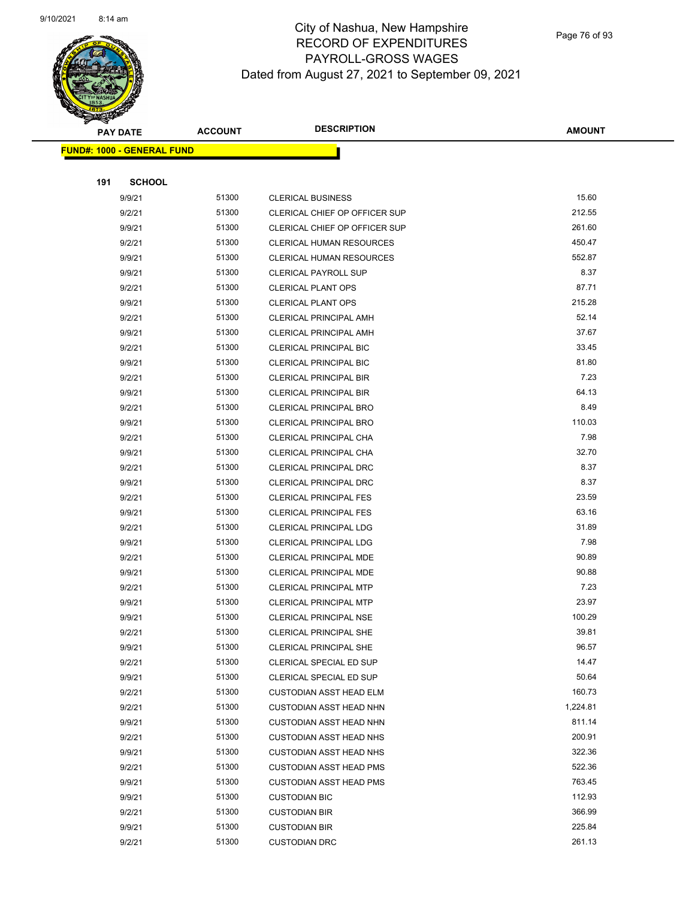# City of Nashua, New Hampshire
## RECORD OF EXPENDITURES
## PAYROLL-GROSS WAGES
## Dated from August 27, 2021 to September 09, 2021

| PAY DATE | ACCOUNT | DESCRIPTION | AMOUNT |
|---|---|---|---|
| **FUND#: 1000 - GENERAL FUND** | | | |
| **191 SCHOOL** | | | |
| 9/9/21 | 51300 | CLERICAL BUSINESS | 15.60 |
| 9/2/21 | 51300 | CLERICAL CHIEF OP OFFICER SUP | 212.55 |
| 9/9/21 | 51300 | CLERICAL CHIEF OP OFFICER SUP | 261.60 |
| 9/2/21 | 51300 | CLERICAL HUMAN RESOURCES | 450.47 |
| 9/9/21 | 51300 | CLERICAL HUMAN RESOURCES | 552.87 |
| 9/9/21 | 51300 | CLERICAL PAYROLL SUP | 8.37 |
| 9/2/21 | 51300 | CLERICAL PLANT OPS | 87.71 |
| 9/9/21 | 51300 | CLERICAL PLANT OPS | 215.28 |
| 9/2/21 | 51300 | CLERICAL PRINCIPAL AMH | 52.14 |
| 9/9/21 | 51300 | CLERICAL PRINCIPAL AMH | 37.67 |
| 9/2/21 | 51300 | CLERICAL PRINCIPAL BIC | 33.45 |
| 9/9/21 | 51300 | CLERICAL PRINCIPAL BIC | 81.80 |
| 9/2/21 | 51300 | CLERICAL PRINCIPAL BIR | 7.23 |
| 9/9/21 | 51300 | CLERICAL PRINCIPAL BIR | 64.13 |
| 9/2/21 | 51300 | CLERICAL PRINCIPAL BRO | 8.49 |
| 9/9/21 | 51300 | CLERICAL PRINCIPAL BRO | 110.03 |
| 9/2/21 | 51300 | CLERICAL PRINCIPAL CHA | 7.98 |
| 9/9/21 | 51300 | CLERICAL PRINCIPAL CHA | 32.70 |
| 9/2/21 | 51300 | CLERICAL PRINCIPAL DRC | 8.37 |
| 9/9/21 | 51300 | CLERICAL PRINCIPAL DRC | 8.37 |
| 9/2/21 | 51300 | CLERICAL PRINCIPAL FES | 23.59 |
| 9/9/21 | 51300 | CLERICAL PRINCIPAL FES | 63.16 |
| 9/2/21 | 51300 | CLERICAL PRINCIPAL LDG | 31.89 |
| 9/9/21 | 51300 | CLERICAL PRINCIPAL LDG | 7.98 |
| 9/2/21 | 51300 | CLERICAL PRINCIPAL MDE | 90.89 |
| 9/9/21 | 51300 | CLERICAL PRINCIPAL MDE | 90.88 |
| 9/2/21 | 51300 | CLERICAL PRINCIPAL MTP | 7.23 |
| 9/9/21 | 51300 | CLERICAL PRINCIPAL MTP | 23.97 |
| 9/9/21 | 51300 | CLERICAL PRINCIPAL NSE | 100.29 |
| 9/2/21 | 51300 | CLERICAL PRINCIPAL SHE | 39.81 |
| 9/9/21 | 51300 | CLERICAL PRINCIPAL SHE | 96.57 |
| 9/2/21 | 51300 | CLERICAL SPECIAL ED SUP | 14.47 |
| 9/9/21 | 51300 | CLERICAL SPECIAL ED SUP | 50.64 |
| 9/2/21 | 51300 | CUSTODIAN ASST HEAD ELM | 160.73 |
| 9/2/21 | 51300 | CUSTODIAN ASST HEAD NHN | 1,224.81 |
| 9/9/21 | 51300 | CUSTODIAN ASST HEAD NHN | 811.14 |
| 9/2/21 | 51300 | CUSTODIAN ASST HEAD NHS | 200.91 |
| 9/9/21 | 51300 | CUSTODIAN ASST HEAD NHS | 322.36 |
| 9/2/21 | 51300 | CUSTODIAN ASST HEAD PMS | 522.36 |
| 9/9/21 | 51300 | CUSTODIAN ASST HEAD PMS | 763.45 |
| 9/9/21 | 51300 | CUSTODIAN BIC | 112.93 |
| 9/2/21 | 51300 | CUSTODIAN BIR | 366.99 |
| 9/9/21 | 51300 | CUSTODIAN BIR | 225.84 |
| 9/2/21 | 51300 | CUSTODIAN DRC | 261.13 |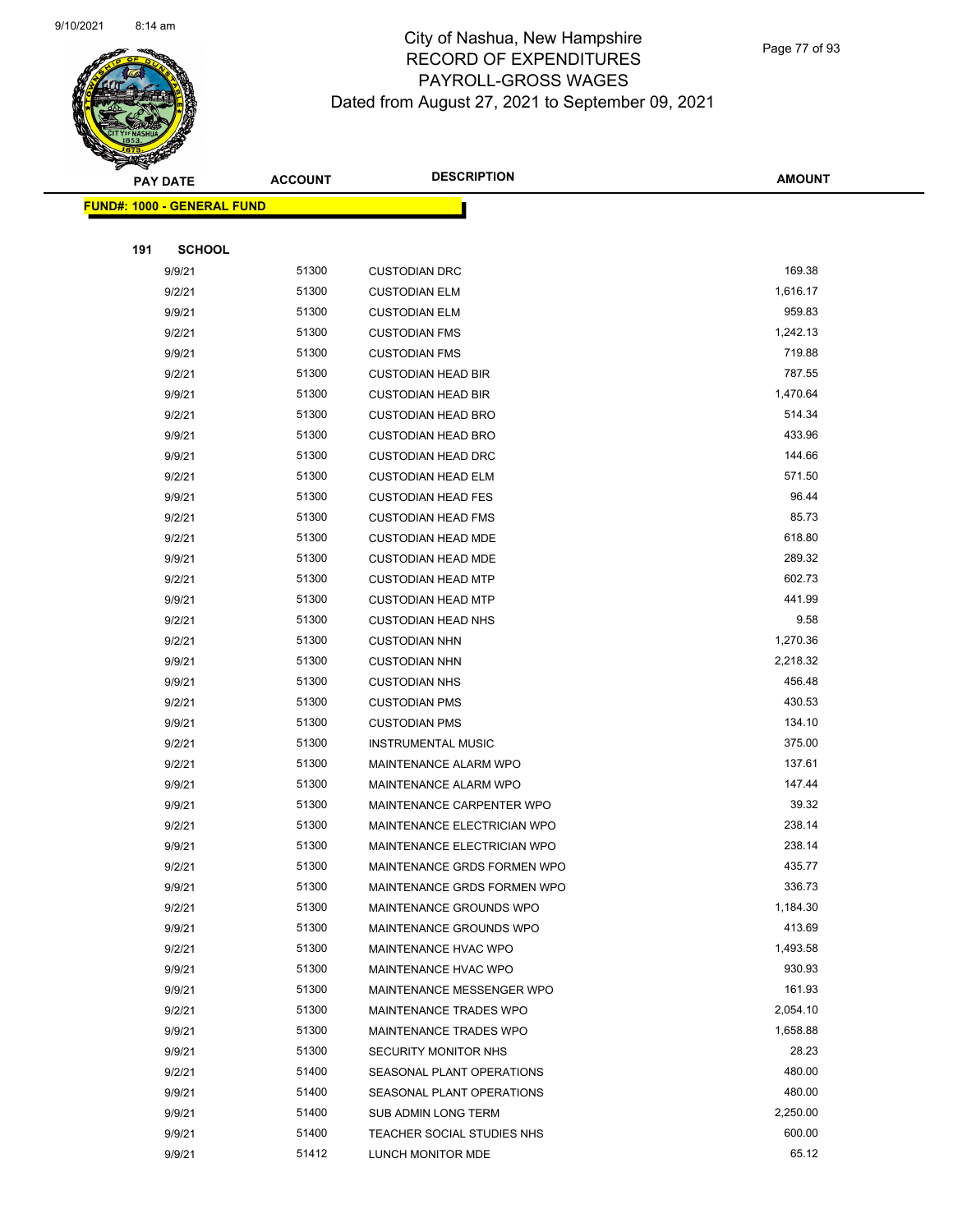# City of Nashua, New Hampshire
## RECORD OF EXPENDITURES
## PAYROLL-GROSS WAGES
## Dated from August 27, 2021 to September 09, 2021

| PAY DATE | ACCOUNT | DESCRIPTION | AMOUNT |
|---|---|---|---|
| **FUND#: 1000 - GENERAL FUND** | | | |
| **191 SCHOOL** | | | |
| 9/9/21 | 51300 | CUSTODIAN DRC | 169.38 |
| 9/2/21 | 51300 | CUSTODIAN ELM | 1,616.17 |
| 9/9/21 | 51300 | CUSTODIAN ELM | 959.83 |
| 9/2/21 | 51300 | CUSTODIAN FMS | 1,242.13 |
| 9/9/21 | 51300 | CUSTODIAN FMS | 719.88 |
| 9/2/21 | 51300 | CUSTODIAN HEAD BIR | 787.55 |
| 9/9/21 | 51300 | CUSTODIAN HEAD BIR | 1,470.64 |
| 9/2/21 | 51300 | CUSTODIAN HEAD BRO | 514.34 |
| 9/9/21 | 51300 | CUSTODIAN HEAD BRO | 433.96 |
| 9/9/21 | 51300 | CUSTODIAN HEAD DRC | 144.66 |
| 9/2/21 | 51300 | CUSTODIAN HEAD ELM | 571.50 |
| 9/9/21 | 51300 | CUSTODIAN HEAD FES | 96.44 |
| 9/2/21 | 51300 | CUSTODIAN HEAD FMS | 85.73 |
| 9/2/21 | 51300 | CUSTODIAN HEAD MDE | 618.80 |
| 9/9/21 | 51300 | CUSTODIAN HEAD MDE | 289.32 |
| 9/2/21 | 51300 | CUSTODIAN HEAD MTP | 602.73 |
| 9/9/21 | 51300 | CUSTODIAN HEAD MTP | 441.99 |
| 9/2/21 | 51300 | CUSTODIAN HEAD NHS | 9.58 |
| 9/2/21 | 51300 | CUSTODIAN NHN | 1,270.36 |
| 9/9/21 | 51300 | CUSTODIAN NHN | 2,218.32 |
| 9/9/21 | 51300 | CUSTODIAN NHS | 456.48 |
| 9/2/21 | 51300 | CUSTODIAN PMS | 430.53 |
| 9/9/21 | 51300 | CUSTODIAN PMS | 134.10 |
| 9/2/21 | 51300 | INSTRUMENTAL MUSIC | 375.00 |
| 9/2/21 | 51300 | MAINTENANCE ALARM WPO | 137.61 |
| 9/9/21 | 51300 | MAINTENANCE ALARM WPO | 147.44 |
| 9/9/21 | 51300 | MAINTENANCE CARPENTER WPO | 39.32 |
| 9/2/21 | 51300 | MAINTENANCE ELECTRICIAN WPO | 238.14 |
| 9/9/21 | 51300 | MAINTENANCE ELECTRICIAN WPO | 238.14 |
| 9/2/21 | 51300 | MAINTENANCE GRDS FORMEN WPO | 435.77 |
| 9/9/21 | 51300 | MAINTENANCE GRDS FORMEN WPO | 336.73 |
| 9/2/21 | 51300 | MAINTENANCE GROUNDS WPO | 1,184.30 |
| 9/9/21 | 51300 | MAINTENANCE GROUNDS WPO | 413.69 |
| 9/2/21 | 51300 | MAINTENANCE HVAC WPO | 1,493.58 |
| 9/9/21 | 51300 | MAINTENANCE HVAC WPO | 930.93 |
| 9/9/21 | 51300 | MAINTENANCE MESSENGER WPO | 161.93 |
| 9/2/21 | 51300 | MAINTENANCE TRADES WPO | 2,054.10 |
| 9/9/21 | 51300 | MAINTENANCE TRADES WPO | 1,658.88 |
| 9/9/21 | 51300 | SECURITY MONITOR NHS | 28.23 |
| 9/2/21 | 51400 | SEASONAL PLANT OPERATIONS | 480.00 |
| 9/9/21 | 51400 | SEASONAL PLANT OPERATIONS | 480.00 |
| 9/9/21 | 51400 | SUB ADMIN LONG TERM | 2,250.00 |
| 9/9/21 | 51400 | TEACHER SOCIAL STUDIES NHS | 600.00 |
| 9/9/21 | 51412 | LUNCH MONITOR MDE | 65.12 |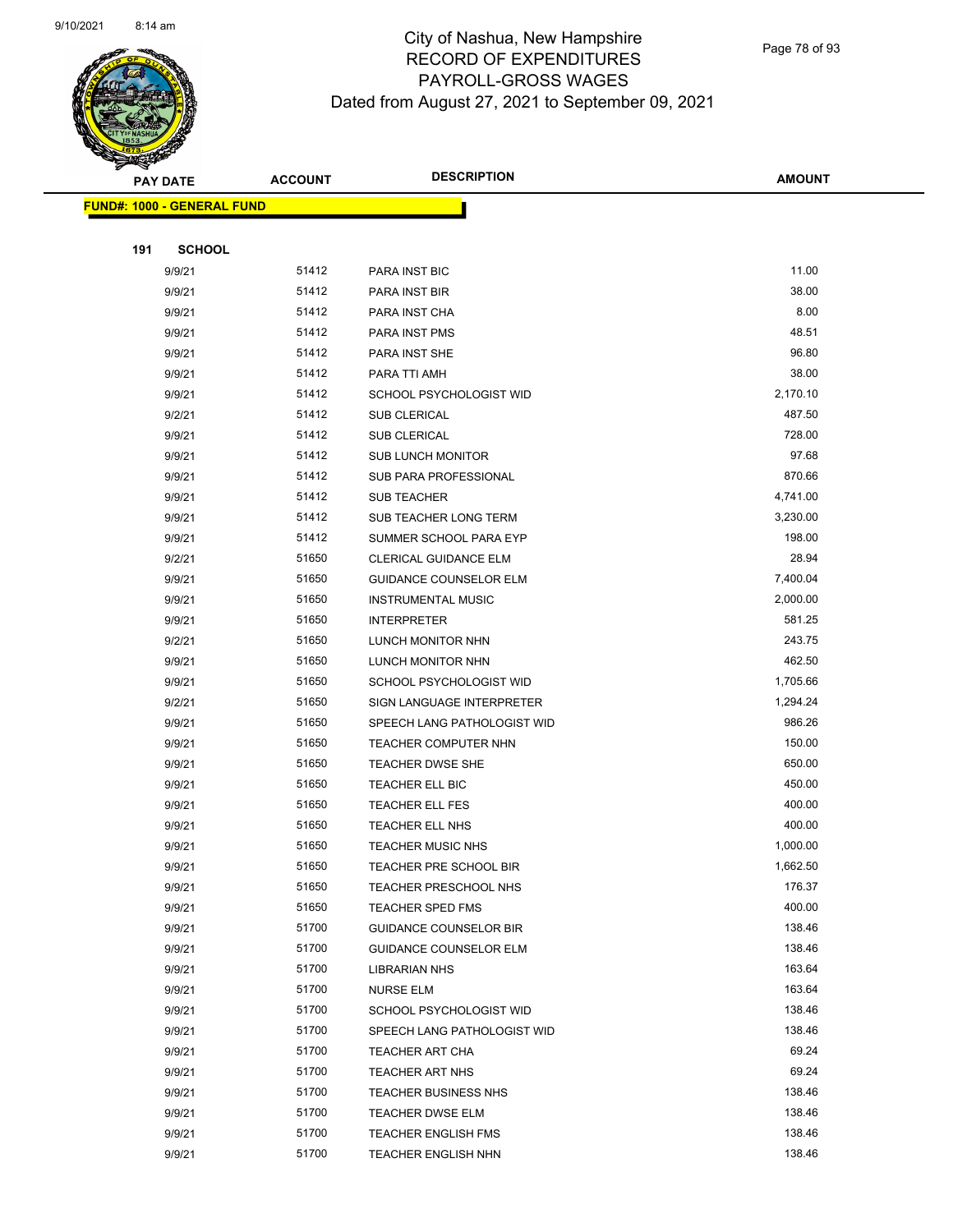# City of Nashua, New Hampshire
## RECORD OF EXPENDITURES
## PAYROLL-GROSS WAGES
## Dated from August 27, 2021 to September 09, 2021

| PAY DATE | ACCOUNT | DESCRIPTION | AMOUNT |
|---|---|---|---|
| **FUND#: 1000 - GENERAL FUND** | | | |
| **191 SCHOOL** | | | |
| 9/9/21 | 51412 | PARA INST BIC | 11.00 |
| 9/9/21 | 51412 | PARA INST BIR | 38.00 |
| 9/9/21 | 51412 | PARA INST CHA | 8.00 |
| 9/9/21 | 51412 | PARA INST PMS | 48.51 |
| 9/9/21 | 51412 | PARA INST SHE | 96.80 |
| 9/9/21 | 51412 | PARA TTI AMH | 38.00 |
| 9/9/21 | 51412 | SCHOOL PSYCHOLOGIST WID | 2,170.10 |
| 9/2/21 | 51412 | SUB CLERICAL | 487.50 |
| 9/9/21 | 51412 | SUB CLERICAL | 728.00 |
| 9/9/21 | 51412 | SUB LUNCH MONITOR | 97.68 |
| 9/9/21 | 51412 | SUB PARA PROFESSIONAL | 870.66 |
| 9/9/21 | 51412 | SUB TEACHER | 4,741.00 |
| 9/9/21 | 51412 | SUB TEACHER LONG TERM | 3,230.00 |
| 9/9/21 | 51412 | SUMMER SCHOOL PARA EYP | 198.00 |
| 9/2/21 | 51650 | CLERICAL GUIDANCE ELM | 28.94 |
| 9/9/21 | 51650 | GUIDANCE COUNSELOR ELM | 7,400.04 |
| 9/9/21 | 51650 | INSTRUMENTAL MUSIC | 2,000.00 |
| 9/9/21 | 51650 | INTERPRETER | 581.25 |
| 9/2/21 | 51650 | LUNCH MONITOR NHN | 243.75 |
| 9/9/21 | 51650 | LUNCH MONITOR NHN | 462.50 |
| 9/9/21 | 51650 | SCHOOL PSYCHOLOGIST WID | 1,705.66 |
| 9/2/21 | 51650 | SIGN LANGUAGE INTERPRETER | 1,294.24 |
| 9/9/21 | 51650 | SPEECH LANG PATHOLOGIST WID | 986.26 |
| 9/9/21 | 51650 | TEACHER COMPUTER NHN | 150.00 |
| 9/9/21 | 51650 | TEACHER DWSE SHE | 650.00 |
| 9/9/21 | 51650 | TEACHER ELL BIC | 450.00 |
| 9/9/21 | 51650 | TEACHER ELL FES | 400.00 |
| 9/9/21 | 51650 | TEACHER ELL NHS | 400.00 |
| 9/9/21 | 51650 | TEACHER MUSIC NHS | 1,000.00 |
| 9/9/21 | 51650 | TEACHER PRE SCHOOL BIR | 1,662.50 |
| 9/9/21 | 51650 | TEACHER PRESCHOOL NHS | 176.37 |
| 9/9/21 | 51650 | TEACHER SPED FMS | 400.00 |
| 9/9/21 | 51700 | GUIDANCE COUNSELOR BIR | 138.46 |
| 9/9/21 | 51700 | GUIDANCE COUNSELOR ELM | 138.46 |
| 9/9/21 | 51700 | LIBRARIAN NHS | 163.64 |
| 9/9/21 | 51700 | NURSE ELM | 163.64 |
| 9/9/21 | 51700 | SCHOOL PSYCHOLOGIST WID | 138.46 |
| 9/9/21 | 51700 | SPEECH LANG PATHOLOGIST WID | 138.46 |
| 9/9/21 | 51700 | TEACHER ART CHA | 69.24 |
| 9/9/21 | 51700 | TEACHER ART NHS | 69.24 |
| 9/9/21 | 51700 | TEACHER BUSINESS NHS | 138.46 |
| 9/9/21 | 51700 | TEACHER DWSE ELM | 138.46 |
| 9/9/21 | 51700 | TEACHER ENGLISH FMS | 138.46 |
| 9/9/21 | 51700 | TEACHER ENGLISH NHN | 138.46 |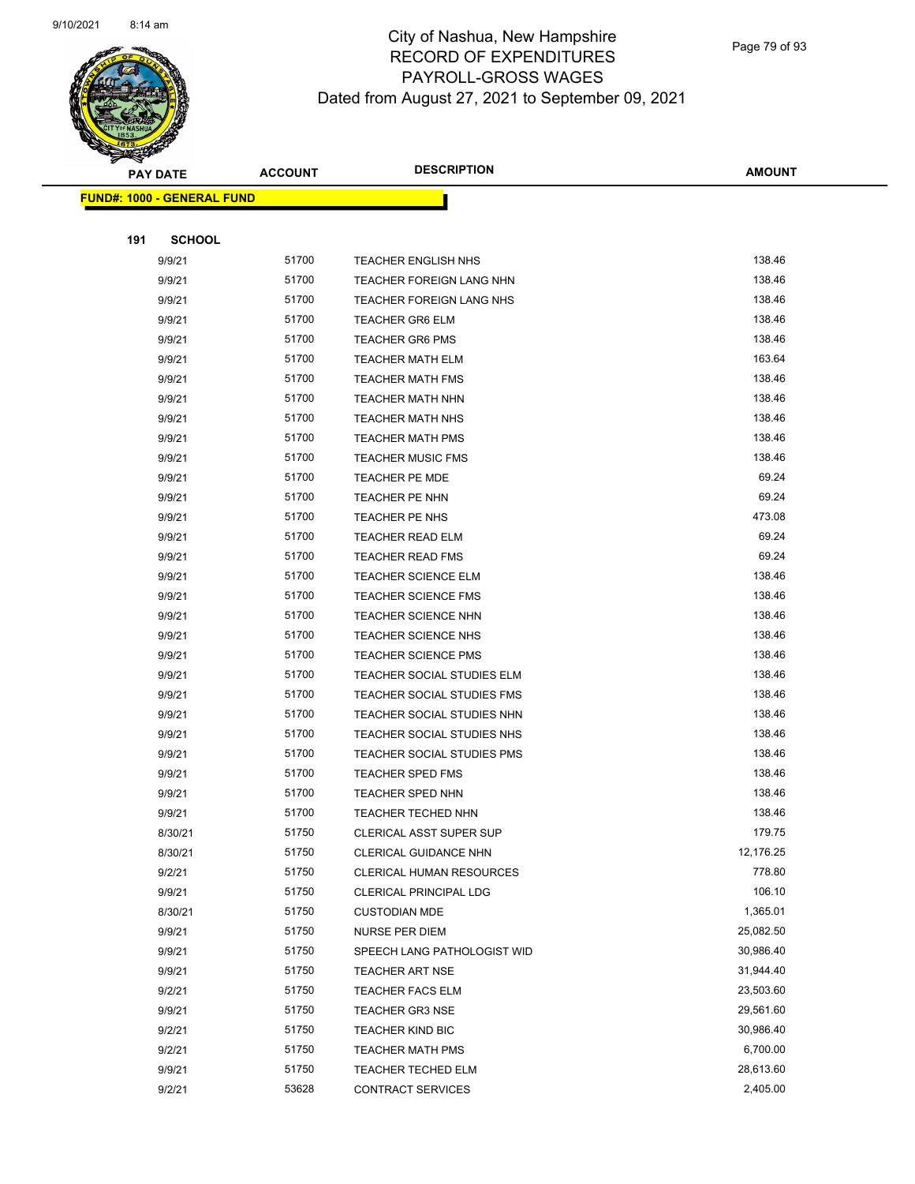# City of Nashua, New Hampshire
## RECORD OF EXPENDITURES
## PAYROLL-GROSS WAGES
### Dated from August 27, 2021 to September 09, 2021

| PAY DATE | ACCOUNT | DESCRIPTION | AMOUNT |
|---|---|---|---|
| **FUND#: 1000 - GENERAL FUND** | | | |
| **191 SCHOOL** | | | |
| 9/9/21 | 51700 | TEACHER ENGLISH NHS | 138.46 |
| 9/9/21 | 51700 | TEACHER FOREIGN LANG NHN | 138.46 |
| 9/9/21 | 51700 | TEACHER FOREIGN LANG NHS | 138.46 |
| 9/9/21 | 51700 | TEACHER GR6 ELM | 138.46 |
| 9/9/21 | 51700 | TEACHER GR6 PMS | 138.46 |
| 9/9/21 | 51700 | TEACHER MATH ELM | 163.64 |
| 9/9/21 | 51700 | TEACHER MATH FMS | 138.46 |
| 9/9/21 | 51700 | TEACHER MATH NHN | 138.46 |
| 9/9/21 | 51700 | TEACHER MATH NHS | 138.46 |
| 9/9/21 | 51700 | TEACHER MATH PMS | 138.46 |
| 9/9/21 | 51700 | TEACHER MUSIC FMS | 138.46 |
| 9/9/21 | 51700 | TEACHER PE MDE | 69.24 |
| 9/9/21 | 51700 | TEACHER PE NHN | 69.24 |
| 9/9/21 | 51700 | TEACHER PE NHS | 473.08 |
| 9/9/21 | 51700 | TEACHER READ ELM | 69.24 |
| 9/9/21 | 51700 | TEACHER READ FMS | 69.24 |
| 9/9/21 | 51700 | TEACHER SCIENCE ELM | 138.46 |
| 9/9/21 | 51700 | TEACHER SCIENCE FMS | 138.46 |
| 9/9/21 | 51700 | TEACHER SCIENCE NHN | 138.46 |
| 9/9/21 | 51700 | TEACHER SCIENCE NHS | 138.46 |
| 9/9/21 | 51700 | TEACHER SCIENCE PMS | 138.46 |
| 9/9/21 | 51700 | TEACHER SOCIAL STUDIES ELM | 138.46 |
| 9/9/21 | 51700 | TEACHER SOCIAL STUDIES FMS | 138.46 |
| 9/9/21 | 51700 | TEACHER SOCIAL STUDIES NHN | 138.46 |
| 9/9/21 | 51700 | TEACHER SOCIAL STUDIES NHS | 138.46 |
| 9/9/21 | 51700 | TEACHER SOCIAL STUDIES PMS | 138.46 |
| 9/9/21 | 51700 | TEACHER SPED FMS | 138.46 |
| 9/9/21 | 51700 | TEACHER SPED NHN | 138.46 |
| 9/9/21 | 51700 | TEACHER TECHED NHN | 138.46 |
| 8/30/21 | 51750 | CLERICAL ASST SUPER SUP | 179.75 |
| 8/30/21 | 51750 | CLERICAL GUIDANCE NHN | 12,176.25 |
| 9/2/21 | 51750 | CLERICAL HUMAN RESOURCES | 778.80 |
| 9/9/21 | 51750 | CLERICAL PRINCIPAL LDG | 106.10 |
| 8/30/21 | 51750 | CUSTODIAN MDE | 1,365.01 |
| 9/9/21 | 51750 | NURSE PER DIEM | 25,082.50 |
| 9/9/21 | 51750 | SPEECH LANG PATHOLOGIST WID | 30,986.40 |
| 9/9/21 | 51750 | TEACHER ART NSE | 31,944.40 |
| 9/2/21 | 51750 | TEACHER FACS ELM | 23,503.60 |
| 9/9/21 | 51750 | TEACHER GR3 NSE | 29,561.60 |
| 9/2/21 | 51750 | TEACHER KIND BIC | 30,986.40 |
| 9/2/21 | 51750 | TEACHER MATH PMS | 6,700.00 |
| 9/9/21 | 51750 | TEACHER TECHED ELM | 28,613.60 |
| 9/2/21 | 53628 | CONTRACT SERVICES | 2,405.00 |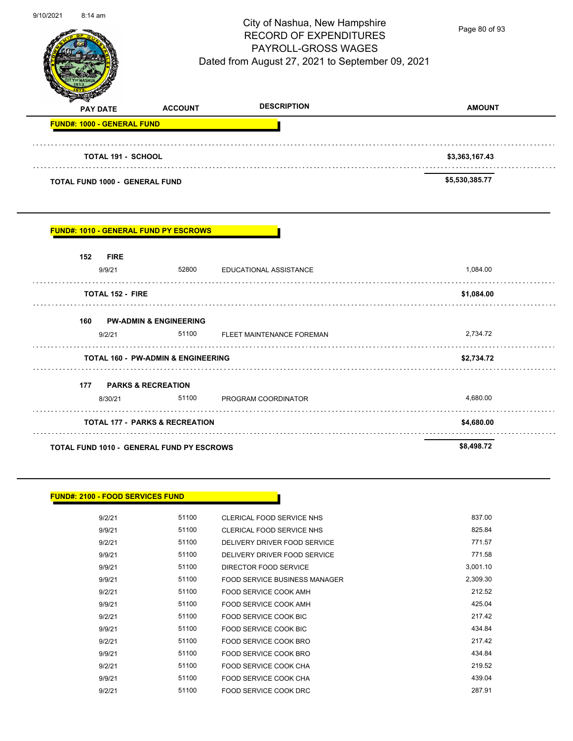City of Nashua, New Hampshire
RECORD OF EXPENDITURES
PAYROLL-GROSS WAGES
Dated from August 27, 2021 to September 09, 2021

| PAY DATE | ACCOUNT | DESCRIPTION | AMOUNT |
|---|---|---|---|
| **FUND#: 1000 - GENERAL FUND** | | | |
| **TOTAL 191 - SCHOOL** | | | **$3,363,167.43** |
| **TOTAL FUND 1000 - GENERAL FUND** | | | **$5,530,385.77** |

**FUND#: 1010 - GENERAL FUND PY ESCROWS**

| PAY DATE | ACCOUNT | DESCRIPTION | AMOUNT |
|---|---|---|---|
| **152 FIRE** | | | |
| 9/9/21 | 52800 | EDUCATIONAL ASSISTANCE | 1,084.00 |
| **TOTAL 152 - FIRE** | | | **$1,084.00** |
| **160 PW-ADMIN & ENGINEERING** | | | |
| 9/2/21 | 51100 | FLEET MAINTENANCE FOREMAN | 2,734.72 |
| **TOTAL 160 - PW-ADMIN & ENGINEERING** | | | **$2,734.72** |
| **177 PARKS & RECREATION** | | | |
| 8/30/21 | 51100 | PROGRAM COORDINATOR | 4,680.00 |
| **TOTAL 177 - PARKS & RECREATION** | | | **$4,680.00** |
| **TOTAL FUND 1010 - GENERAL FUND PY ESCROWS** | | | **$8,498.72** |

**FUND#: 2100 - FOOD SERVICES FUND**

| PAY DATE | ACCOUNT | DESCRIPTION | AMOUNT |
|---|---|---|---|
| 9/2/21 | 51100 | CLERICAL FOOD SERVICE NHS | 837.00 |
| 9/9/21 | 51100 | CLERICAL FOOD SERVICE NHS | 825.84 |
| 9/2/21 | 51100 | DELIVERY DRIVER FOOD SERVICE | 771.57 |
| 9/9/21 | 51100 | DELIVERY DRIVER FOOD SERVICE | 771.58 |
| 9/9/21 | 51100 | DIRECTOR FOOD SERVICE | 3,001.10 |
| 9/9/21 | 51100 | FOOD SERVICE BUSINESS MANAGER | 2,309.30 |
| 9/2/21 | 51100 | FOOD SERVICE COOK AMH | 212.52 |
| 9/9/21 | 51100 | FOOD SERVICE COOK AMH | 425.04 |
| 9/2/21 | 51100 | FOOD SERVICE COOK BIC | 217.42 |
| 9/9/21 | 51100 | FOOD SERVICE COOK BIC | 434.84 |
| 9/2/21 | 51100 | FOOD SERVICE COOK BRO | 217.42 |
| 9/9/21 | 51100 | FOOD SERVICE COOK BRO | 434.84 |
| 9/2/21 | 51100 | FOOD SERVICE COOK CHA | 219.52 |
| 9/9/21 | 51100 | FOOD SERVICE COOK CHA | 439.04 |
| 9/2/21 | 51100 | FOOD SERVICE COOK DRC | 287.91 |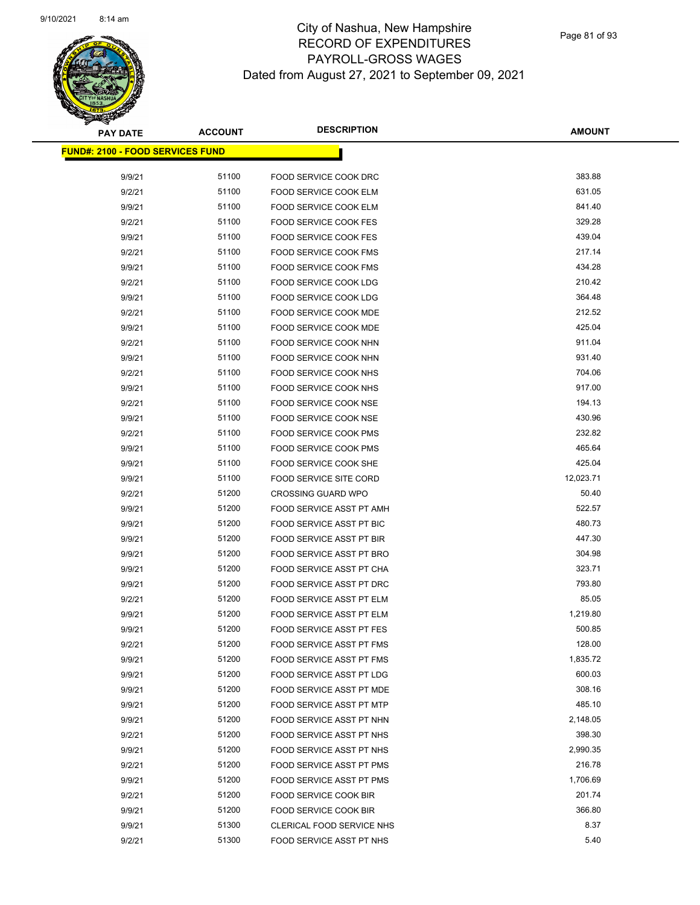# City of Nashua, New Hampshire
## RECORD OF EXPENDITURES
## PAYROLL-GROSS WAGES
## Dated from August 27, 2021 to September 09, 2021

| PAY DATE | ACCOUNT | DESCRIPTION | AMOUNT |
|---|---|---|---|
| **FUND#: 2100 - FOOD SERVICES FUND** | | | |
| 9/9/21 | 51100 | FOOD SERVICE COOK DRC | 383.88 |
| 9/2/21 | 51100 | FOOD SERVICE COOK ELM | 631.05 |
| 9/9/21 | 51100 | FOOD SERVICE COOK ELM | 841.40 |
| 9/2/21 | 51100 | FOOD SERVICE COOK FES | 329.28 |
| 9/9/21 | 51100 | FOOD SERVICE COOK FES | 439.04 |
| 9/2/21 | 51100 | FOOD SERVICE COOK FMS | 217.14 |
| 9/9/21 | 51100 | FOOD SERVICE COOK FMS | 434.28 |
| 9/2/21 | 51100 | FOOD SERVICE COOK LDG | 210.42 |
| 9/9/21 | 51100 | FOOD SERVICE COOK LDG | 364.48 |
| 9/2/21 | 51100 | FOOD SERVICE COOK MDE | 212.52 |
| 9/9/21 | 51100 | FOOD SERVICE COOK MDE | 425.04 |
| 9/2/21 | 51100 | FOOD SERVICE COOK NHN | 911.04 |
| 9/9/21 | 51100 | FOOD SERVICE COOK NHN | 931.40 |
| 9/2/21 | 51100 | FOOD SERVICE COOK NHS | 704.06 |
| 9/9/21 | 51100 | FOOD SERVICE COOK NHS | 917.00 |
| 9/2/21 | 51100 | FOOD SERVICE COOK NSE | 194.13 |
| 9/9/21 | 51100 | FOOD SERVICE COOK NSE | 430.96 |
| 9/2/21 | 51100 | FOOD SERVICE COOK PMS | 232.82 |
| 9/9/21 | 51100 | FOOD SERVICE COOK PMS | 465.64 |
| 9/9/21 | 51100 | FOOD SERVICE COOK SHE | 425.04 |
| 9/9/21 | 51100 | FOOD SERVICE SITE CORD | 12,023.71 |
| 9/2/21 | 51200 | CROSSING GUARD WPO | 50.40 |
| 9/9/21 | 51200 | FOOD SERVICE ASST PT AMH | 522.57 |
| 9/9/21 | 51200 | FOOD SERVICE ASST PT BIC | 480.73 |
| 9/9/21 | 51200 | FOOD SERVICE ASST PT BIR | 447.30 |
| 9/9/21 | 51200 | FOOD SERVICE ASST PT BRO | 304.98 |
| 9/9/21 | 51200 | FOOD SERVICE ASST PT CHA | 323.71 |
| 9/9/21 | 51200 | FOOD SERVICE ASST PT DRC | 793.80 |
| 9/2/21 | 51200 | FOOD SERVICE ASST PT ELM | 85.05 |
| 9/9/21 | 51200 | FOOD SERVICE ASST PT ELM | 1,219.80 |
| 9/9/21 | 51200 | FOOD SERVICE ASST PT FES | 500.85 |
| 9/2/21 | 51200 | FOOD SERVICE ASST PT FMS | 128.00 |
| 9/9/21 | 51200 | FOOD SERVICE ASST PT FMS | 1,835.72 |
| 9/9/21 | 51200 | FOOD SERVICE ASST PT LDG | 600.03 |
| 9/9/21 | 51200 | FOOD SERVICE ASST PT MDE | 308.16 |
| 9/9/21 | 51200 | FOOD SERVICE ASST PT MTP | 485.10 |
| 9/9/21 | 51200 | FOOD SERVICE ASST PT NHN | 2,148.05 |
| 9/2/21 | 51200 | FOOD SERVICE ASST PT NHS | 398.30 |
| 9/9/21 | 51200 | FOOD SERVICE ASST PT NHS | 2,990.35 |
| 9/2/21 | 51200 | FOOD SERVICE ASST PT PMS | 216.78 |
| 9/9/21 | 51200 | FOOD SERVICE ASST PT PMS | 1,706.69 |
| 9/2/21 | 51200 | FOOD SERVICE COOK BIR | 201.74 |
| 9/9/21 | 51200 | FOOD SERVICE COOK BIR | 366.80 |
| 9/9/21 | 51300 | CLERICAL FOOD SERVICE NHS | 8.37 |
| 9/2/21 | 51300 | FOOD SERVICE ASST PT NHS | 5.40 |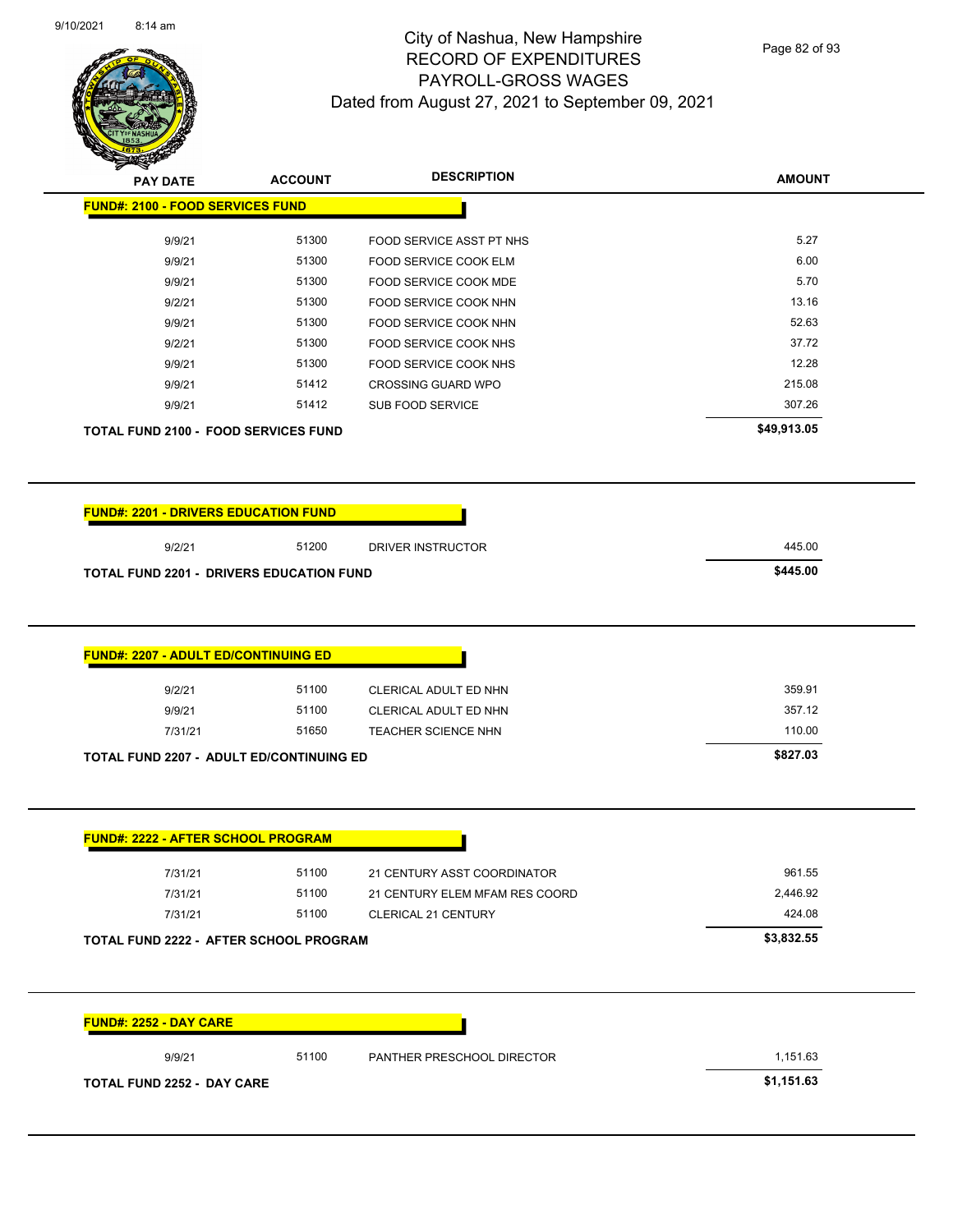# City of Nashua, New Hampshire
## RECORD OF EXPENDITURES
## PAYROLL-GROSS WAGES
### Dated from August 27, 2021 to September 09, 2021

| PAY DATE | ACCOUNT | DESCRIPTION | AMOUNT |
|---|---|---|---|
| **FUND#: 2100 - FOOD SERVICES FUND** | | | |
| 9/9/21 | 51300 | FOOD SERVICE ASST PT NHS | 5.27 |
| 9/9/21 | 51300 | FOOD SERVICE COOK ELM | 6.00 |
| 9/9/21 | 51300 | FOOD SERVICE COOK MDE | 5.70 |
| 9/2/21 | 51300 | FOOD SERVICE COOK NHN | 13.16 |
| 9/9/21 | 51300 | FOOD SERVICE COOK NHN | 52.63 |
| 9/2/21 | 51300 | FOOD SERVICE COOK NHS | 37.72 |
| 9/9/21 | 51300 | FOOD SERVICE COOK NHS | 12.28 |
| 9/9/21 | 51412 | CROSSING GUARD WPO | 215.08 |
| 9/9/21 | 51412 | SUB FOOD SERVICE | 307.26 |
| **TOTAL FUND 2100 - FOOD SERVICES FUND** | | | **$49,913.05** |

| PAY DATE | ACCOUNT | DESCRIPTION | AMOUNT |
|---|---|---|---|
| **FUND#: 2201 - DRIVERS EDUCATION FUND** | | | |
| 9/2/21 | 51200 | DRIVER INSTRUCTOR | 445.00 |
| **TOTAL FUND 2201 - DRIVERS EDUCATION FUND** | | | **$445.00** |

| PAY DATE | ACCOUNT | DESCRIPTION | AMOUNT |
|---|---|---|---|
| **FUND#: 2207 - ADULT ED/CONTINUING ED** | | | |
| 9/2/21 | 51100 | CLERICAL ADULT ED NHN | 359.91 |
| 9/9/21 | 51100 | CLERICAL ADULT ED NHN | 357.12 |
| 7/31/21 | 51650 | TEACHER SCIENCE NHN | 110.00 |
| **TOTAL FUND 2207 - ADULT ED/CONTINUING ED** | | | **$827.03** |

| PAY DATE | ACCOUNT | DESCRIPTION | AMOUNT |
|---|---|---|---|
| **FUND#: 2222 - AFTER SCHOOL PROGRAM** | | | |
| 7/31/21 | 51100 | 21 CENTURY ASST COORDINATOR | 961.55 |
| 7/31/21 | 51100 | 21 CENTURY ELEM MFAM RES COORD | 2,446.92 |
| 7/31/21 | 51100 | CLERICAL 21 CENTURY | 424.08 |
| **TOTAL FUND 2222 - AFTER SCHOOL PROGRAM** | | | **$3,832.55** |

| PAY DATE | ACCOUNT | DESCRIPTION | AMOUNT |
|---|---|---|---|
| **FUND#: 2252 - DAY CARE** | | | |
| 9/9/21 | 51100 | PANTHER PRESCHOOL DIRECTOR | 1,151.63 |
| **TOTAL FUND 2252 - DAY CARE** | | | **$1,151.63** |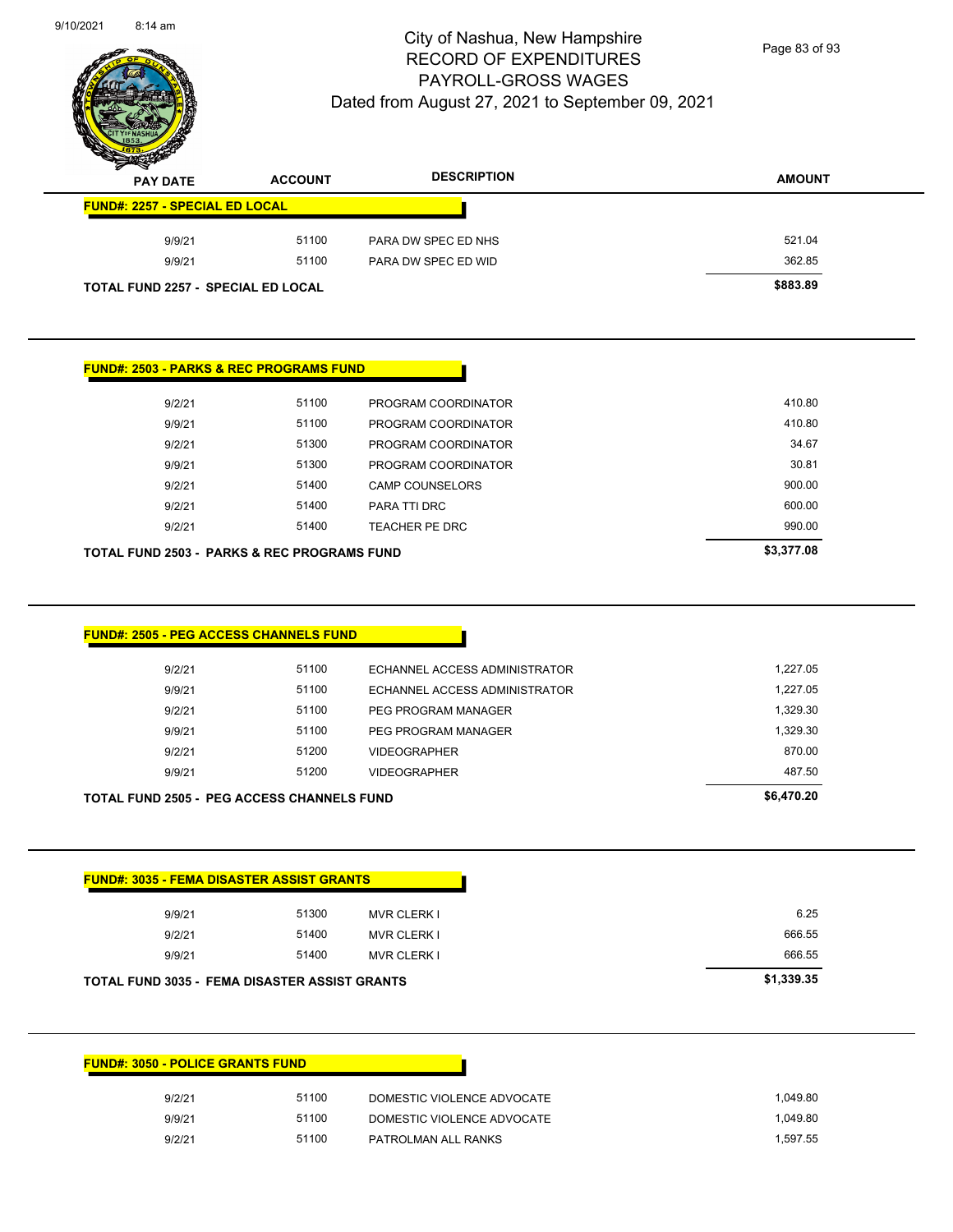# City of Nashua, New Hampshire
# RECORD OF EXPENDITURES
# PAYROLL-GROSS WAGES
## Dated from August 27, 2021 to September 09, 2021

| PAY DATE | ACCOUNT | DESCRIPTION | AMOUNT |
|---|---|---|---|
| **FUND#: 2257 - SPECIAL ED LOCAL** | | | |
| 9/9/21 | 51100 | PARA DW SPEC ED NHS | 521.04 |
| 9/9/21 | 51100 | PARA DW SPEC ED WID | 362.85 |
| **TOTAL FUND 2257 - SPECIAL ED LOCAL** | | | **$883.89** |

| PAY DATE | ACCOUNT | DESCRIPTION | AMOUNT |
|---|---|---|---|
| **FUND#: 2503 - PARKS & REC PROGRAMS FUND** | | | |
| 9/2/21 | 51100 | PROGRAM COORDINATOR | 410.80 |
| 9/9/21 | 51100 | PROGRAM COORDINATOR | 410.80 |
| 9/2/21 | 51300 | PROGRAM COORDINATOR | 34.67 |
| 9/9/21 | 51300 | PROGRAM COORDINATOR | 30.81 |
| 9/2/21 | 51400 | CAMP COUNSELORS | 900.00 |
| 9/2/21 | 51400 | PARA TTI DRC | 600.00 |
| 9/2/21 | 51400 | TEACHER PE DRC | 990.00 |
| **TOTAL FUND 2503 - PARKS & REC PROGRAMS FUND** | | | **$3,377.08** |

| PAY DATE | ACCOUNT | DESCRIPTION | AMOUNT |
|---|---|---|---|
| **FUND#: 2505 - PEG ACCESS CHANNELS FUND** | | | |
| 9/2/21 | 51100 | ECHANNEL ACCESS ADMINISTRATOR | 1,227.05 |
| 9/9/21 | 51100 | ECHANNEL ACCESS ADMINISTRATOR | 1,227.05 |
| 9/2/21 | 51100 | PEG PROGRAM MANAGER | 1,329.30 |
| 9/9/21 | 51100 | PEG PROGRAM MANAGER | 1,329.30 |
| 9/2/21 | 51200 | VIDEOGRAPHER | 870.00 |
| 9/9/21 | 51200 | VIDEOGRAPHER | 487.50 |
| **TOTAL FUND 2505 - PEG ACCESS CHANNELS FUND** | | | **$6,470.20** |

| PAY DATE | ACCOUNT | DESCRIPTION | AMOUNT |
|---|---|---|---|
| **FUND#: 3035 - FEMA DISASTER ASSIST GRANTS** | | | |
| 9/9/21 | 51300 | MVR CLERK I | 6.25 |
| 9/2/21 | 51400 | MVR CLERK I | 666.55 |
| 9/9/21 | 51400 | MVR CLERK I | 666.55 |
| **TOTAL FUND 3035 - FEMA DISASTER ASSIST GRANTS** | | | **$1,339.35** |

| PAY DATE | ACCOUNT | DESCRIPTION | AMOUNT |
|---|---|---|---|
| **FUND#: 3050 - POLICE GRANTS FUND** | | | |
| 9/2/21 | 51100 | DOMESTIC VIOLENCE ADVOCATE | 1,049.80 |
| 9/9/21 | 51100 | DOMESTIC VIOLENCE ADVOCATE | 1,049.80 |
| 9/2/21 | 51100 | PATROLMAN ALL RANKS | 1,597.55 |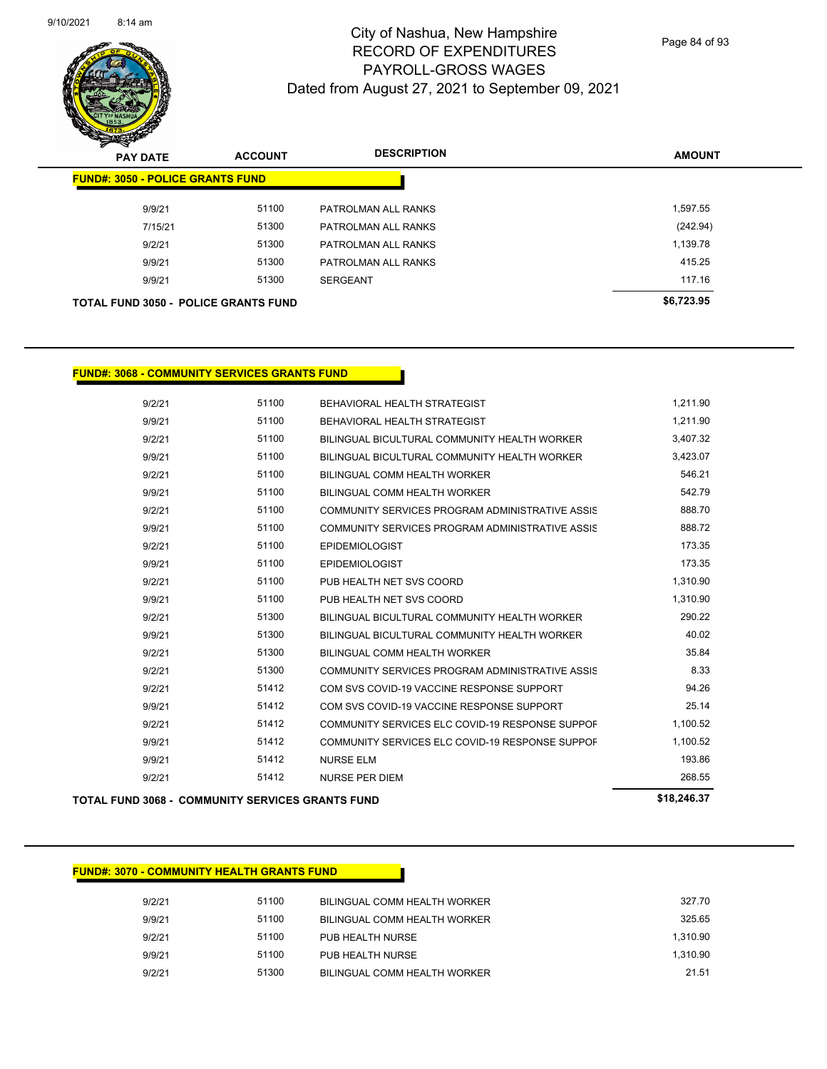# City of Nashua, New Hampshire
## RECORD OF EXPENDITURES
## PAYROLL-GROSS WAGES
## Dated from August 27, 2021 to September 09, 2021

| PAY DATE | ACCOUNT | DESCRIPTION | AMOUNT |
|---|---|---|---|
| **FUND#: 3050 - POLICE GRANTS FUND** | | | |
| 9/9/21 | 51100 | PATROLMAN ALL RANKS | 1,597.55 |
| 7/15/21 | 51300 | PATROLMAN ALL RANKS | (242.94) |
| 9/2/21 | 51300 | PATROLMAN ALL RANKS | 1,139.78 |
| 9/9/21 | 51300 | PATROLMAN ALL RANKS | 415.25 |
| 9/9/21 | 51300 | SERGEANT | 117.16 |
| **TOTAL FUND 3050 - POLICE GRANTS FUND** | | | **$6,723.95** |

| PAY DATE | ACCOUNT | DESCRIPTION | AMOUNT |
|---|---|---|---|
| **FUND#: 3068 - COMMUNITY SERVICES GRANTS FUND** | | | |
| 9/2/21 | 51100 | BEHAVIORAL HEALTH STRATEGIST | 1,211.90 |
| 9/9/21 | 51100 | BEHAVIORAL HEALTH STRATEGIST | 1,211.90 |
| 9/2/21 | 51100 | BILINGUAL BICULTURAL COMMUNITY HEALTH WORKER | 3,407.32 |
| 9/9/21 | 51100 | BILINGUAL BICULTURAL COMMUNITY HEALTH WORKER | 3,423.07 |
| 9/2/21 | 51100 | BILINGUAL COMM HEALTH WORKER | 546.21 |
| 9/9/21 | 51100 | BILINGUAL COMM HEALTH WORKER | 542.79 |
| 9/2/21 | 51100 | COMMUNITY SERVICES PROGRAM ADMINISTRATIVE ASSIS | 888.70 |
| 9/9/21 | 51100 | COMMUNITY SERVICES PROGRAM ADMINISTRATIVE ASSIS | 888.72 |
| 9/2/21 | 51100 | EPIDEMIOLOGIST | 173.35 |
| 9/9/21 | 51100 | EPIDEMIOLOGIST | 173.35 |
| 9/2/21 | 51100 | PUB HEALTH NET SVS COORD | 1,310.90 |
| 9/9/21 | 51100 | PUB HEALTH NET SVS COORD | 1,310.90 |
| 9/2/21 | 51300 | BILINGUAL BICULTURAL COMMUNITY HEALTH WORKER | 290.22 |
| 9/9/21 | 51300 | BILINGUAL BICULTURAL COMMUNITY HEALTH WORKER | 40.02 |
| 9/2/21 | 51300 | BILINGUAL COMM HEALTH WORKER | 35.84 |
| 9/2/21 | 51300 | COMMUNITY SERVICES PROGRAM ADMINISTRATIVE ASSIS | 8.33 |
| 9/2/21 | 51412 | COM SVS COVID-19 VACCINE RESPONSE SUPPORT | 94.26 |
| 9/9/21 | 51412 | COM SVS COVID-19 VACCINE RESPONSE SUPPORT | 25.14 |
| 9/2/21 | 51412 | COMMUNITY SERVICES ELC COVID-19 RESPONSE SUPPOF | 1,100.52 |
| 9/9/21 | 51412 | COMMUNITY SERVICES ELC COVID-19 RESPONSE SUPPOF | 1,100.52 |
| 9/9/21 | 51412 | NURSE ELM | 193.86 |
| 9/2/21 | 51412 | NURSE PER DIEM | 268.55 |
| **TOTAL FUND 3068 - COMMUNITY SERVICES GRANTS FUND** | | | **$18,246.37** |

| PAY DATE | ACCOUNT | DESCRIPTION | AMOUNT |
|---|---|---|---|
| **FUND#: 3070 - COMMUNITY HEALTH GRANTS FUND** | | | |
| 9/2/21 | 51100 | BILINGUAL COMM HEALTH WORKER | 327.70 |
| 9/9/21 | 51100 | BILINGUAL COMM HEALTH WORKER | 325.65 |
| 9/2/21 | 51100 | PUB HEALTH NURSE | 1,310.90 |
| 9/9/21 | 51100 | PUB HEALTH NURSE | 1,310.90 |
| 9/2/21 | 51300 | BILINGUAL COMM HEALTH WORKER | 21.51 |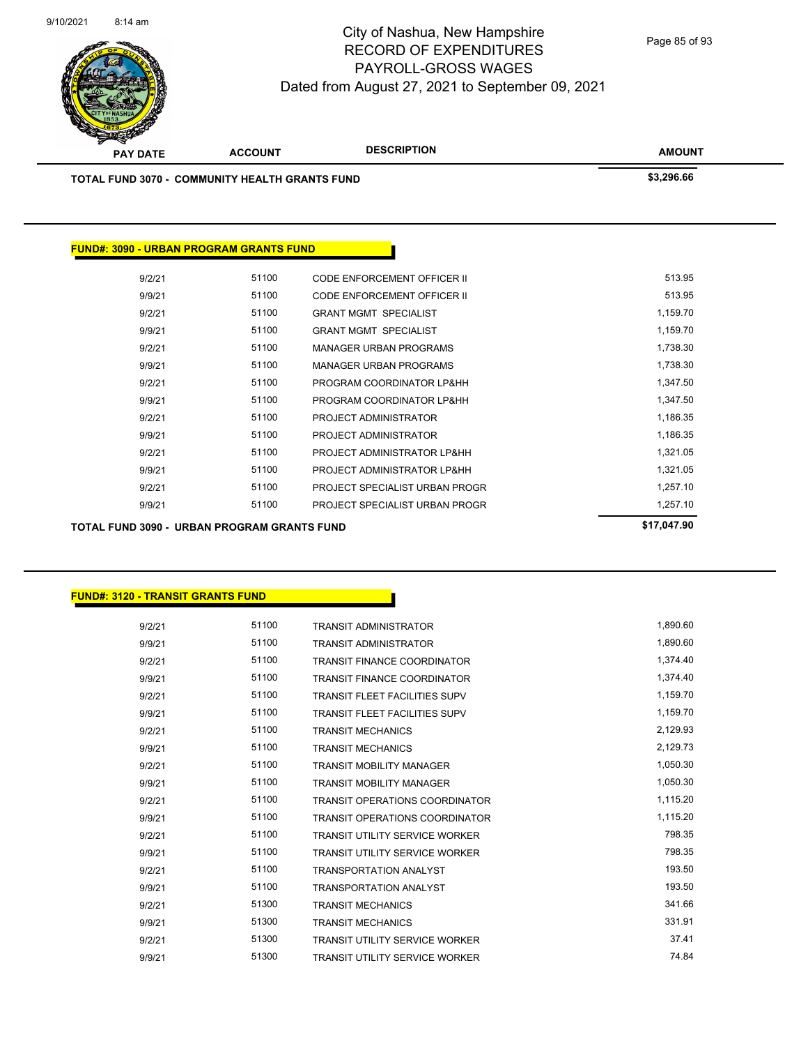| PAY DATE | ACCOUNT | DESCRIPTION | AMOUNT |
|---|---|---|---|
| **TOTAL FUND 3070 - COMMUNITY HEALTH GRANTS FUND** | | | **$3,296.66** |

**FUND#: 3090 - URBAN PROGRAM GRANTS FUND**

| PAY DATE | ACCOUNT | DESCRIPTION | AMOUNT |
|---|---|---|---|
| 9/2/21 | 51100 | CODE ENFORCEMENT OFFICER II | 513.95 |
| 9/9/21 | 51100 | CODE ENFORCEMENT OFFICER II | 513.95 |
| 9/2/21 | 51100 | GRANT MGMT SPECIALIST | 1,159.70 |
| 9/9/21 | 51100 | GRANT MGMT SPECIALIST | 1,159.70 |
| 9/2/21 | 51100 | MANAGER URBAN PROGRAMS | 1,738.30 |
| 9/9/21 | 51100 | MANAGER URBAN PROGRAMS | 1,738.30 |
| 9/2/21 | 51100 | PROGRAM COORDINATOR LP&HH | 1,347.50 |
| 9/9/21 | 51100 | PROGRAM COORDINATOR LP&HH | 1,347.50 |
| 9/2/21 | 51100 | PROJECT ADMINISTRATOR | 1,186.35 |
| 9/9/21 | 51100 | PROJECT ADMINISTRATOR | 1,186.35 |
| 9/2/21 | 51100 | PROJECT ADMINISTRATOR LP&HH | 1,321.05 |
| 9/9/21 | 51100 | PROJECT ADMINISTRATOR LP&HH | 1,321.05 |
| 9/2/21 | 51100 | PROJECT SPECIALIST URBAN PROGR | 1,257.10 |
| 9/9/21 | 51100 | PROJECT SPECIALIST URBAN PROGR | 1,257.10 |
| **TOTAL FUND 3090 - URBAN PROGRAM GRANTS FUND** | | | **$17,047.90** |

**FUND#: 3120 - TRANSIT GRANTS FUND**

| PAY DATE | ACCOUNT | DESCRIPTION | AMOUNT |
|---|---|---|---|
| 9/2/21 | 51100 | TRANSIT ADMINISTRATOR | 1,890.60 |
| 9/9/21 | 51100 | TRANSIT ADMINISTRATOR | 1,890.60 |
| 9/2/21 | 51100 | TRANSIT FINANCE COORDINATOR | 1,374.40 |
| 9/9/21 | 51100 | TRANSIT FINANCE COORDINATOR | 1,374.40 |
| 9/2/21 | 51100 | TRANSIT FLEET FACILITIES SUPV | 1,159.70 |
| 9/9/21 | 51100 | TRANSIT FLEET FACILITIES SUPV | 1,159.70 |
| 9/2/21 | 51100 | TRANSIT MECHANICS | 2,129.93 |
| 9/9/21 | 51100 | TRANSIT MECHANICS | 2,129.73 |
| 9/2/21 | 51100 | TRANSIT MOBILITY MANAGER | 1,050.30 |
| 9/9/21 | 51100 | TRANSIT MOBILITY MANAGER | 1,050.30 |
| 9/2/21 | 51100 | TRANSIT OPERATIONS COORDINATOR | 1,115.20 |
| 9/9/21 | 51100 | TRANSIT OPERATIONS COORDINATOR | 1,115.20 |
| 9/2/21 | 51100 | TRANSIT UTILITY SERVICE WORKER | 798.35 |
| 9/9/21 | 51100 | TRANSIT UTILITY SERVICE WORKER | 798.35 |
| 9/2/21 | 51100 | TRANSPORTATION ANALYST | 193.50 |
| 9/9/21 | 51100 | TRANSPORTATION ANALYST | 193.50 |
| 9/2/21 | 51300 | TRANSIT MECHANICS | 341.66 |
| 9/9/21 | 51300 | TRANSIT MECHANICS | 331.91 |
| 9/2/21 | 51300 | TRANSIT UTILITY SERVICE WORKER | 37.41 |
| 9/9/21 | 51300 | TRANSIT UTILITY SERVICE WORKER | 74.84 |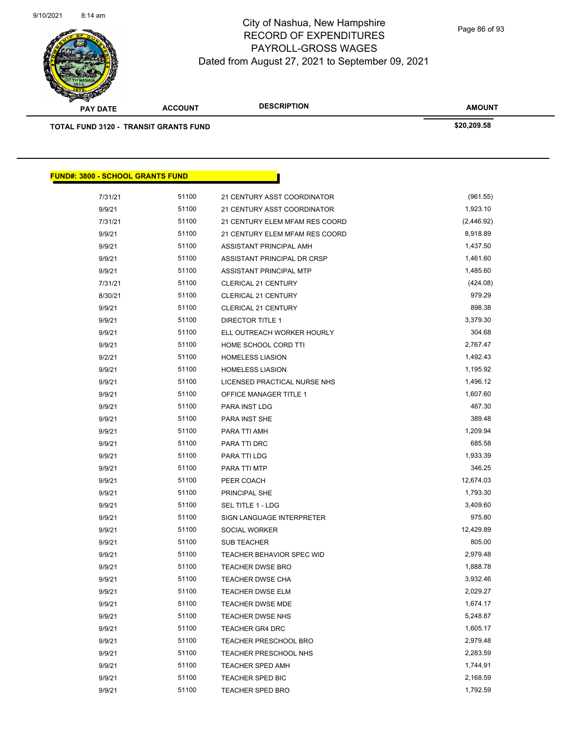| PAY DATE | ACCOUNT | DESCRIPTION | AMOUNT |
|---|---|---|---|
| **TOTAL FUND 3120 - TRANSIT GRANTS FUND** | | | **$20,209.58** |

**FUND#: 3800 - SCHOOL GRANTS FUND**

| PAY DATE | ACCOUNT | DESCRIPTION | AMOUNT |
|---|---|---|---|
| 7/31/21 | 51100 | 21 CENTURY ASST COORDINATOR | (961.55) |
| 9/9/21 | 51100 | 21 CENTURY ASST COORDINATOR | 1,923.10 |
| 7/31/21 | 51100 | 21 CENTURY ELEM MFAM RES COORD | (2,446.92) |
| 9/9/21 | 51100 | 21 CENTURY ELEM MFAM RES COORD | 8,918.89 |
| 9/9/21 | 51100 | ASSISTANT PRINCIPAL AMH | 1,437.50 |
| 9/9/21 | 51100 | ASSISTANT PRINCIPAL DR CRSP | 1,461.60 |
| 9/9/21 | 51100 | ASSISTANT PRINCIPAL MTP | 1,485.60 |
| 7/31/21 | 51100 | CLERICAL 21 CENTURY | (424.08) |
| 8/30/21 | 51100 | CLERICAL 21 CENTURY | 979.29 |
| 9/9/21 | 51100 | CLERICAL 21 CENTURY | 898.38 |
| 9/9/21 | 51100 | DIRECTOR TITLE 1 | 3,379.30 |
| 9/9/21 | 51100 | ELL OUTREACH WORKER HOURLY | 304.68 |
| 9/9/21 | 51100 | HOME SCHOOL CORD TTI | 2,767.47 |
| 9/2/21 | 51100 | HOMELESS LIASION | 1,492.43 |
| 9/9/21 | 51100 | HOMELESS LIASION | 1,195.92 |
| 9/9/21 | 51100 | LICENSED PRACTICAL NURSE NHS | 1,496.12 |
| 9/9/21 | 51100 | OFFICE MANAGER TITLE 1 | 1,607.60 |
| 9/9/21 | 51100 | PARA INST LDG | 467.30 |
| 9/9/21 | 51100 | PARA INST SHE | 389.48 |
| 9/9/21 | 51100 | PARA TTI AMH | 1,209.94 |
| 9/9/21 | 51100 | PARA TTI DRC | 685.58 |
| 9/9/21 | 51100 | PARA TTI LDG | 1,933.39 |
| 9/9/21 | 51100 | PARA TTI MTP | 346.25 |
| 9/9/21 | 51100 | PEER COACH | 12,674.03 |
| 9/9/21 | 51100 | PRINCIPAL SHE | 1,793.30 |
| 9/9/21 | 51100 | SEL TITLE 1 - LDG | 3,409.60 |
| 9/9/21 | 51100 | SIGN LANGUAGE INTERPRETER | 975.80 |
| 9/9/21 | 51100 | SOCIAL WORKER | 12,429.89 |
| 9/9/21 | 51100 | SUB TEACHER | 805.00 |
| 9/9/21 | 51100 | TEACHER BEHAVIOR SPEC WID | 2,979.48 |
| 9/9/21 | 51100 | TEACHER DWSE BRO | 1,888.78 |
| 9/9/21 | 51100 | TEACHER DWSE CHA | 3,932.46 |
| 9/9/21 | 51100 | TEACHER DWSE ELM | 2,029.27 |
| 9/9/21 | 51100 | TEACHER DWSE MDE | 1,674.17 |
| 9/9/21 | 51100 | TEACHER DWSE NHS | 5,248.87 |
| 9/9/21 | 51100 | TEACHER GR4 DRC | 1,605.17 |
| 9/9/21 | 51100 | TEACHER PRESCHOOL BRO | 2,979.48 |
| 9/9/21 | 51100 | TEACHER PRESCHOOL NHS | 2,283.59 |
| 9/9/21 | 51100 | TEACHER SPED AMH | 1,744.91 |
| 9/9/21 | 51100 | TEACHER SPED BIC | 2,168.59 |
| 9/9/21 | 51100 | TEACHER SPED BRO | 1,792.59 |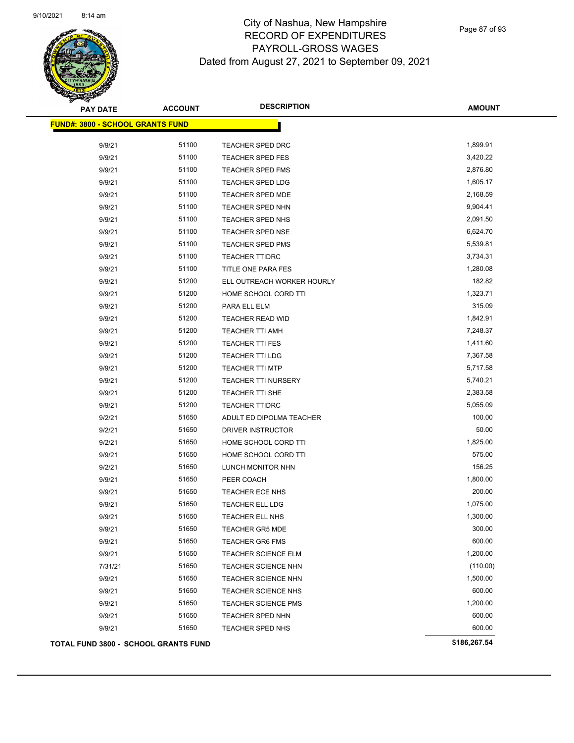# City of Nashua, New Hampshire
## RECORD OF EXPENDITURES
## PAYROLL-GROSS WAGES
### Dated from August 27, 2021 to September 09, 2021

9/10/2021 8:14 am

| PAY DATE | ACCOUNT | DESCRIPTION | AMOUNT |
|---|---|---|---|
| **FUND#: 3800 - SCHOOL GRANTS FUND** | | | |
| 9/9/21 | 51100 | TEACHER SPED DRC | 1,899.91 |
| 9/9/21 | 51100 | TEACHER SPED FES | 3,420.22 |
| 9/9/21 | 51100 | TEACHER SPED FMS | 2,876.80 |
| 9/9/21 | 51100 | TEACHER SPED LDG | 1,605.17 |
| 9/9/21 | 51100 | TEACHER SPED MDE | 2,168.59 |
| 9/9/21 | 51100 | TEACHER SPED NHN | 9,904.41 |
| 9/9/21 | 51100 | TEACHER SPED NHS | 2,091.50 |
| 9/9/21 | 51100 | TEACHER SPED NSE | 6,624.70 |
| 9/9/21 | 51100 | TEACHER SPED PMS | 5,539.81 |
| 9/9/21 | 51100 | TEACHER TTIDRC | 3,734.31 |
| 9/9/21 | 51100 | TITLE ONE PARA FES | 1,280.08 |
| 9/9/21 | 51200 | ELL OUTREACH WORKER HOURLY | 182.82 |
| 9/9/21 | 51200 | HOME SCHOOL CORD TTI | 1,323.71 |
| 9/9/21 | 51200 | PARA ELL ELM | 315.09 |
| 9/9/21 | 51200 | TEACHER READ WID | 1,842.91 |
| 9/9/21 | 51200 | TEACHER TTI AMH | 7,248.37 |
| 9/9/21 | 51200 | TEACHER TTI FES | 1,411.60 |
| 9/9/21 | 51200 | TEACHER TTI LDG | 7,367.58 |
| 9/9/21 | 51200 | TEACHER TTI MTP | 5,717.58 |
| 9/9/21 | 51200 | TEACHER TTI NURSERY | 5,740.21 |
| 9/9/21 | 51200 | TEACHER TTI SHE | 2,383.58 |
| 9/9/21 | 51200 | TEACHER TTIDRC | 5,055.09 |
| 9/2/21 | 51650 | ADULT ED DIPOLMA TEACHER | 100.00 |
| 9/2/21 | 51650 | DRIVER INSTRUCTOR | 50.00 |
| 9/2/21 | 51650 | HOME SCHOOL CORD TTI | 1,825.00 |
| 9/9/21 | 51650 | HOME SCHOOL CORD TTI | 575.00 |
| 9/2/21 | 51650 | LUNCH MONITOR NHN | 156.25 |
| 9/9/21 | 51650 | PEER COACH | 1,800.00 |
| 9/9/21 | 51650 | TEACHER ECE NHS | 200.00 |
| 9/9/21 | 51650 | TEACHER ELL LDG | 1,075.00 |
| 9/9/21 | 51650 | TEACHER ELL NHS | 1,300.00 |
| 9/9/21 | 51650 | TEACHER GR5 MDE | 300.00 |
| 9/9/21 | 51650 | TEACHER GR6 FMS | 600.00 |
| 9/9/21 | 51650 | TEACHER SCIENCE ELM | 1,200.00 |
| 7/31/21 | 51650 | TEACHER SCIENCE NHN | (110.00) |
| 9/9/21 | 51650 | TEACHER SCIENCE NHN | 1,500.00 |
| 9/9/21 | 51650 | TEACHER SCIENCE NHS | 600.00 |
| 9/9/21 | 51650 | TEACHER SCIENCE PMS | 1,200.00 |
| 9/9/21 | 51650 | TEACHER SPED NHN | 600.00 |
| 9/9/21 | 51650 | TEACHER SPED NHS | 600.00 |
| **TOTAL FUND 3800 - SCHOOL GRANTS FUND** | | | **$186,267.54** |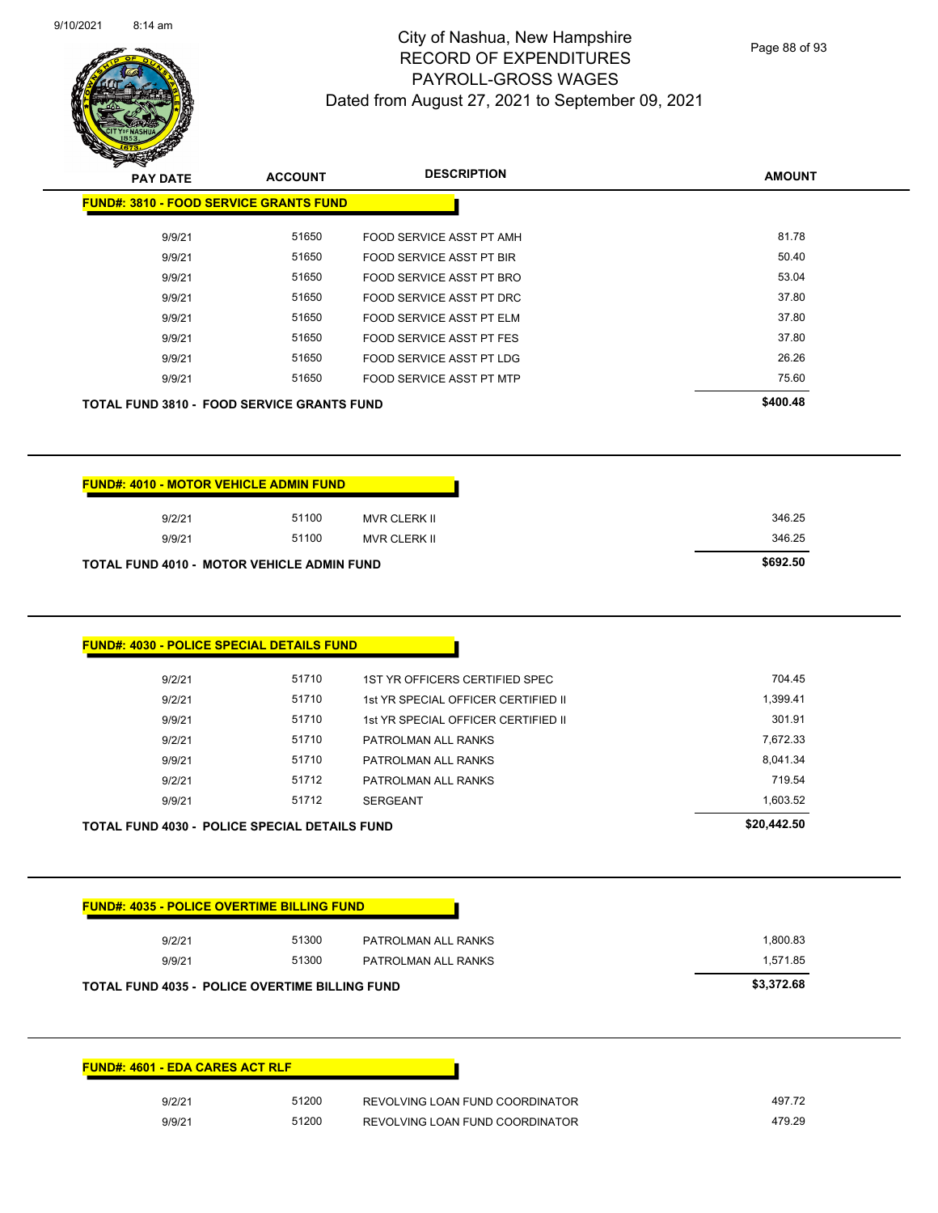# City of Nashua, New Hampshire
## RECORD OF EXPENDITURES
## PAYROLL-GROSS WAGES
### Dated from August 27, 2021 to September 09, 2021

9/10/2021 8:14 am

**FUND#: 3810 - FOOD SERVICE GRANTS FUND**

| PAY DATE | ACCOUNT | DESCRIPTION | AMOUNT |
|---|---|---|---|
| 9/9/21 | 51650 | FOOD SERVICE ASST PT AMH | 81.78 |
| 9/9/21 | 51650 | FOOD SERVICE ASST PT BIR | 50.40 |
| 9/9/21 | 51650 | FOOD SERVICE ASST PT BRO | 53.04 |
| 9/9/21 | 51650 | FOOD SERVICE ASST PT DRC | 37.80 |
| 9/9/21 | 51650 | FOOD SERVICE ASST PT ELM | 37.80 |
| 9/9/21 | 51650 | FOOD SERVICE ASST PT FES | 37.80 |
| 9/9/21 | 51650 | FOOD SERVICE ASST PT LDG | 26.26 |
| 9/9/21 | 51650 | FOOD SERVICE ASST PT MTP | 75.60 |
| **TOTAL FUND 3810 - FOOD SERVICE GRANTS FUND** | | | **$400.48** |

**FUND#: 4010 - MOTOR VEHICLE ADMIN FUND**

| PAY DATE | ACCOUNT | DESCRIPTION | AMOUNT |
|---|---|---|---|
| 9/2/21 | 51100 | MVR CLERK II | 346.25 |
| 9/9/21 | 51100 | MVR CLERK II | 346.25 |
| **TOTAL FUND 4010 - MOTOR VEHICLE ADMIN FUND** | | | **$692.50** |

**FUND#: 4030 - POLICE SPECIAL DETAILS FUND**

| PAY DATE | ACCOUNT | DESCRIPTION | AMOUNT |
|---|---|---|---|
| 9/2/21 | 51710 | 1ST YR OFFICERS CERTIFIED SPEC | 704.45 |
| 9/2/21 | 51710 | 1st YR SPECIAL OFFICER CERTIFIED II | 1,399.41 |
| 9/9/21 | 51710 | 1st YR SPECIAL OFFICER CERTIFIED II | 301.91 |
| 9/2/21 | 51710 | PATROLMAN ALL RANKS | 7,672.33 |
| 9/9/21 | 51710 | PATROLMAN ALL RANKS | 8,041.34 |
| 9/2/21 | 51712 | PATROLMAN ALL RANKS | 719.54 |
| 9/9/21 | 51712 | SERGEANT | 1,603.52 |
| **TOTAL FUND 4030 - POLICE SPECIAL DETAILS FUND** | | | **$20,442.50** |

**FUND#: 4035 - POLICE OVERTIME BILLING FUND**

| PAY DATE | ACCOUNT | DESCRIPTION | AMOUNT |
|---|---|---|---|
| 9/2/21 | 51300 | PATROLMAN ALL RANKS | 1,800.83 |
| 9/9/21 | 51300 | PATROLMAN ALL RANKS | 1,571.85 |
| **TOTAL FUND 4035 - POLICE OVERTIME BILLING FUND** | | | **$3,372.68** |

**FUND#: 4601 - EDA CARES ACT RLF**

| PAY DATE | ACCOUNT | DESCRIPTION | AMOUNT |
|---|---|---|---|
| 9/2/21 | 51200 | REVOLVING LOAN FUND COORDINATOR | 497.72 |
| 9/9/21 | 51200 | REVOLVING LOAN FUND COORDINATOR | 479.29 |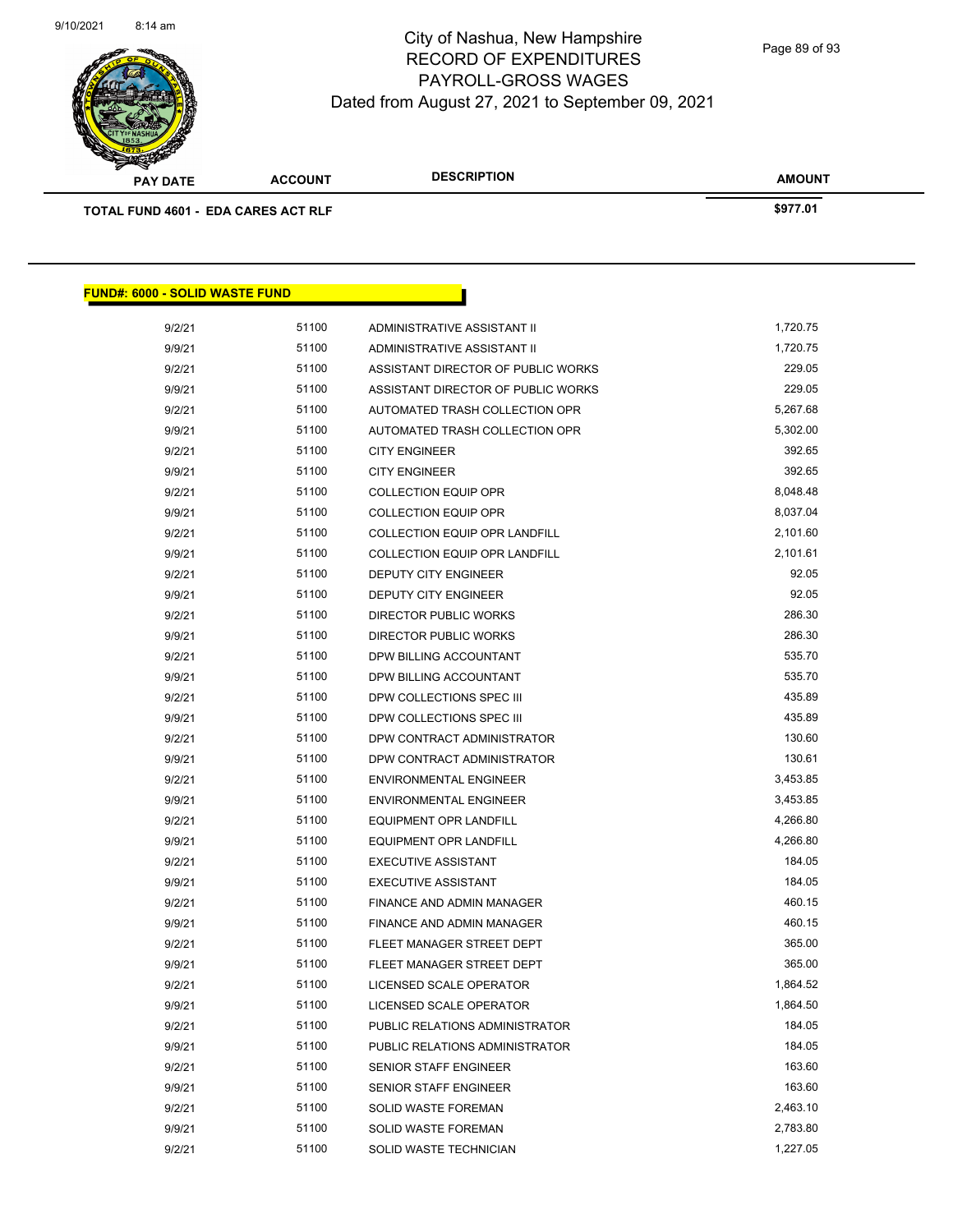# City of Nashua, New Hampshire
## RECORD OF EXPENDITURES
## PAYROLL-GROSS WAGES
### Dated from August 27, 2021 to September 09, 2021

| PAY DATE | ACCOUNT | DESCRIPTION | AMOUNT |
|---|---|---|---|
| **TOTAL FUND 4601 - EDA CARES ACT RLF** | | | **$977.01** |

**FUND#: 6000 - SOLID WASTE FUND**

| PAY DATE | ACCOUNT | DESCRIPTION | AMOUNT |
|---|---|---|---|
| 9/2/21 | 51100 | ADMINISTRATIVE ASSISTANT II | 1,720.75 |
| 9/9/21 | 51100 | ADMINISTRATIVE ASSISTANT II | 1,720.75 |
| 9/2/21 | 51100 | ASSISTANT DIRECTOR OF PUBLIC WORKS | 229.05 |
| 9/9/21 | 51100 | ASSISTANT DIRECTOR OF PUBLIC WORKS | 229.05 |
| 9/2/21 | 51100 | AUTOMATED TRASH COLLECTION OPR | 5,267.68 |
| 9/9/21 | 51100 | AUTOMATED TRASH COLLECTION OPR | 5,302.00 |
| 9/2/21 | 51100 | CITY ENGINEER | 392.65 |
| 9/9/21 | 51100 | CITY ENGINEER | 392.65 |
| 9/2/21 | 51100 | COLLECTION EQUIP OPR | 8,048.48 |
| 9/9/21 | 51100 | COLLECTION EQUIP OPR | 8,037.04 |
| 9/2/21 | 51100 | COLLECTION EQUIP OPR LANDFILL | 2,101.60 |
| 9/9/21 | 51100 | COLLECTION EQUIP OPR LANDFILL | 2,101.61 |
| 9/2/21 | 51100 | DEPUTY CITY ENGINEER | 92.05 |
| 9/9/21 | 51100 | DEPUTY CITY ENGINEER | 92.05 |
| 9/2/21 | 51100 | DIRECTOR PUBLIC WORKS | 286.30 |
| 9/9/21 | 51100 | DIRECTOR PUBLIC WORKS | 286.30 |
| 9/2/21 | 51100 | DPW BILLING ACCOUNTANT | 535.70 |
| 9/9/21 | 51100 | DPW BILLING ACCOUNTANT | 535.70 |
| 9/2/21 | 51100 | DPW COLLECTIONS SPEC III | 435.89 |
| 9/9/21 | 51100 | DPW COLLECTIONS SPEC III | 435.89 |
| 9/2/21 | 51100 | DPW CONTRACT ADMINISTRATOR | 130.60 |
| 9/9/21 | 51100 | DPW CONTRACT ADMINISTRATOR | 130.61 |
| 9/2/21 | 51100 | ENVIRONMENTAL ENGINEER | 3,453.85 |
| 9/9/21 | 51100 | ENVIRONMENTAL ENGINEER | 3,453.85 |
| 9/2/21 | 51100 | EQUIPMENT OPR LANDFILL | 4,266.80 |
| 9/9/21 | 51100 | EQUIPMENT OPR LANDFILL | 4,266.80 |
| 9/2/21 | 51100 | EXECUTIVE ASSISTANT | 184.05 |
| 9/9/21 | 51100 | EXECUTIVE ASSISTANT | 184.05 |
| 9/2/21 | 51100 | FINANCE AND ADMIN MANAGER | 460.15 |
| 9/9/21 | 51100 | FINANCE AND ADMIN MANAGER | 460.15 |
| 9/2/21 | 51100 | FLEET MANAGER STREET DEPT | 365.00 |
| 9/9/21 | 51100 | FLEET MANAGER STREET DEPT | 365.00 |
| 9/2/21 | 51100 | LICENSED SCALE OPERATOR | 1,864.52 |
| 9/9/21 | 51100 | LICENSED SCALE OPERATOR | 1,864.50 |
| 9/2/21 | 51100 | PUBLIC RELATIONS ADMINISTRATOR | 184.05 |
| 9/9/21 | 51100 | PUBLIC RELATIONS ADMINISTRATOR | 184.05 |
| 9/2/21 | 51100 | SENIOR STAFF ENGINEER | 163.60 |
| 9/9/21 | 51100 | SENIOR STAFF ENGINEER | 163.60 |
| 9/2/21 | 51100 | SOLID WASTE FOREMAN | 2,463.10 |
| 9/9/21 | 51100 | SOLID WASTE FOREMAN | 2,783.80 |
| 9/2/21 | 51100 | SOLID WASTE TECHNICIAN | 1,227.05 |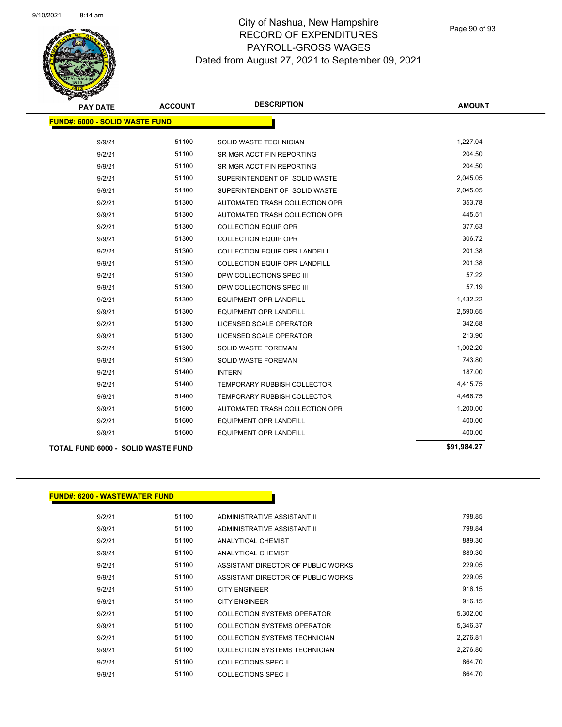# City of Nashua, New Hampshire
# RECORD OF EXPENDITURES
# PAYROLL-GROSS WAGES
# Dated from August 27, 2021 to September 09, 2021

| PAY DATE | ACCOUNT | DESCRIPTION | AMOUNT |
|---|---|---|---|
| **FUND#: 6000 - SOLID WASTE FUND** | | | |
| 9/9/21 | 51100 | SOLID WASTE TECHNICIAN | 1,227.04 |
| 9/2/21 | 51100 | SR MGR ACCT FIN REPORTING | 204.50 |
| 9/9/21 | 51100 | SR MGR ACCT FIN REPORTING | 204.50 |
| 9/2/21 | 51100 | SUPERINTENDENT OF SOLID WASTE | 2,045.05 |
| 9/9/21 | 51100 | SUPERINTENDENT OF SOLID WASTE | 2,045.05 |
| 9/2/21 | 51300 | AUTOMATED TRASH COLLECTION OPR | 353.78 |
| 9/9/21 | 51300 | AUTOMATED TRASH COLLECTION OPR | 445.51 |
| 9/2/21 | 51300 | COLLECTION EQUIP OPR | 377.63 |
| 9/9/21 | 51300 | COLLECTION EQUIP OPR | 306.72 |
| 9/2/21 | 51300 | COLLECTION EQUIP OPR LANDFILL | 201.38 |
| 9/9/21 | 51300 | COLLECTION EQUIP OPR LANDFILL | 201.38 |
| 9/2/21 | 51300 | DPW COLLECTIONS SPEC III | 57.22 |
| 9/9/21 | 51300 | DPW COLLECTIONS SPEC III | 57.19 |
| 9/2/21 | 51300 | EQUIPMENT OPR LANDFILL | 1,432.22 |
| 9/9/21 | 51300 | EQUIPMENT OPR LANDFILL | 2,590.65 |
| 9/2/21 | 51300 | LICENSED SCALE OPERATOR | 342.68 |
| 9/9/21 | 51300 | LICENSED SCALE OPERATOR | 213.90 |
| 9/2/21 | 51300 | SOLID WASTE FOREMAN | 1,002.20 |
| 9/9/21 | 51300 | SOLID WASTE FOREMAN | 743.80 |
| 9/2/21 | 51400 | INTERN | 187.00 |
| 9/2/21 | 51400 | TEMPORARY RUBBISH COLLECTOR | 4,415.75 |
| 9/9/21 | 51400 | TEMPORARY RUBBISH COLLECTOR | 4,466.75 |
| 9/9/21 | 51600 | AUTOMATED TRASH COLLECTION OPR | 1,200.00 |
| 9/2/21 | 51600 | EQUIPMENT OPR LANDFILL | 400.00 |
| 9/9/21 | 51600 | EQUIPMENT OPR LANDFILL | 400.00 |
| **TOTAL FUND 6000 - SOLID WASTE FUND** | | | **$91,984.27** |

| PAY DATE | ACCOUNT | DESCRIPTION | AMOUNT |
|---|---|---|---|
| **FUND#: 6200 - WASTEWATER FUND** | | | |
| 9/2/21 | 51100 | ADMINISTRATIVE ASSISTANT II | 798.85 |
| 9/9/21 | 51100 | ADMINISTRATIVE ASSISTANT II | 798.84 |
| 9/2/21 | 51100 | ANALYTICAL CHEMIST | 889.30 |
| 9/9/21 | 51100 | ANALYTICAL CHEMIST | 889.30 |
| 9/2/21 | 51100 | ASSISTANT DIRECTOR OF PUBLIC WORKS | 229.05 |
| 9/9/21 | 51100 | ASSISTANT DIRECTOR OF PUBLIC WORKS | 229.05 |
| 9/2/21 | 51100 | CITY ENGINEER | 916.15 |
| 9/9/21 | 51100 | CITY ENGINEER | 916.15 |
| 9/2/21 | 51100 | COLLECTION SYSTEMS OPERATOR | 5,302.00 |
| 9/9/21 | 51100 | COLLECTION SYSTEMS OPERATOR | 5,346.37 |
| 9/2/21 | 51100 | COLLECTION SYSTEMS TECHNICIAN | 2,276.81 |
| 9/9/21 | 51100 | COLLECTION SYSTEMS TECHNICIAN | 2,276.80 |
| 9/2/21 | 51100 | COLLECTIONS SPEC II | 864.70 |
| 9/9/21 | 51100 | COLLECTIONS SPEC II | 864.70 |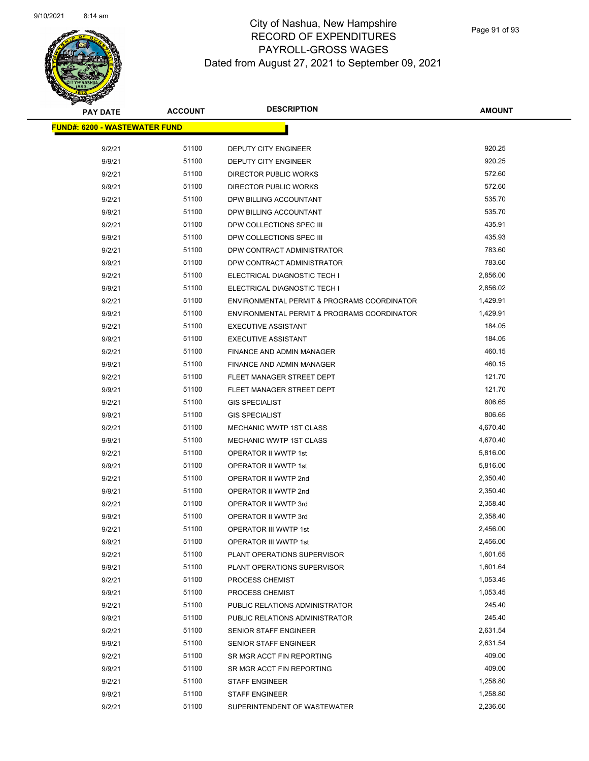# City of Nashua, New Hampshire
## RECORD OF EXPENDITURES
## PAYROLL-GROSS WAGES
## Dated from August 27, 2021 to September 09, 2021

| PAY DATE | ACCOUNT | DESCRIPTION | AMOUNT |
|---|---|---|---|
| **FUND#: 6200 - WASTEWATER FUND** | | | |
| 9/2/21 | 51100 | DEPUTY CITY ENGINEER | 920.25 |
| 9/9/21 | 51100 | DEPUTY CITY ENGINEER | 920.25 |
| 9/2/21 | 51100 | DIRECTOR PUBLIC WORKS | 572.60 |
| 9/9/21 | 51100 | DIRECTOR PUBLIC WORKS | 572.60 |
| 9/2/21 | 51100 | DPW BILLING ACCOUNTANT | 535.70 |
| 9/9/21 | 51100 | DPW BILLING ACCOUNTANT | 535.70 |
| 9/2/21 | 51100 | DPW COLLECTIONS SPEC III | 435.91 |
| 9/9/21 | 51100 | DPW COLLECTIONS SPEC III | 435.93 |
| 9/2/21 | 51100 | DPW CONTRACT ADMINISTRATOR | 783.60 |
| 9/9/21 | 51100 | DPW CONTRACT ADMINISTRATOR | 783.60 |
| 9/2/21 | 51100 | ELECTRICAL DIAGNOSTIC TECH I | 2,856.00 |
| 9/9/21 | 51100 | ELECTRICAL DIAGNOSTIC TECH I | 2,856.02 |
| 9/2/21 | 51100 | ENVIRONMENTAL PERMIT & PROGRAMS COORDINATOR | 1,429.91 |
| 9/9/21 | 51100 | ENVIRONMENTAL PERMIT & PROGRAMS COORDINATOR | 1,429.91 |
| 9/2/21 | 51100 | EXECUTIVE ASSISTANT | 184.05 |
| 9/9/21 | 51100 | EXECUTIVE ASSISTANT | 184.05 |
| 9/2/21 | 51100 | FINANCE AND ADMIN MANAGER | 460.15 |
| 9/9/21 | 51100 | FINANCE AND ADMIN MANAGER | 460.15 |
| 9/2/21 | 51100 | FLEET MANAGER STREET DEPT | 121.70 |
| 9/9/21 | 51100 | FLEET MANAGER STREET DEPT | 121.70 |
| 9/2/21 | 51100 | GIS SPECIALIST | 806.65 |
| 9/9/21 | 51100 | GIS SPECIALIST | 806.65 |
| 9/2/21 | 51100 | MECHANIC WWTP 1ST CLASS | 4,670.40 |
| 9/9/21 | 51100 | MECHANIC WWTP 1ST CLASS | 4,670.40 |
| 9/2/21 | 51100 | OPERATOR II WWTP 1st | 5,816.00 |
| 9/9/21 | 51100 | OPERATOR II WWTP 1st | 5,816.00 |
| 9/2/21 | 51100 | OPERATOR II WWTP 2nd | 2,350.40 |
| 9/9/21 | 51100 | OPERATOR II WWTP 2nd | 2,350.40 |
| 9/2/21 | 51100 | OPERATOR II WWTP 3rd | 2,358.40 |
| 9/9/21 | 51100 | OPERATOR II WWTP 3rd | 2,358.40 |
| 9/2/21 | 51100 | OPERATOR III WWTP 1st | 2,456.00 |
| 9/9/21 | 51100 | OPERATOR III WWTP 1st | 2,456.00 |
| 9/2/21 | 51100 | PLANT OPERATIONS SUPERVISOR | 1,601.65 |
| 9/9/21 | 51100 | PLANT OPERATIONS SUPERVISOR | 1,601.64 |
| 9/2/21 | 51100 | PROCESS CHEMIST | 1,053.45 |
| 9/9/21 | 51100 | PROCESS CHEMIST | 1,053.45 |
| 9/2/21 | 51100 | PUBLIC RELATIONS ADMINISTRATOR | 245.40 |
| 9/9/21 | 51100 | PUBLIC RELATIONS ADMINISTRATOR | 245.40 |
| 9/2/21 | 51100 | SENIOR STAFF ENGINEER | 2,631.54 |
| 9/9/21 | 51100 | SENIOR STAFF ENGINEER | 2,631.54 |
| 9/2/21 | 51100 | SR MGR ACCT FIN REPORTING | 409.00 |
| 9/9/21 | 51100 | SR MGR ACCT FIN REPORTING | 409.00 |
| 9/2/21 | 51100 | STAFF ENGINEER | 1,258.80 |
| 9/9/21 | 51100 | STAFF ENGINEER | 1,258.80 |
| 9/2/21 | 51100 | SUPERINTENDENT OF WASTEWATER | 2,236.60 |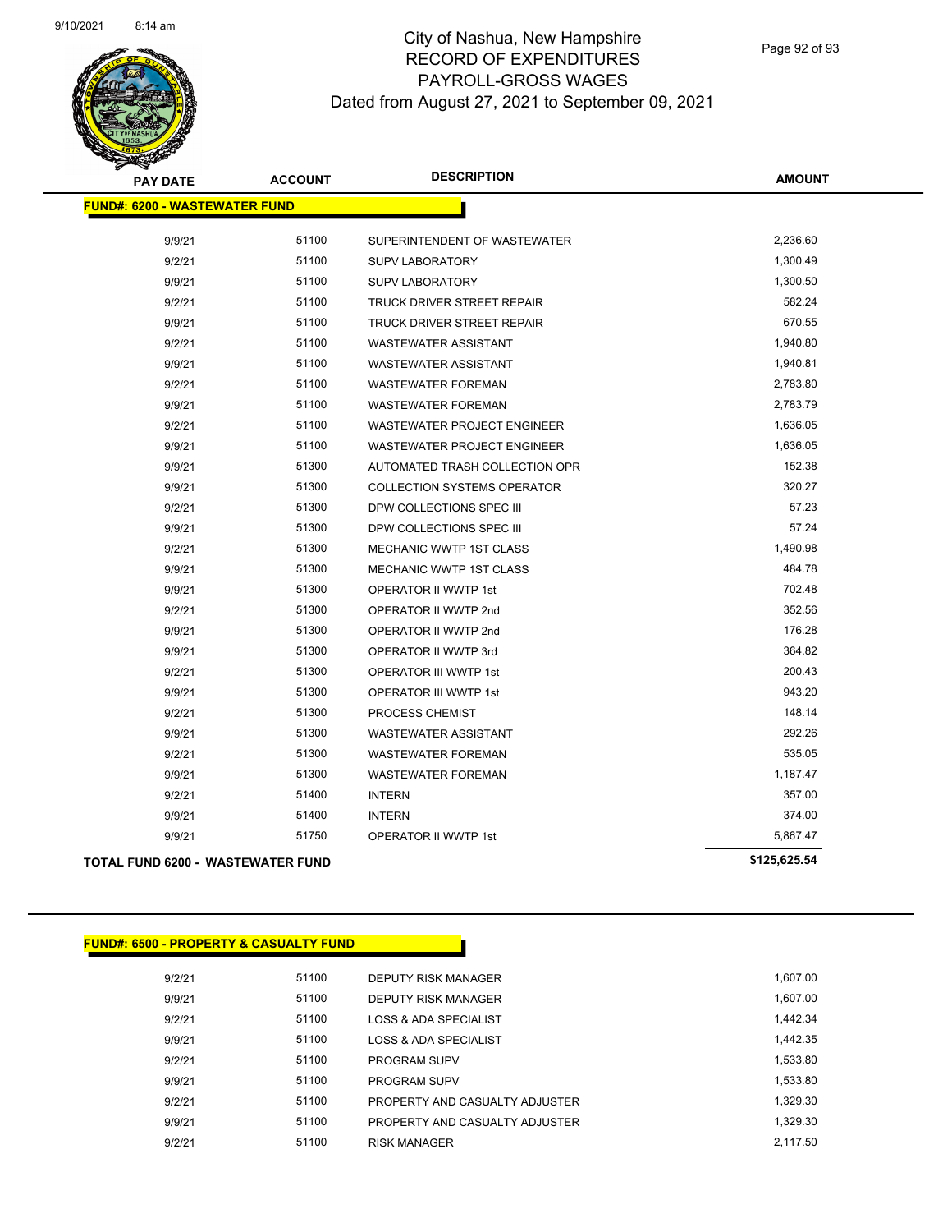# City of Nashua, New Hampshire
## RECORD OF EXPENDITURES
## PAYROLL-GROSS WAGES
## Dated from August 27, 2021 to September 09, 2021

| PAY DATE | ACCOUNT | DESCRIPTION | AMOUNT |
|---|---|---|---|
| **FUND#: 6200 - WASTEWATER FUND** | | | |
| 9/9/21 | 51100 | SUPERINTENDENT OF WASTEWATER | 2,236.60 |
| 9/2/21 | 51100 | SUPV LABORATORY | 1,300.49 |
| 9/9/21 | 51100 | SUPV LABORATORY | 1,300.50 |
| 9/2/21 | 51100 | TRUCK DRIVER STREET REPAIR | 582.24 |
| 9/9/21 | 51100 | TRUCK DRIVER STREET REPAIR | 670.55 |
| 9/2/21 | 51100 | WASTEWATER ASSISTANT | 1,940.80 |
| 9/9/21 | 51100 | WASTEWATER ASSISTANT | 1,940.81 |
| 9/2/21 | 51100 | WASTEWATER FOREMAN | 2,783.80 |
| 9/9/21 | 51100 | WASTEWATER FOREMAN | 2,783.79 |
| 9/2/21 | 51100 | WASTEWATER PROJECT ENGINEER | 1,636.05 |
| 9/9/21 | 51100 | WASTEWATER PROJECT ENGINEER | 1,636.05 |
| 9/9/21 | 51300 | AUTOMATED TRASH COLLECTION OPR | 152.38 |
| 9/9/21 | 51300 | COLLECTION SYSTEMS OPERATOR | 320.27 |
| 9/2/21 | 51300 | DPW COLLECTIONS SPEC III | 57.23 |
| 9/9/21 | 51300 | DPW COLLECTIONS SPEC III | 57.24 |
| 9/2/21 | 51300 | MECHANIC WWTP 1ST CLASS | 1,490.98 |
| 9/9/21 | 51300 | MECHANIC WWTP 1ST CLASS | 484.78 |
| 9/9/21 | 51300 | OPERATOR II WWTP 1st | 702.48 |
| 9/2/21 | 51300 | OPERATOR II WWTP 2nd | 352.56 |
| 9/9/21 | 51300 | OPERATOR II WWTP 2nd | 176.28 |
| 9/9/21 | 51300 | OPERATOR II WWTP 3rd | 364.82 |
| 9/2/21 | 51300 | OPERATOR III WWTP 1st | 200.43 |
| 9/9/21 | 51300 | OPERATOR III WWTP 1st | 943.20 |
| 9/2/21 | 51300 | PROCESS CHEMIST | 148.14 |
| 9/9/21 | 51300 | WASTEWATER ASSISTANT | 292.26 |
| 9/2/21 | 51300 | WASTEWATER FOREMAN | 535.05 |
| 9/9/21 | 51300 | WASTEWATER FOREMAN | 1,187.47 |
| 9/2/21 | 51400 | INTERN | 357.00 |
| 9/9/21 | 51400 | INTERN | 374.00 |
| 9/9/21 | 51750 | OPERATOR II WWTP 1st | 5,867.47 |
| **TOTAL FUND 6200 - WASTEWATER FUND** | | | **$125,625.54** |

| PAY DATE | ACCOUNT | DESCRIPTION | AMOUNT |
|---|---|---|---|
| **FUND#: 6500 - PROPERTY & CASUALTY FUND** | | | |
| 9/2/21 | 51100 | DEPUTY RISK MANAGER | 1,607.00 |
| 9/9/21 | 51100 | DEPUTY RISK MANAGER | 1,607.00 |
| 9/2/21 | 51100 | LOSS & ADA SPECIALIST | 1,442.34 |
| 9/9/21 | 51100 | LOSS & ADA SPECIALIST | 1,442.35 |
| 9/2/21 | 51100 | PROGRAM SUPV | 1,533.80 |
| 9/9/21 | 51100 | PROGRAM SUPV | 1,533.80 |
| 9/2/21 | 51100 | PROPERTY AND CASUALTY ADJUSTER | 1,329.30 |
| 9/9/21 | 51100 | PROPERTY AND CASUALTY ADJUSTER | 1,329.30 |
| 9/2/21 | 51100 | RISK MANAGER | 2,117.50 |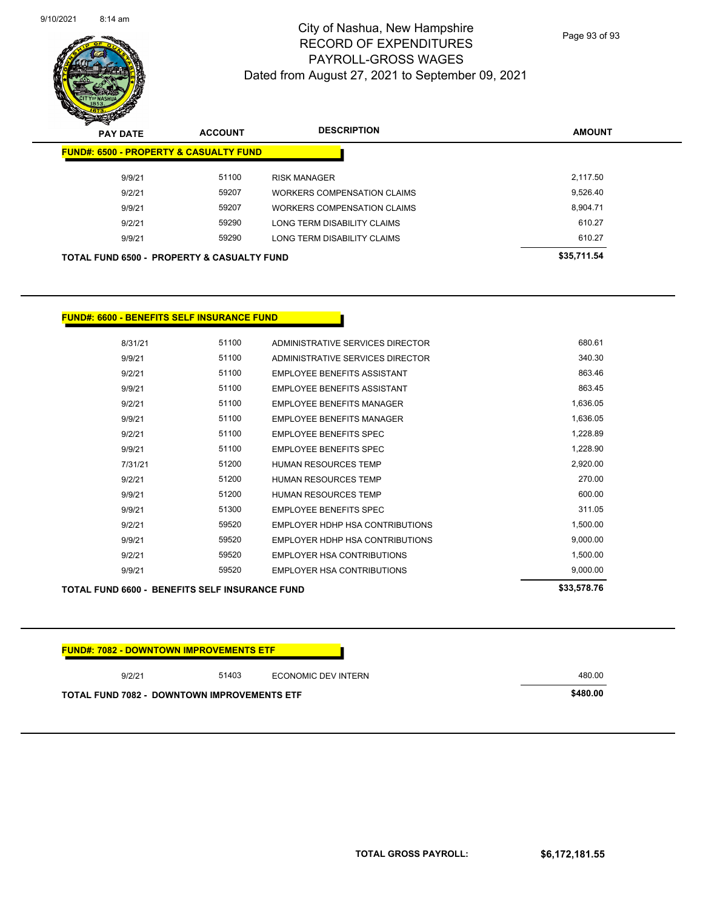# City of Nashua, New Hampshire
## RECORD OF EXPENDITURES
## PAYROLL-GROSS WAGES
### Dated from August 27, 2021 to September 09, 2021

| PAY DATE | ACCOUNT | DESCRIPTION | AMOUNT |
|---|---|---|---|
| **FUND#: 6500 - PROPERTY & CASUALTY FUND** | | | |
| 9/9/21 | 51100 | RISK MANAGER | 2,117.50 |
| 9/2/21 | 59207 | WORKERS COMPENSATION CLAIMS | 9,526.40 |
| 9/9/21 | 59207 | WORKERS COMPENSATION CLAIMS | 8,904.71 |
| 9/2/21 | 59290 | LONG TERM DISABILITY CLAIMS | 610.27 |
| 9/9/21 | 59290 | LONG TERM DISABILITY CLAIMS | 610.27 |
| **TOTAL FUND 6500 - PROPERTY & CASUALTY FUND** | | | **$35,711.54** |

| PAY DATE | ACCOUNT | DESCRIPTION | AMOUNT |
|---|---|---|---|
| **FUND#: 6600 - BENEFITS SELF INSURANCE FUND** | | | |
| 8/31/21 | 51100 | ADMINISTRATIVE SERVICES DIRECTOR | 680.61 |
| 9/9/21 | 51100 | ADMINISTRATIVE SERVICES DIRECTOR | 340.30 |
| 9/2/21 | 51100 | EMPLOYEE BENEFITS ASSISTANT | 863.46 |
| 9/9/21 | 51100 | EMPLOYEE BENEFITS ASSISTANT | 863.45 |
| 9/2/21 | 51100 | EMPLOYEE BENEFITS MANAGER | 1,636.05 |
| 9/9/21 | 51100 | EMPLOYEE BENEFITS MANAGER | 1,636.05 |
| 9/2/21 | 51100 | EMPLOYEE BENEFITS SPEC | 1,228.89 |
| 9/9/21 | 51100 | EMPLOYEE BENEFITS SPEC | 1,228.90 |
| 7/31/21 | 51200 | HUMAN RESOURCES TEMP | 2,920.00 |
| 9/2/21 | 51200 | HUMAN RESOURCES TEMP | 270.00 |
| 9/9/21 | 51200 | HUMAN RESOURCES TEMP | 600.00 |
| 9/9/21 | 51300 | EMPLOYEE BENEFITS SPEC | 311.05 |
| 9/2/21 | 59520 | EMPLOYER HDHP HSA CONTRIBUTIONS | 1,500.00 |
| 9/9/21 | 59520 | EMPLOYER HDHP HSA CONTRIBUTIONS | 9,000.00 |
| 9/2/21 | 59520 | EMPLOYER HSA CONTRIBUTIONS | 1,500.00 |
| 9/9/21 | 59520 | EMPLOYER HSA CONTRIBUTIONS | 9,000.00 |
| **TOTAL FUND 6600 - BENEFITS SELF INSURANCE FUND** | | | **$33,578.76** |

| PAY DATE | ACCOUNT | DESCRIPTION | AMOUNT |
|---|---|---|---|
| **FUND#: 7082 - DOWNTOWN IMPROVEMENTS ETF** | | | |
| 9/2/21 | 51403 | ECONOMIC DEV INTERN | 480.00 |
| **TOTAL FUND 7082 - DOWNTOWN IMPROVEMENTS ETF** | | | **$480.00** |

**TOTAL GROSS PAYROLL: $6,172,181.55**